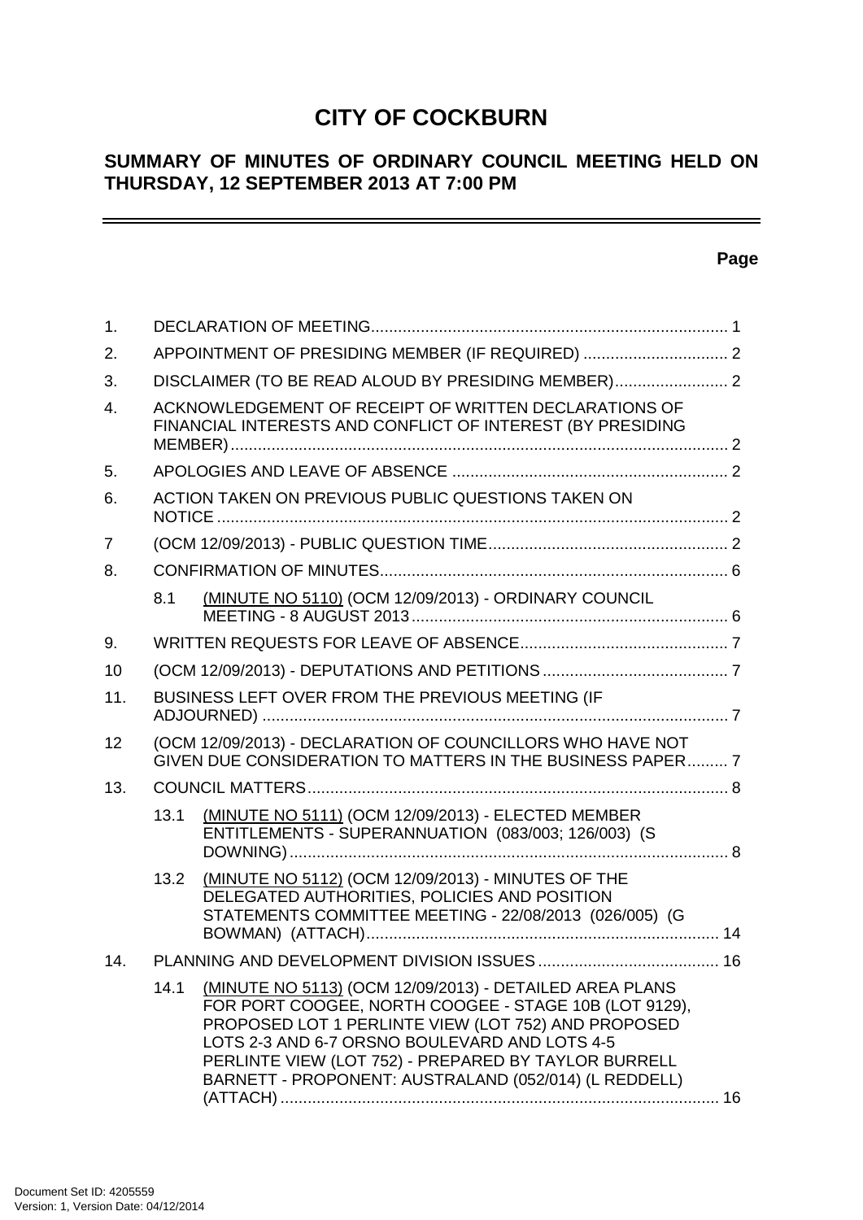# CITY OF COCKBURN

## SUMMARY OF MINUTES OF ORDINARY COUNCIL MEETING HELD ON THURSDAY, 12 SEPTEMBER 2013 AT 7:00 PM

**Page**

| | | | |
|---|---|---|---|
| 1. | DECLARATION OF MEETING | | 1 |
| 2. | APPOINTMENT OF PRESIDING MEMBER (IF REQUIRED) | | 2 |
| 3. | DISCLAIMER (TO BE READ ALOUD BY PRESIDING MEMBER) | | 2 |
| 4. | ACKNOWLEDGEMENT OF RECEIPT OF WRITTEN DECLARATIONS OF FINANCIAL INTERESTS AND CONFLICT OF INTEREST (BY PRESIDING MEMBER) | | 2 |
| 5. | APOLOGIES AND LEAVE OF ABSENCE | | 2 |
| 6. | ACTION TAKEN ON PREVIOUS PUBLIC QUESTIONS TAKEN ON NOTICE | | 2 |
| 7 | (OCM 12/09/2013) - PUBLIC QUESTION TIME | | 2 |
| 8. | CONFIRMATION OF MINUTES | | 6 |
| | 8.1 | (MINUTE NO 5110) (OCM 12/09/2013) - ORDINARY COUNCIL MEETING - 8 AUGUST 2013 | 6 |
| 9. | WRITTEN REQUESTS FOR LEAVE OF ABSENCE | | 7 |
| 10 | (OCM 12/09/2013) - DEPUTATIONS AND PETITIONS | | 7 |
| 11. | BUSINESS LEFT OVER FROM THE PREVIOUS MEETING (IF ADJOURNED) | | 7 |
| 12 | (OCM 12/09/2013) - DECLARATION OF COUNCILLORS WHO HAVE NOT GIVEN DUE CONSIDERATION TO MATTERS IN THE BUSINESS PAPER | | 7 |
| 13. | COUNCIL MATTERS | | 8 |
| | 13.1 | (MINUTE NO 5111) (OCM 12/09/2013) - ELECTED MEMBER ENTITLEMENTS - SUPERANNUATION (083/003; 126/003) (S DOWNING) | 8 |
| | 13.2 | (MINUTE NO 5112) (OCM 12/09/2013) - MINUTES OF THE DELEGATED AUTHORITIES, POLICIES AND POSITION STATEMENTS COMMITTEE MEETING - 22/08/2013 (026/005) (G BOWMAN) (ATTACH) | 14 |
| 14. | PLANNING AND DEVELOPMENT DIVISION ISSUES | | 16 |
| | 14.1 | (MINUTE NO 5113) (OCM 12/09/2013) - DETAILED AREA PLANS FOR PORT COOGEE, NORTH COOGEE - STAGE 10B (LOT 9129), PROPOSED LOT 1 PERLINTE VIEW (LOT 752) AND PROPOSED LOTS 2-3 AND 6-7 ORSNO BOULEVARD AND LOTS 4-5 PERLINTE VIEW (LOT 752) - PREPARED BY TAYLOR BURRELL BARNETT - PROPONENT: AUSTRALAND (052/014) (L REDDELL) (ATTACH) | 16 |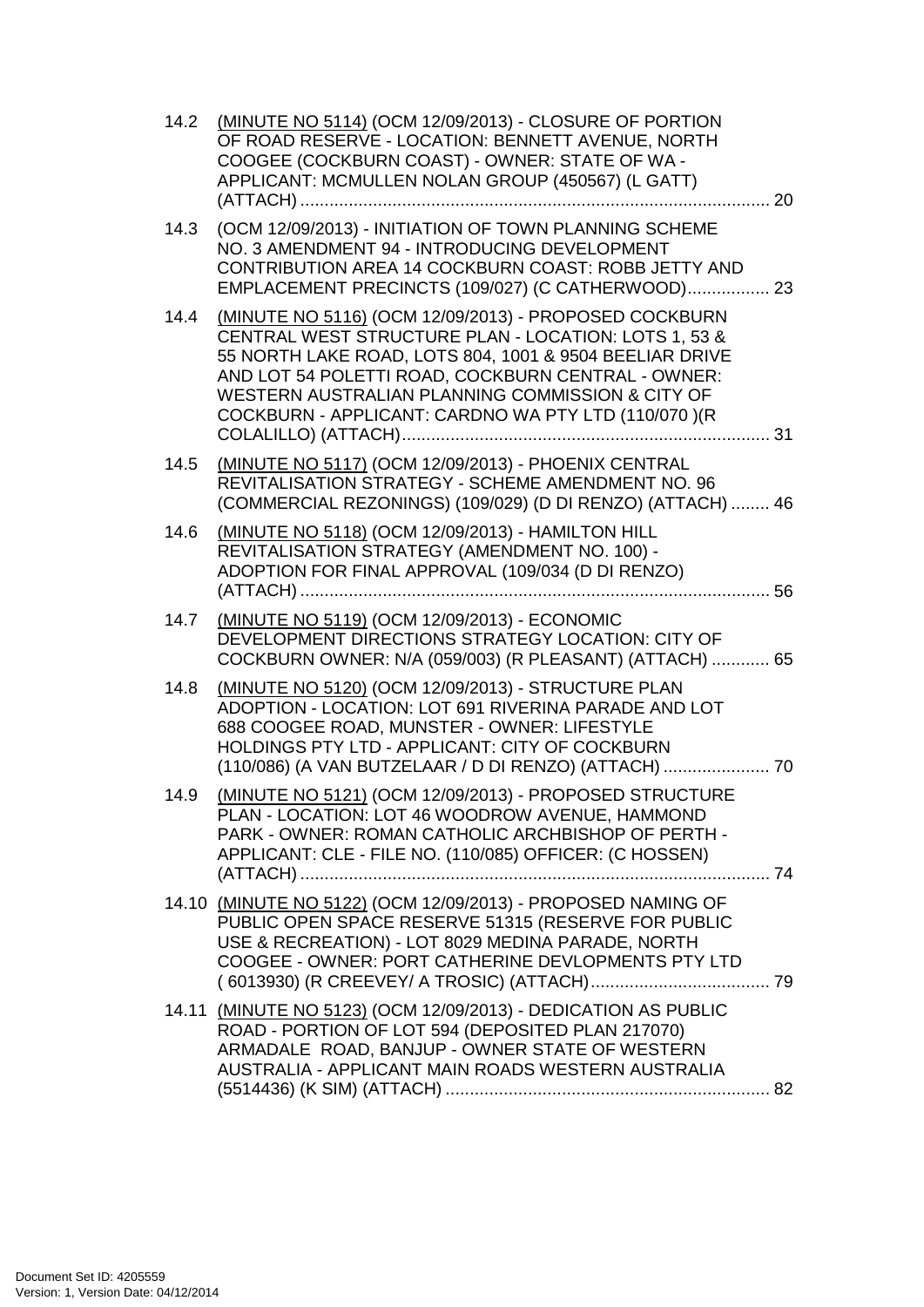14.2 (MINUTE NO 5114) (OCM 12/09/2013) - CLOSURE OF PORTION OF ROAD RESERVE - LOCATION: BENNETT AVENUE, NORTH COOGEE (COCKBURN COAST) - OWNER: STATE OF WA - APPLICANT: MCMULLEN NOLAN GROUP (450567) (L GATT) (ATTACH) ........ 20

14.3 (OCM 12/09/2013) - INITIATION OF TOWN PLANNING SCHEME NO. 3 AMENDMENT 94 - INTRODUCING DEVELOPMENT CONTRIBUTION AREA 14 COCKBURN COAST: ROBB JETTY AND EMPLACEMENT PRECINCTS (109/027) (C CATHERWOOD)........ 23

14.4 (MINUTE NO 5116) (OCM 12/09/2013) - PROPOSED COCKBURN CENTRAL WEST STRUCTURE PLAN - LOCATION: LOTS 1, 53 & 55 NORTH LAKE ROAD, LOTS 804, 1001 & 9504 BEELIAR DRIVE AND LOT 54 POLETTI ROAD, COCKBURN CENTRAL - OWNER: WESTERN AUSTRALIAN PLANNING COMMISSION & CITY OF COCKBURN - APPLICANT: CARDNO WA PTY LTD (110/070 )(R COLALILLO) (ATTACH)........ 31

14.5 (MINUTE NO 5117) (OCM 12/09/2013) - PHOENIX CENTRAL REVITALISATION STRATEGY - SCHEME AMENDMENT NO. 96 (COMMERCIAL REZONINGS) (109/029) (D DI RENZO) (ATTACH) ........ 46

14.6 (MINUTE NO 5118) (OCM 12/09/2013) - HAMILTON HILL REVITALISATION STRATEGY (AMENDMENT NO. 100) - ADOPTION FOR FINAL APPROVAL (109/034 (D DI RENZO) (ATTACH) ........ 56

14.7 (MINUTE NO 5119) (OCM 12/09/2013) - ECONOMIC DEVELOPMENT DIRECTIONS STRATEGY LOCATION: CITY OF COCKBURN OWNER: N/A (059/003) (R PLEASANT) (ATTACH) ........ 65

14.8 (MINUTE NO 5120) (OCM 12/09/2013) - STRUCTURE PLAN ADOPTION - LOCATION: LOT 691 RIVERINA PARADE AND LOT 688 COOGEE ROAD, MUNSTER - OWNER: LIFESTYLE HOLDINGS PTY LTD - APPLICANT: CITY OF COCKBURN (110/086) (A VAN BUTZELAAR / D DI RENZO) (ATTACH) ........ 70

14.9 (MINUTE NO 5121) (OCM 12/09/2013) - PROPOSED STRUCTURE PLAN - LOCATION: LOT 46 WOODROW AVENUE, HAMMOND PARK - OWNER: ROMAN CATHOLIC ARCHBISHOP OF PERTH - APPLICANT: CLE - FILE NO. (110/085) OFFICER: (C HOSSEN) (ATTACH) ........ 74

14.10 (MINUTE NO 5122) (OCM 12/09/2013) - PROPOSED NAMING OF PUBLIC OPEN SPACE RESERVE 51315 (RESERVE FOR PUBLIC USE & RECREATION) - LOT 8029 MEDINA PARADE, NORTH COOGEE - OWNER: PORT CATHERINE DEVLOPMENTS PTY LTD ( 6013930) (R CREEVEY/ A TROSIC) (ATTACH)........ 79

14.11 (MINUTE NO 5123) (OCM 12/09/2013) - DEDICATION AS PUBLIC ROAD - PORTION OF LOT 594 (DEPOSITED PLAN 217070) ARMADALE ROAD, BANJUP - OWNER STATE OF WESTERN AUSTRALIA - APPLICANT MAIN ROADS WESTERN AUSTRALIA (5514436) (K SIM) (ATTACH) ........ 82

Document Set ID: 4205559
Version: 1, Version Date: 04/12/2014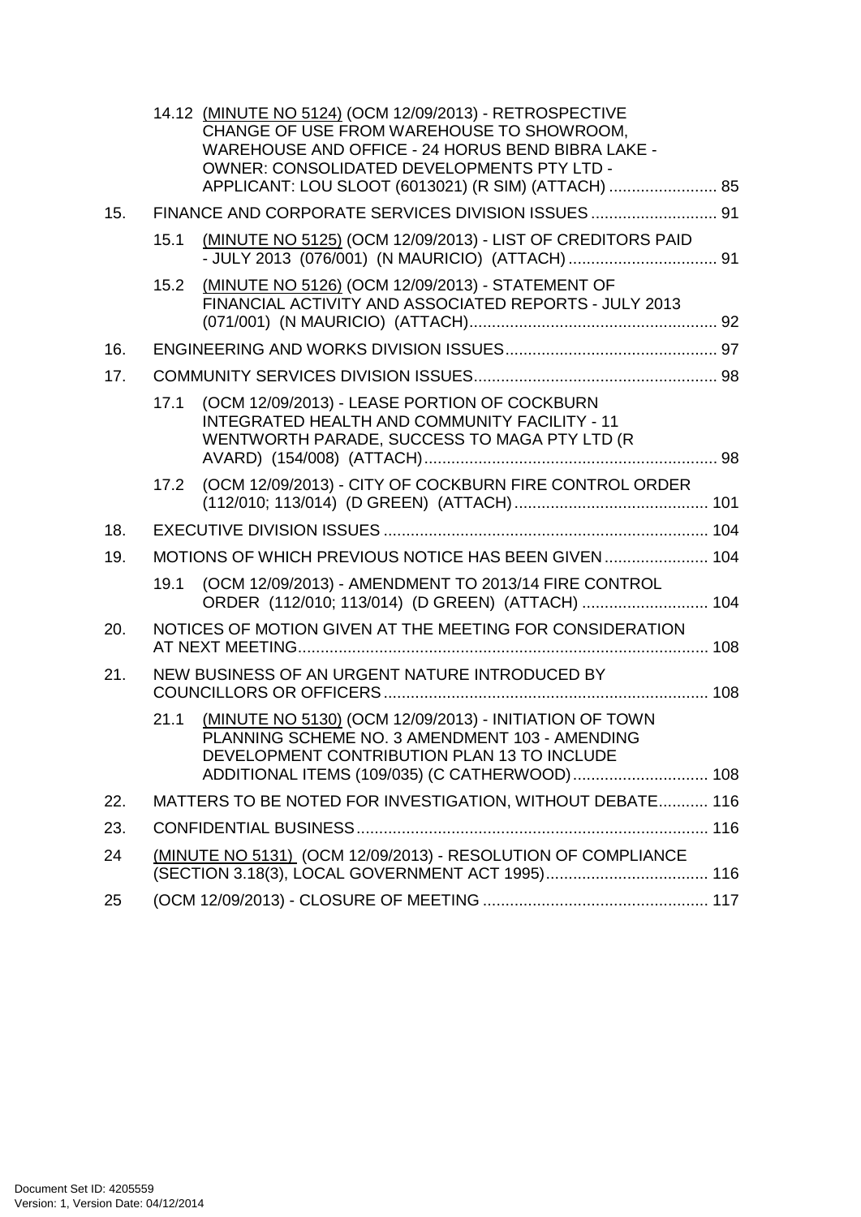14.12 (MINUTE NO 5124) (OCM 12/09/2013) - RETROSPECTIVE CHANGE OF USE FROM WAREHOUSE TO SHOWROOM, WAREHOUSE AND OFFICE - 24 HORUS BEND BIBRA LAKE - OWNER: CONSOLIDATED DEVELOPMENTS PTY LTD - APPLICANT: LOU SLOOT (6013021) (R SIM) (ATTACH) ........................ 85

15. FINANCE AND CORPORATE SERVICES DIVISION ISSUES ............................ 91

15.1 (MINUTE NO 5125) (OCM 12/09/2013) - LIST OF CREDITORS PAID - JULY 2013 (076/001) (N MAURICIO) (ATTACH) ................................. 91

15.2 (MINUTE NO 5126) (OCM 12/09/2013) - STATEMENT OF FINANCIAL ACTIVITY AND ASSOCIATED REPORTS - JULY 2013 (071/001) (N MAURICIO) (ATTACH)....................................................... 92

16. ENGINEERING AND WORKS DIVISION ISSUES............................................... 97

17. COMMUNITY SERVICES DIVISION ISSUES...................................................... 98

17.1 (OCM 12/09/2013) - LEASE PORTION OF COCKBURN INTEGRATED HEALTH AND COMMUNITY FACILITY - 11 WENTWORTH PARADE, SUCCESS TO MAGA PTY LTD (R AVARD) (154/008) (ATTACH)................................................................. 98

17.2 (OCM 12/09/2013) - CITY OF COCKBURN FIRE CONTROL ORDER (112/010; 113/014) (D GREEN) (ATTACH)........................................... 101

18. EXECUTIVE DIVISION ISSUES ........................................................................ 104

19. MOTIONS OF WHICH PREVIOUS NOTICE HAS BEEN GIVEN ....................... 104

19.1 (OCM 12/09/2013) - AMENDMENT TO 2013/14 FIRE CONTROL ORDER (112/010; 113/014) (D GREEN) (ATTACH) ............................ 104

20. NOTICES OF MOTION GIVEN AT THE MEETING FOR CONSIDERATION AT NEXT MEETING........................................................................................... 108

21. NEW BUSINESS OF AN URGENT NATURE INTRODUCED BY COUNCILLORS OR OFFICERS........................................................................ 108

21.1 (MINUTE NO 5130) (OCM 12/09/2013) - INITIATION OF TOWN PLANNING SCHEME NO. 3 AMENDMENT 103 - AMENDING DEVELOPMENT CONTRIBUTION PLAN 13 TO INCLUDE ADDITIONAL ITEMS (109/035) (C CATHERWOOD).............................. 108

22. MATTERS TO BE NOTED FOR INVESTIGATION, WITHOUT DEBATE........... 116

23. CONFIDENTIAL BUSINESS.............................................................................. 116

24 (MINUTE NO 5131) (OCM 12/09/2013) - RESOLUTION OF COMPLIANCE (SECTION 3.18(3), LOCAL GOVERNMENT ACT 1995).................................... 116

25 (OCM 12/09/2013) - CLOSURE OF MEETING .................................................. 117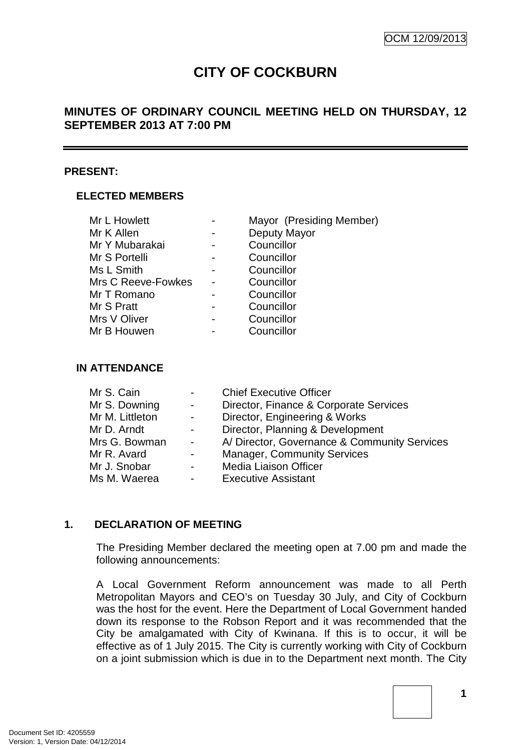# CITY OF COCKBURN

## MINUTES OF ORDINARY COUNCIL MEETING HELD ON THURSDAY, 12 SEPTEMBER 2013 AT 7:00 PM

---

### PRESENT:

#### ELECTED MEMBERS

| | | |
|---|---|---|
| Mr L Howlett | - | Mayor (Presiding Member) |
| Mr K Allen | - | Deputy Mayor |
| Mr Y Mubarakai | - | Councillor |
| Mr S Portelli | - | Councillor |
| Ms L Smith | - | Councillor |
| Mrs C Reeve-Fowkes | - | Councillor |
| Mr T Romano | - | Councillor |
| Mr S Pratt | - | Councillor |
| Mrs V Oliver | - | Councillor |
| Mr B Houwen | - | Councillor |

#### IN ATTENDANCE

| | | |
|---|---|---|
| Mr S. Cain | - | Chief Executive Officer |
| Mr S. Downing | - | Director, Finance & Corporate Services |
| Mr M. Littleton | - | Director, Engineering & Works |
| Mr D. Arndt | - | Director, Planning & Development |
| Mrs G. Bowman | - | A/ Director, Governance & Community Services |
| Mr R. Avard | - | Manager, Community Services |
| Mr J. Snobar | - | Media Liaison Officer |
| Ms M. Waerea | - | Executive Assistant |

### 1. DECLARATION OF MEETING

The Presiding Member declared the meeting open at 7.00 pm and made the following announcements:

A Local Government Reform announcement was made to all Perth Metropolitan Mayors and CEO's on Tuesday 30 July, and City of Cockburn was the host for the event. Here the Department of Local Government handed down its response to the Robson Report and it was recommended that the City be amalgamated with City of Kwinana. If this is to occur, it will be effective as of 1 July 2015. The City is currently working with City of Cockburn on a joint submission which is due in to the Department next month. The City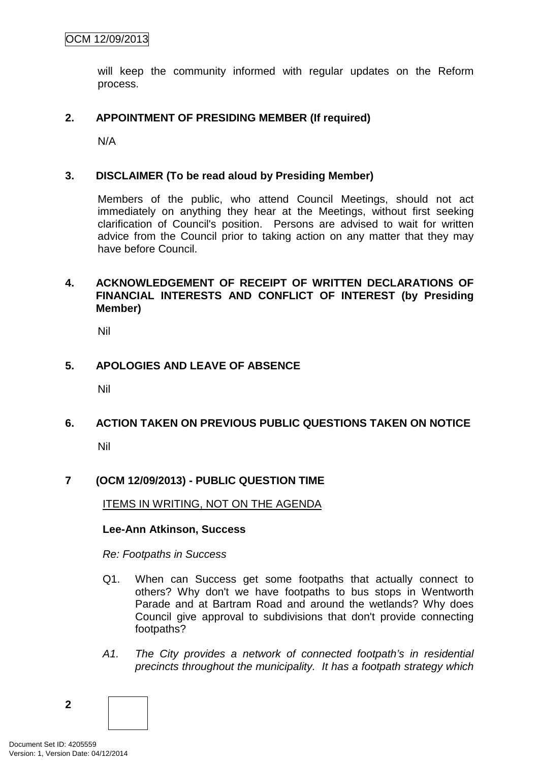will keep the community informed with regular updates on the Reform process.

## 2. APPOINTMENT OF PRESIDING MEMBER (If required)

N/A

## 3. DISCLAIMER (To be read aloud by Presiding Member)

Members of the public, who attend Council Meetings, should not act immediately on anything they hear at the Meetings, without first seeking clarification of Council's position. Persons are advised to wait for written advice from the Council prior to taking action on any matter that they may have before Council.

## 4. ACKNOWLEDGEMENT OF RECEIPT OF WRITTEN DECLARATIONS OF FINANCIAL INTERESTS AND CONFLICT OF INTEREST (by Presiding Member)

Nil

## 5. APOLOGIES AND LEAVE OF ABSENCE

Nil

## 6. ACTION TAKEN ON PREVIOUS PUBLIC QUESTIONS TAKEN ON NOTICE

Nil

## 7 (OCM 12/09/2013) - PUBLIC QUESTION TIME

ITEMS IN WRITING, NOT ON THE AGENDA

**Lee-Ann Atkinson, Success**

*Re: Footpaths in Success*

Q1. When can Success get some footpaths that actually connect to others? Why don't we have footpaths to bus stops in Wentworth Parade and at Bartram Road and around the wetlands? Why does Council give approval to subdivisions that don't provide connecting footpaths?

*A1. The City provides a network of connected footpath's in residential precincts throughout the municipality. It has a footpath strategy which*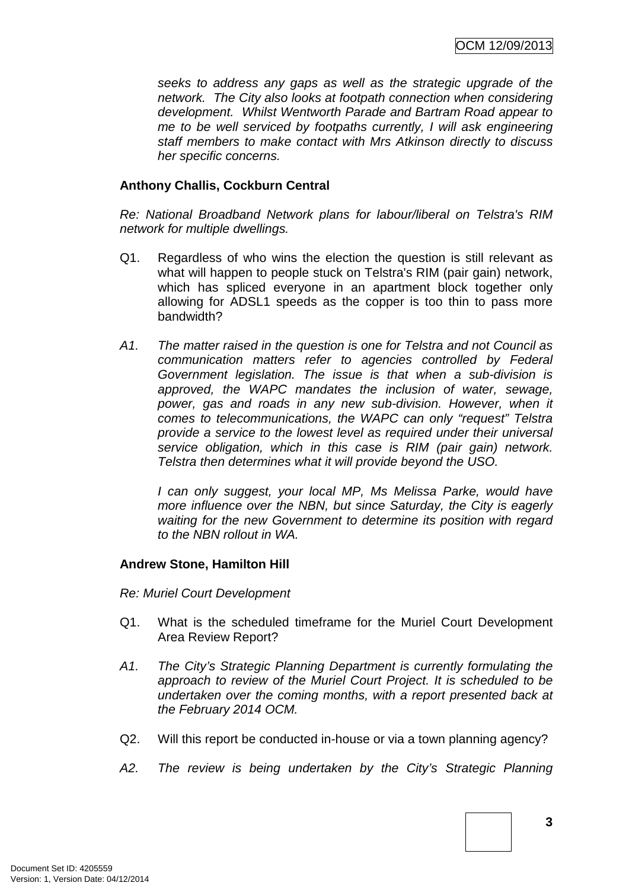*seeks to address any gaps as well as the strategic upgrade of the network. The City also looks at footpath connection when considering development. Whilst Wentworth Parade and Bartram Road appear to me to be well serviced by footpaths currently, I will ask engineering staff members to make contact with Mrs Atkinson directly to discuss her specific concerns.*

**Anthony Challis, Cockburn Central**

*Re: National Broadband Network plans for labour/liberal on Telstra's RIM network for multiple dwellings.*

Q1. Regardless of who wins the election the question is still relevant as what will happen to people stuck on Telstra's RIM (pair gain) network, which has spliced everyone in an apartment block together only allowing for ADSL1 speeds as the copper is too thin to pass more bandwidth?

*A1. The matter raised in the question is one for Telstra and not Council as communication matters refer to agencies controlled by Federal Government legislation. The issue is that when a sub-division is approved, the WAPC mandates the inclusion of water, sewage, power, gas and roads in any new sub-division. However, when it comes to telecommunications, the WAPC can only "request" Telstra provide a service to the lowest level as required under their universal service obligation, which in this case is RIM (pair gain) network. Telstra then determines what it will provide beyond the USO.*

*I can only suggest, your local MP, Ms Melissa Parke, would have more influence over the NBN, but since Saturday, the City is eagerly waiting for the new Government to determine its position with regard to the NBN rollout in WA.*

**Andrew Stone, Hamilton Hill**

*Re: Muriel Court Development*

Q1. What is the scheduled timeframe for the Muriel Court Development Area Review Report?

*A1. The City's Strategic Planning Department is currently formulating the approach to review of the Muriel Court Project. It is scheduled to be undertaken over the coming months, with a report presented back at the February 2014 OCM.*

Q2. Will this report be conducted in-house or via a town planning agency?

*A2. The review is being undertaken by the City's Strategic Planning*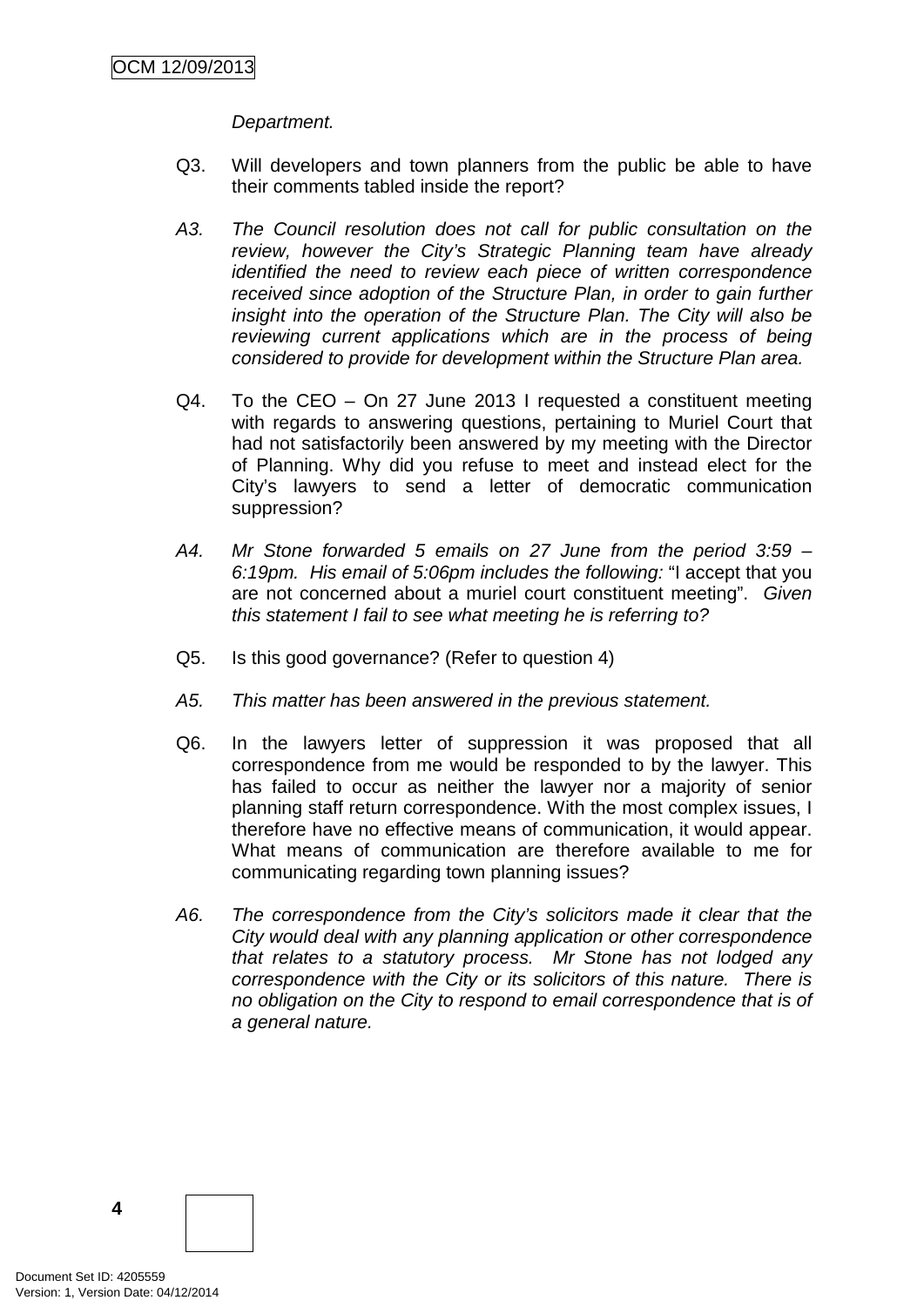*Department.*

Q3. Will developers and town planners from the public be able to have their comments tabled inside the report?

*A3. The Council resolution does not call for public consultation on the review, however the City's Strategic Planning team have already identified the need to review each piece of written correspondence received since adoption of the Structure Plan, in order to gain further insight into the operation of the Structure Plan. The City will also be reviewing current applications which are in the process of being considered to provide for development within the Structure Plan area.*

Q4. To the CEO – On 27 June 2013 I requested a constituent meeting with regards to answering questions, pertaining to Muriel Court that had not satisfactorily been answered by my meeting with the Director of Planning. Why did you refuse to meet and instead elect for the City's lawyers to send a letter of democratic communication suppression?

*A4. Mr Stone forwarded 5 emails on 27 June from the period 3:59 – 6:19pm. His email of 5:06pm includes the following:* "I accept that you are not concerned about a muriel court constituent meeting". *Given this statement I fail to see what meeting he is referring to?*

Q5. Is this good governance? (Refer to question 4)

*A5. This matter has been answered in the previous statement.*

Q6. In the lawyers letter of suppression it was proposed that all correspondence from me would be responded to by the lawyer. This has failed to occur as neither the lawyer nor a majority of senior planning staff return correspondence. With the most complex issues, I therefore have no effective means of communication, it would appear. What means of communication are therefore available to me for communicating regarding town planning issues?

*A6. The correspondence from the City's solicitors made it clear that the City would deal with any planning application or other correspondence that relates to a statutory process. Mr Stone has not lodged any correspondence with the City or its solicitors of this nature. There is no obligation on the City to respond to email correspondence that is of a general nature.*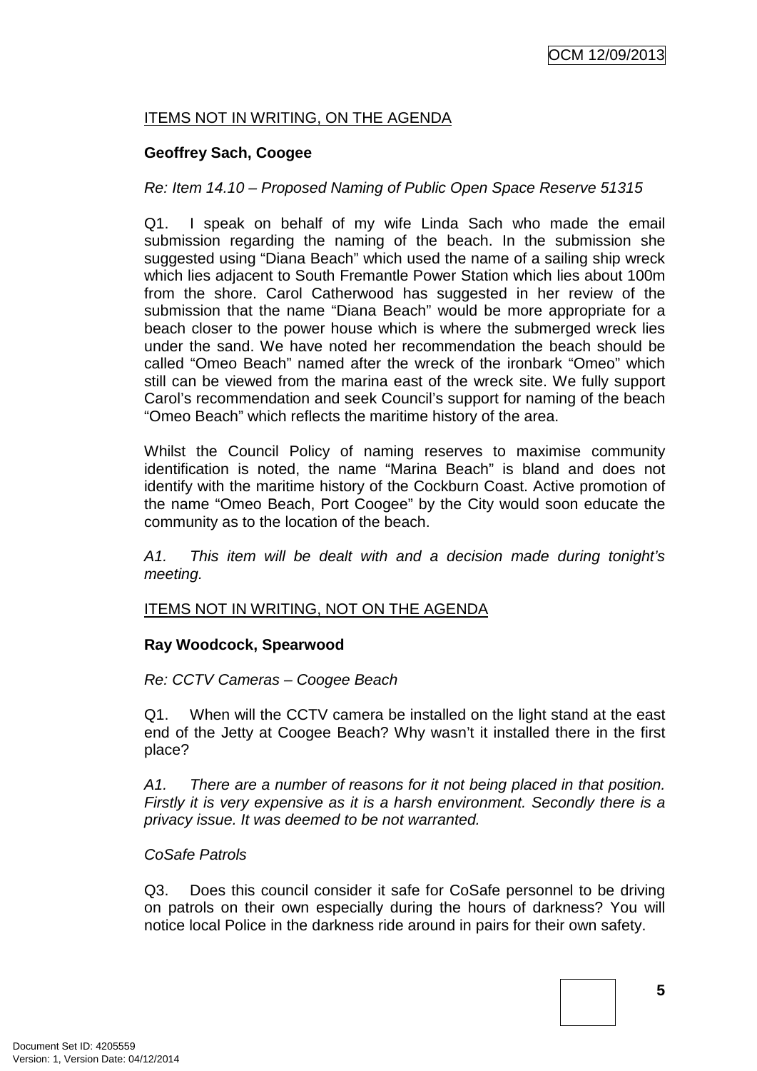ITEMS NOT IN WRITING, ON THE AGENDA

**Geoffrey Sach, Coogee**

*Re: Item 14.10 – Proposed Naming of Public Open Space Reserve 51315*

Q1. I speak on behalf of my wife Linda Sach who made the email submission regarding the naming of the beach. In the submission she suggested using "Diana Beach" which used the name of a sailing ship wreck which lies adjacent to South Fremantle Power Station which lies about 100m from the shore. Carol Catherwood has suggested in her review of the submission that the name "Diana Beach" would be more appropriate for a beach closer to the power house which is where the submerged wreck lies under the sand. We have noted her recommendation the beach should be called "Omeo Beach" named after the wreck of the ironbark "Omeo" which still can be viewed from the marina east of the wreck site. We fully support Carol's recommendation and seek Council's support for naming of the beach "Omeo Beach" which reflects the maritime history of the area.

Whilst the Council Policy of naming reserves to maximise community identification is noted, the name "Marina Beach" is bland and does not identify with the maritime history of the Cockburn Coast. Active promotion of the name "Omeo Beach, Port Coogee" by the City would soon educate the community as to the location of the beach.

*A1. This item will be dealt with and a decision made during tonight's meeting.*

ITEMS NOT IN WRITING, NOT ON THE AGENDA

**Ray Woodcock, Spearwood**

*Re: CCTV Cameras – Coogee Beach*

Q1. When will the CCTV camera be installed on the light stand at the east end of the Jetty at Coogee Beach? Why wasn't it installed there in the first place?

*A1. There are a number of reasons for it not being placed in that position. Firstly it is very expensive as it is a harsh environment. Secondly there is a privacy issue. It was deemed to be not warranted.*

*CoSafe Patrols*

Q3. Does this council consider it safe for CoSafe personnel to be driving on patrols on their own especially during the hours of darkness? You will notice local Police in the darkness ride around in pairs for their own safety.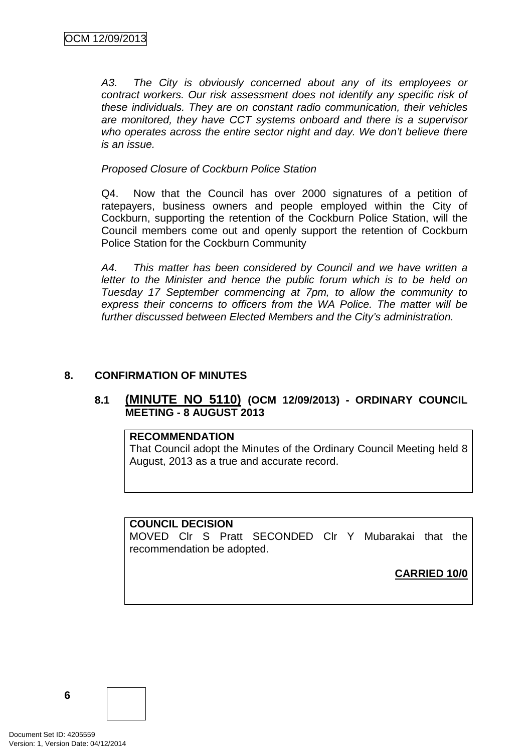*A3. The City is obviously concerned about any of its employees or contract workers. Our risk assessment does not identify any specific risk of these individuals. They are on constant radio communication, their vehicles are monitored, they have CCT systems onboard and there is a supervisor who operates across the entire sector night and day. We don't believe there is an issue.*

*Proposed Closure of Cockburn Police Station*

Q4. Now that the Council has over 2000 signatures of a petition of ratepayers, business owners and people employed within the City of Cockburn, supporting the retention of the Cockburn Police Station, will the Council members come out and openly support the retention of Cockburn Police Station for the Cockburn Community

*A4. This matter has been considered by Council and we have written a letter to the Minister and hence the public forum which is to be held on Tuesday 17 September commencing at 7pm, to allow the community to express their concerns to officers from the WA Police. The matter will be further discussed between Elected Members and the City's administration.*

## 8. CONFIRMATION OF MINUTES

### 8.1 (MINUTE NO 5110) (OCM 12/09/2013) - ORDINARY COUNCIL MEETING - 8 AUGUST 2013

**RECOMMENDATION**
That Council adopt the Minutes of the Ordinary Council Meeting held 8 August, 2013 as a true and accurate record.

**COUNCIL DECISION**
MOVED Clr S Pratt SECONDED Clr Y Mubarakai that the recommendation be adopted.

**CARRIED 10/0**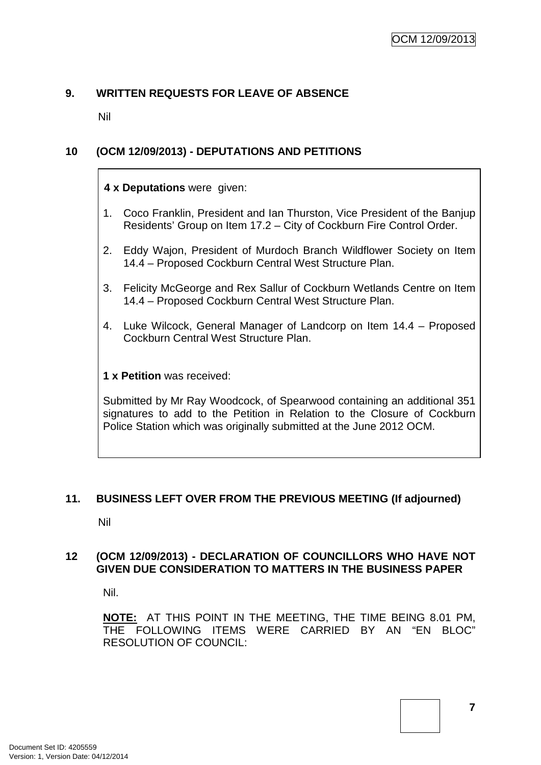## 9. WRITTEN REQUESTS FOR LEAVE OF ABSENCE

Nil

## 10 (OCM 12/09/2013) - DEPUTATIONS AND PETITIONS

**4 x Deputations** were given:

1. Coco Franklin, President and Ian Thurston, Vice President of the Banjup Residents' Group on Item 17.2 – City of Cockburn Fire Control Order.
2. Eddy Wajon, President of Murdoch Branch Wildflower Society on Item 14.4 – Proposed Cockburn Central West Structure Plan.
3. Felicity McGeorge and Rex Sallur of Cockburn Wetlands Centre on Item 14.4 – Proposed Cockburn Central West Structure Plan.
4. Luke Wilcock, General Manager of Landcorp on Item 14.4 – Proposed Cockburn Central West Structure Plan.

**1 x Petition** was received:

Submitted by Mr Ray Woodcock, of Spearwood containing an additional 351 signatures to add to the Petition in Relation to the Closure of Cockburn Police Station which was originally submitted at the June 2012 OCM.

## 11. BUSINESS LEFT OVER FROM THE PREVIOUS MEETING (If adjourned)

Nil

## 12 (OCM 12/09/2013) - DECLARATION OF COUNCILLORS WHO HAVE NOT GIVEN DUE CONSIDERATION TO MATTERS IN THE BUSINESS PAPER

Nil.

**NOTE:** AT THIS POINT IN THE MEETING, THE TIME BEING 8.01 PM, THE FOLLOWING ITEMS WERE CARRIED BY AN "EN BLOC" RESOLUTION OF COUNCIL: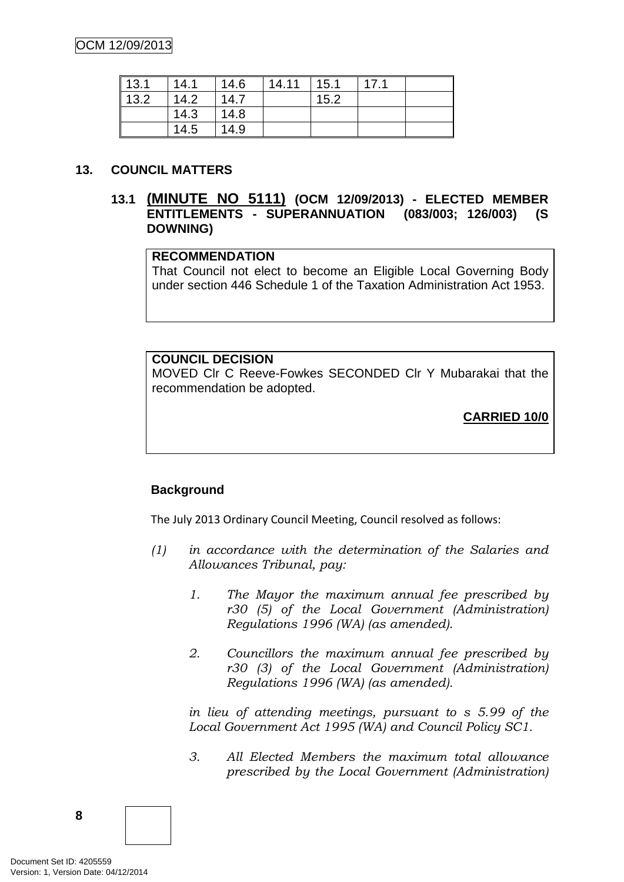| 13.1 | 14.1 | 14.6 | 14.11 | 15.1 | 17.1 | |
|---|---|---|---|---|---|---|
| 13.2 | 14.2 | 14.7 | | 15.2 | | |
| | 14.3 | 14.8 | | | | |
| | 14.5 | 14.9 | | | | |

## 13. COUNCIL MATTERS

### 13.1 (MINUTE NO 5111) (OCM 12/09/2013) - ELECTED MEMBER ENTITLEMENTS - SUPERANNUATION (083/003; 126/003) (S DOWNING)

**RECOMMENDATION**

That Council not elect to become an Eligible Local Governing Body under section 446 Schedule 1 of the Taxation Administration Act 1953.

**COUNCIL DECISION**

MOVED Clr C Reeve-Fowkes SECONDED Clr Y Mubarakai that the recommendation be adopted.

**CARRIED 10/0**

**Background**

The July 2013 Ordinary Council Meeting, Council resolved as follows:

*(1) in accordance with the determination of the Salaries and Allowances Tribunal, pay:*

*1. The Mayor the maximum annual fee prescribed by r30 (5) of the Local Government (Administration) Regulations 1996 (WA) (as amended).*

*2. Councillors the maximum annual fee prescribed by r30 (3) of the Local Government (Administration) Regulations 1996 (WA) (as amended).*

*in lieu of attending meetings, pursuant to s 5.99 of the Local Government Act 1995 (WA) and Council Policy SC1.*

*3. All Elected Members the maximum total allowance prescribed by the Local Government (Administration)*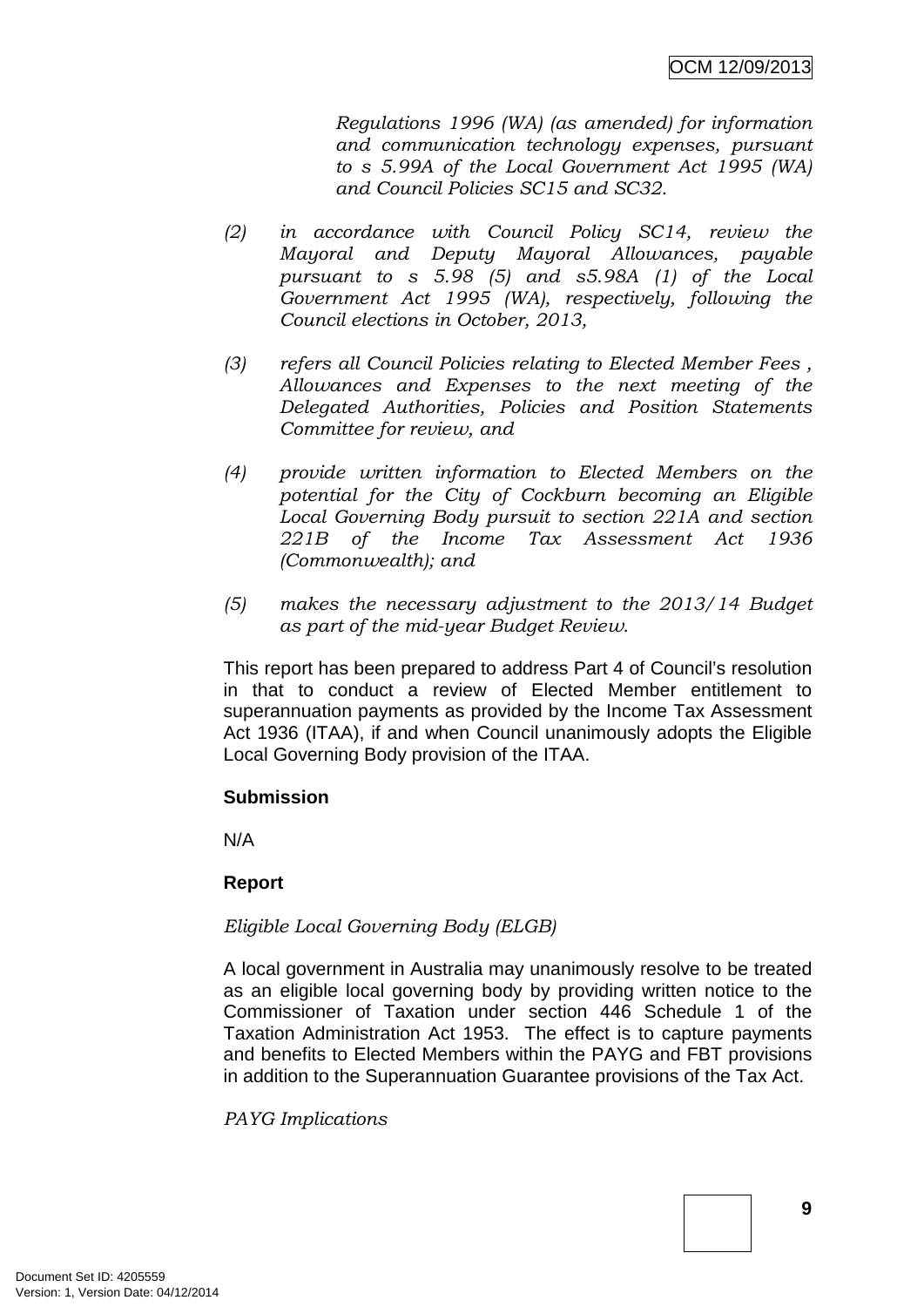*Regulations 1996 (WA) (as amended) for information and communication technology expenses, pursuant to s 5.99A of the Local Government Act 1995 (WA) and Council Policies SC15 and SC32.*

*(2) in accordance with Council Policy SC14, review the Mayoral and Deputy Mayoral Allowances, payable pursuant to s 5.98 (5) and s5.98A (1) of the Local Government Act 1995 (WA), respectively, following the Council elections in October, 2013,*

*(3) refers all Council Policies relating to Elected Member Fees , Allowances and Expenses to the next meeting of the Delegated Authorities, Policies and Position Statements Committee for review, and*

*(4) provide written information to Elected Members on the potential for the City of Cockburn becoming an Eligible Local Governing Body pursuit to section 221A and section 221B of the Income Tax Assessment Act 1936 (Commonwealth); and*

*(5) makes the necessary adjustment to the 2013/14 Budget as part of the mid-year Budget Review.*

This report has been prepared to address Part 4 of Council's resolution in that to conduct a review of Elected Member entitlement to superannuation payments as provided by the Income Tax Assessment Act 1936 (ITAA), if and when Council unanimously adopts the Eligible Local Governing Body provision of the ITAA.

**Submission**

N/A

**Report**

*Eligible Local Governing Body (ELGB)*

A local government in Australia may unanimously resolve to be treated as an eligible local governing body by providing written notice to the Commissioner of Taxation under section 446 Schedule 1 of the Taxation Administration Act 1953. The effect is to capture payments and benefits to Elected Members within the PAYG and FBT provisions in addition to the Superannuation Guarantee provisions of the Tax Act.

*PAYG Implications*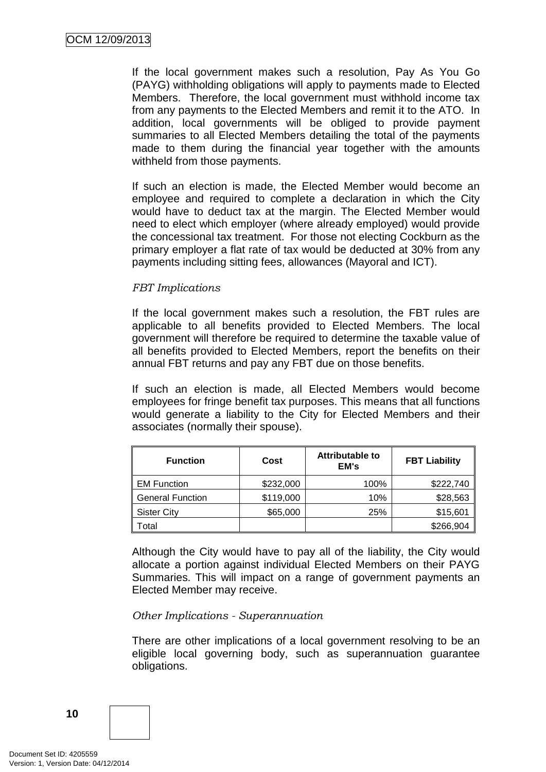If the local government makes such a resolution, Pay As You Go (PAYG) withholding obligations will apply to payments made to Elected Members. Therefore, the local government must withhold income tax from any payments to the Elected Members and remit it to the ATO. In addition, local governments will be obliged to provide payment summaries to all Elected Members detailing the total of the payments made to them during the financial year together with the amounts withheld from those payments.

If such an election is made, the Elected Member would become an employee and required to complete a declaration in which the City would have to deduct tax at the margin. The Elected Member would need to elect which employer (where already employed) would provide the concessional tax treatment. For those not electing Cockburn as the primary employer a flat rate of tax would be deducted at 30% from any payments including sitting fees, allowances (Mayoral and ICT).

*FBT Implications*

If the local government makes such a resolution, the FBT rules are applicable to all benefits provided to Elected Members. The local government will therefore be required to determine the taxable value of all benefits provided to Elected Members, report the benefits on their annual FBT returns and pay any FBT due on those benefits.

If such an election is made, all Elected Members would become employees for fringe benefit tax purposes. This means that all functions would generate a liability to the City for Elected Members and their associates (normally their spouse).

| Function | Cost | Attributable to EM's | FBT Liability |
|---|---|---|---|
| EM Function | $232,000 | 100% | $222,740 |
| General Function | $119,000 | 10% | $28,563 |
| Sister City | $65,000 | 25% | $15,601 |
| Total | | | $266,904 |

Although the City would have to pay all of the liability, the City would allocate a portion against individual Elected Members on their PAYG Summaries. This will impact on a range of government payments an Elected Member may receive.

*Other Implications - Superannuation*

There are other implications of a local government resolving to be an eligible local governing body, such as superannuation guarantee obligations.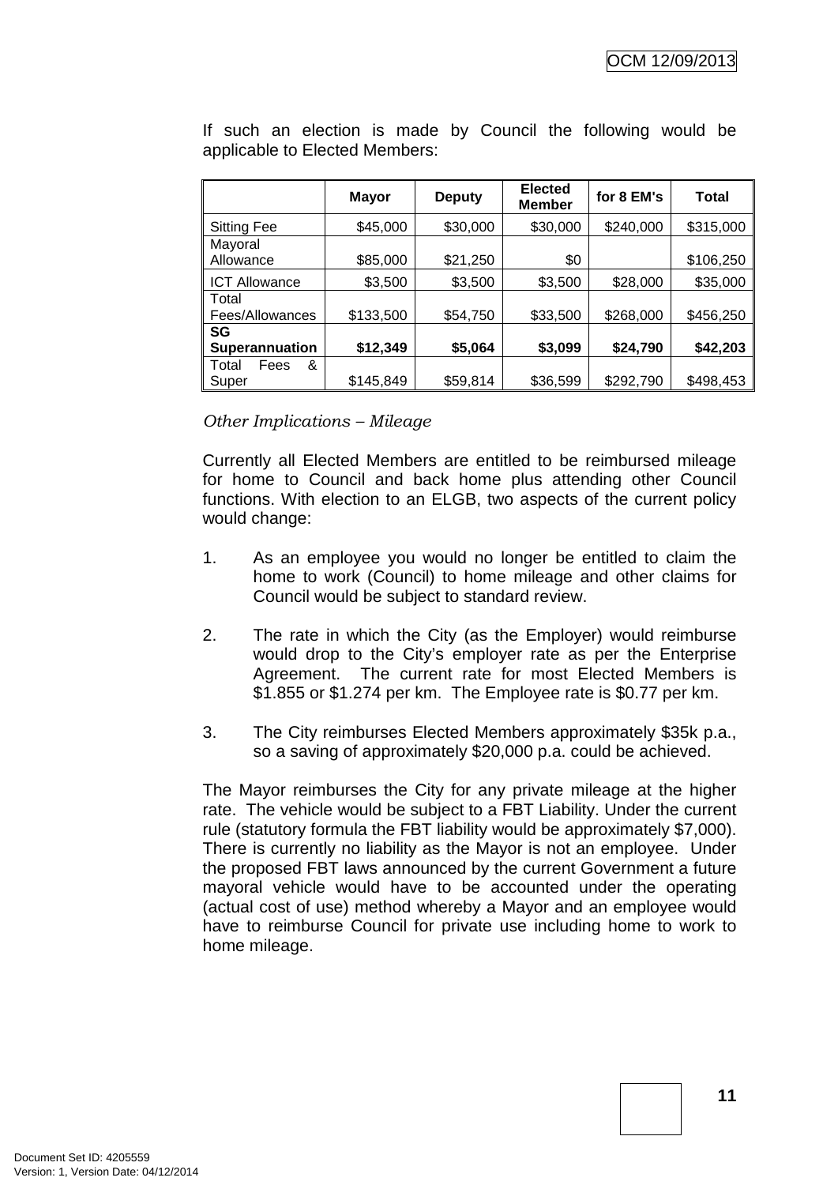If such an election is made by Council the following would be applicable to Elected Members:

| | Mayor | Deputy | Elected Member | for 8 EM's | Total |
|---|---|---|---|---|---|
| Sitting Fee | $45,000 | $30,000 | $30,000 | $240,000 | $315,000 |
| Mayoral Allowance | $85,000 | $21,250 | $0 | | $106,250 |
| ICT Allowance | $3,500 | $3,500 | $3,500 | $28,000 | $35,000 |
| Total Fees/Allowances | $133,500 | $54,750 | $33,500 | $268,000 | $456,250 |
| **SG Superannuation** | **$12,349** | **$5,064** | **$3,099** | **$24,790** | **$42,203** |
| Total Fees & Super | $145,849 | $59,814 | $36,599 | $292,790 | $498,453 |

*Other Implications – Mileage*

Currently all Elected Members are entitled to be reimbursed mileage for home to Council and back home plus attending other Council functions. With election to an ELGB, two aspects of the current policy would change:

1. As an employee you would no longer be entitled to claim the home to work (Council) to home mileage and other claims for Council would be subject to standard review.

2. The rate in which the City (as the Employer) would reimburse would drop to the City's employer rate as per the Enterprise Agreement. The current rate for most Elected Members is $1.855 or $1.274 per km. The Employee rate is $0.77 per km.

3. The City reimburses Elected Members approximately $35k p.a., so a saving of approximately $20,000 p.a. could be achieved.

The Mayor reimburses the City for any private mileage at the higher rate. The vehicle would be subject to a FBT Liability. Under the current rule (statutory formula the FBT liability would be approximately $7,000). There is currently no liability as the Mayor is not an employee. Under the proposed FBT laws announced by the current Government a future mayoral vehicle would have to be accounted under the operating (actual cost of use) method whereby a Mayor and an employee would have to reimburse Council for private use including home to work to home mileage.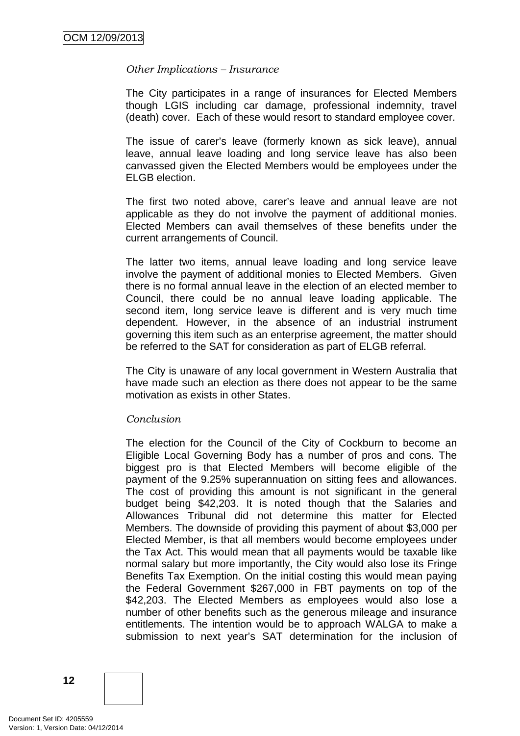*Other Implications – Insurance*

The City participates in a range of insurances for Elected Members though LGIS including car damage, professional indemnity, travel (death) cover. Each of these would resort to standard employee cover.

The issue of carer's leave (formerly known as sick leave), annual leave, annual leave loading and long service leave has also been canvassed given the Elected Members would be employees under the ELGB election.

The first two noted above, carer's leave and annual leave are not applicable as they do not involve the payment of additional monies. Elected Members can avail themselves of these benefits under the current arrangements of Council.

The latter two items, annual leave loading and long service leave involve the payment of additional monies to Elected Members. Given there is no formal annual leave in the election of an elected member to Council, there could be no annual leave loading applicable. The second item, long service leave is different and is very much time dependent. However, in the absence of an industrial instrument governing this item such as an enterprise agreement, the matter should be referred to the SAT for consideration as part of ELGB referral.

The City is unaware of any local government in Western Australia that have made such an election as there does not appear to be the same motivation as exists in other States.

*Conclusion*

The election for the Council of the City of Cockburn to become an Eligible Local Governing Body has a number of pros and cons. The biggest pro is that Elected Members will become eligible of the payment of the 9.25% superannuation on sitting fees and allowances. The cost of providing this amount is not significant in the general budget being $42,203. It is noted though that the Salaries and Allowances Tribunal did not determine this matter for Elected Members. The downside of providing this payment of about $3,000 per Elected Member, is that all members would become employees under the Tax Act. This would mean that all payments would be taxable like normal salary but more importantly, the City would also lose its Fringe Benefits Tax Exemption. On the initial costing this would mean paying the Federal Government $267,000 in FBT payments on top of the $42,203. The Elected Members as employees would also lose a number of other benefits such as the generous mileage and insurance entitlements. The intention would be to approach WALGA to make a submission to next year's SAT determination for the inclusion of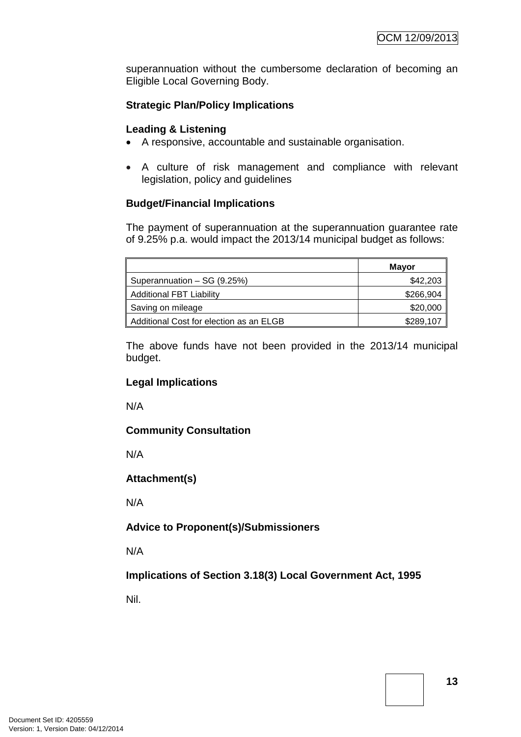superannuation without the cumbersome declaration of becoming an Eligible Local Governing Body.

**Strategic Plan/Policy Implications**

**Leading & Listening**

- A responsive, accountable and sustainable organisation.
- A culture of risk management and compliance with relevant legislation, policy and guidelines

**Budget/Financial Implications**

The payment of superannuation at the superannuation guarantee rate of 9.25% p.a. would impact the 2013/14 municipal budget as follows:

| | Mayor |
|---|---|
| Superannuation – SG (9.25%) | $42,203 |
| Additional FBT Liability | $266,904 |
| Saving on mileage | $20,000 |
| Additional Cost for election as an ELGB | $289,107 |

The above funds have not been provided in the 2013/14 municipal budget.

**Legal Implications**

N/A

**Community Consultation**

N/A

**Attachment(s)**

N/A

**Advice to Proponent(s)/Submissioners**

N/A

**Implications of Section 3.18(3) Local Government Act, 1995**

Nil.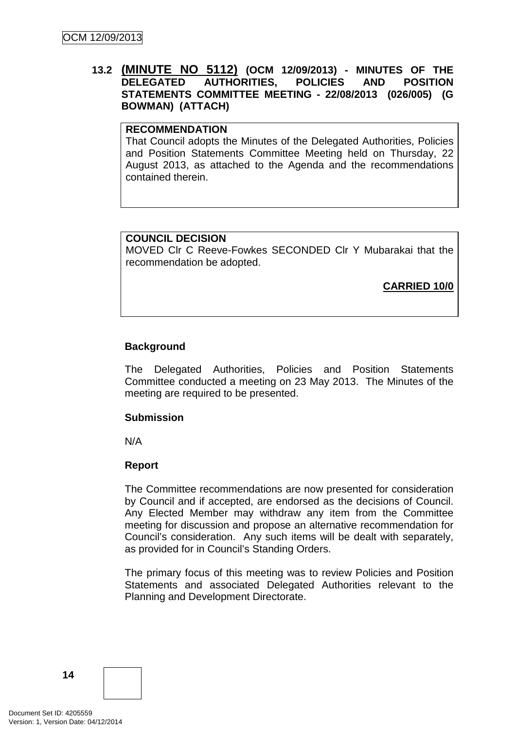**13.2 (MINUTE NO 5112) (OCM 12/09/2013) - MINUTES OF THE DELEGATED AUTHORITIES, POLICIES AND POSITION STATEMENTS COMMITTEE MEETING - 22/08/2013 (026/005) (G BOWMAN) (ATTACH)**

**RECOMMENDATION**
That Council adopts the Minutes of the Delegated Authorities, Policies and Position Statements Committee Meeting held on Thursday, 22 August 2013, as attached to the Agenda and the recommendations contained therein.

**COUNCIL DECISION**
MOVED Clr C Reeve-Fowkes SECONDED Clr Y Mubarakai that the recommendation be adopted.

**CARRIED 10/0**

**Background**

The Delegated Authorities, Policies and Position Statements Committee conducted a meeting on 23 May 2013. The Minutes of the meeting are required to be presented.

**Submission**

N/A

**Report**

The Committee recommendations are now presented for consideration by Council and if accepted, are endorsed as the decisions of Council. Any Elected Member may withdraw any item from the Committee meeting for discussion and propose an alternative recommendation for Council's consideration. Any such items will be dealt with separately, as provided for in Council's Standing Orders.

The primary focus of this meeting was to review Policies and Position Statements and associated Delegated Authorities relevant to the Planning and Development Directorate.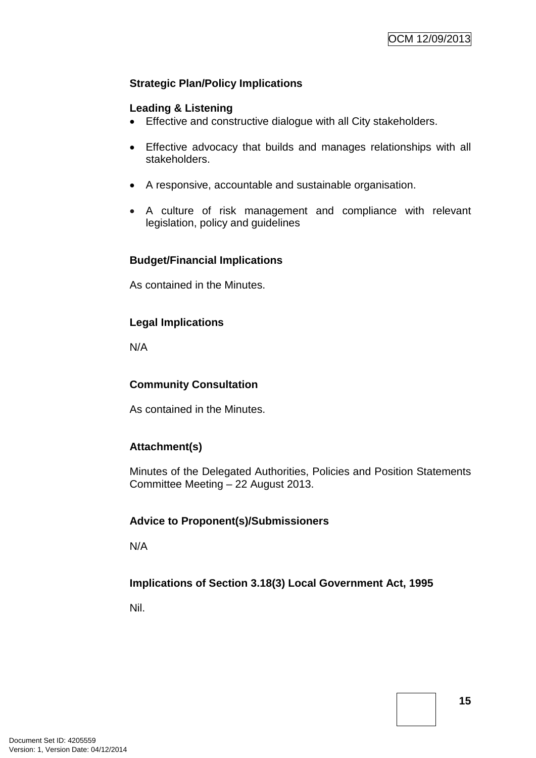**Strategic Plan/Policy Implications**

**Leading & Listening**

- Effective and constructive dialogue with all City stakeholders.
- Effective advocacy that builds and manages relationships with all stakeholders.
- A responsive, accountable and sustainable organisation.
- A culture of risk management and compliance with relevant legislation, policy and guidelines

**Budget/Financial Implications**

As contained in the Minutes.

**Legal Implications**

N/A

**Community Consultation**

As contained in the Minutes.

**Attachment(s)**

Minutes of the Delegated Authorities, Policies and Position Statements Committee Meeting – 22 August 2013.

**Advice to Proponent(s)/Submissioners**

N/A

**Implications of Section 3.18(3) Local Government Act, 1995**

Nil.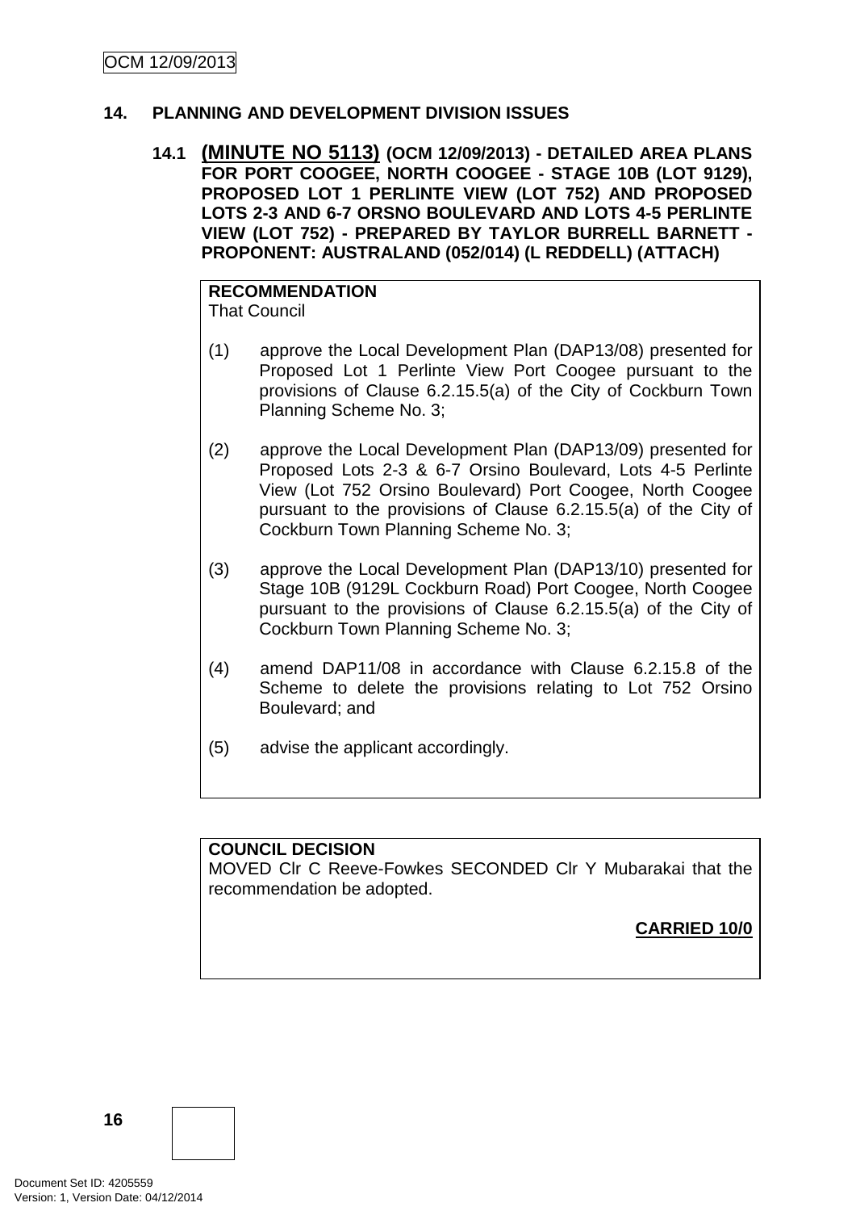## 14. PLANNING AND DEVELOPMENT DIVISION ISSUES

### 14.1 (MINUTE NO 5113) (OCM 12/09/2013) - DETAILED AREA PLANS FOR PORT COOGEE, NORTH COOGEE - STAGE 10B (LOT 9129), PROPOSED LOT 1 PERLINTE VIEW (LOT 752) AND PROPOSED LOTS 2-3 AND 6-7 ORSNO BOULEVARD AND LOTS 4-5 PERLINTE VIEW (LOT 752) - PREPARED BY TAYLOR BURRELL BARNETT - PROPONENT: AUSTRALAND (052/014) (L REDDELL) (ATTACH)

**RECOMMENDATION**
That Council

(1) approve the Local Development Plan (DAP13/08) presented for Proposed Lot 1 Perlinte View Port Coogee pursuant to the provisions of Clause 6.2.15.5(a) of the City of Cockburn Town Planning Scheme No. 3;

(2) approve the Local Development Plan (DAP13/09) presented for Proposed Lots 2-3 & 6-7 Orsino Boulevard, Lots 4-5 Perlinte View (Lot 752 Orsino Boulevard) Port Coogee, North Coogee pursuant to the provisions of Clause 6.2.15.5(a) of the City of Cockburn Town Planning Scheme No. 3;

(3) approve the Local Development Plan (DAP13/10) presented for Stage 10B (9129L Cockburn Road) Port Coogee, North Coogee pursuant to the provisions of Clause 6.2.15.5(a) of the City of Cockburn Town Planning Scheme No. 3;

(4) amend DAP11/08 in accordance with Clause 6.2.15.8 of the Scheme to delete the provisions relating to Lot 752 Orsino Boulevard; and

(5) advise the applicant accordingly.

**COUNCIL DECISION**
MOVED Clr C Reeve-Fowkes SECONDED Clr Y Mubarakai that the recommendation be adopted.

**CARRIED 10/0**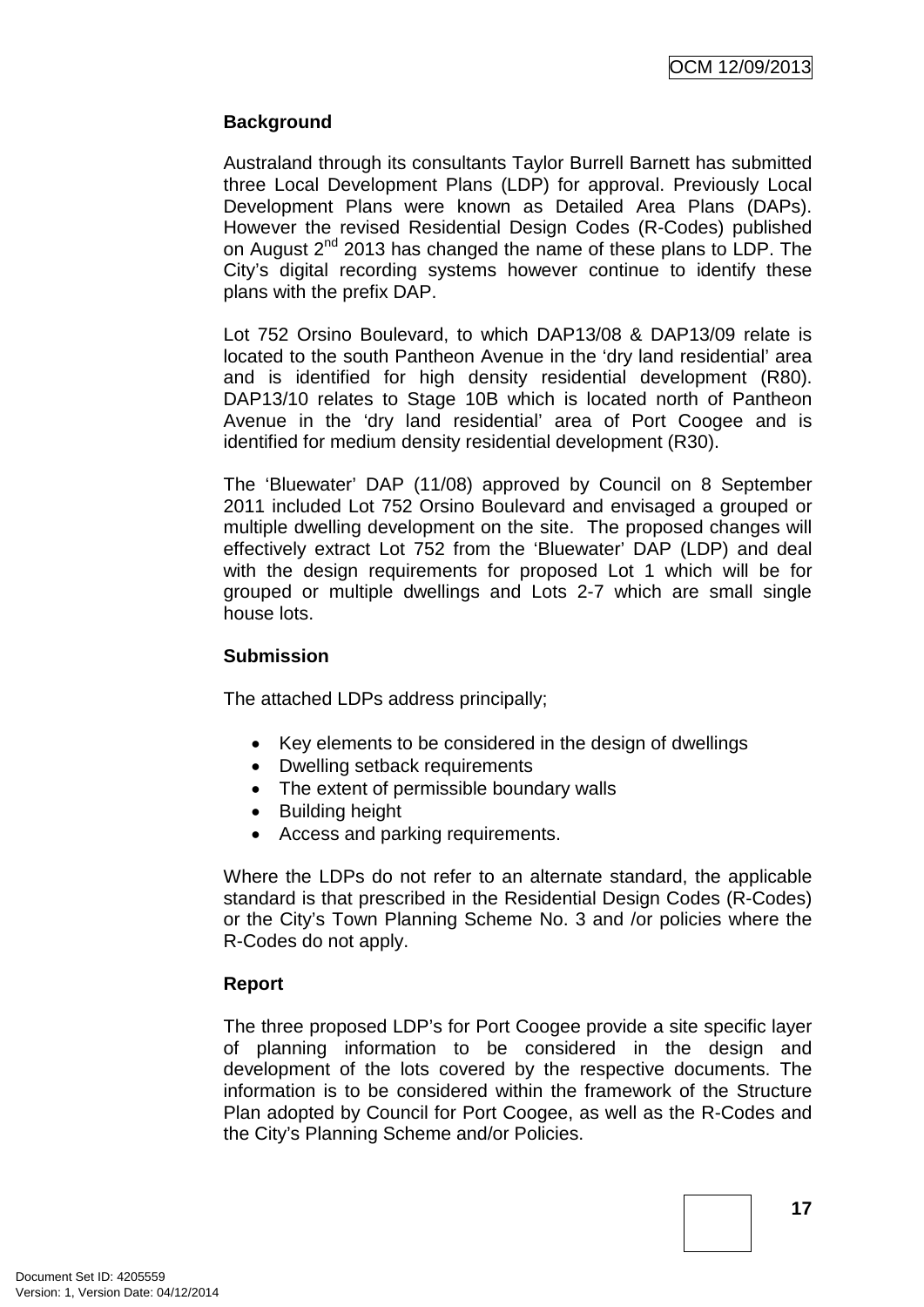**Background**

Australand through its consultants Taylor Burrell Barnett has submitted three Local Development Plans (LDP) for approval. Previously Local Development Plans were known as Detailed Area Plans (DAPs). However the revised Residential Design Codes (R-Codes) published on August 2nd 2013 has changed the name of these plans to LDP. The City's digital recording systems however continue to identify these plans with the prefix DAP.

Lot 752 Orsino Boulevard, to which DAP13/08 & DAP13/09 relate is located to the south Pantheon Avenue in the 'dry land residential' area and is identified for high density residential development (R80). DAP13/10 relates to Stage 10B which is located north of Pantheon Avenue in the 'dry land residential' area of Port Coogee and is identified for medium density residential development (R30).

The 'Bluewater' DAP (11/08) approved by Council on 8 September 2011 included Lot 752 Orsino Boulevard and envisaged a grouped or multiple dwelling development on the site. The proposed changes will effectively extract Lot 752 from the 'Bluewater' DAP (LDP) and deal with the design requirements for proposed Lot 1 which will be for grouped or multiple dwellings and Lots 2-7 which are small single house lots.

**Submission**

The attached LDPs address principally;

- Key elements to be considered in the design of dwellings
- Dwelling setback requirements
- The extent of permissible boundary walls
- Building height
- Access and parking requirements.

Where the LDPs do not refer to an alternate standard, the applicable standard is that prescribed in the Residential Design Codes (R-Codes) or the City's Town Planning Scheme No. 3 and /or policies where the R-Codes do not apply.

**Report**

The three proposed LDP's for Port Coogee provide a site specific layer of planning information to be considered in the design and development of the lots covered by the respective documents. The information is to be considered within the framework of the Structure Plan adopted by Council for Port Coogee, as well as the R-Codes and the City's Planning Scheme and/or Policies.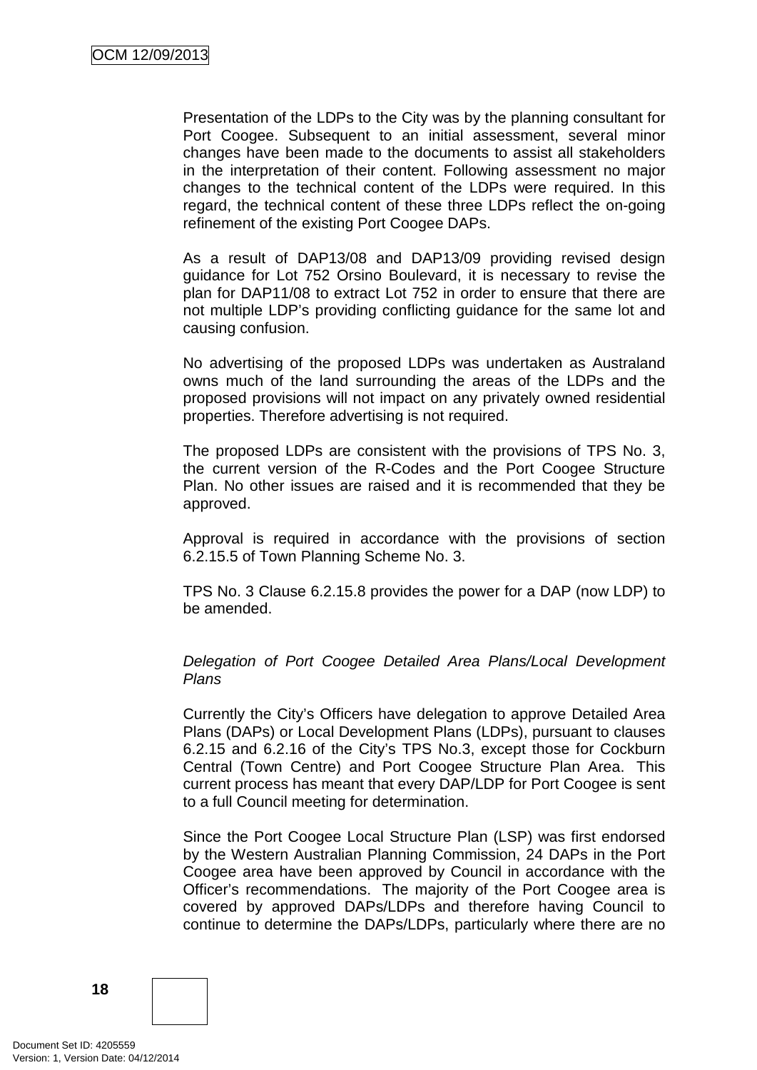Presentation of the LDPs to the City was by the planning consultant for Port Coogee. Subsequent to an initial assessment, several minor changes have been made to the documents to assist all stakeholders in the interpretation of their content. Following assessment no major changes to the technical content of the LDPs were required. In this regard, the technical content of these three LDPs reflect the on-going refinement of the existing Port Coogee DAPs.

As a result of DAP13/08 and DAP13/09 providing revised design guidance for Lot 752 Orsino Boulevard, it is necessary to revise the plan for DAP11/08 to extract Lot 752 in order to ensure that there are not multiple LDP's providing conflicting guidance for the same lot and causing confusion.

No advertising of the proposed LDPs was undertaken as Australand owns much of the land surrounding the areas of the LDPs and the proposed provisions will not impact on any privately owned residential properties. Therefore advertising is not required.

The proposed LDPs are consistent with the provisions of TPS No. 3, the current version of the R-Codes and the Port Coogee Structure Plan. No other issues are raised and it is recommended that they be approved.

Approval is required in accordance with the provisions of section 6.2.15.5 of Town Planning Scheme No. 3.

TPS No. 3 Clause 6.2.15.8 provides the power for a DAP (now LDP) to be amended.

*Delegation of Port Coogee Detailed Area Plans/Local Development Plans*

Currently the City's Officers have delegation to approve Detailed Area Plans (DAPs) or Local Development Plans (LDPs), pursuant to clauses 6.2.15 and 6.2.16 of the City's TPS No.3, except those for Cockburn Central (Town Centre) and Port Coogee Structure Plan Area. This current process has meant that every DAP/LDP for Port Coogee is sent to a full Council meeting for determination.

Since the Port Coogee Local Structure Plan (LSP) was first endorsed by the Western Australian Planning Commission, 24 DAPs in the Port Coogee area have been approved by Council in accordance with the Officer's recommendations. The majority of the Port Coogee area is covered by approved DAPs/LDPs and therefore having Council to continue to determine the DAPs/LDPs, particularly where there are no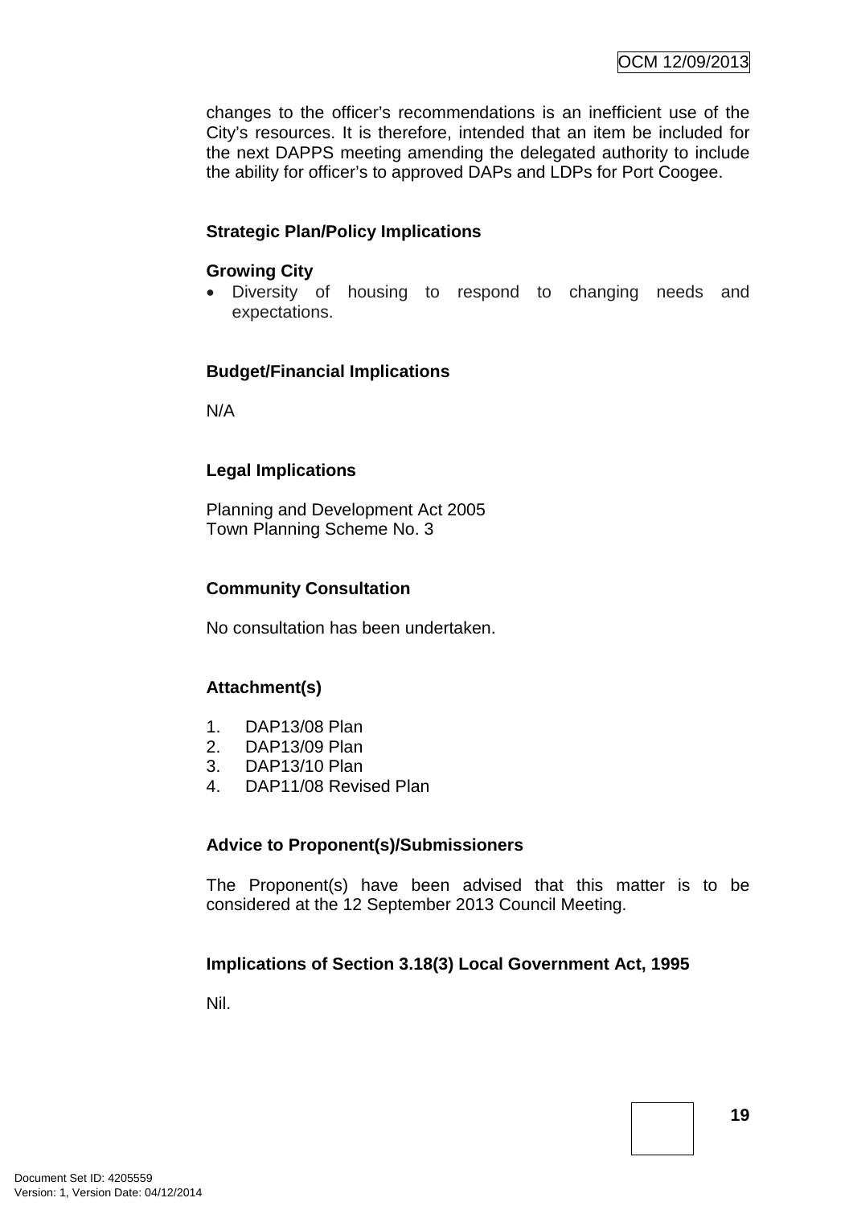changes to the officer's recommendations is an inefficient use of the City's resources. It is therefore, intended that an item be included for the next DAPPS meeting amending the delegated authority to include the ability for officer's to approved DAPs and LDPs for Port Coogee.

**Strategic Plan/Policy Implications**

**Growing City**

- Diversity of housing to respond to changing needs and expectations.

**Budget/Financial Implications**

N/A

**Legal Implications**

Planning and Development Act 2005
Town Planning Scheme No. 3

**Community Consultation**

No consultation has been undertaken.

**Attachment(s)**

1. DAP13/08 Plan
2. DAP13/09 Plan
3. DAP13/10 Plan
4. DAP11/08 Revised Plan

**Advice to Proponent(s)/Submissioners**

The Proponent(s) have been advised that this matter is to be considered at the 12 September 2013 Council Meeting.

**Implications of Section 3.18(3) Local Government Act, 1995**

Nil.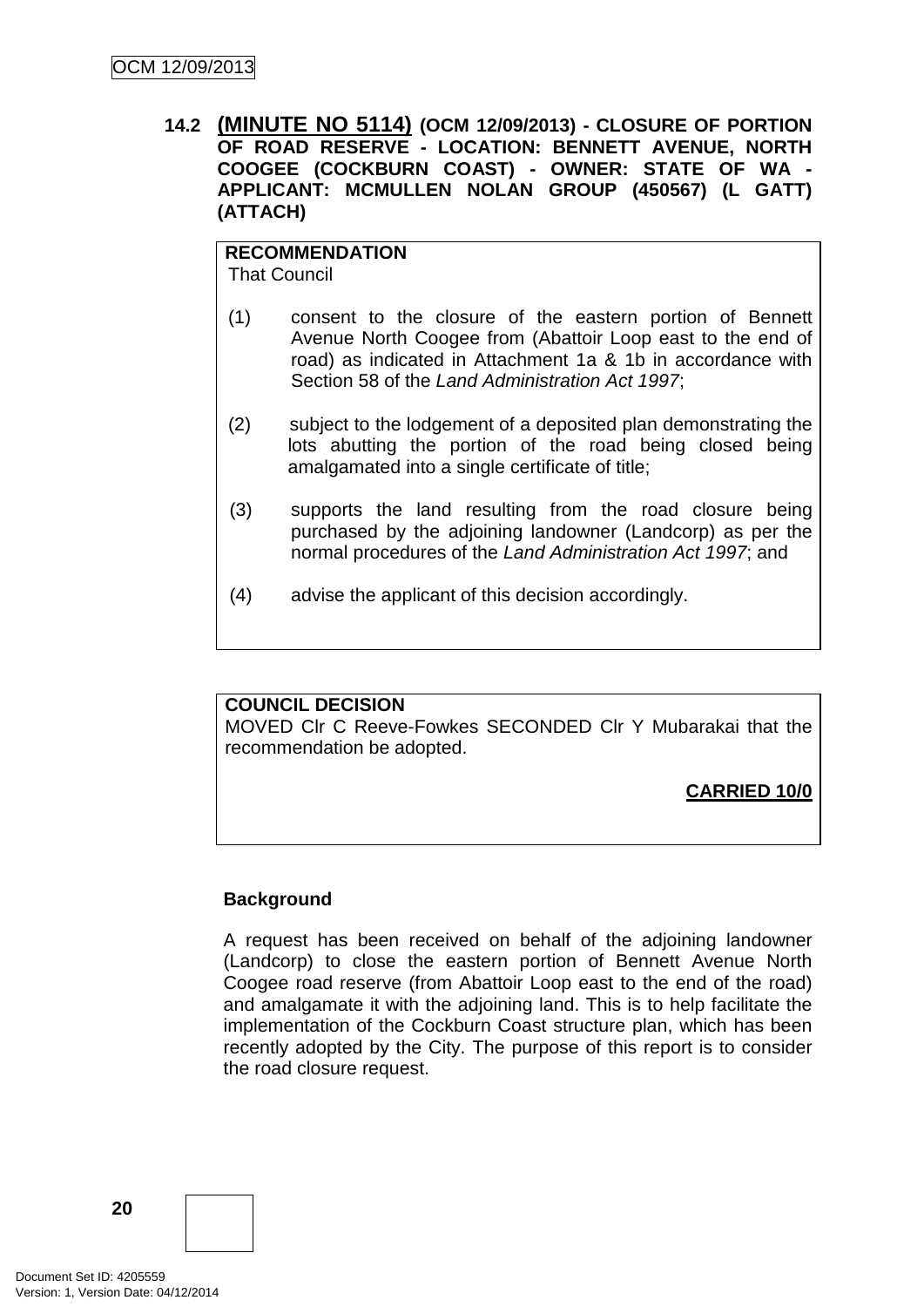### 14.2 **(MINUTE NO 5114)** (OCM 12/09/2013) - CLOSURE OF PORTION OF ROAD RESERVE - LOCATION: BENNETT AVENUE, NORTH COOGEE (COCKBURN COAST) - OWNER: STATE OF WA - APPLICANT: MCMULLEN NOLAN GROUP (450567) (L GATT) (ATTACH)

**RECOMMENDATION**
That Council

(1) consent to the closure of the eastern portion of Bennett Avenue North Coogee from (Abattoir Loop east to the end of road) as indicated in Attachment 1a & 1b in accordance with Section 58 of the *Land Administration Act 1997*;

(2) subject to the lodgement of a deposited plan demonstrating the lots abutting the portion of the road being closed being amalgamated into a single certificate of title;

(3) supports the land resulting from the road closure being purchased by the adjoining landowner (Landcorp) as per the normal procedures of the *Land Administration Act 1997*; and

(4) advise the applicant of this decision accordingly.

**COUNCIL DECISION**
MOVED Clr C Reeve-Fowkes SECONDED Clr Y Mubarakai that the recommendation be adopted.

**CARRIED 10/0**

**Background**

A request has been received on behalf of the adjoining landowner (Landcorp) to close the eastern portion of Bennett Avenue North Coogee road reserve (from Abattoir Loop east to the end of the road) and amalgamate it with the adjoining land. This is to help facilitate the implementation of the Cockburn Coast structure plan, which has been recently adopted by the City. The purpose of this report is to consider the road closure request.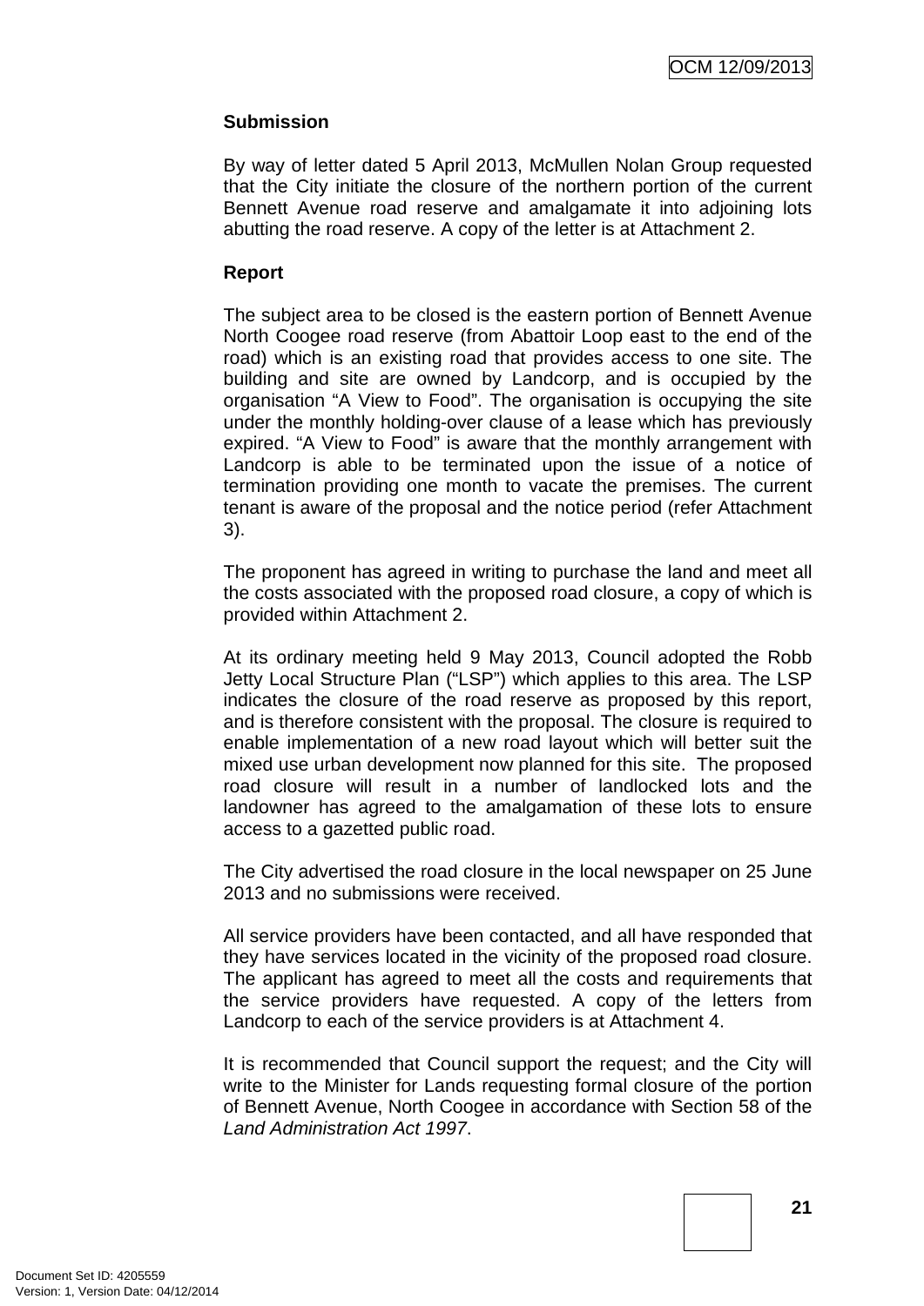**Submission**

By way of letter dated 5 April 2013, McMullen Nolan Group requested that the City initiate the closure of the northern portion of the current Bennett Avenue road reserve and amalgamate it into adjoining lots abutting the road reserve. A copy of the letter is at Attachment 2.

**Report**

The subject area to be closed is the eastern portion of Bennett Avenue North Coogee road reserve (from Abattoir Loop east to the end of the road) which is an existing road that provides access to one site. The building and site are owned by Landcorp, and is occupied by the organisation "A View to Food". The organisation is occupying the site under the monthly holding-over clause of a lease which has previously expired. "A View to Food" is aware that the monthly arrangement with Landcorp is able to be terminated upon the issue of a notice of termination providing one month to vacate the premises. The current tenant is aware of the proposal and the notice period (refer Attachment 3).

The proponent has agreed in writing to purchase the land and meet all the costs associated with the proposed road closure, a copy of which is provided within Attachment 2.

At its ordinary meeting held 9 May 2013, Council adopted the Robb Jetty Local Structure Plan ("LSP") which applies to this area. The LSP indicates the closure of the road reserve as proposed by this report, and is therefore consistent with the proposal. The closure is required to enable implementation of a new road layout which will better suit the mixed use urban development now planned for this site. The proposed road closure will result in a number of landlocked lots and the landowner has agreed to the amalgamation of these lots to ensure access to a gazetted public road.

The City advertised the road closure in the local newspaper on 25 June 2013 and no submissions were received.

All service providers have been contacted, and all have responded that they have services located in the vicinity of the proposed road closure. The applicant has agreed to meet all the costs and requirements that the service providers have requested. A copy of the letters from Landcorp to each of the service providers is at Attachment 4.

It is recommended that Council support the request; and the City will write to the Minister for Lands requesting formal closure of the portion of Bennett Avenue, North Coogee in accordance with Section 58 of the *Land Administration Act 1997*.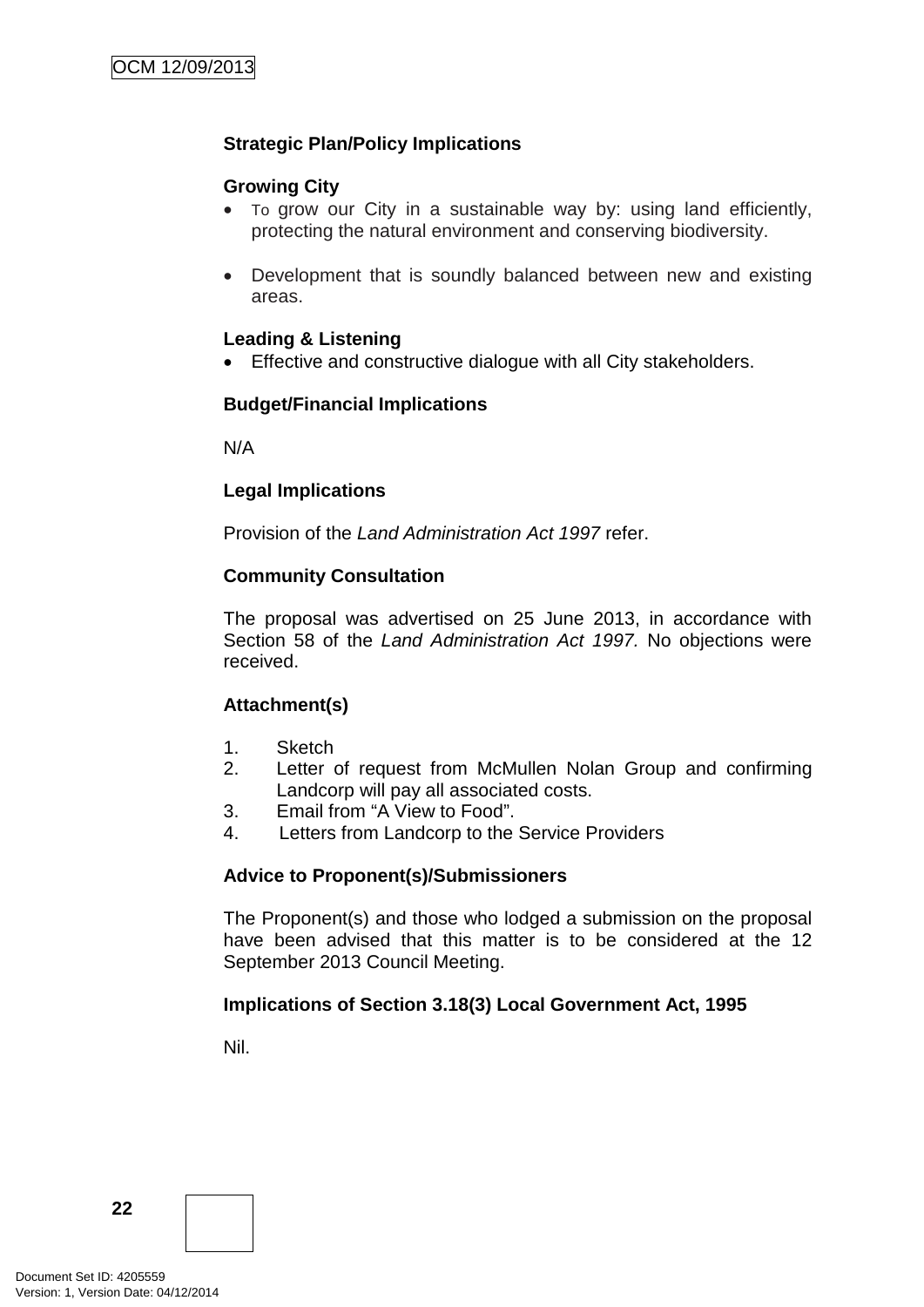**Strategic Plan/Policy Implications**

**Growing City**

- To grow our City in a sustainable way by: using land efficiently, protecting the natural environment and conserving biodiversity.

- Development that is soundly balanced between new and existing areas.

**Leading & Listening**

- Effective and constructive dialogue with all City stakeholders.

**Budget/Financial Implications**

N/A

**Legal Implications**

Provision of the *Land Administration Act 1997* refer.

**Community Consultation**

The proposal was advertised on 25 June 2013, in accordance with Section 58 of the *Land Administration Act 1997.* No objections were received.

**Attachment(s)**

1. Sketch
2. Letter of request from McMullen Nolan Group and confirming Landcorp will pay all associated costs.
3. Email from "A View to Food".
4. Letters from Landcorp to the Service Providers

**Advice to Proponent(s)/Submissioners**

The Proponent(s) and those who lodged a submission on the proposal have been advised that this matter is to be considered at the 12 September 2013 Council Meeting.

**Implications of Section 3.18(3) Local Government Act, 1995**

Nil.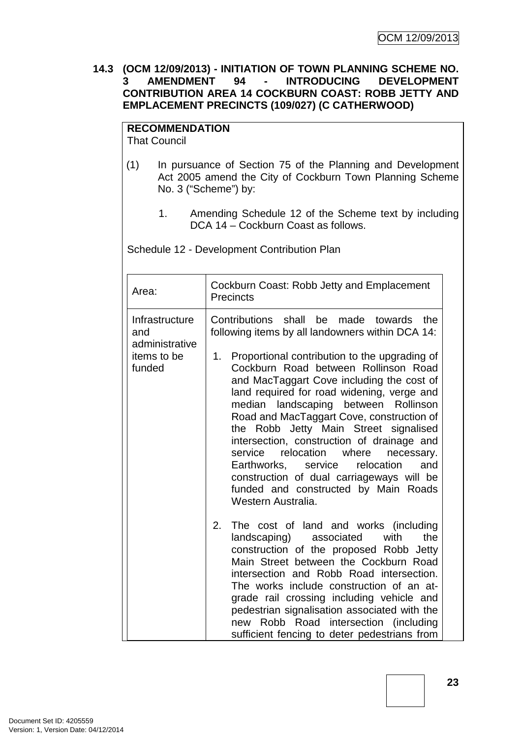### 14.3 (OCM 12/09/2013) - INITIATION OF TOWN PLANNING SCHEME NO. 3 AMENDMENT 94 - INTRODUCING DEVELOPMENT CONTRIBUTION AREA 14 COCKBURN COAST: ROBB JETTY AND EMPLACEMENT PRECINCTS (109/027) (C CATHERWOOD)

**RECOMMENDATION**
That Council

(1) In pursuance of Section 75 of the Planning and Development Act 2005 amend the City of Cockburn Town Planning Scheme No. 3 ("Scheme") by:

1. Amending Schedule 12 of the Scheme text by including DCA 14 – Cockburn Coast as follows.

Schedule 12 - Development Contribution Plan

| Area: | Cockburn Coast: Robb Jetty and Emplacement Precincts |
|---|---|
| Infrastructure and administrative items to be funded | Contributions shall be made towards the following items by all landowners within DCA 14:<br><br>1. Proportional contribution to the upgrading of Cockburn Road between Rollinson Road and MacTaggart Cove including the cost of land required for road widening, verge and median landscaping between Rollinson Road and MacTaggart Cove, construction of the Robb Jetty Main Street signalised intersection, construction of drainage and service relocation where necessary. Earthworks, service relocation and construction of dual carriageways will be funded and constructed by Main Roads Western Australia.<br><br>2. The cost of land and works (including landscaping) associated with the construction of the proposed Robb Jetty Main Street between the Cockburn Road intersection and Robb Road intersection. The works include construction of an at-grade rail crossing including vehicle and pedestrian signalisation associated with the new Robb Road intersection (including sufficient fencing to deter pedestrians from |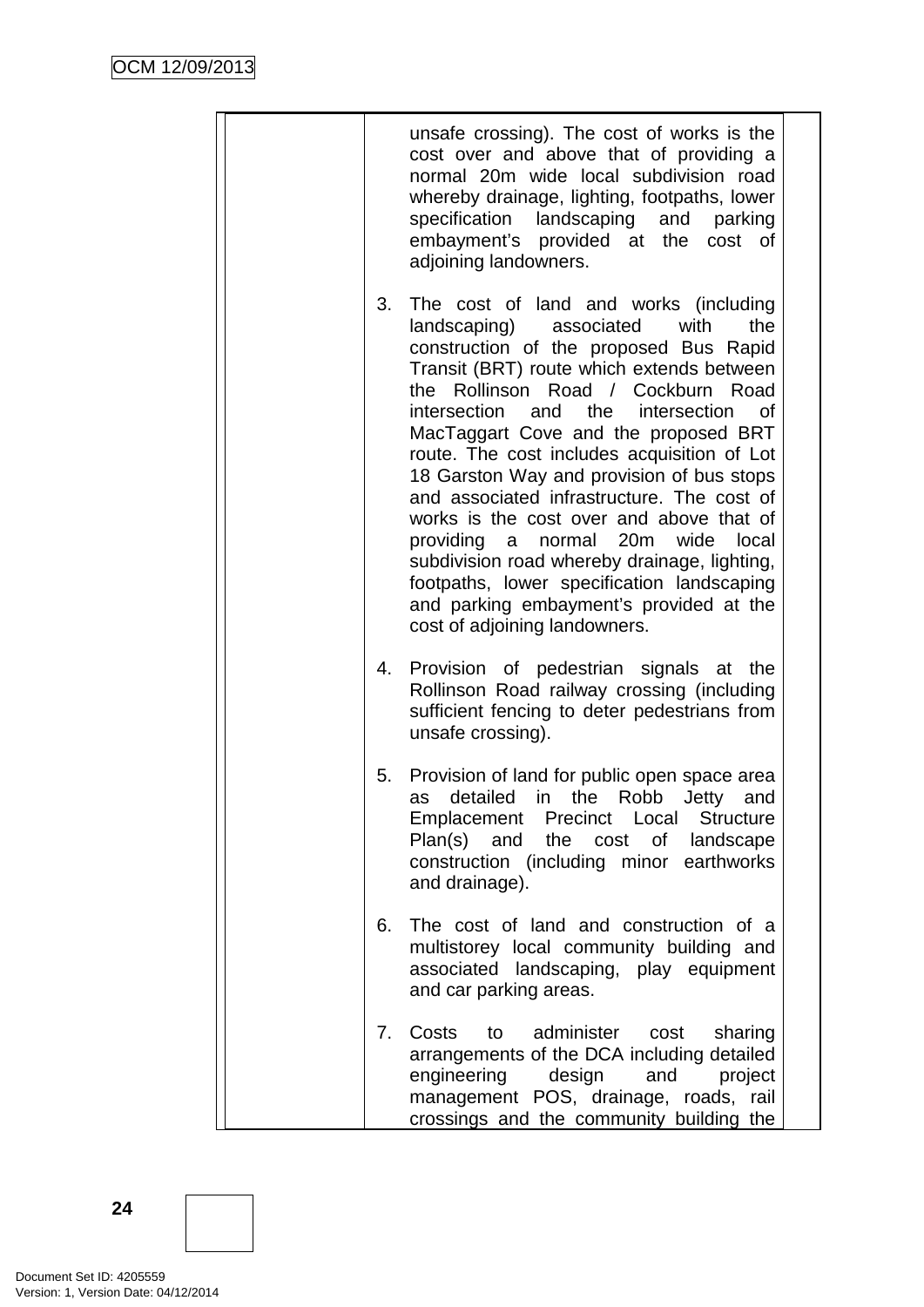| | |
|---|---|
| | unsafe crossing). The cost of works is the cost over and above that of providing a normal 20m wide local subdivision road whereby drainage, lighting, footpaths, lower specification landscaping and parking embayment's provided at the cost of adjoining landowners.<br><br>3. The cost of land and works (including landscaping) associated with the construction of the proposed Bus Rapid Transit (BRT) route which extends between the Rollinson Road / Cockburn Road intersection and the intersection of MacTaggart Cove and the proposed BRT route. The cost includes acquisition of Lot 18 Garston Way and provision of bus stops and associated infrastructure. The cost of works is the cost over and above that of providing a normal 20m wide local subdivision road whereby drainage, lighting, footpaths, lower specification landscaping and parking embayment's provided at the cost of adjoining landowners.<br><br>4. Provision of pedestrian signals at the Rollinson Road railway crossing (including sufficient fencing to deter pedestrians from unsafe crossing).<br><br>5. Provision of land for public open space area as detailed in the Robb Jetty and Emplacement Precinct Local Structure Plan(s) and the cost of landscape construction (including minor earthworks and drainage).<br><br>6. The cost of land and construction of a multistorey local community building and associated landscaping, play equipment and car parking areas.<br><br>7. Costs to administer cost sharing arrangements of the DCA including detailed engineering design and project management POS, drainage, roads, rail crossings and the community building the |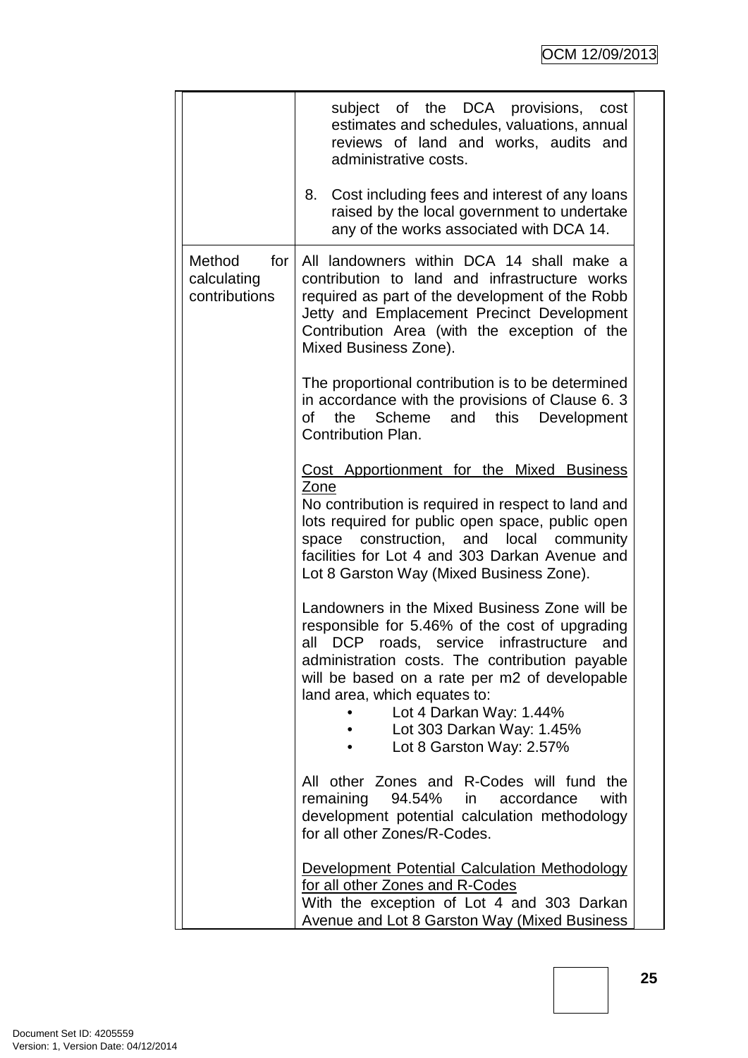| | |
|---|---|
| | subject of the DCA provisions, cost estimates and schedules, valuations, annual reviews of land and works, audits and administrative costs.<br><br>8. Cost including fees and interest of any loans raised by the local government to undertake any of the works associated with DCA 14. |
| Method for calculating contributions | All landowners within DCA 14 shall make a contribution to land and infrastructure works required as part of the development of the Robb Jetty and Emplacement Precinct Development Contribution Area (with the exception of the Mixed Business Zone).<br><br>The proportional contribution is to be determined in accordance with the provisions of Clause 6. 3 of the Scheme and this Development Contribution Plan.<br><br><u>Cost Apportionment for the Mixed Business Zone</u><br>No contribution is required in respect to land and lots required for public open space, public open space construction, and local community facilities for Lot 4 and 303 Darkan Avenue and Lot 8 Garston Way (Mixed Business Zone).<br><br>Landowners in the Mixed Business Zone will be responsible for 5.46% of the cost of upgrading all DCP roads, service infrastructure and administration costs. The contribution payable will be based on a rate per m2 of developable land area, which equates to:<br>• Lot 4 Darkan Way: 1.44%<br>• Lot 303 Darkan Way: 1.45%<br>• Lot 8 Garston Way: 2.57%<br><br>All other Zones and R-Codes will fund the remaining 94.54% in accordance with development potential calculation methodology for all other Zones/R-Codes.<br><br><u>Development Potential Calculation Methodology for all other Zones and R-Codes</u><br>With the exception of Lot 4 and 303 Darkan Avenue and Lot 8 Garston Way (Mixed Business |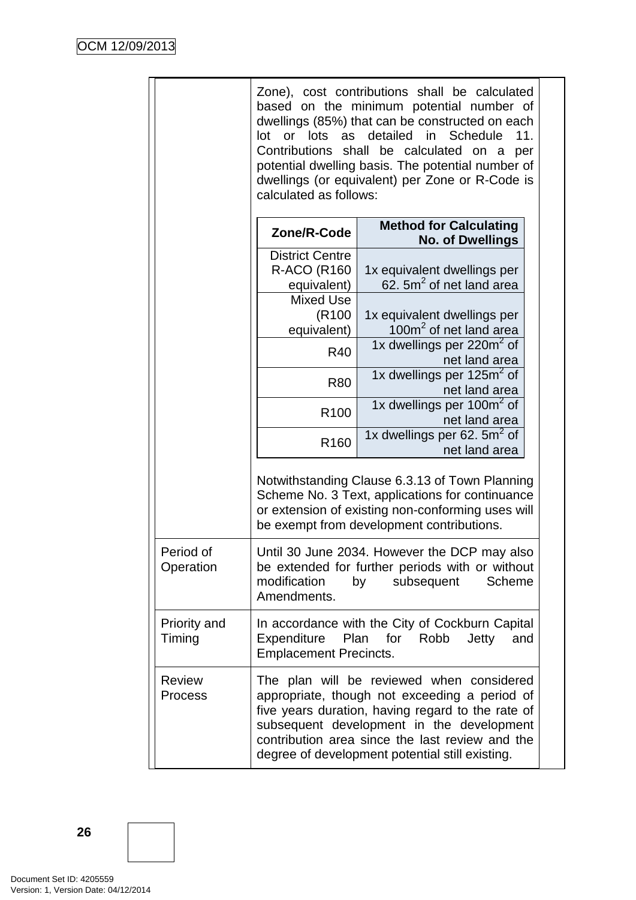| | |
|---|---|
| | Zone), cost contributions shall be calculated based on the minimum potential number of dwellings (85%) that can be constructed on each lot or lots as detailed in Schedule 11. Contributions shall be calculated on a per potential dwelling basis. The potential number of dwellings (or equivalent) per Zone or R-Code is calculated as follows:<br><br>**Zone/R-Code** — **Method for Calculating No. of Dwellings**<br>District Centre R-ACO (R160 equivalent) — 1x equivalent dwellings per 62. 5m$^2$ of net land area<br>Mixed Use (R100 equivalent) — 1x equivalent dwellings per 100m$^2$ of net land area<br>R40 — 1x dwellings per 220m$^2$ of net land area<br>R80 — 1x dwellings per 125m$^2$ of net land area<br>R100 — 1x dwellings per 100m$^2$ of net land area<br>R160 — 1x dwellings per 62. 5m$^2$ of net land area<br><br>Notwithstanding Clause 6.3.13 of Town Planning Scheme No. 3 Text, applications for continuance or extension of existing non-conforming uses will be exempt from development contributions. |
| Period of Operation | Until 30 June 2034. However the DCP may also be extended for further periods with or without modification by subsequent Scheme Amendments. |
| Priority and Timing | In accordance with the City of Cockburn Capital Expenditure Plan for Robb Jetty and Emplacement Precincts. |
| Review Process | The plan will be reviewed when considered appropriate, though not exceeding a period of five years duration, having regard to the rate of subsequent development in the development contribution area since the last review and the degree of development potential still existing. |

| Zone/R-Code | Method for Calculating No. of Dwellings |
|---|---|
| District Centre R-ACO (R160 equivalent) | 1x equivalent dwellings per 62. 5m$^2$ of net land area |
| Mixed Use (R100 equivalent) | 1x equivalent dwellings per 100m$^2$ of net land area |
| R40 | 1x dwellings per 220m$^2$ of net land area |
| R80 | 1x dwellings per 125m$^2$ of net land area |
| R100 | 1x dwellings per 100m$^2$ of net land area |
| R160 | 1x dwellings per 62. 5m$^2$ of net land area |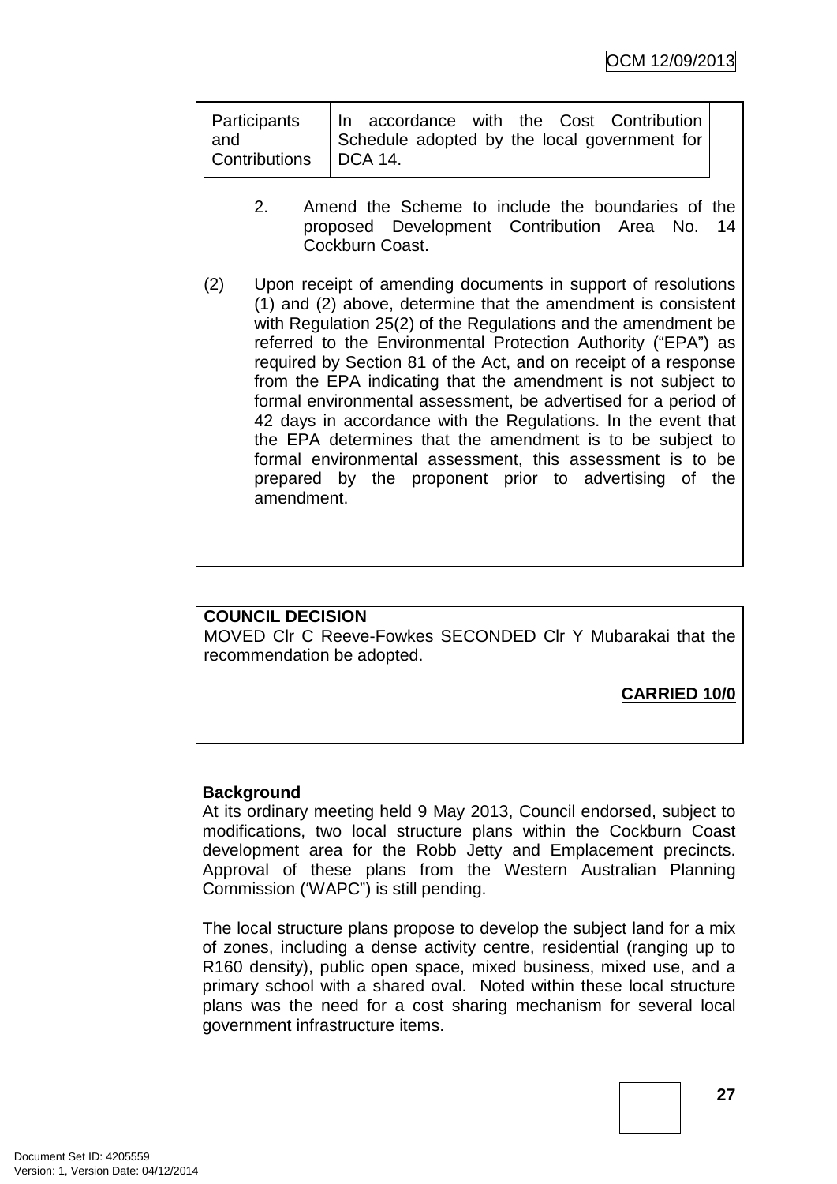| Participants and Contributions | In accordance with the Cost Contribution Schedule adopted by the local government for DCA 14. |
|---|---|

2. Amend the Scheme to include the boundaries of the proposed Development Contribution Area No. 14 Cockburn Coast.

(2) Upon receipt of amending documents in support of resolutions (1) and (2) above, determine that the amendment is consistent with Regulation 25(2) of the Regulations and the amendment be referred to the Environmental Protection Authority ("EPA") as required by Section 81 of the Act, and on receipt of a response from the EPA indicating that the amendment is not subject to formal environmental assessment, be advertised for a period of 42 days in accordance with the Regulations. In the event that the EPA determines that the amendment is to be subject to formal environmental assessment, this assessment is to be prepared by the proponent prior to advertising of the amendment.

**COUNCIL DECISION**
MOVED Clr C Reeve-Fowkes SECONDED Clr Y Mubarakai that the recommendation be adopted.

**CARRIED 10/0**

**Background**
At its ordinary meeting held 9 May 2013, Council endorsed, subject to modifications, two local structure plans within the Cockburn Coast development area for the Robb Jetty and Emplacement precincts. Approval of these plans from the Western Australian Planning Commission ('WAPC") is still pending.

The local structure plans propose to develop the subject land for a mix of zones, including a dense activity centre, residential (ranging up to R160 density), public open space, mixed business, mixed use, and a primary school with a shared oval. Noted within these local structure plans was the need for a cost sharing mechanism for several local government infrastructure items.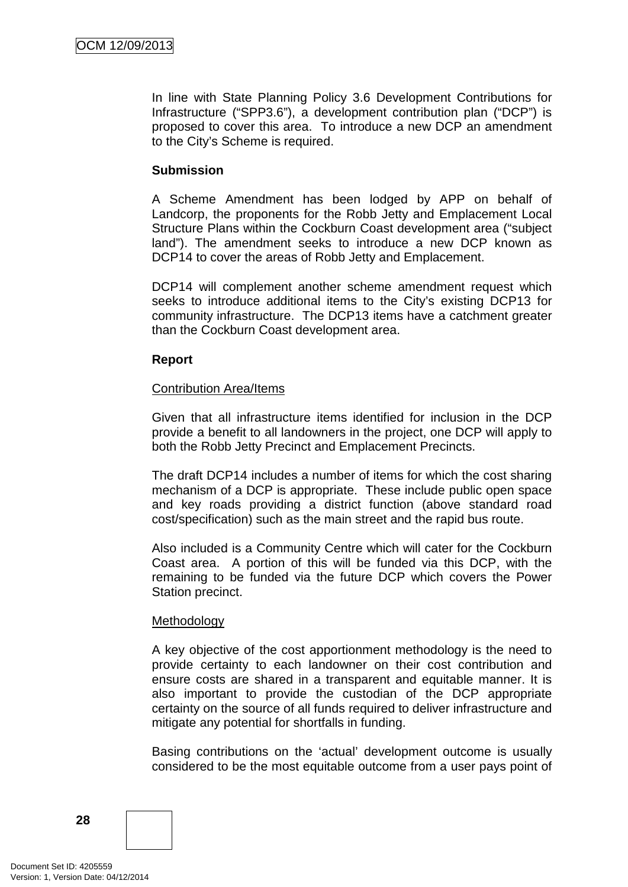In line with State Planning Policy 3.6 Development Contributions for Infrastructure ("SPP3.6"), a development contribution plan ("DCP") is proposed to cover this area. To introduce a new DCP an amendment to the City's Scheme is required.

**Submission**

A Scheme Amendment has been lodged by APP on behalf of Landcorp, the proponents for the Robb Jetty and Emplacement Local Structure Plans within the Cockburn Coast development area ("subject land"). The amendment seeks to introduce a new DCP known as DCP14 to cover the areas of Robb Jetty and Emplacement.

DCP14 will complement another scheme amendment request which seeks to introduce additional items to the City's existing DCP13 for community infrastructure. The DCP13 items have a catchment greater than the Cockburn Coast development area.

**Report**

Contribution Area/Items

Given that all infrastructure items identified for inclusion in the DCP provide a benefit to all landowners in the project, one DCP will apply to both the Robb Jetty Precinct and Emplacement Precincts.

The draft DCP14 includes a number of items for which the cost sharing mechanism of a DCP is appropriate. These include public open space and key roads providing a district function (above standard road cost/specification) such as the main street and the rapid bus route.

Also included is a Community Centre which will cater for the Cockburn Coast area. A portion of this will be funded via this DCP, with the remaining to be funded via the future DCP which covers the Power Station precinct.

Methodology

A key objective of the cost apportionment methodology is the need to provide certainty to each landowner on their cost contribution and ensure costs are shared in a transparent and equitable manner. It is also important to provide the custodian of the DCP appropriate certainty on the source of all funds required to deliver infrastructure and mitigate any potential for shortfalls in funding.

Basing contributions on the 'actual' development outcome is usually considered to be the most equitable outcome from a user pays point of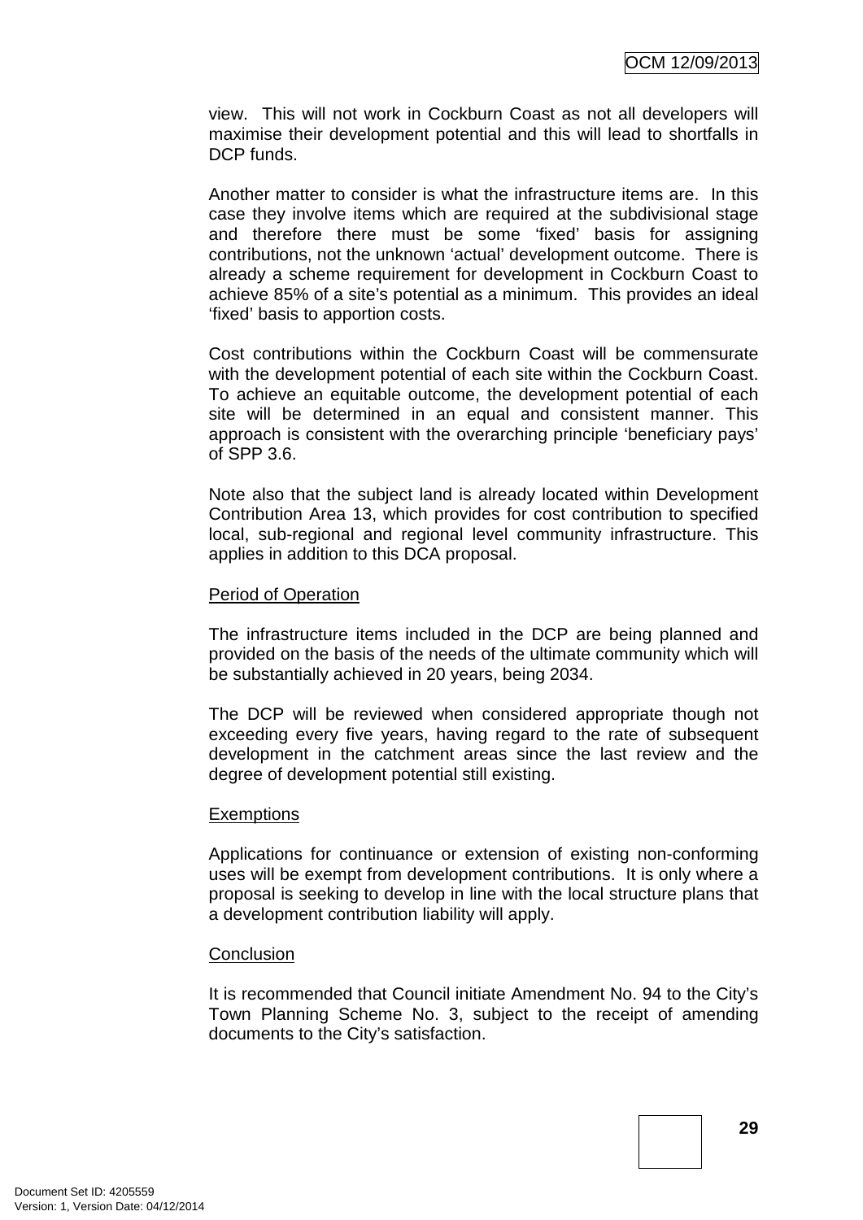view. This will not work in Cockburn Coast as not all developers will maximise their development potential and this will lead to shortfalls in DCP funds.

Another matter to consider is what the infrastructure items are. In this case they involve items which are required at the subdivisional stage and therefore there must be some 'fixed' basis for assigning contributions, not the unknown 'actual' development outcome. There is already a scheme requirement for development in Cockburn Coast to achieve 85% of a site's potential as a minimum. This provides an ideal 'fixed' basis to apportion costs.

Cost contributions within the Cockburn Coast will be commensurate with the development potential of each site within the Cockburn Coast. To achieve an equitable outcome, the development potential of each site will be determined in an equal and consistent manner. This approach is consistent with the overarching principle 'beneficiary pays' of SPP 3.6.

Note also that the subject land is already located within Development Contribution Area 13, which provides for cost contribution to specified local, sub-regional and regional level community infrastructure. This applies in addition to this DCA proposal.

<u>Period of Operation</u>

The infrastructure items included in the DCP are being planned and provided on the basis of the needs of the ultimate community which will be substantially achieved in 20 years, being 2034.

The DCP will be reviewed when considered appropriate though not exceeding every five years, having regard to the rate of subsequent development in the catchment areas since the last review and the degree of development potential still existing.

<u>Exemptions</u>

Applications for continuance or extension of existing non-conforming uses will be exempt from development contributions. It is only where a proposal is seeking to develop in line with the local structure plans that a development contribution liability will apply.

<u>Conclusion</u>

It is recommended that Council initiate Amendment No. 94 to the City's Town Planning Scheme No. 3, subject to the receipt of amending documents to the City's satisfaction.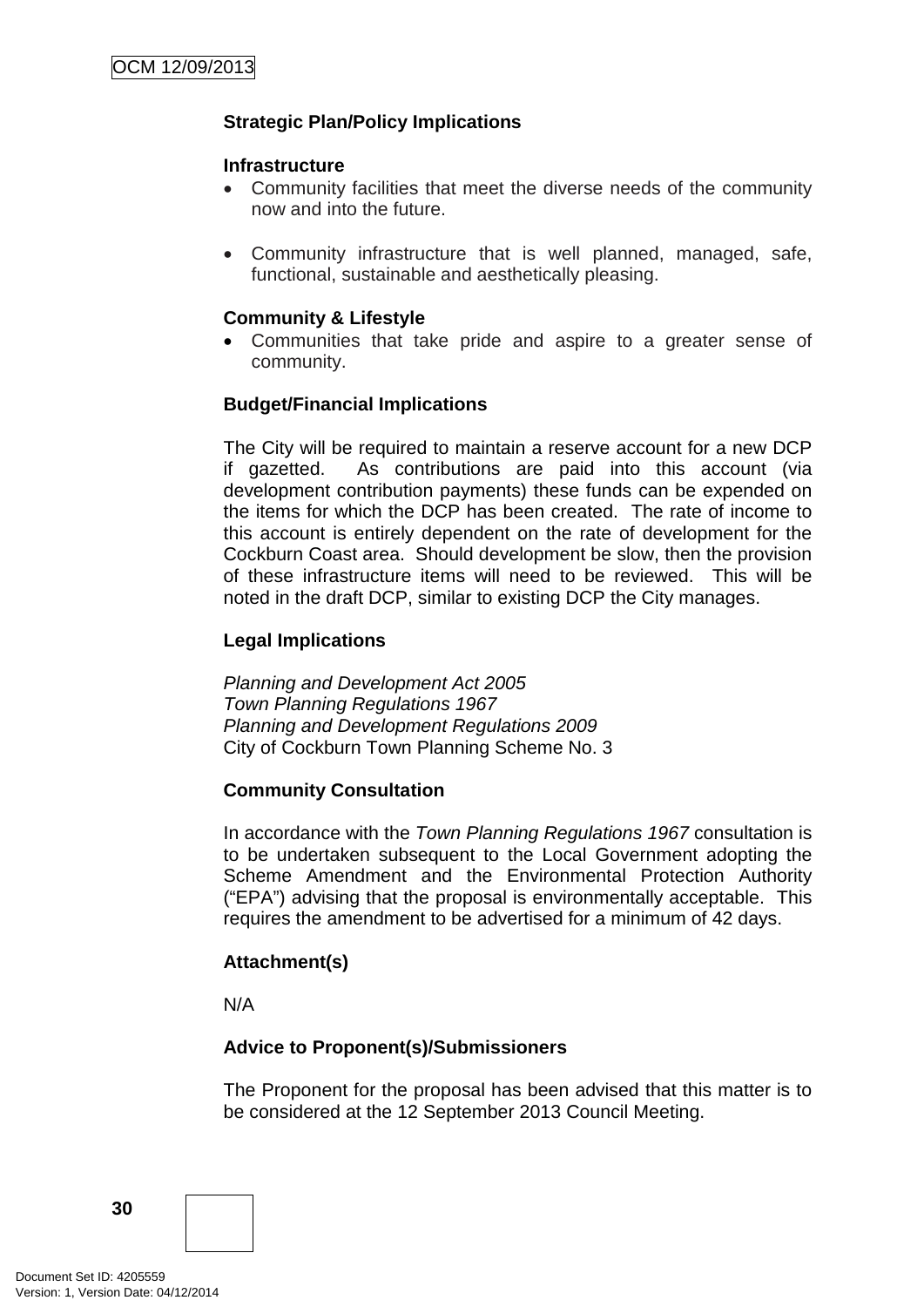**Strategic Plan/Policy Implications**

**Infrastructure**

- Community facilities that meet the diverse needs of the community now and into the future.

- Community infrastructure that is well planned, managed, safe, functional, sustainable and aesthetically pleasing.

**Community & Lifestyle**

- Communities that take pride and aspire to a greater sense of community.

**Budget/Financial Implications**

The City will be required to maintain a reserve account for a new DCP if gazetted. As contributions are paid into this account (via development contribution payments) these funds can be expended on the items for which the DCP has been created. The rate of income to this account is entirely dependent on the rate of development for the Cockburn Coast area. Should development be slow, then the provision of these infrastructure items will need to be reviewed. This will be noted in the draft DCP, similar to existing DCP the City manages.

**Legal Implications**

*Planning and Development Act 2005*
*Town Planning Regulations 1967*
*Planning and Development Regulations 2009*
City of Cockburn Town Planning Scheme No. 3

**Community Consultation**

In accordance with the *Town Planning Regulations 1967* consultation is to be undertaken subsequent to the Local Government adopting the Scheme Amendment and the Environmental Protection Authority ("EPA") advising that the proposal is environmentally acceptable. This requires the amendment to be advertised for a minimum of 42 days.

**Attachment(s)**

N/A

**Advice to Proponent(s)/Submissioners**

The Proponent for the proposal has been advised that this matter is to be considered at the 12 September 2013 Council Meeting.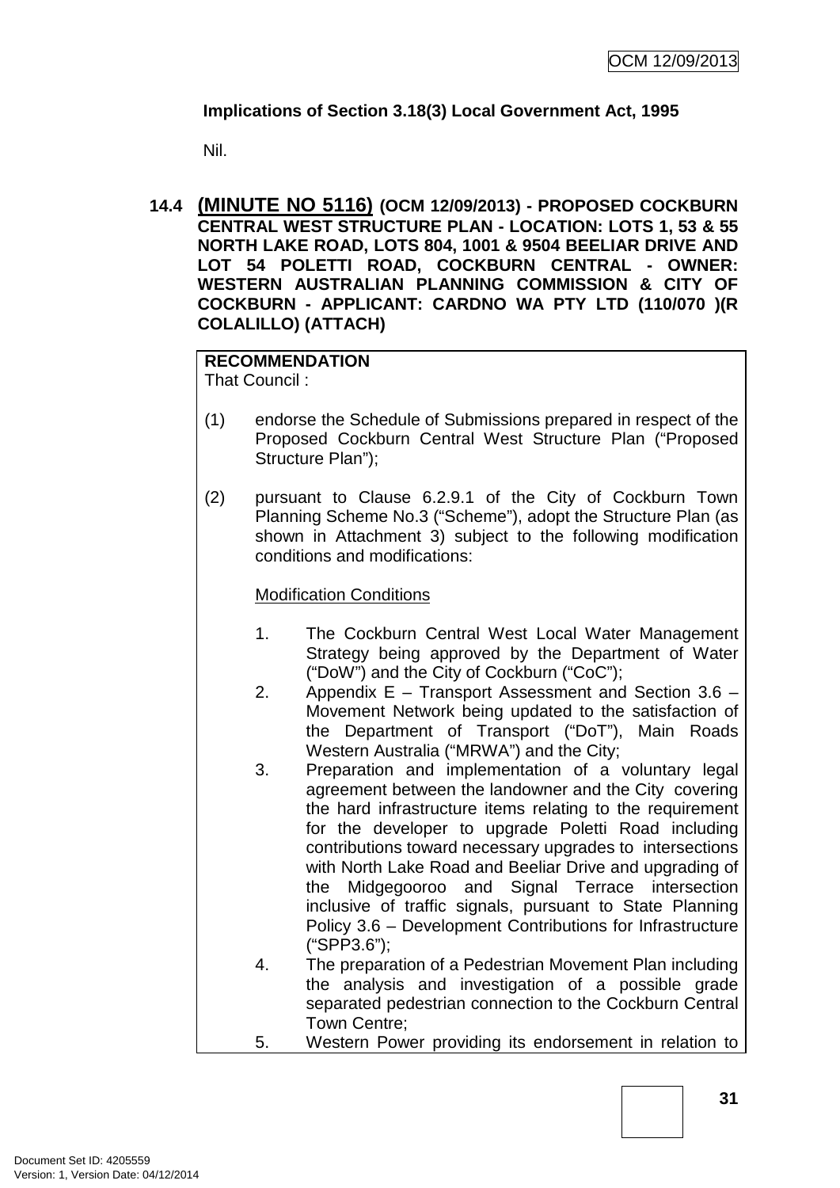**Implications of Section 3.18(3) Local Government Act, 1995**

Nil.

## 14.4 (MINUTE NO 5116) (OCM 12/09/2013) - PROPOSED COCKBURN CENTRAL WEST STRUCTURE PLAN - LOCATION: LOTS 1, 53 & 55 NORTH LAKE ROAD, LOTS 804, 1001 & 9504 BEELIAR DRIVE AND LOT 54 POLETTI ROAD, COCKBURN CENTRAL - OWNER: WESTERN AUSTRALIAN PLANNING COMMISSION & CITY OF COCKBURN - APPLICANT: CARDNO WA PTY LTD (110/070 )(R COLALILLO) (ATTACH)

**RECOMMENDATION**
That Council :

(1) endorse the Schedule of Submissions prepared in respect of the Proposed Cockburn Central West Structure Plan ("Proposed Structure Plan");

(2) pursuant to Clause 6.2.9.1 of the City of Cockburn Town Planning Scheme No.3 ("Scheme"), adopt the Structure Plan (as shown in Attachment 3) subject to the following modification conditions and modifications:

<u>Modification Conditions</u>

1. The Cockburn Central West Local Water Management Strategy being approved by the Department of Water ("DoW") and the City of Cockburn ("CoC");
2. Appendix E – Transport Assessment and Section 3.6 – Movement Network being updated to the satisfaction of the Department of Transport ("DoT"), Main Roads Western Australia ("MRWA") and the City;
3. Preparation and implementation of a voluntary legal agreement between the landowner and the City covering the hard infrastructure items relating to the requirement for the developer to upgrade Poletti Road including contributions toward necessary upgrades to intersections with North Lake Road and Beeliar Drive and upgrading of the Midgegooroo and Signal Terrace intersection inclusive of traffic signals, pursuant to State Planning Policy 3.6 – Development Contributions for Infrastructure ("SPP3.6");
4. The preparation of a Pedestrian Movement Plan including the analysis and investigation of a possible grade separated pedestrian connection to the Cockburn Central Town Centre;
5. Western Power providing its endorsement in relation to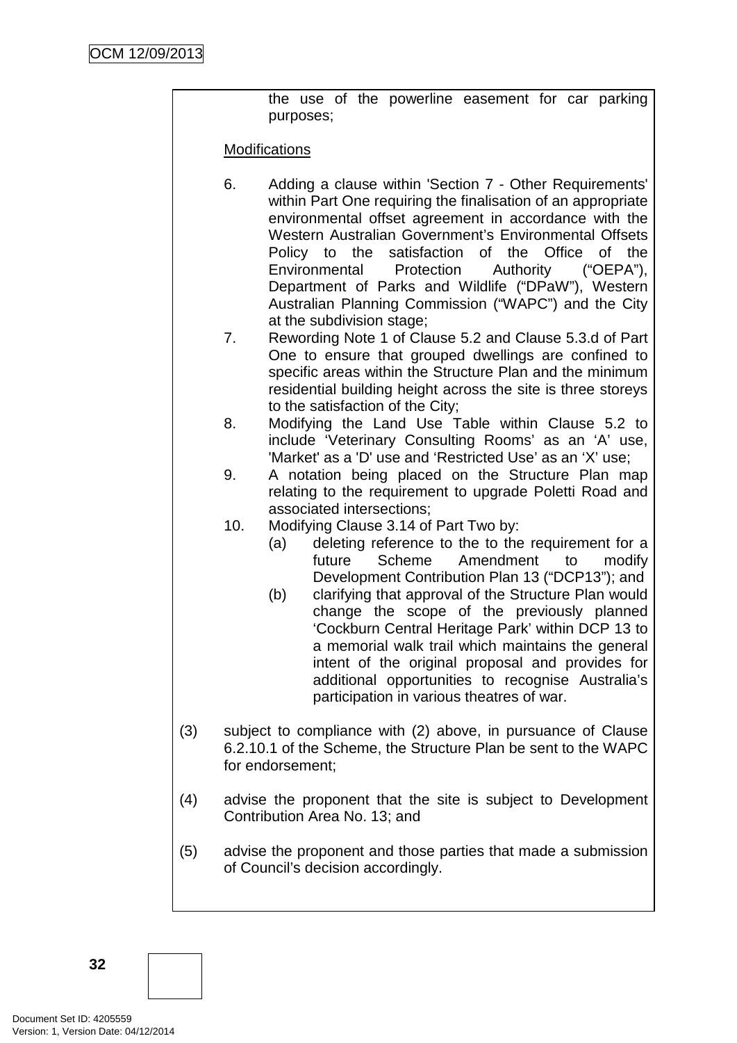the use of the powerline easement for car parking purposes;

Modifications

6. Adding a clause within 'Section 7 - Other Requirements' within Part One requiring the finalisation of an appropriate environmental offset agreement in accordance with the Western Australian Government's Environmental Offsets Policy to the satisfaction of the Office of the Environmental Protection Authority ("OEPA"), Department of Parks and Wildlife ("DPaW"), Western Australian Planning Commission ("WAPC") and the City at the subdivision stage;
7. Rewording Note 1 of Clause 5.2 and Clause 5.3.d of Part One to ensure that grouped dwellings are confined to specific areas within the Structure Plan and the minimum residential building height across the site is three storeys to the satisfaction of the City;
8. Modifying the Land Use Table within Clause 5.2 to include 'Veterinary Consulting Rooms' as an 'A' use, 'Market' as a 'D' use and 'Restricted Use' as an 'X' use;
9. A notation being placed on the Structure Plan map relating to the requirement to upgrade Poletti Road and associated intersections;
10. Modifying Clause 3.14 of Part Two by:
    (a) deleting reference to the to the requirement for a future Scheme Amendment to modify Development Contribution Plan 13 ("DCP13"); and
    (b) clarifying that approval of the Structure Plan would change the scope of the previously planned 'Cockburn Central Heritage Park' within DCP 13 to a memorial walk trail which maintains the general intent of the original proposal and provides for additional opportunities to recognise Australia's participation in various theatres of war.

(3) subject to compliance with (2) above, in pursuance of Clause 6.2.10.1 of the Scheme, the Structure Plan be sent to the WAPC for endorsement;

(4) advise the proponent that the site is subject to Development Contribution Area No. 13; and

(5) advise the proponent and those parties that made a submission of Council's decision accordingly.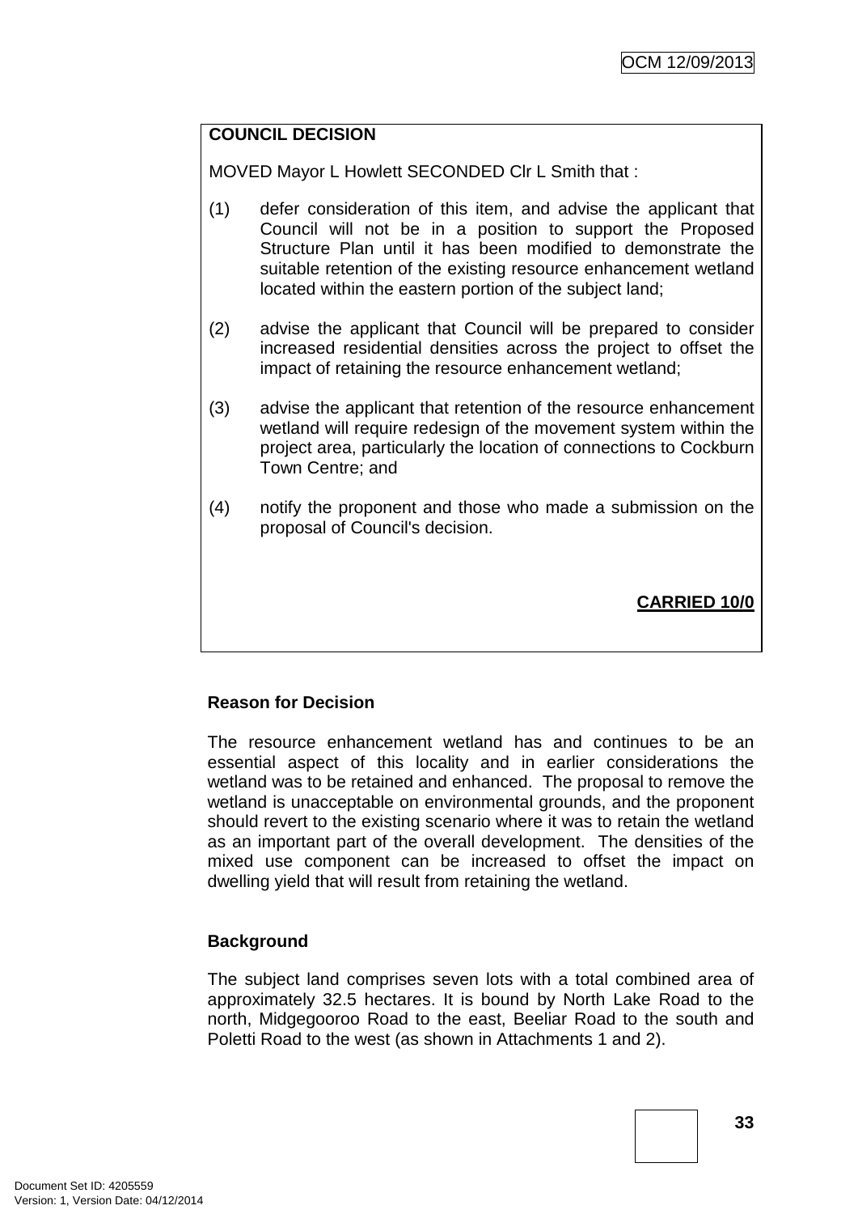**COUNCIL DECISION**

MOVED Mayor L Howlett SECONDED Clr L Smith that :

(1) defer consideration of this item, and advise the applicant that Council will not be in a position to support the Proposed Structure Plan until it has been modified to demonstrate the suitable retention of the existing resource enhancement wetland located within the eastern portion of the subject land;

(2) advise the applicant that Council will be prepared to consider increased residential densities across the project to offset the impact of retaining the resource enhancement wetland;

(3) advise the applicant that retention of the resource enhancement wetland will require redesign of the movement system within the project area, particularly the location of connections to Cockburn Town Centre; and

(4) notify the proponent and those who made a submission on the proposal of Council's decision.

**CARRIED 10/0**

**Reason for Decision**

The resource enhancement wetland has and continues to be an essential aspect of this locality and in earlier considerations the wetland was to be retained and enhanced. The proposal to remove the wetland is unacceptable on environmental grounds, and the proponent should revert to the existing scenario where it was to retain the wetland as an important part of the overall development. The densities of the mixed use component can be increased to offset the impact on dwelling yield that will result from retaining the wetland.

**Background**

The subject land comprises seven lots with a total combined area of approximately 32.5 hectares. It is bound by North Lake Road to the north, Midgegooroo Road to the east, Beeliar Road to the south and Poletti Road to the west (as shown in Attachments 1 and 2).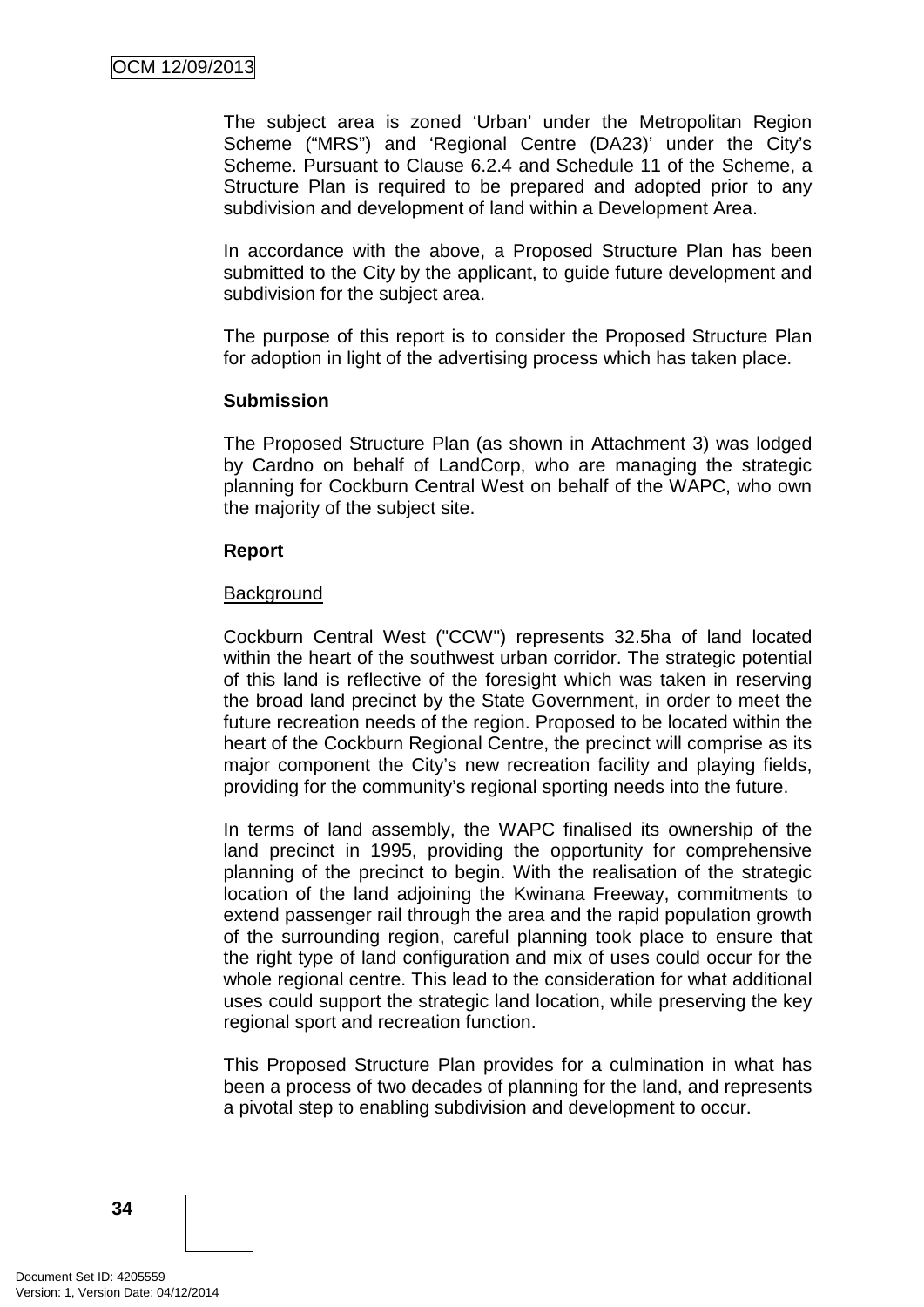The subject area is zoned ‘Urban’ under the Metropolitan Region Scheme (“MRS”) and ‘Regional Centre (DA23)’ under the City’s Scheme. Pursuant to Clause 6.2.4 and Schedule 11 of the Scheme, a Structure Plan is required to be prepared and adopted prior to any subdivision and development of land within a Development Area.

In accordance with the above, a Proposed Structure Plan has been submitted to the City by the applicant, to guide future development and subdivision for the subject area.

The purpose of this report is to consider the Proposed Structure Plan for adoption in light of the advertising process which has taken place.

**Submission**

The Proposed Structure Plan (as shown in Attachment 3) was lodged by Cardno on behalf of LandCorp, who are managing the strategic planning for Cockburn Central West on behalf of the WAPC, who own the majority of the subject site.

**Report**

Background

Cockburn Central West ("CCW") represents 32.5ha of land located within the heart of the southwest urban corridor. The strategic potential of this land is reflective of the foresight which was taken in reserving the broad land precinct by the State Government, in order to meet the future recreation needs of the region. Proposed to be located within the heart of the Cockburn Regional Centre, the precinct will comprise as its major component the City’s new recreation facility and playing fields, providing for the community’s regional sporting needs into the future.

In terms of land assembly, the WAPC finalised its ownership of the land precinct in 1995, providing the opportunity for comprehensive planning of the precinct to begin. With the realisation of the strategic location of the land adjoining the Kwinana Freeway, commitments to extend passenger rail through the area and the rapid population growth of the surrounding region, careful planning took place to ensure that the right type of land configuration and mix of uses could occur for the whole regional centre. This lead to the consideration for what additional uses could support the strategic land location, while preserving the key regional sport and recreation function.

This Proposed Structure Plan provides for a culmination in what has been a process of two decades of planning for the land, and represents a pivotal step to enabling subdivision and development to occur.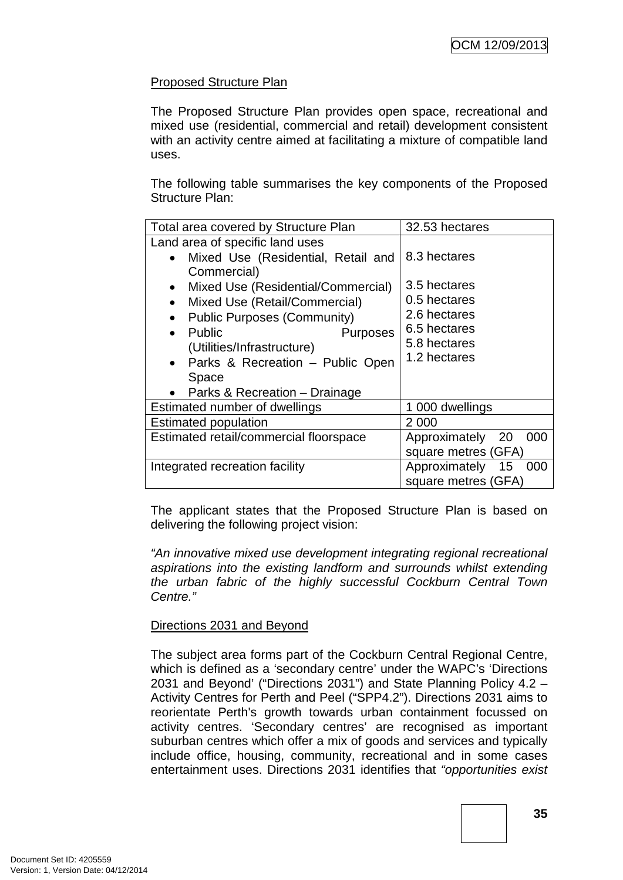Proposed Structure Plan

The Proposed Structure Plan provides open space, recreational and mixed use (residential, commercial and retail) development consistent with an activity centre aimed at facilitating a mixture of compatible land uses.

The following table summarises the key components of the Proposed Structure Plan:

| Total area covered by Structure Plan | 32.53 hectares |
|---|---|
| Land area of specific land uses<br>• Mixed Use (Residential, Retail and Commercial)<br>• Mixed Use (Residential/Commercial)<br>• Mixed Use (Retail/Commercial)<br>• Public Purposes (Community)<br>• Public Purposes (Utilities/Infrastructure)<br>• Parks & Recreation – Public Open Space<br>• Parks & Recreation – Drainage | 8.3 hectares<br>3.5 hectares<br>0.5 hectares<br>2.6 hectares<br>6.5 hectares<br>5.8 hectares<br>1.2 hectares |
| Estimated number of dwellings | 1 000 dwellings |
| Estimated population | 2 000 |
| Estimated retail/commercial floorspace | Approximately 20 000 square metres (GFA) |
| Integrated recreation facility | Approximately 15 000 square metres (GFA) |

The applicant states that the Proposed Structure Plan is based on delivering the following project vision:

*"An innovative mixed use development integrating regional recreational aspirations into the existing landform and surrounds whilst extending the urban fabric of the highly successful Cockburn Central Town Centre."*

Directions 2031 and Beyond

The subject area forms part of the Cockburn Central Regional Centre, which is defined as a 'secondary centre' under the WAPC's 'Directions 2031 and Beyond' ("Directions 2031") and State Planning Policy 4.2 – Activity Centres for Perth and Peel ("SPP4.2"). Directions 2031 aims to reorientate Perth's growth towards urban containment focussed on activity centres. 'Secondary centres' are recognised as important suburban centres which offer a mix of goods and services and typically include office, housing, community, recreational and in some cases entertainment uses. Directions 2031 identifies that *"opportunities exist*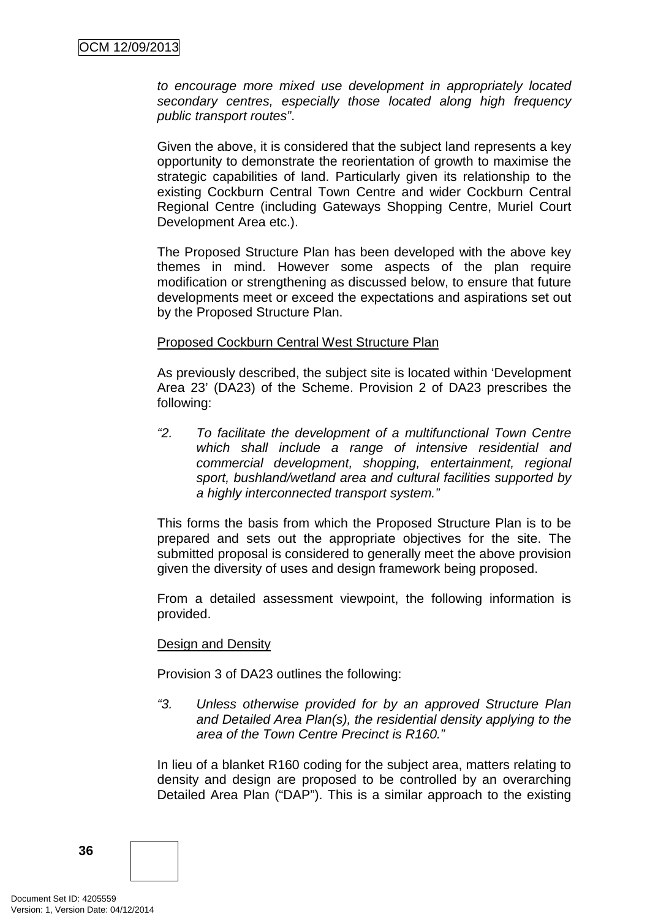*to encourage more mixed use development in appropriately located secondary centres, especially those located along high frequency public transport routes"*.

Given the above, it is considered that the subject land represents a key opportunity to demonstrate the reorientation of growth to maximise the strategic capabilities of land. Particularly given its relationship to the existing Cockburn Central Town Centre and wider Cockburn Central Regional Centre (including Gateways Shopping Centre, Muriel Court Development Area etc.).

The Proposed Structure Plan has been developed with the above key themes in mind. However some aspects of the plan require modification or strengthening as discussed below, to ensure that future developments meet or exceed the expectations and aspirations set out by the Proposed Structure Plan.

Proposed Cockburn Central West Structure Plan

As previously described, the subject site is located within 'Development Area 23' (DA23) of the Scheme. Provision 2 of DA23 prescribes the following:

*"2. To facilitate the development of a multifunctional Town Centre which shall include a range of intensive residential and commercial development, shopping, entertainment, regional sport, bushland/wetland area and cultural facilities supported by a highly interconnected transport system."*

This forms the basis from which the Proposed Structure Plan is to be prepared and sets out the appropriate objectives for the site. The submitted proposal is considered to generally meet the above provision given the diversity of uses and design framework being proposed.

From a detailed assessment viewpoint, the following information is provided.

Design and Density

Provision 3 of DA23 outlines the following:

*"3. Unless otherwise provided for by an approved Structure Plan and Detailed Area Plan(s), the residential density applying to the area of the Town Centre Precinct is R160."*

In lieu of a blanket R160 coding for the subject area, matters relating to density and design are proposed to be controlled by an overarching Detailed Area Plan ("DAP"). This is a similar approach to the existing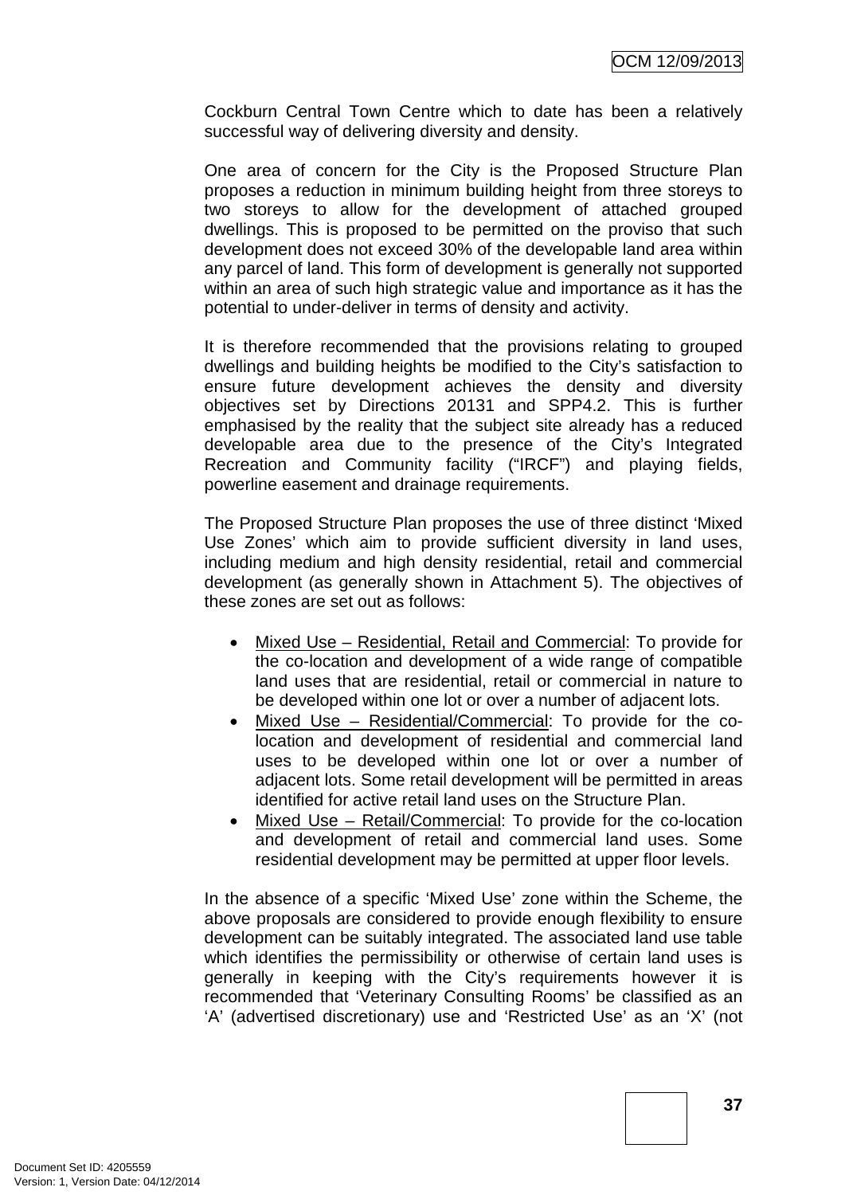Cockburn Central Town Centre which to date has been a relatively successful way of delivering diversity and density.

One area of concern for the City is the Proposed Structure Plan proposes a reduction in minimum building height from three storeys to two storeys to allow for the development of attached grouped dwellings. This is proposed to be permitted on the proviso that such development does not exceed 30% of the developable land area within any parcel of land. This form of development is generally not supported within an area of such high strategic value and importance as it has the potential to under-deliver in terms of density and activity.

It is therefore recommended that the provisions relating to grouped dwellings and building heights be modified to the City's satisfaction to ensure future development achieves the density and diversity objectives set by Directions 20131 and SPP4.2. This is further emphasised by the reality that the subject site already has a reduced developable area due to the presence of the City's Integrated Recreation and Community facility ("IRCF") and playing fields, powerline easement and drainage requirements.

The Proposed Structure Plan proposes the use of three distinct 'Mixed Use Zones' which aim to provide sufficient diversity in land uses, including medium and high density residential, retail and commercial development (as generally shown in Attachment 5). The objectives of these zones are set out as follows:

- Mixed Use – Residential, Retail and Commercial: To provide for the co-location and development of a wide range of compatible land uses that are residential, retail or commercial in nature to be developed within one lot or over a number of adjacent lots.
- Mixed Use – Residential/Commercial: To provide for the co-location and development of residential and commercial land uses to be developed within one lot or over a number of adjacent lots. Some retail development will be permitted in areas identified for active retail land uses on the Structure Plan.
- Mixed Use – Retail/Commercial: To provide for the co-location and development of retail and commercial land uses. Some residential development may be permitted at upper floor levels.

In the absence of a specific 'Mixed Use' zone within the Scheme, the above proposals are considered to provide enough flexibility to ensure development can be suitably integrated. The associated land use table which identifies the permissibility or otherwise of certain land uses is generally in keeping with the City's requirements however it is recommended that 'Veterinary Consulting Rooms' be classified as an 'A' (advertised discretionary) use and 'Restricted Use' as an 'X' (not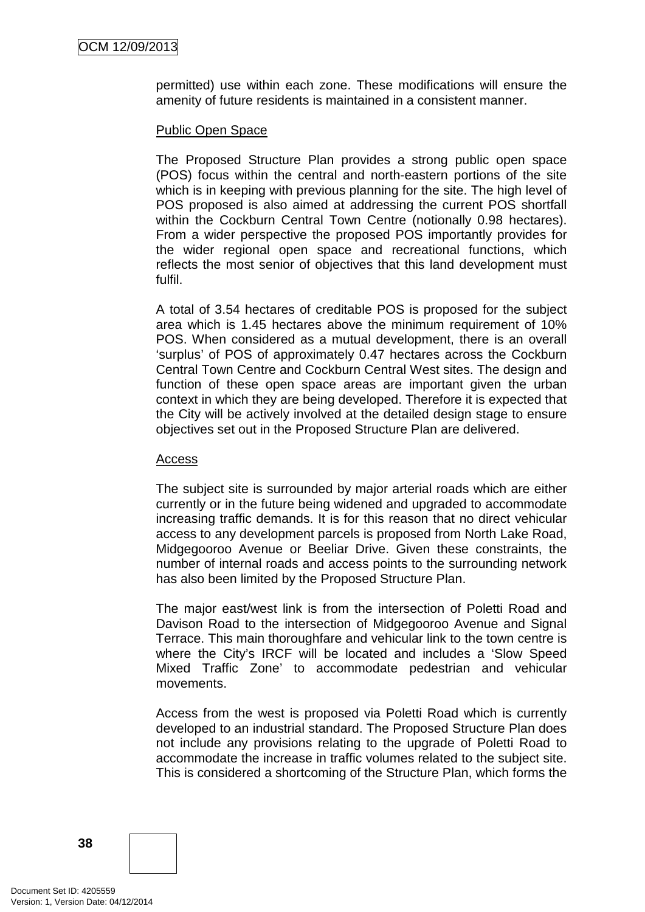permitted) use within each zone. These modifications will ensure the amenity of future residents is maintained in a consistent manner.

Public Open Space

The Proposed Structure Plan provides a strong public open space (POS) focus within the central and north-eastern portions of the site which is in keeping with previous planning for the site. The high level of POS proposed is also aimed at addressing the current POS shortfall within the Cockburn Central Town Centre (notionally 0.98 hectares). From a wider perspective the proposed POS importantly provides for the wider regional open space and recreational functions, which reflects the most senior of objectives that this land development must fulfil.

A total of 3.54 hectares of creditable POS is proposed for the subject area which is 1.45 hectares above the minimum requirement of 10% POS. When considered as a mutual development, there is an overall 'surplus' of POS of approximately 0.47 hectares across the Cockburn Central Town Centre and Cockburn Central West sites. The design and function of these open space areas are important given the urban context in which they are being developed. Therefore it is expected that the City will be actively involved at the detailed design stage to ensure objectives set out in the Proposed Structure Plan are delivered.

Access

The subject site is surrounded by major arterial roads which are either currently or in the future being widened and upgraded to accommodate increasing traffic demands. It is for this reason that no direct vehicular access to any development parcels is proposed from North Lake Road, Midgegooroo Avenue or Beeliar Drive. Given these constraints, the number of internal roads and access points to the surrounding network has also been limited by the Proposed Structure Plan.

The major east/west link is from the intersection of Poletti Road and Davison Road to the intersection of Midgegooroo Avenue and Signal Terrace. This main thoroughfare and vehicular link to the town centre is where the City's IRCF will be located and includes a 'Slow Speed Mixed Traffic Zone' to accommodate pedestrian and vehicular movements.

Access from the west is proposed via Poletti Road which is currently developed to an industrial standard. The Proposed Structure Plan does not include any provisions relating to the upgrade of Poletti Road to accommodate the increase in traffic volumes related to the subject site. This is considered a shortcoming of the Structure Plan, which forms the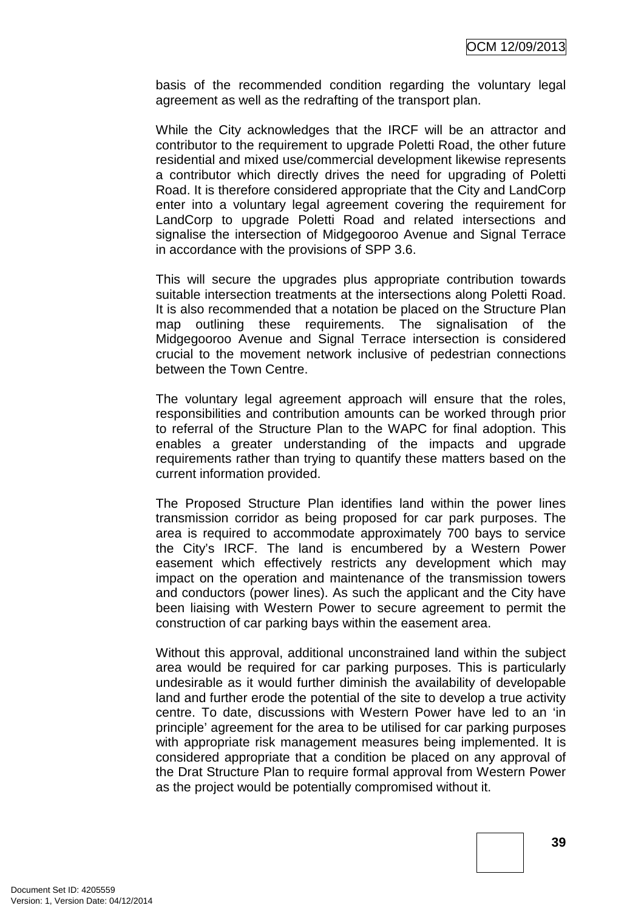basis of the recommended condition regarding the voluntary legal agreement as well as the redrafting of the transport plan.

While the City acknowledges that the IRCF will be an attractor and contributor to the requirement to upgrade Poletti Road, the other future residential and mixed use/commercial development likewise represents a contributor which directly drives the need for upgrading of Poletti Road. It is therefore considered appropriate that the City and LandCorp enter into a voluntary legal agreement covering the requirement for LandCorp to upgrade Poletti Road and related intersections and signalise the intersection of Midgegooroo Avenue and Signal Terrace in accordance with the provisions of SPP 3.6.

This will secure the upgrades plus appropriate contribution towards suitable intersection treatments at the intersections along Poletti Road. It is also recommended that a notation be placed on the Structure Plan map outlining these requirements. The signalisation of the Midgegooroo Avenue and Signal Terrace intersection is considered crucial to the movement network inclusive of pedestrian connections between the Town Centre.

The voluntary legal agreement approach will ensure that the roles, responsibilities and contribution amounts can be worked through prior to referral of the Structure Plan to the WAPC for final adoption. This enables a greater understanding of the impacts and upgrade requirements rather than trying to quantify these matters based on the current information provided.

The Proposed Structure Plan identifies land within the power lines transmission corridor as being proposed for car park purposes. The area is required to accommodate approximately 700 bays to service the City's IRCF. The land is encumbered by a Western Power easement which effectively restricts any development which may impact on the operation and maintenance of the transmission towers and conductors (power lines). As such the applicant and the City have been liaising with Western Power to secure agreement to permit the construction of car parking bays within the easement area.

Without this approval, additional unconstrained land within the subject area would be required for car parking purposes. This is particularly undesirable as it would further diminish the availability of developable land and further erode the potential of the site to develop a true activity centre. To date, discussions with Western Power have led to an 'in principle' agreement for the area to be utilised for car parking purposes with appropriate risk management measures being implemented. It is considered appropriate that a condition be placed on any approval of the Drat Structure Plan to require formal approval from Western Power as the project would be potentially compromised without it.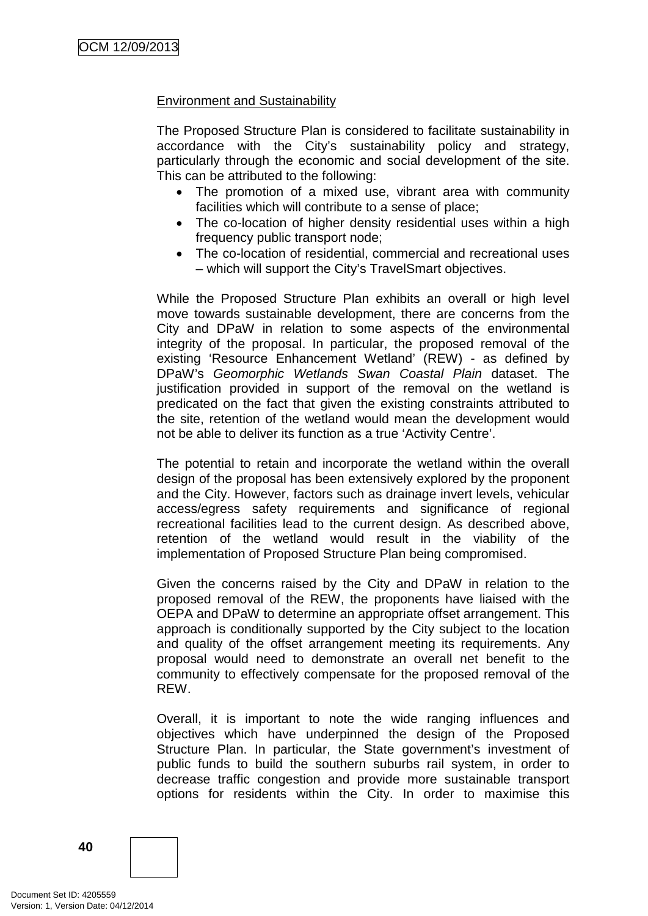Environment and Sustainability

The Proposed Structure Plan is considered to facilitate sustainability in accordance with the City's sustainability policy and strategy, particularly through the economic and social development of the site. This can be attributed to the following:

- The promotion of a mixed use, vibrant area with community facilities which will contribute to a sense of place;
- The co-location of higher density residential uses within a high frequency public transport node;
- The co-location of residential, commercial and recreational uses – which will support the City's TravelSmart objectives.

While the Proposed Structure Plan exhibits an overall or high level move towards sustainable development, there are concerns from the City and DPaW in relation to some aspects of the environmental integrity of the proposal. In particular, the proposed removal of the existing 'Resource Enhancement Wetland' (REW) - as defined by DPaW's *Geomorphic Wetlands Swan Coastal Plain* dataset. The justification provided in support of the removal on the wetland is predicated on the fact that given the existing constraints attributed to the site, retention of the wetland would mean the development would not be able to deliver its function as a true 'Activity Centre'.

The potential to retain and incorporate the wetland within the overall design of the proposal has been extensively explored by the proponent and the City. However, factors such as drainage invert levels, vehicular access/egress safety requirements and significance of regional recreational facilities lead to the current design. As described above, retention of the wetland would result in the viability of the implementation of Proposed Structure Plan being compromised.

Given the concerns raised by the City and DPaW in relation to the proposed removal of the REW, the proponents have liaised with the OEPA and DPaW to determine an appropriate offset arrangement. This approach is conditionally supported by the City subject to the location and quality of the offset arrangement meeting its requirements. Any proposal would need to demonstrate an overall net benefit to the community to effectively compensate for the proposed removal of the REW.

Overall, it is important to note the wide ranging influences and objectives which have underpinned the design of the Proposed Structure Plan. In particular, the State government's investment of public funds to build the southern suburbs rail system, in order to decrease traffic congestion and provide more sustainable transport options for residents within the City. In order to maximise this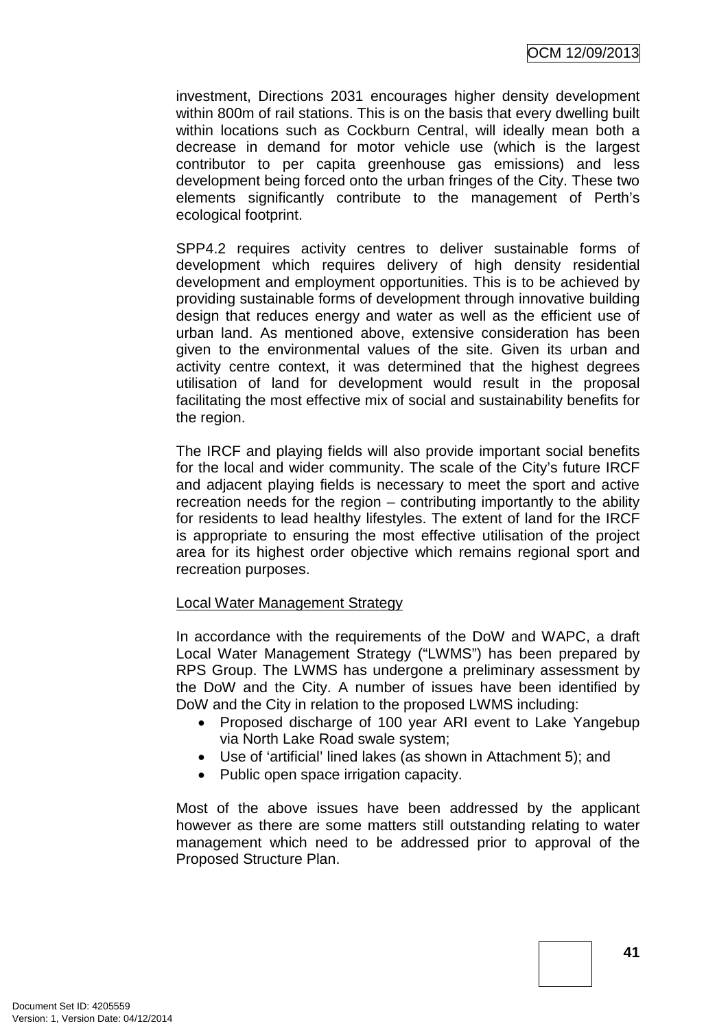investment, Directions 2031 encourages higher density development within 800m of rail stations. This is on the basis that every dwelling built within locations such as Cockburn Central, will ideally mean both a decrease in demand for motor vehicle use (which is the largest contributor to per capita greenhouse gas emissions) and less development being forced onto the urban fringes of the City. These two elements significantly contribute to the management of Perth's ecological footprint.

SPP4.2 requires activity centres to deliver sustainable forms of development which requires delivery of high density residential development and employment opportunities. This is to be achieved by providing sustainable forms of development through innovative building design that reduces energy and water as well as the efficient use of urban land. As mentioned above, extensive consideration has been given to the environmental values of the site. Given its urban and activity centre context, it was determined that the highest degrees utilisation of land for development would result in the proposal facilitating the most effective mix of social and sustainability benefits for the region.

The IRCF and playing fields will also provide important social benefits for the local and wider community. The scale of the City's future IRCF and adjacent playing fields is necessary to meet the sport and active recreation needs for the region – contributing importantly to the ability for residents to lead healthy lifestyles. The extent of land for the IRCF is appropriate to ensuring the most effective utilisation of the project area for its highest order objective which remains regional sport and recreation purposes.

<u>Local Water Management Strategy</u>

In accordance with the requirements of the DoW and WAPC, a draft Local Water Management Strategy ("LWMS") has been prepared by RPS Group. The LWMS has undergone a preliminary assessment by the DoW and the City. A number of issues have been identified by DoW and the City in relation to the proposed LWMS including:

- Proposed discharge of 100 year ARI event to Lake Yangebup via North Lake Road swale system;
- Use of 'artificial' lined lakes (as shown in Attachment 5); and
- Public open space irrigation capacity.

Most of the above issues have been addressed by the applicant however as there are some matters still outstanding relating to water management which need to be addressed prior to approval of the Proposed Structure Plan.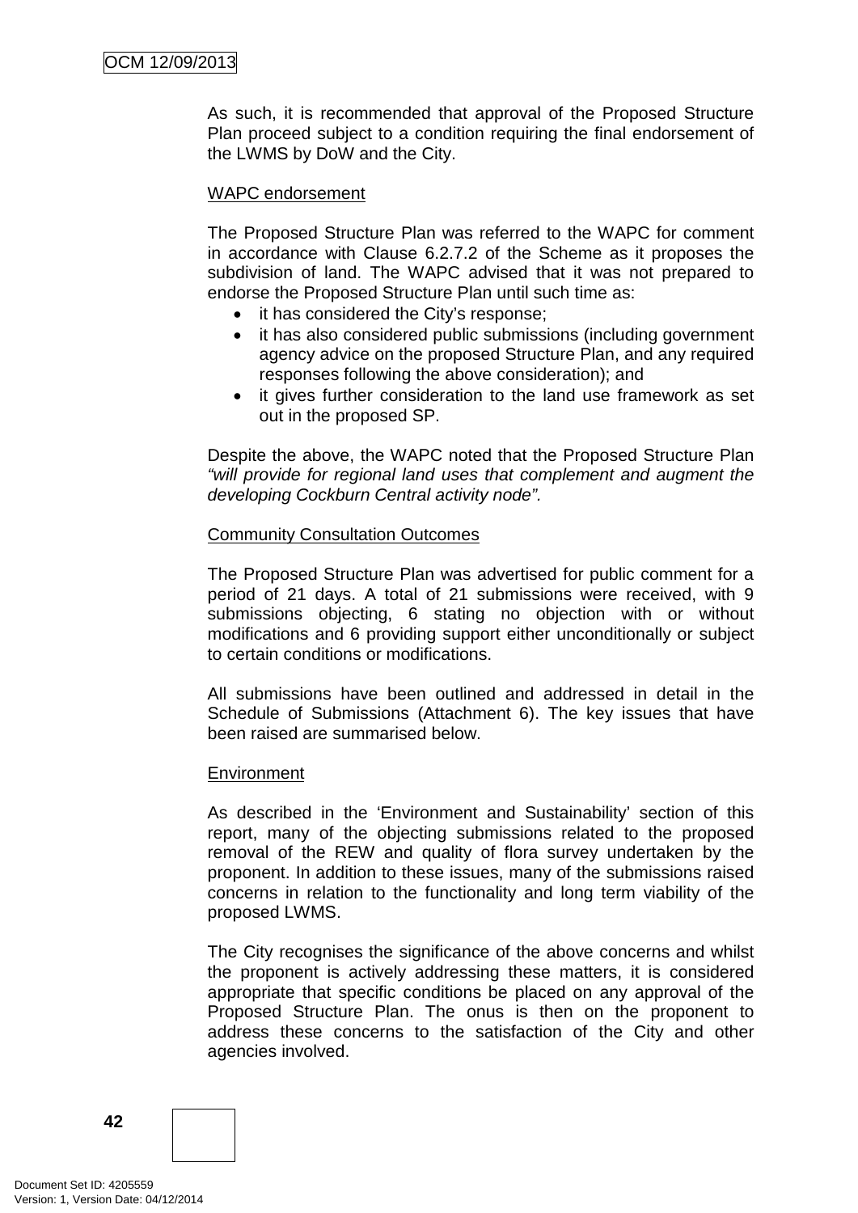As such, it is recommended that approval of the Proposed Structure Plan proceed subject to a condition requiring the final endorsement of the LWMS by DoW and the City.

WAPC endorsement

The Proposed Structure Plan was referred to the WAPC for comment in accordance with Clause 6.2.7.2 of the Scheme as it proposes the subdivision of land. The WAPC advised that it was not prepared to endorse the Proposed Structure Plan until such time as:

- it has considered the City's response;
- it has also considered public submissions (including government agency advice on the proposed Structure Plan, and any required responses following the above consideration); and
- it gives further consideration to the land use framework as set out in the proposed SP.

Despite the above, the WAPC noted that the Proposed Structure Plan *"will provide for regional land uses that complement and augment the developing Cockburn Central activity node"*.

Community Consultation Outcomes

The Proposed Structure Plan was advertised for public comment for a period of 21 days. A total of 21 submissions were received, with 9 submissions objecting, 6 stating no objection with or without modifications and 6 providing support either unconditionally or subject to certain conditions or modifications.

All submissions have been outlined and addressed in detail in the Schedule of Submissions (Attachment 6). The key issues that have been raised are summarised below.

Environment

As described in the 'Environment and Sustainability' section of this report, many of the objecting submissions related to the proposed removal of the REW and quality of flora survey undertaken by the proponent. In addition to these issues, many of the submissions raised concerns in relation to the functionality and long term viability of the proposed LWMS.

The City recognises the significance of the above concerns and whilst the proponent is actively addressing these matters, it is considered appropriate that specific conditions be placed on any approval of the Proposed Structure Plan. The onus is then on the proponent to address these concerns to the satisfaction of the City and other agencies involved.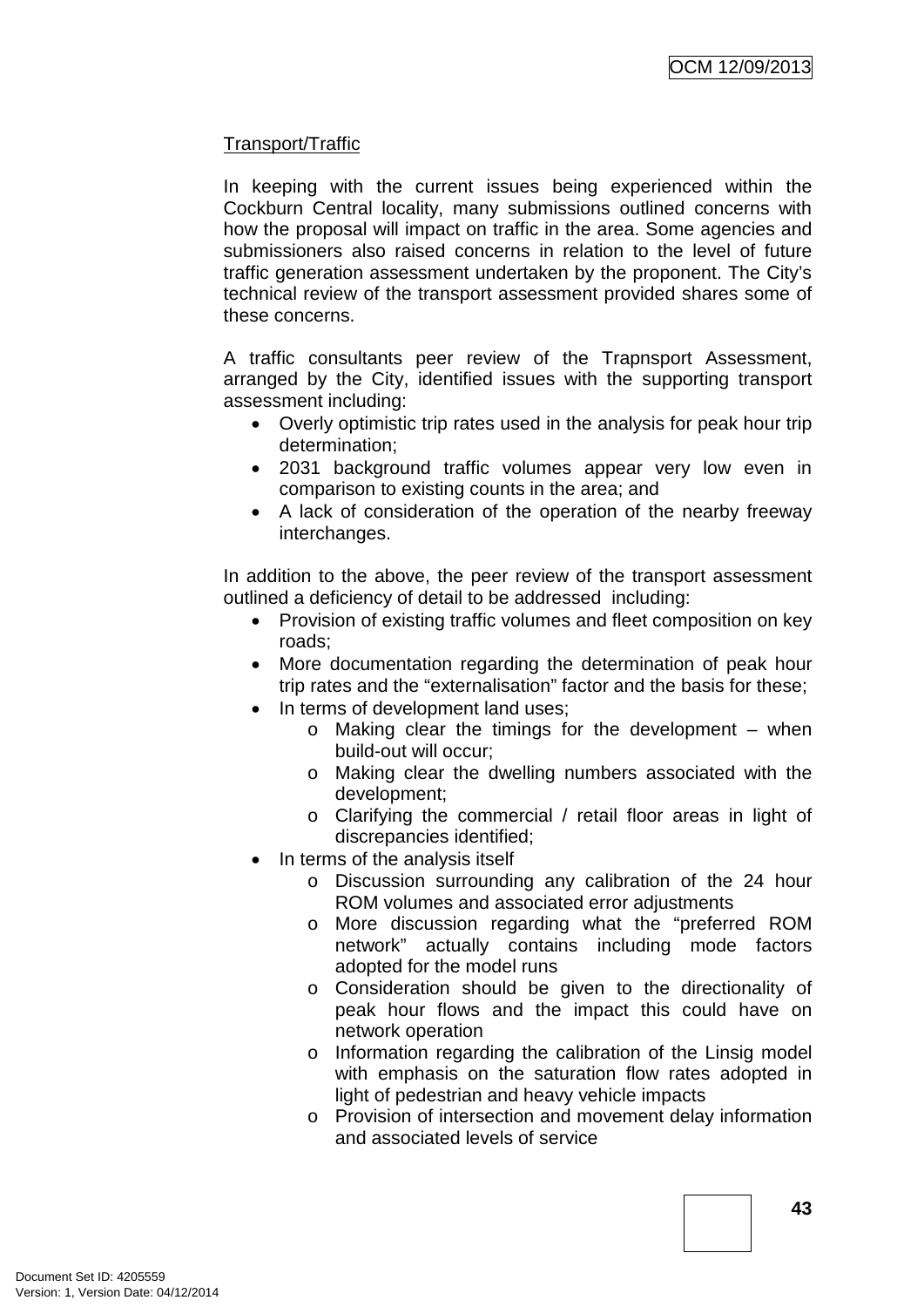Transport/Traffic

In keeping with the current issues being experienced within the Cockburn Central locality, many submissions outlined concerns with how the proposal will impact on traffic in the area. Some agencies and submissioners also raised concerns in relation to the level of future traffic generation assessment undertaken by the proponent. The City's technical review of the transport assessment provided shares some of these concerns.

A traffic consultants peer review of the Trapnsport Assessment, arranged by the City, identified issues with the supporting transport assessment including:

- Overly optimistic trip rates used in the analysis for peak hour trip determination;
- 2031 background traffic volumes appear very low even in comparison to existing counts in the area; and
- A lack of consideration of the operation of the nearby freeway interchanges.

In addition to the above, the peer review of the transport assessment outlined a deficiency of detail to be addressed including:

- Provision of existing traffic volumes and fleet composition on key roads;
- More documentation regarding the determination of peak hour trip rates and the "externalisation" factor and the basis for these;
- In terms of development land uses;
  - Making clear the timings for the development – when build-out will occur;
  - Making clear the dwelling numbers associated with the development;
  - Clarifying the commercial / retail floor areas in light of discrepancies identified;
- In terms of the analysis itself
  - Discussion surrounding any calibration of the 24 hour ROM volumes and associated error adjustments
  - More discussion regarding what the "preferred ROM network" actually contains including mode factors adopted for the model runs
  - Consideration should be given to the directionality of peak hour flows and the impact this could have on network operation
  - Information regarding the calibration of the Linsig model with emphasis on the saturation flow rates adopted in light of pedestrian and heavy vehicle impacts
  - Provision of intersection and movement delay information and associated levels of service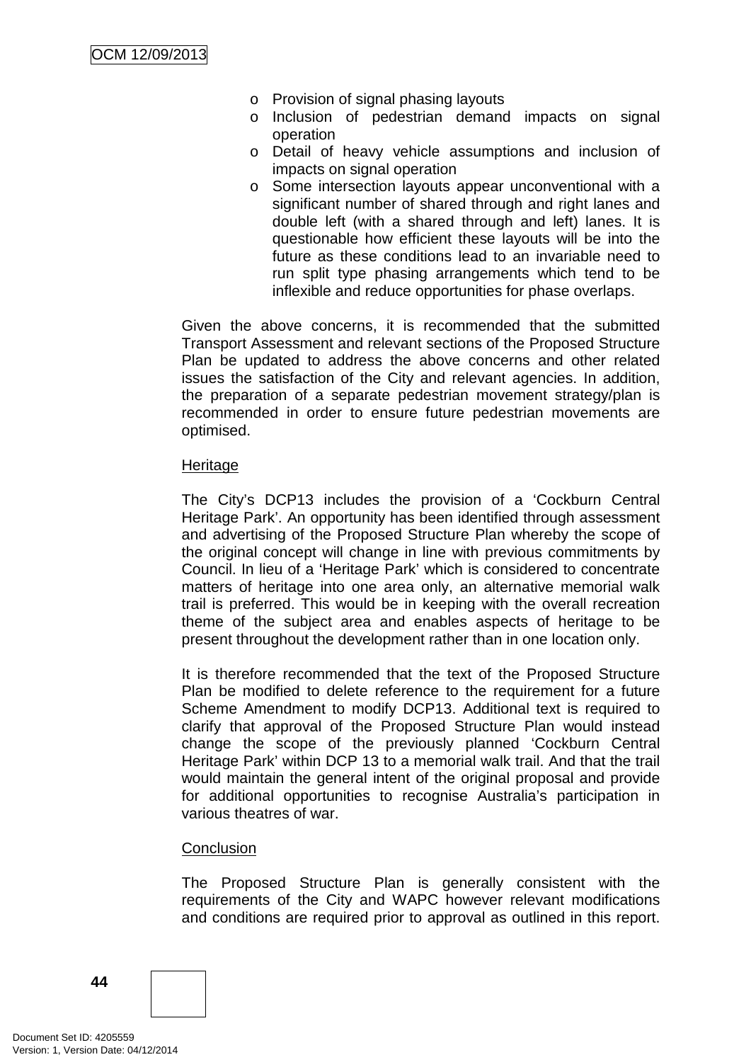- Provision of signal phasing layouts
- Inclusion of pedestrian demand impacts on signal operation
- Detail of heavy vehicle assumptions and inclusion of impacts on signal operation
- Some intersection layouts appear unconventional with a significant number of shared through and right lanes and double left (with a shared through and left) lanes. It is questionable how efficient these layouts will be into the future as these conditions lead to an invariable need to run split type phasing arrangements which tend to be inflexible and reduce opportunities for phase overlaps.

Given the above concerns, it is recommended that the submitted Transport Assessment and relevant sections of the Proposed Structure Plan be updated to address the above concerns and other related issues the satisfaction of the City and relevant agencies. In addition, the preparation of a separate pedestrian movement strategy/plan is recommended in order to ensure future pedestrian movements are optimised.

Heritage

The City's DCP13 includes the provision of a 'Cockburn Central Heritage Park'. An opportunity has been identified through assessment and advertising of the Proposed Structure Plan whereby the scope of the original concept will change in line with previous commitments by Council. In lieu of a 'Heritage Park' which is considered to concentrate matters of heritage into one area only, an alternative memorial walk trail is preferred. This would be in keeping with the overall recreation theme of the subject area and enables aspects of heritage to be present throughout the development rather than in one location only.

It is therefore recommended that the text of the Proposed Structure Plan be modified to delete reference to the requirement for a future Scheme Amendment to modify DCP13. Additional text is required to clarify that approval of the Proposed Structure Plan would instead change the scope of the previously planned 'Cockburn Central Heritage Park' within DCP 13 to a memorial walk trail. And that the trail would maintain the general intent of the original proposal and provide for additional opportunities to recognise Australia's participation in various theatres of war.

Conclusion

The Proposed Structure Plan is generally consistent with the requirements of the City and WAPC however relevant modifications and conditions are required prior to approval as outlined in this report.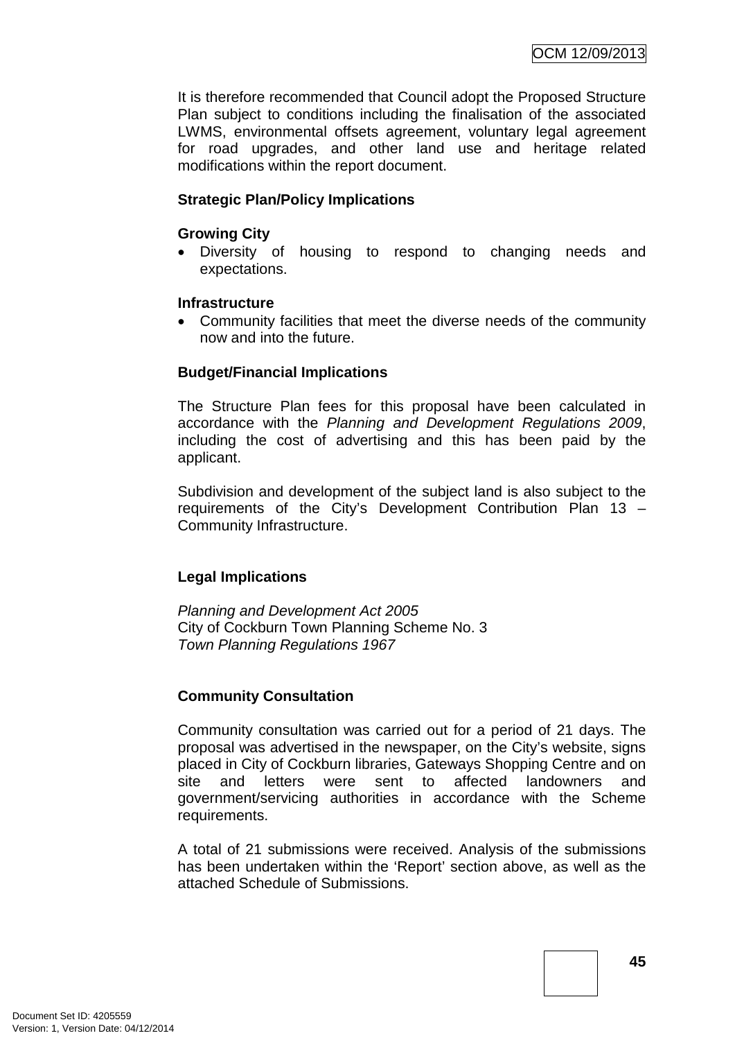It is therefore recommended that Council adopt the Proposed Structure Plan subject to conditions including the finalisation of the associated LWMS, environmental offsets agreement, voluntary legal agreement for road upgrades, and other land use and heritage related modifications within the report document.

**Strategic Plan/Policy Implications**

**Growing City**

- Diversity of housing to respond to changing needs and expectations.

**Infrastructure**

- Community facilities that meet the diverse needs of the community now and into the future.

**Budget/Financial Implications**

The Structure Plan fees for this proposal have been calculated in accordance with the *Planning and Development Regulations 2009*, including the cost of advertising and this has been paid by the applicant.

Subdivision and development of the subject land is also subject to the requirements of the City's Development Contribution Plan 13 – Community Infrastructure.

**Legal Implications**

*Planning and Development Act 2005*
City of Cockburn Town Planning Scheme No. 3
*Town Planning Regulations 1967*

**Community Consultation**

Community consultation was carried out for a period of 21 days. The proposal was advertised in the newspaper, on the City's website, signs placed in City of Cockburn libraries, Gateways Shopping Centre and on site and letters were sent to affected landowners and government/servicing authorities in accordance with the Scheme requirements.

A total of 21 submissions were received. Analysis of the submissions has been undertaken within the 'Report' section above, as well as the attached Schedule of Submissions.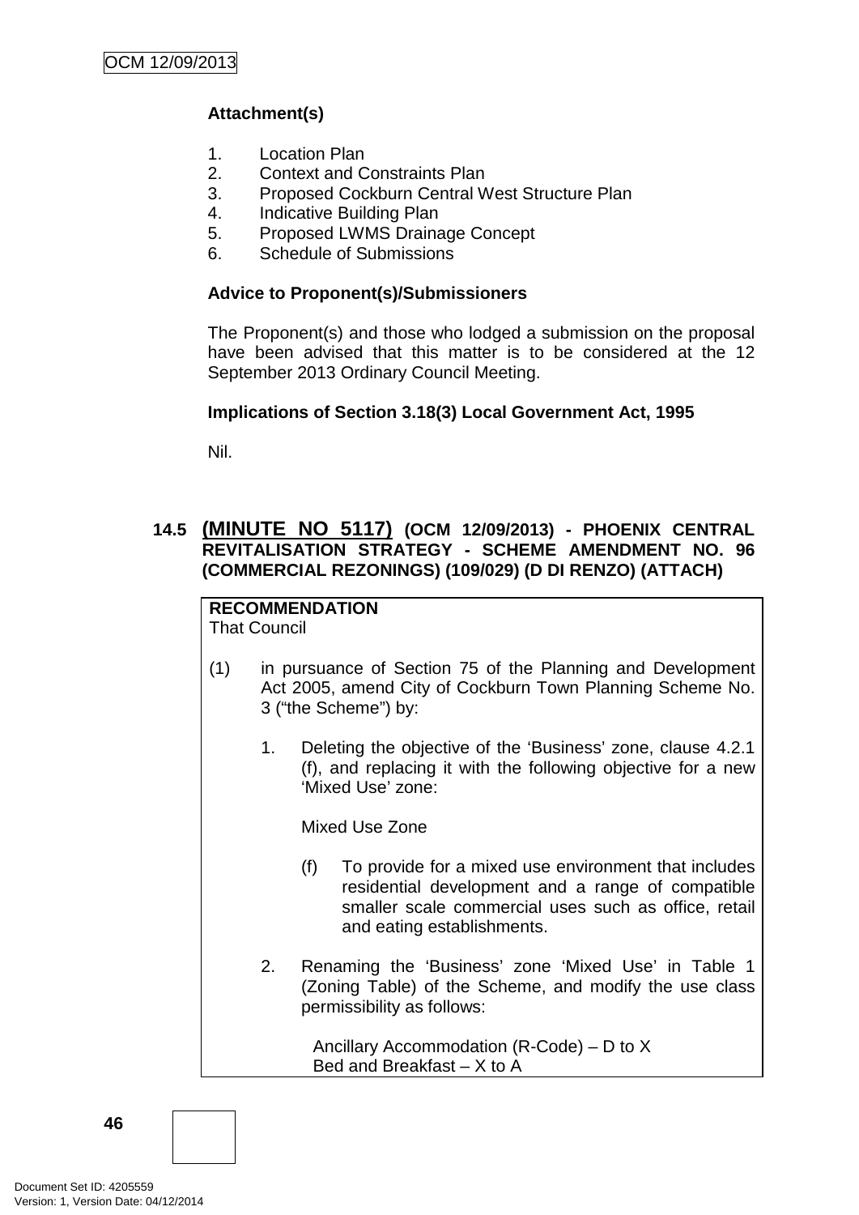**Attachment(s)**

1. Location Plan
2. Context and Constraints Plan
3. Proposed Cockburn Central West Structure Plan
4. Indicative Building Plan
5. Proposed LWMS Drainage Concept
6. Schedule of Submissions

**Advice to Proponent(s)/Submissioners**

The Proponent(s) and those who lodged a submission on the proposal have been advised that this matter is to be considered at the 12 September 2013 Ordinary Council Meeting.

**Implications of Section 3.18(3) Local Government Act, 1995**

Nil.

## 14.5 (MINUTE NO 5117) (OCM 12/09/2013) - PHOENIX CENTRAL REVITALISATION STRATEGY - SCHEME AMENDMENT NO. 96 (COMMERCIAL REZONINGS) (109/029) (D DI RENZO) (ATTACH)

**RECOMMENDATION**
That Council

(1) in pursuance of Section 75 of the Planning and Development Act 2005, amend City of Cockburn Town Planning Scheme No. 3 ("the Scheme") by:

1. Deleting the objective of the 'Business' zone, clause 4.2.1 (f), and replacing it with the following objective for a new 'Mixed Use' zone:

   Mixed Use Zone

   (f) To provide for a mixed use environment that includes residential development and a range of compatible smaller scale commercial uses such as office, retail and eating establishments.

2. Renaming the 'Business' zone 'Mixed Use' in Table 1 (Zoning Table) of the Scheme, and modify the use class permissibility as follows:

   Ancillary Accommodation (R-Code) – D to X
   Bed and Breakfast – X to A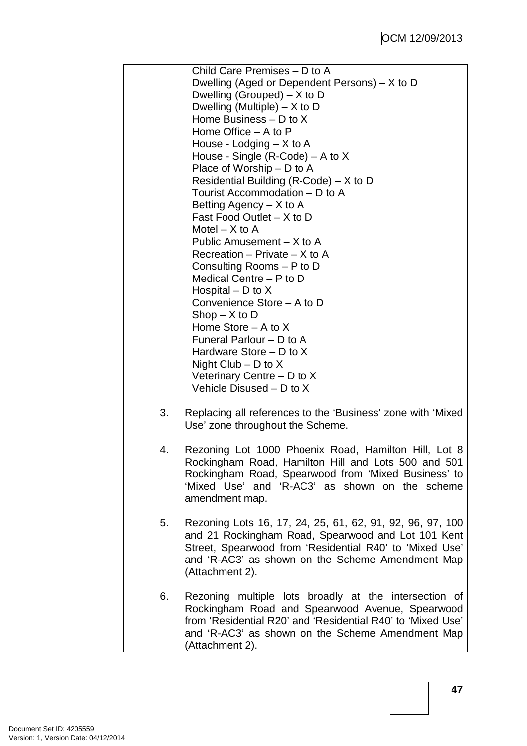Child Care Premises – D to A
Dwelling (Aged or Dependent Persons) – X to D
Dwelling (Grouped) – X to D
Dwelling (Multiple) – X to D
Home Business – D to X
Home Office – A to P
House - Lodging – X to A
House - Single (R-Code) – A to X
Place of Worship – D to A
Residential Building (R-Code) – X to D
Tourist Accommodation – D to A
Betting Agency – X to A
Fast Food Outlet – X to D
Motel – X to A
Public Amusement – X to A
Recreation – Private – X to A
Consulting Rooms – P to D
Medical Centre – P to D
Hospital – D to X
Convenience Store – A to D
Shop – X to D
Home Store – A to X
Funeral Parlour – D to A
Hardware Store – D to X
Night Club – D to X
Veterinary Centre – D to X
Vehicle Disused – D to X

3. Replacing all references to the 'Business' zone with 'Mixed Use' zone throughout the Scheme.

4. Rezoning Lot 1000 Phoenix Road, Hamilton Hill, Lot 8 Rockingham Road, Hamilton Hill and Lots 500 and 501 Rockingham Road, Spearwood from 'Mixed Business' to 'Mixed Use' and 'R-AC3' as shown on the scheme amendment map.

5. Rezoning Lots 16, 17, 24, 25, 61, 62, 91, 92, 96, 97, 100 and 21 Rockingham Road, Spearwood and Lot 101 Kent Street, Spearwood from 'Residential R40' to 'Mixed Use' and 'R-AC3' as shown on the Scheme Amendment Map (Attachment 2).

6. Rezoning multiple lots broadly at the intersection of Rockingham Road and Spearwood Avenue, Spearwood from 'Residential R20' and 'Residential R40' to 'Mixed Use' and 'R-AC3' as shown on the Scheme Amendment Map (Attachment 2).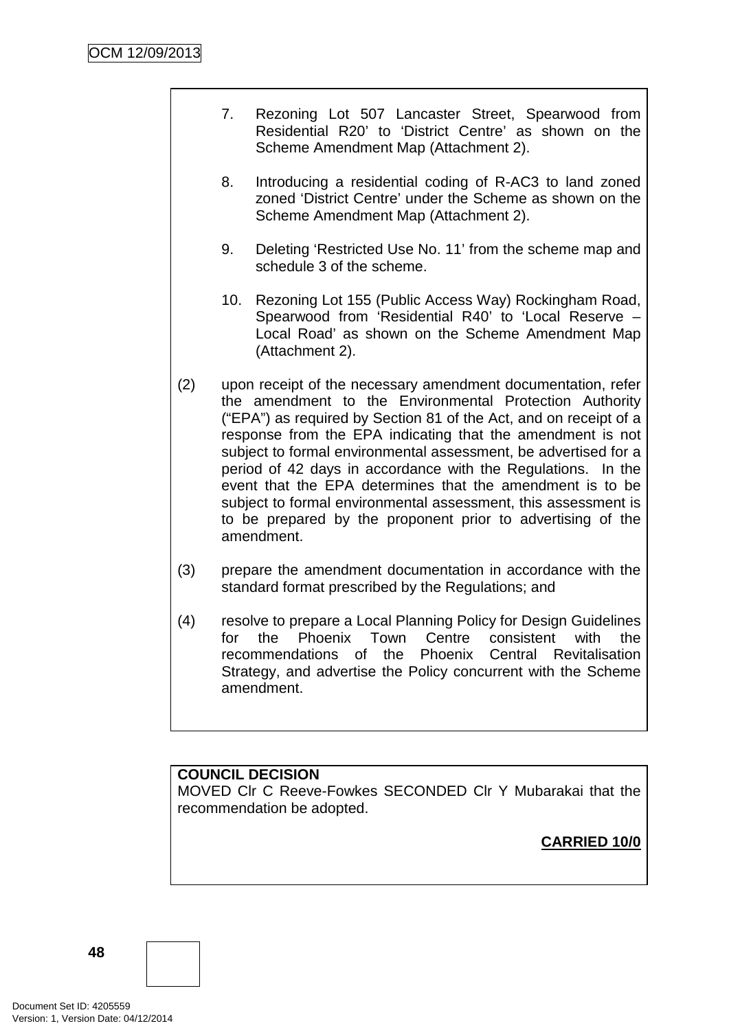7. Rezoning Lot 507 Lancaster Street, Spearwood from Residential R20' to 'District Centre' as shown on the Scheme Amendment Map (Attachment 2).

8. Introducing a residential coding of R-AC3 to land zoned zoned 'District Centre' under the Scheme as shown on the Scheme Amendment Map (Attachment 2).

9. Deleting 'Restricted Use No. 11' from the scheme map and schedule 3 of the scheme.

10. Rezoning Lot 155 (Public Access Way) Rockingham Road, Spearwood from 'Residential R40' to 'Local Reserve – Local Road' as shown on the Scheme Amendment Map (Attachment 2).

(2) upon receipt of the necessary amendment documentation, refer the amendment to the Environmental Protection Authority ("EPA") as required by Section 81 of the Act, and on receipt of a response from the EPA indicating that the amendment is not subject to formal environmental assessment, be advertised for a period of 42 days in accordance with the Regulations. In the event that the EPA determines that the amendment is to be subject to formal environmental assessment, this assessment is to be prepared by the proponent prior to advertising of the amendment.

(3) prepare the amendment documentation in accordance with the standard format prescribed by the Regulations; and

(4) resolve to prepare a Local Planning Policy for Design Guidelines for the Phoenix Town Centre consistent with the recommendations of the Phoenix Central Revitalisation Strategy, and advertise the Policy concurrent with the Scheme amendment.

**COUNCIL DECISION**
MOVED Clr C Reeve-Fowkes SECONDED Clr Y Mubarakai that the recommendation be adopted.

**CARRIED 10/0**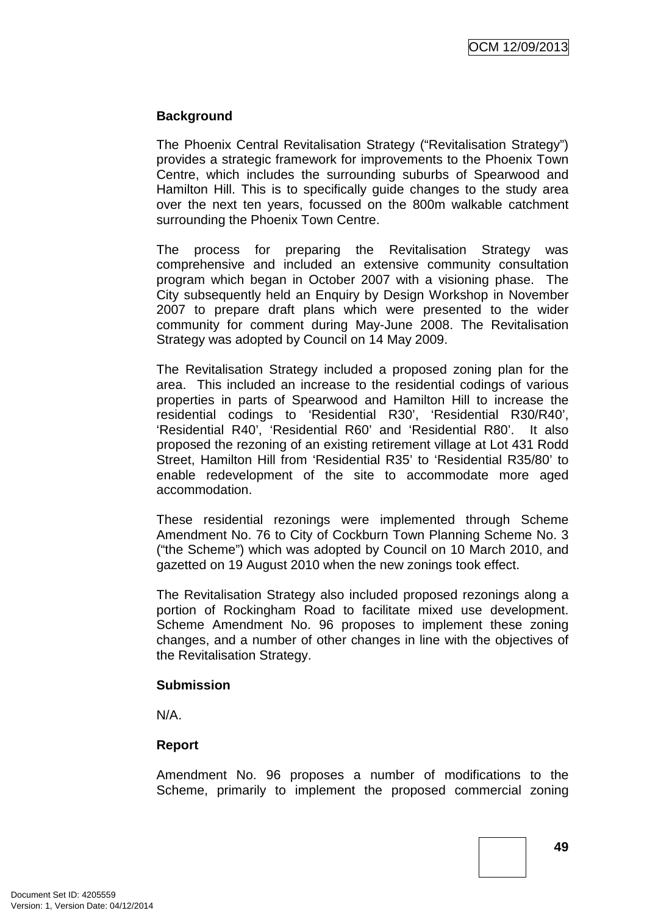**Background**

The Phoenix Central Revitalisation Strategy ("Revitalisation Strategy") provides a strategic framework for improvements to the Phoenix Town Centre, which includes the surrounding suburbs of Spearwood and Hamilton Hill. This is to specifically guide changes to the study area over the next ten years, focussed on the 800m walkable catchment surrounding the Phoenix Town Centre.

The process for preparing the Revitalisation Strategy was comprehensive and included an extensive community consultation program which began in October 2007 with a visioning phase. The City subsequently held an Enquiry by Design Workshop in November 2007 to prepare draft plans which were presented to the wider community for comment during May-June 2008. The Revitalisation Strategy was adopted by Council on 14 May 2009.

The Revitalisation Strategy included a proposed zoning plan for the area. This included an increase to the residential codings of various properties in parts of Spearwood and Hamilton Hill to increase the residential codings to 'Residential R30', 'Residential R30/R40', 'Residential R40', 'Residential R60' and 'Residential R80'. It also proposed the rezoning of an existing retirement village at Lot 431 Rodd Street, Hamilton Hill from 'Residential R35' to 'Residential R35/80' to enable redevelopment of the site to accommodate more aged accommodation.

These residential rezonings were implemented through Scheme Amendment No. 76 to City of Cockburn Town Planning Scheme No. 3 ("the Scheme") which was adopted by Council on 10 March 2010, and gazetted on 19 August 2010 when the new zonings took effect.

The Revitalisation Strategy also included proposed rezonings along a portion of Rockingham Road to facilitate mixed use development. Scheme Amendment No. 96 proposes to implement these zoning changes, and a number of other changes in line with the objectives of the Revitalisation Strategy.

**Submission**

N/A.

**Report**

Amendment No. 96 proposes a number of modifications to the Scheme, primarily to implement the proposed commercial zoning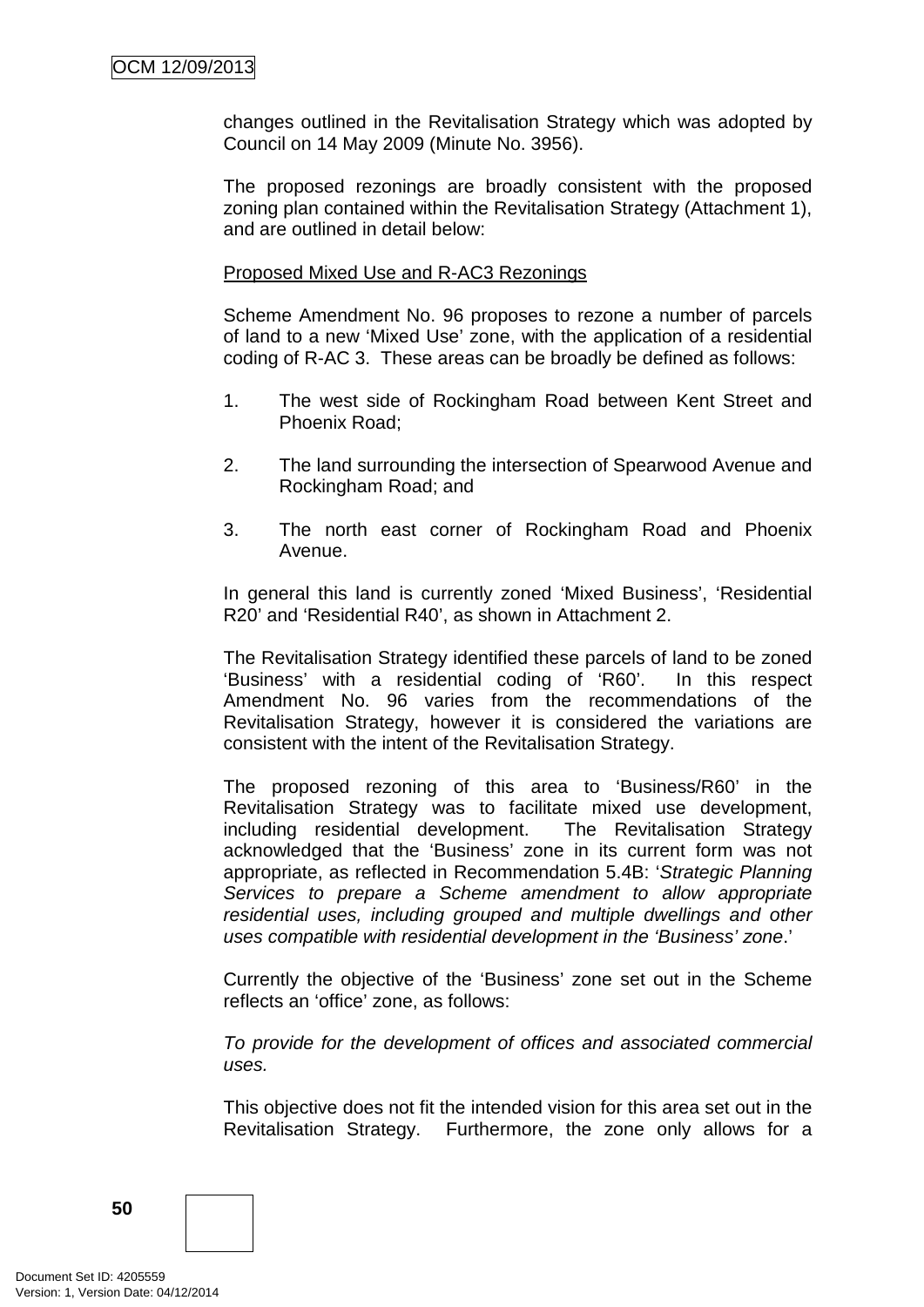changes outlined in the Revitalisation Strategy which was adopted by Council on 14 May 2009 (Minute No. 3956).

The proposed rezonings are broadly consistent with the proposed zoning plan contained within the Revitalisation Strategy (Attachment 1), and are outlined in detail below:

Proposed Mixed Use and R-AC3 Rezonings

Scheme Amendment No. 96 proposes to rezone a number of parcels of land to a new 'Mixed Use' zone, with the application of a residential coding of R-AC 3. These areas can be broadly be defined as follows:

1. The west side of Rockingham Road between Kent Street and Phoenix Road;

2. The land surrounding the intersection of Spearwood Avenue and Rockingham Road; and

3. The north east corner of Rockingham Road and Phoenix Avenue.

In general this land is currently zoned 'Mixed Business', 'Residential R20' and 'Residential R40', as shown in Attachment 2.

The Revitalisation Strategy identified these parcels of land to be zoned 'Business' with a residential coding of 'R60'. In this respect Amendment No. 96 varies from the recommendations of the Revitalisation Strategy, however it is considered the variations are consistent with the intent of the Revitalisation Strategy.

The proposed rezoning of this area to 'Business/R60' in the Revitalisation Strategy was to facilitate mixed use development, including residential development. The Revitalisation Strategy acknowledged that the 'Business' zone in its current form was not appropriate, as reflected in Recommendation 5.4B: '*Strategic Planning Services to prepare a Scheme amendment to allow appropriate residential uses, including grouped and multiple dwellings and other uses compatible with residential development in the 'Business' zone*.'

Currently the objective of the 'Business' zone set out in the Scheme reflects an 'office' zone, as follows:

*To provide for the development of offices and associated commercial uses.*

This objective does not fit the intended vision for this area set out in the Revitalisation Strategy. Furthermore, the zone only allows for a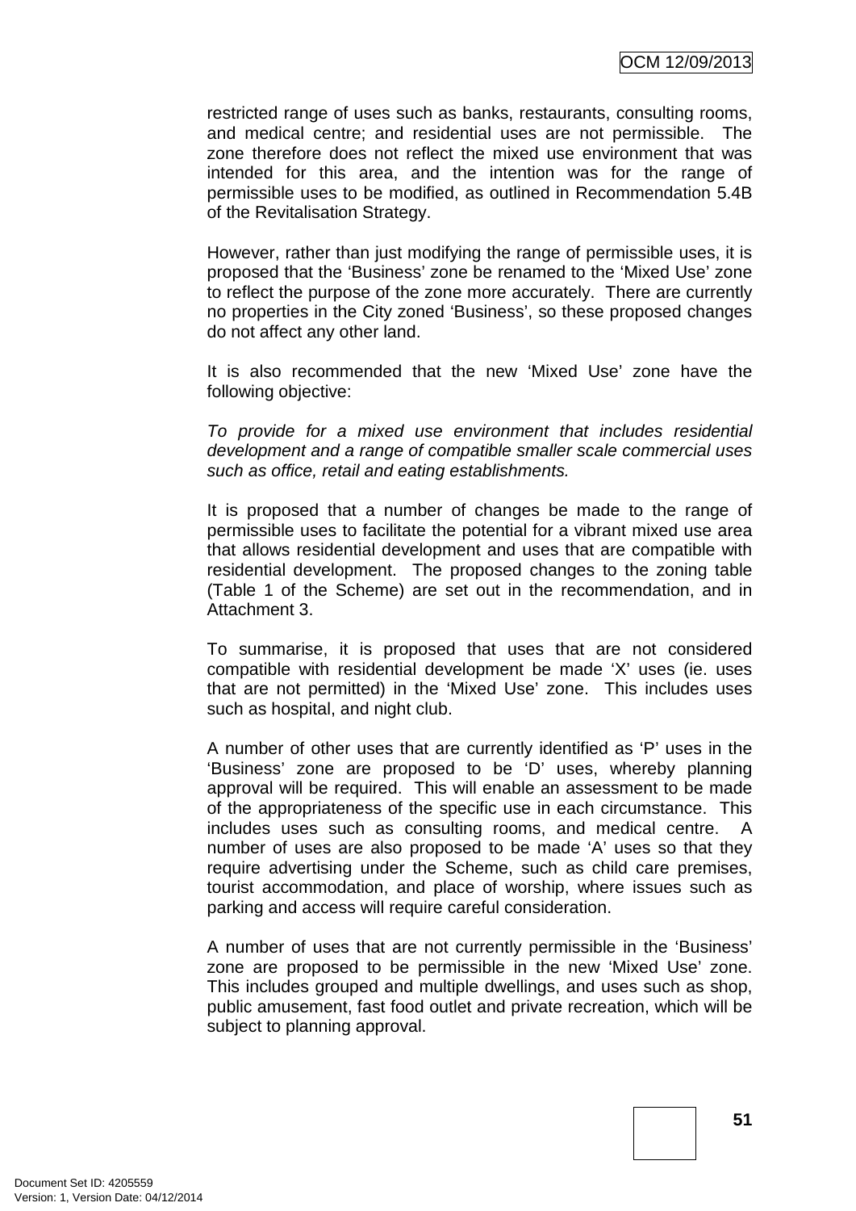restricted range of uses such as banks, restaurants, consulting rooms, and medical centre; and residential uses are not permissible. The zone therefore does not reflect the mixed use environment that was intended for this area, and the intention was for the range of permissible uses to be modified, as outlined in Recommendation 5.4B of the Revitalisation Strategy.

However, rather than just modifying the range of permissible uses, it is proposed that the 'Business' zone be renamed to the 'Mixed Use' zone to reflect the purpose of the zone more accurately. There are currently no properties in the City zoned 'Business', so these proposed changes do not affect any other land.

It is also recommended that the new 'Mixed Use' zone have the following objective:

*To provide for a mixed use environment that includes residential development and a range of compatible smaller scale commercial uses such as office, retail and eating establishments.*

It is proposed that a number of changes be made to the range of permissible uses to facilitate the potential for a vibrant mixed use area that allows residential development and uses that are compatible with residential development. The proposed changes to the zoning table (Table 1 of the Scheme) are set out in the recommendation, and in Attachment 3.

To summarise, it is proposed that uses that are not considered compatible with residential development be made 'X' uses (ie. uses that are not permitted) in the 'Mixed Use' zone. This includes uses such as hospital, and night club.

A number of other uses that are currently identified as 'P' uses in the 'Business' zone are proposed to be 'D' uses, whereby planning approval will be required. This will enable an assessment to be made of the appropriateness of the specific use in each circumstance. This includes uses such as consulting rooms, and medical centre. A number of uses are also proposed to be made 'A' uses so that they require advertising under the Scheme, such as child care premises, tourist accommodation, and place of worship, where issues such as parking and access will require careful consideration.

A number of uses that are not currently permissible in the 'Business' zone are proposed to be permissible in the new 'Mixed Use' zone. This includes grouped and multiple dwellings, and uses such as shop, public amusement, fast food outlet and private recreation, which will be subject to planning approval.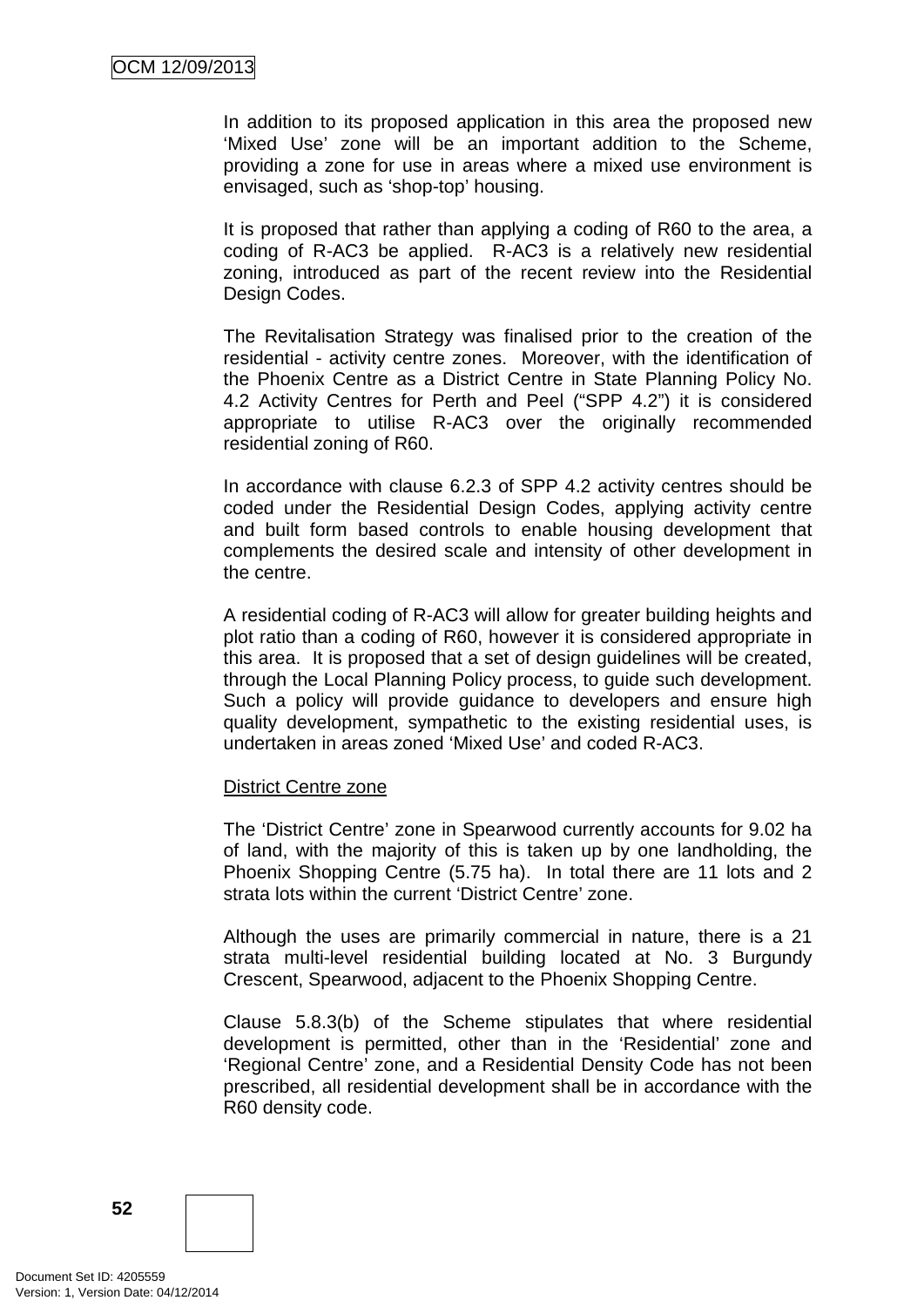In addition to its proposed application in this area the proposed new 'Mixed Use' zone will be an important addition to the Scheme, providing a zone for use in areas where a mixed use environment is envisaged, such as 'shop-top' housing.

It is proposed that rather than applying a coding of R60 to the area, a coding of R-AC3 be applied. R-AC3 is a relatively new residential zoning, introduced as part of the recent review into the Residential Design Codes.

The Revitalisation Strategy was finalised prior to the creation of the residential - activity centre zones. Moreover, with the identification of the Phoenix Centre as a District Centre in State Planning Policy No. 4.2 Activity Centres for Perth and Peel ("SPP 4.2") it is considered appropriate to utilise R-AC3 over the originally recommended residential zoning of R60.

In accordance with clause 6.2.3 of SPP 4.2 activity centres should be coded under the Residential Design Codes, applying activity centre and built form based controls to enable housing development that complements the desired scale and intensity of other development in the centre.

A residential coding of R-AC3 will allow for greater building heights and plot ratio than a coding of R60, however it is considered appropriate in this area. It is proposed that a set of design guidelines will be created, through the Local Planning Policy process, to guide such development. Such a policy will provide guidance to developers and ensure high quality development, sympathetic to the existing residential uses, is undertaken in areas zoned 'Mixed Use' and coded R-AC3.

<u>District Centre zone</u>

The 'District Centre' zone in Spearwood currently accounts for 9.02 ha of land, with the majority of this is taken up by one landholding, the Phoenix Shopping Centre (5.75 ha). In total there are 11 lots and 2 strata lots within the current 'District Centre' zone.

Although the uses are primarily commercial in nature, there is a 21 strata multi-level residential building located at No. 3 Burgundy Crescent, Spearwood, adjacent to the Phoenix Shopping Centre.

Clause 5.8.3(b) of the Scheme stipulates that where residential development is permitted, other than in the 'Residential' zone and 'Regional Centre' zone, and a Residential Density Code has not been prescribed, all residential development shall be in accordance with the R60 density code.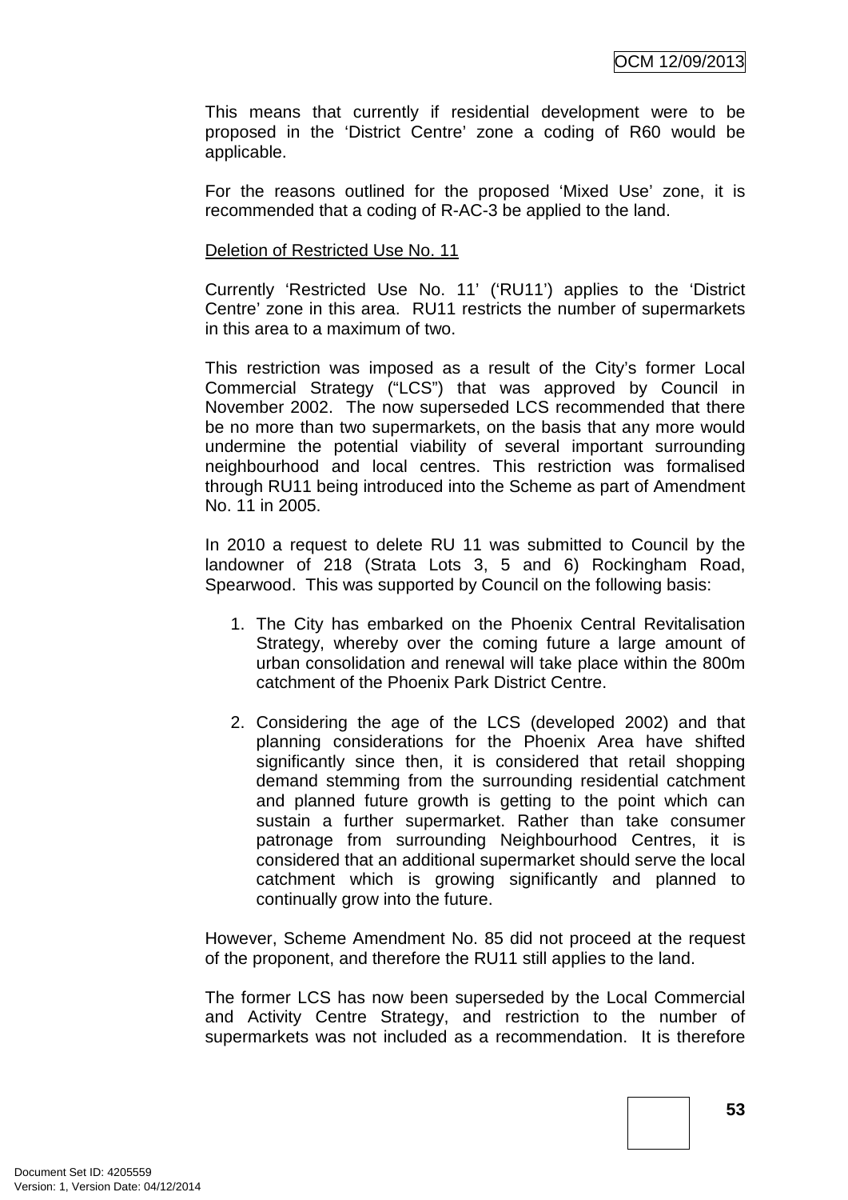This means that currently if residential development were to be proposed in the 'District Centre' zone a coding of R60 would be applicable.

For the reasons outlined for the proposed 'Mixed Use' zone, it is recommended that a coding of R-AC-3 be applied to the land.

Deletion of Restricted Use No. 11

Currently 'Restricted Use No. 11' ('RU11') applies to the 'District Centre' zone in this area. RU11 restricts the number of supermarkets in this area to a maximum of two.

This restriction was imposed as a result of the City's former Local Commercial Strategy ("LCS") that was approved by Council in November 2002. The now superseded LCS recommended that there be no more than two supermarkets, on the basis that any more would undermine the potential viability of several important surrounding neighbourhood and local centres. This restriction was formalised through RU11 being introduced into the Scheme as part of Amendment No. 11 in 2005.

In 2010 a request to delete RU 11 was submitted to Council by the landowner of 218 (Strata Lots 3, 5 and 6) Rockingham Road, Spearwood. This was supported by Council on the following basis:

1. The City has embarked on the Phoenix Central Revitalisation Strategy, whereby over the coming future a large amount of urban consolidation and renewal will take place within the 800m catchment of the Phoenix Park District Centre.

2. Considering the age of the LCS (developed 2002) and that planning considerations for the Phoenix Area have shifted significantly since then, it is considered that retail shopping demand stemming from the surrounding residential catchment and planned future growth is getting to the point which can sustain a further supermarket. Rather than take consumer patronage from surrounding Neighbourhood Centres, it is considered that an additional supermarket should serve the local catchment which is growing significantly and planned to continually grow into the future.

However, Scheme Amendment No. 85 did not proceed at the request of the proponent, and therefore the RU11 still applies to the land.

The former LCS has now been superseded by the Local Commercial and Activity Centre Strategy, and restriction to the number of supermarkets was not included as a recommendation. It is therefore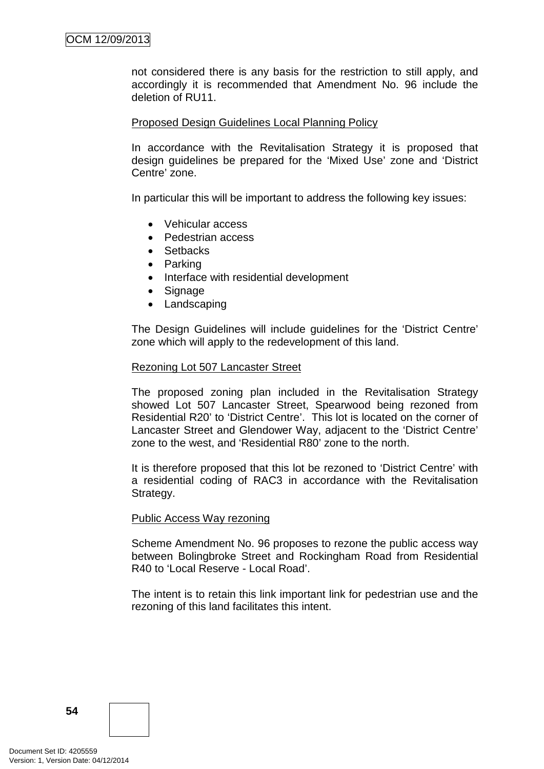not considered there is any basis for the restriction to still apply, and accordingly it is recommended that Amendment No. 96 include the deletion of RU11.

Proposed Design Guidelines Local Planning Policy

In accordance with the Revitalisation Strategy it is proposed that design guidelines be prepared for the 'Mixed Use' zone and 'District Centre' zone.

In particular this will be important to address the following key issues:

- Vehicular access
- Pedestrian access
- Setbacks
- Parking
- Interface with residential development
- Signage
- Landscaping

The Design Guidelines will include guidelines for the 'District Centre' zone which will apply to the redevelopment of this land.

Rezoning Lot 507 Lancaster Street

The proposed zoning plan included in the Revitalisation Strategy showed Lot 507 Lancaster Street, Spearwood being rezoned from Residential R20' to 'District Centre'. This lot is located on the corner of Lancaster Street and Glendower Way, adjacent to the 'District Centre' zone to the west, and 'Residential R80' zone to the north.

It is therefore proposed that this lot be rezoned to 'District Centre' with a residential coding of RAC3 in accordance with the Revitalisation Strategy.

Public Access Way rezoning

Scheme Amendment No. 96 proposes to rezone the public access way between Bolingbroke Street and Rockingham Road from Residential R40 to 'Local Reserve - Local Road'.

The intent is to retain this link important link for pedestrian use and the rezoning of this land facilitates this intent.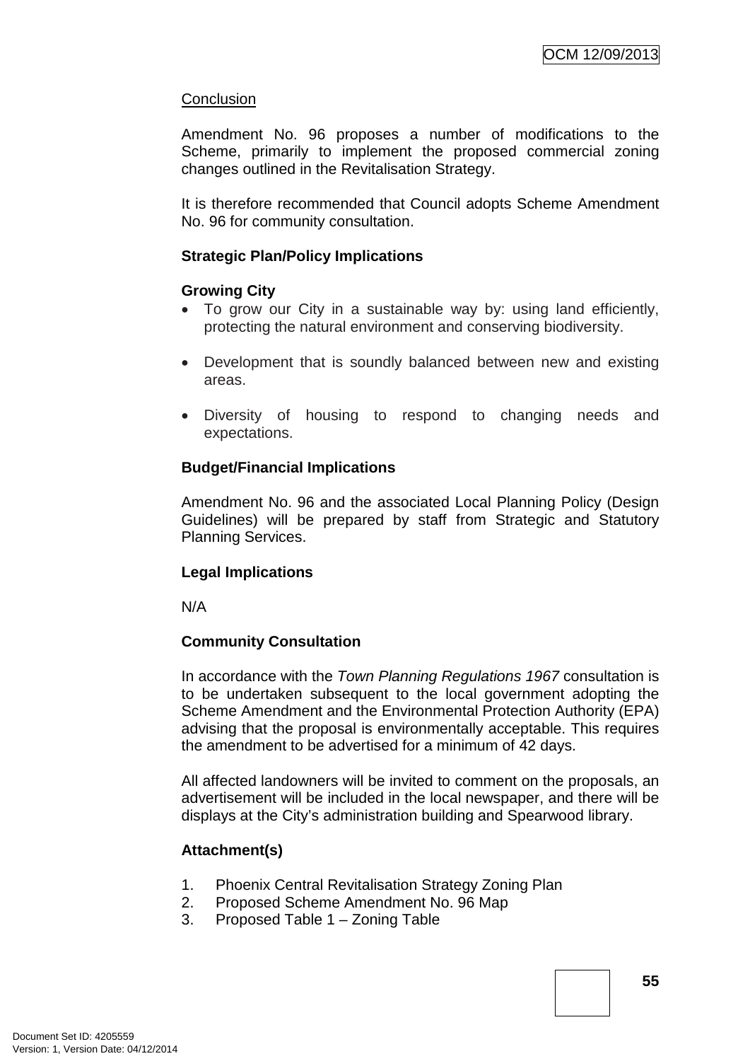Conclusion

Amendment No. 96 proposes a number of modifications to the Scheme, primarily to implement the proposed commercial zoning changes outlined in the Revitalisation Strategy.

It is therefore recommended that Council adopts Scheme Amendment No. 96 for community consultation.

**Strategic Plan/Policy Implications**

**Growing City**

- To grow our City in a sustainable way by: using land efficiently, protecting the natural environment and conserving biodiversity.
- Development that is soundly balanced between new and existing areas.
- Diversity of housing to respond to changing needs and expectations.

**Budget/Financial Implications**

Amendment No. 96 and the associated Local Planning Policy (Design Guidelines) will be prepared by staff from Strategic and Statutory Planning Services.

**Legal Implications**

N/A

**Community Consultation**

In accordance with the *Town Planning Regulations 1967* consultation is to be undertaken subsequent to the local government adopting the Scheme Amendment and the Environmental Protection Authority (EPA) advising that the proposal is environmentally acceptable. This requires the amendment to be advertised for a minimum of 42 days.

All affected landowners will be invited to comment on the proposals, an advertisement will be included in the local newspaper, and there will be displays at the City's administration building and Spearwood library.

**Attachment(s)**

1. Phoenix Central Revitalisation Strategy Zoning Plan
2. Proposed Scheme Amendment No. 96 Map
3. Proposed Table 1 – Zoning Table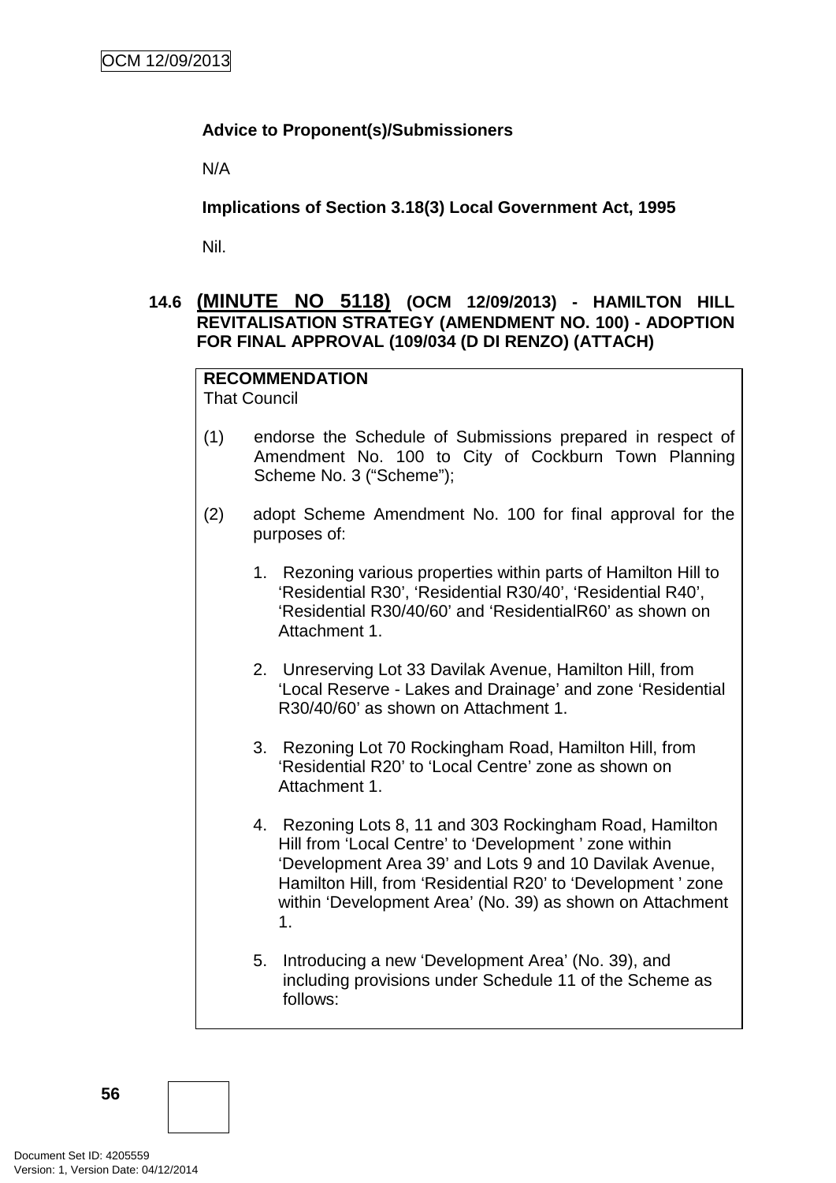**Advice to Proponent(s)/Submissioners**

N/A

**Implications of Section 3.18(3) Local Government Act, 1995**

Nil.

### 14.6 (MINUTE NO 5118) (OCM 12/09/2013) - HAMILTON HILL REVITALISATION STRATEGY (AMENDMENT NO. 100) - ADOPTION FOR FINAL APPROVAL (109/034 (D DI RENZO) (ATTACH)

**RECOMMENDATION**
That Council

(1) endorse the Schedule of Submissions prepared in respect of Amendment No. 100 to City of Cockburn Town Planning Scheme No. 3 ("Scheme");

(2) adopt Scheme Amendment No. 100 for final approval for the purposes of:

1. Rezoning various properties within parts of Hamilton Hill to 'Residential R30', 'Residential R30/40', 'Residential R40', 'Residential R30/40/60' and 'ResidentialR60' as shown on Attachment 1.

2. Unreserving Lot 33 Davilak Avenue, Hamilton Hill, from 'Local Reserve - Lakes and Drainage' and zone 'Residential R30/40/60' as shown on Attachment 1.

3. Rezoning Lot 70 Rockingham Road, Hamilton Hill, from 'Residential R20' to 'Local Centre' zone as shown on Attachment 1.

4. Rezoning Lots 8, 11 and 303 Rockingham Road, Hamilton Hill from 'Local Centre' to 'Development ' zone within 'Development Area 39' and Lots 9 and 10 Davilak Avenue, Hamilton Hill, from 'Residential R20' to 'Development ' zone within 'Development Area' (No. 39) as shown on Attachment 1.

5. Introducing a new 'Development Area' (No. 39), and including provisions under Schedule 11 of the Scheme as follows: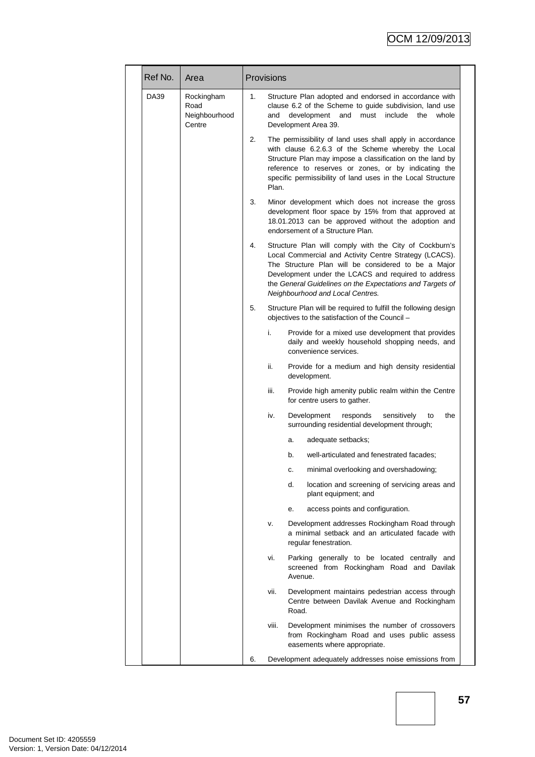| Ref No. | Area | Provisions |
|---|---|---|
| DA39 | Rockingham Road Neighbourhood Centre | 1. Structure Plan adopted and endorsed in accordance with clause 6.2 of the Scheme to guide subdivision, land use and development and must include the whole Development Area 39.<br><br>2. The permissibility of land uses shall apply in accordance with clause 6.2.6.3 of the Scheme whereby the Local Structure Plan may impose a classification on the land by reference to reserves or zones, or by indicating the specific permissibility of land uses in the Local Structure Plan.<br><br>3. Minor development which does not increase the gross development floor space by 15% from that approved at 18.01.2013 can be approved without the adoption and endorsement of a Structure Plan.<br><br>4. Structure Plan will comply with the City of Cockburn's Local Commercial and Activity Centre Strategy (LCACS). The Structure Plan will be considered to be a Major Development under the LCACS and required to address the *General Guidelines on the Expectations and Targets of Neighbourhood and Local Centres.*<br><br>5. Structure Plan will be required to fulfill the following design objectives to the satisfaction of the Council –<br><br>i. Provide for a mixed use development that provides daily and weekly household shopping needs, and convenience services.<br><br>ii. Provide for a medium and high density residential development.<br><br>iii. Provide high amenity public realm within the Centre for centre users to gather.<br><br>iv. Development responds sensitively to the surrounding residential development through;<br><br>a. adequate setbacks;<br><br>b. well-articulated and fenestrated facades;<br><br>c. minimal overlooking and overshadowing;<br><br>d. location and screening of servicing areas and plant equipment; and<br><br>e. access points and configuration.<br><br>v. Development addresses Rockingham Road through a minimal setback and an articulated facade with regular fenestration.<br><br>vi. Parking generally to be located centrally and screened from Rockingham Road and Davilak Avenue.<br><br>vii. Development maintains pedestrian access through Centre between Davilak Avenue and Rockingham Road.<br><br>viii. Development minimises the number of crossovers from Rockingham Road and uses public assess easements where appropriate.<br><br>6. Development adequately addresses noise emissions from |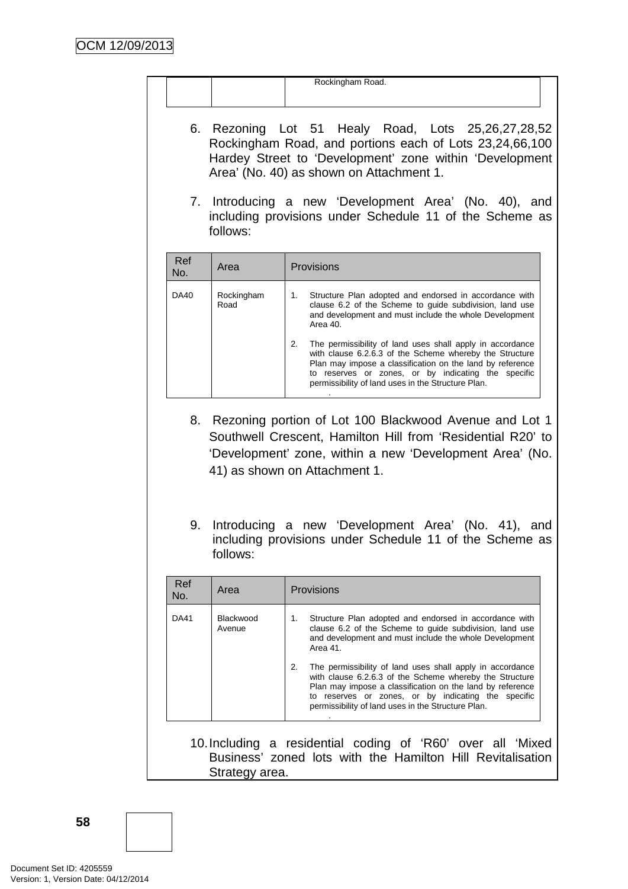| | | Rockingham Road. |
|---|---|---|

6. Rezoning Lot 51 Healy Road, Lots 25,26,27,28,52 Rockingham Road, and portions each of Lots 23,24,66,100 Hardey Street to ‘Development’ zone within ‘Development Area’ (No. 40) as shown on Attachment 1.

7. Introducing a new ‘Development Area’ (No. 40), and including provisions under Schedule 11 of the Scheme as follows:

| Ref No. | Area | Provisions |
|---|---|---|
| DA40 | Rockingham Road | 1. Structure Plan adopted and endorsed in accordance with clause 6.2 of the Scheme to guide subdivision, land use and development and must include the whole Development Area 40.<br><br>2. The permissibility of land uses shall apply in accordance with clause 6.2.6.3 of the Scheme whereby the Structure Plan may impose a classification on the land by reference to reserves or zones, or by indicating the specific permissibility of land uses in the Structure Plan. |

8. Rezoning portion of Lot 100 Blackwood Avenue and Lot 1 Southwell Crescent, Hamilton Hill from ‘Residential R20’ to ‘Development’ zone, within a new ‘Development Area’ (No. 41) as shown on Attachment 1.

9. Introducing a new ‘Development Area’ (No. 41), and including provisions under Schedule 11 of the Scheme as follows:

| Ref No. | Area | Provisions |
|---|---|---|
| DA41 | Blackwood Avenue | 1. Structure Plan adopted and endorsed in accordance with clause 6.2 of the Scheme to guide subdivision, land use and development and must include the whole Development Area 41.<br><br>2. The permissibility of land uses shall apply in accordance with clause 6.2.6.3 of the Scheme whereby the Structure Plan may impose a classification on the land by reference to reserves or zones, or by indicating the specific permissibility of land uses in the Structure Plan. |

10. Including a residential coding of ‘R60’ over all ‘Mixed Business’ zoned lots with the Hamilton Hill Revitalisation Strategy area.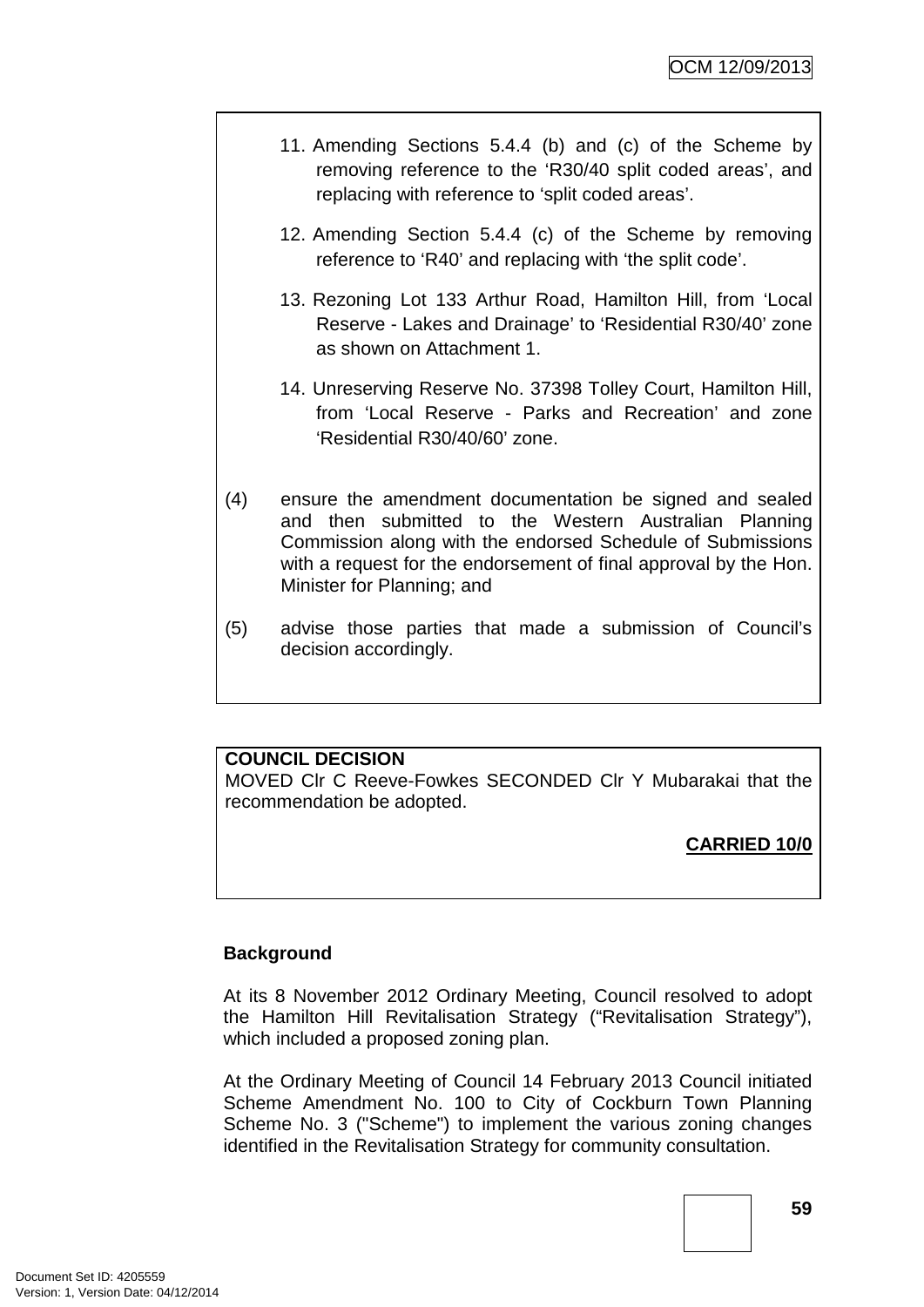11. Amending Sections 5.4.4 (b) and (c) of the Scheme by removing reference to the ‘R30/40 split coded areas’, and replacing with reference to ‘split coded areas’.

12. Amending Section 5.4.4 (c) of the Scheme by removing reference to ‘R40’ and replacing with ‘the split code’.

13. Rezoning Lot 133 Arthur Road, Hamilton Hill, from ‘Local Reserve - Lakes and Drainage’ to ‘Residential R30/40’ zone as shown on Attachment 1.

14. Unreserving Reserve No. 37398 Tolley Court, Hamilton Hill, from ‘Local Reserve - Parks and Recreation’ and zone ‘Residential R30/40/60’ zone.

(4) ensure the amendment documentation be signed and sealed and then submitted to the Western Australian Planning Commission along with the endorsed Schedule of Submissions with a request for the endorsement of final approval by the Hon. Minister for Planning; and

(5) advise those parties that made a submission of Council’s decision accordingly.

**COUNCIL DECISION**

MOVED Clr C Reeve-Fowkes SECONDED Clr Y Mubarakai that the recommendation be adopted.

**CARRIED 10/0**

**Background**

At its 8 November 2012 Ordinary Meeting, Council resolved to adopt the Hamilton Hill Revitalisation Strategy (“Revitalisation Strategy”), which included a proposed zoning plan.

At the Ordinary Meeting of Council 14 February 2013 Council initiated Scheme Amendment No. 100 to City of Cockburn Town Planning Scheme No. 3 ("Scheme") to implement the various zoning changes identified in the Revitalisation Strategy for community consultation.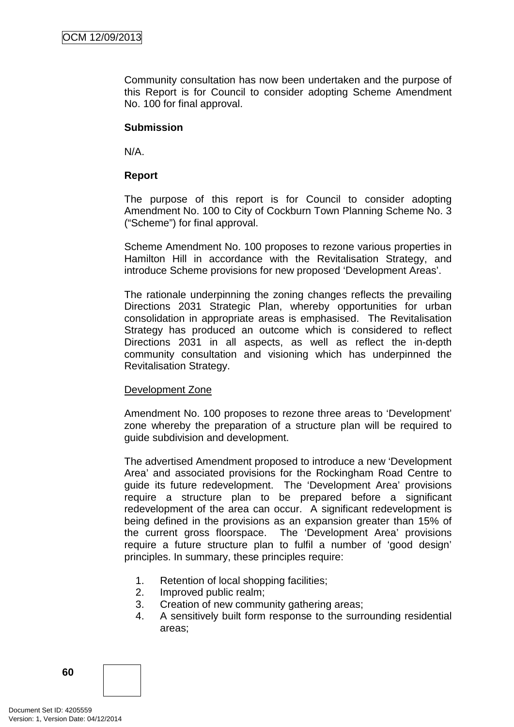Community consultation has now been undertaken and the purpose of this Report is for Council to consider adopting Scheme Amendment No. 100 for final approval.

**Submission**

N/A.

**Report**

The purpose of this report is for Council to consider adopting Amendment No. 100 to City of Cockburn Town Planning Scheme No. 3 ("Scheme") for final approval.

Scheme Amendment No. 100 proposes to rezone various properties in Hamilton Hill in accordance with the Revitalisation Strategy, and introduce Scheme provisions for new proposed 'Development Areas'.

The rationale underpinning the zoning changes reflects the prevailing Directions 2031 Strategic Plan, whereby opportunities for urban consolidation in appropriate areas is emphasised. The Revitalisation Strategy has produced an outcome which is considered to reflect Directions 2031 in all aspects, as well as reflect the in-depth community consultation and visioning which has underpinned the Revitalisation Strategy.

<u>Development Zone</u>

Amendment No. 100 proposes to rezone three areas to 'Development' zone whereby the preparation of a structure plan will be required to guide subdivision and development.

The advertised Amendment proposed to introduce a new 'Development Area' and associated provisions for the Rockingham Road Centre to guide its future redevelopment. The 'Development Area' provisions require a structure plan to be prepared before a significant redevelopment of the area can occur. A significant redevelopment is being defined in the provisions as an expansion greater than 15% of the current gross floorspace. The 'Development Area' provisions require a future structure plan to fulfil a number of 'good design' principles. In summary, these principles require:

1. Retention of local shopping facilities;
2. Improved public realm;
3. Creation of new community gathering areas;
4. A sensitively built form response to the surrounding residential areas;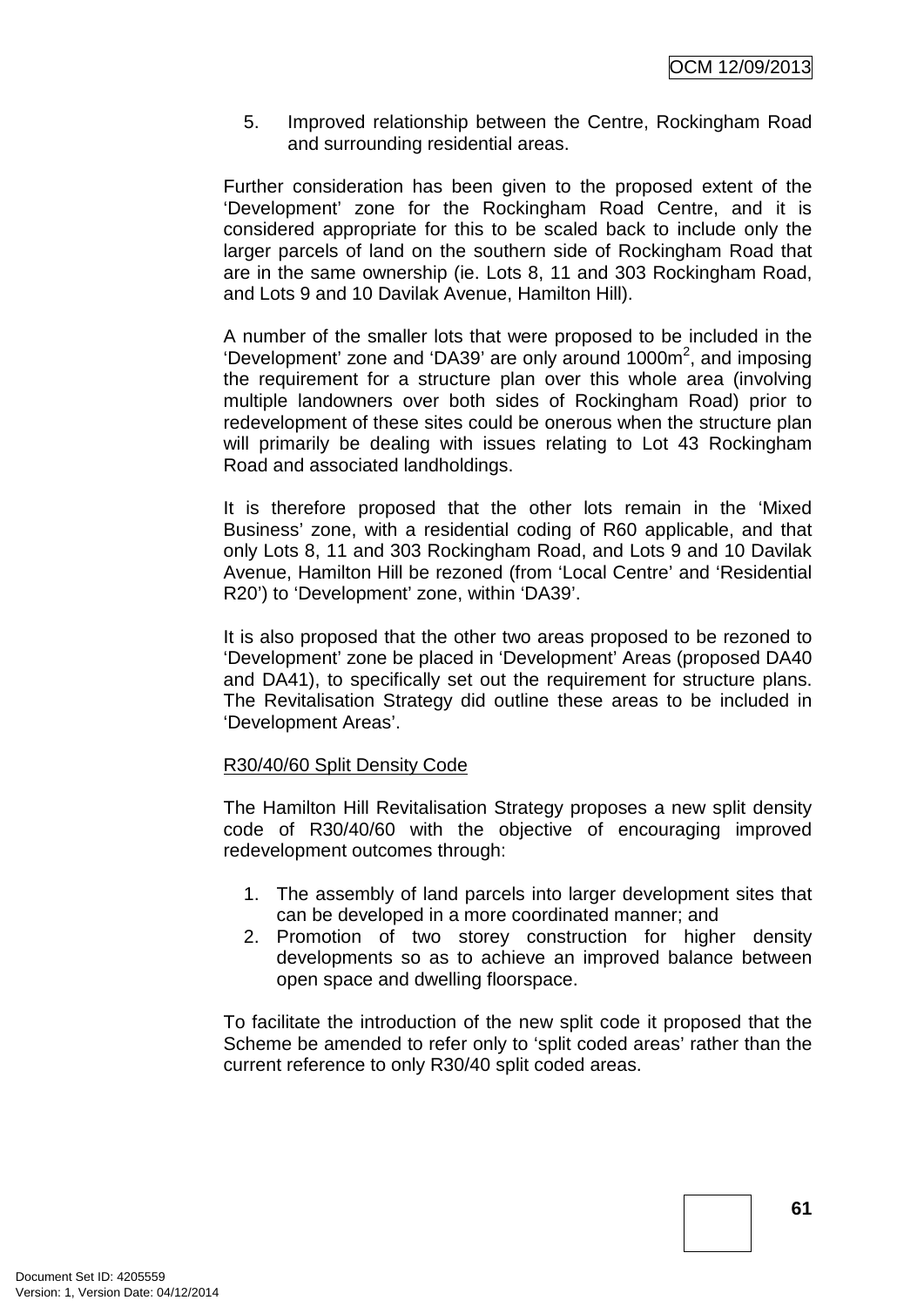5. Improved relationship between the Centre, Rockingham Road and surrounding residential areas.

Further consideration has been given to the proposed extent of the 'Development' zone for the Rockingham Road Centre, and it is considered appropriate for this to be scaled back to include only the larger parcels of land on the southern side of Rockingham Road that are in the same ownership (ie. Lots 8, 11 and 303 Rockingham Road, and Lots 9 and 10 Davilak Avenue, Hamilton Hill).

A number of the smaller lots that were proposed to be included in the 'Development' zone and 'DA39' are only around 1000m$^2$, and imposing the requirement for a structure plan over this whole area (involving multiple landowners over both sides of Rockingham Road) prior to redevelopment of these sites could be onerous when the structure plan will primarily be dealing with issues relating to Lot 43 Rockingham Road and associated landholdings.

It is therefore proposed that the other lots remain in the 'Mixed Business' zone, with a residential coding of R60 applicable, and that only Lots 8, 11 and 303 Rockingham Road, and Lots 9 and 10 Davilak Avenue, Hamilton Hill be rezoned (from 'Local Centre' and 'Residential R20') to 'Development' zone, within 'DA39'.

It is also proposed that the other two areas proposed to be rezoned to 'Development' zone be placed in 'Development' Areas (proposed DA40 and DA41), to specifically set out the requirement for structure plans. The Revitalisation Strategy did outline these areas to be included in 'Development Areas'.

<u>R30/40/60 Split Density Code</u>

The Hamilton Hill Revitalisation Strategy proposes a new split density code of R30/40/60 with the objective of encouraging improved redevelopment outcomes through:

1. The assembly of land parcels into larger development sites that can be developed in a more coordinated manner; and
2. Promotion of two storey construction for higher density developments so as to achieve an improved balance between open space and dwelling floorspace.

To facilitate the introduction of the new split code it proposed that the Scheme be amended to refer only to 'split coded areas' rather than the current reference to only R30/40 split coded areas.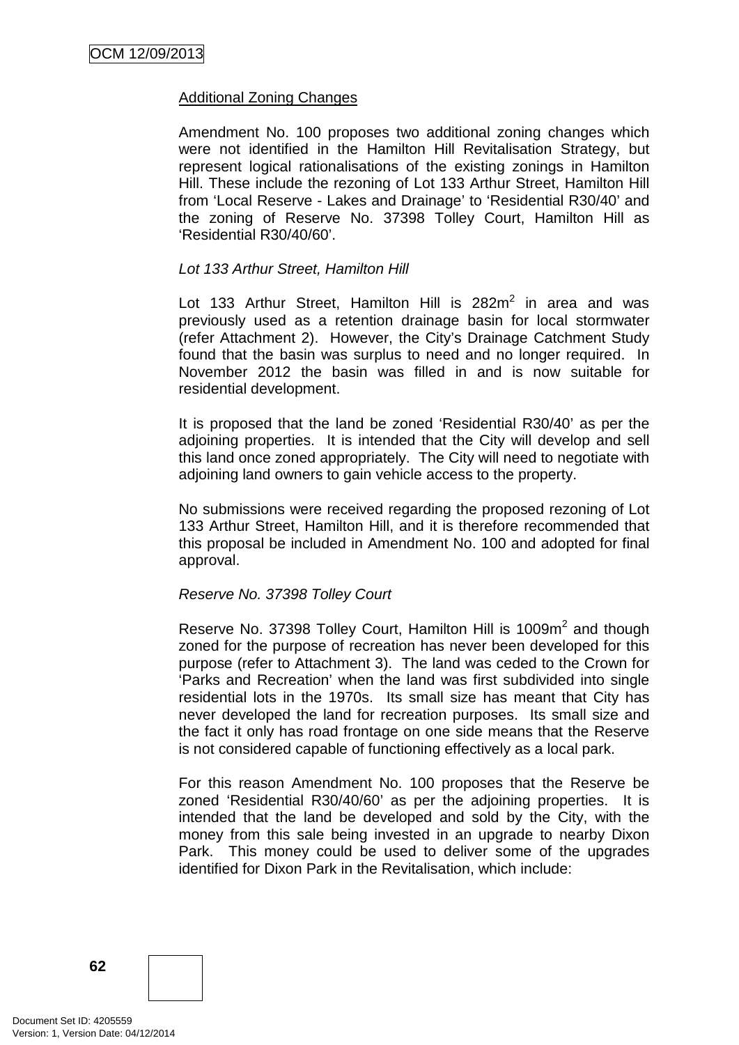Additional Zoning Changes

Amendment No. 100 proposes two additional zoning changes which were not identified in the Hamilton Hill Revitalisation Strategy, but represent logical rationalisations of the existing zonings in Hamilton Hill. These include the rezoning of Lot 133 Arthur Street, Hamilton Hill from 'Local Reserve - Lakes and Drainage' to 'Residential R30/40' and the zoning of Reserve No. 37398 Tolley Court, Hamilton Hill as 'Residential R30/40/60'.

*Lot 133 Arthur Street, Hamilton Hill*

Lot 133 Arthur Street, Hamilton Hill is 282m$^2$ in area and was previously used as a retention drainage basin for local stormwater (refer Attachment 2). However, the City's Drainage Catchment Study found that the basin was surplus to need and no longer required. In November 2012 the basin was filled in and is now suitable for residential development.

It is proposed that the land be zoned 'Residential R30/40' as per the adjoining properties. It is intended that the City will develop and sell this land once zoned appropriately. The City will need to negotiate with adjoining land owners to gain vehicle access to the property.

No submissions were received regarding the proposed rezoning of Lot 133 Arthur Street, Hamilton Hill, and it is therefore recommended that this proposal be included in Amendment No. 100 and adopted for final approval.

*Reserve No. 37398 Tolley Court*

Reserve No. 37398 Tolley Court, Hamilton Hill is 1009m$^2$ and though zoned for the purpose of recreation has never been developed for this purpose (refer to Attachment 3). The land was ceded to the Crown for 'Parks and Recreation' when the land was first subdivided into single residential lots in the 1970s. Its small size has meant that City has never developed the land for recreation purposes. Its small size and the fact it only has road frontage on one side means that the Reserve is not considered capable of functioning effectively as a local park.

For this reason Amendment No. 100 proposes that the Reserve be zoned 'Residential R30/40/60' as per the adjoining properties. It is intended that the land be developed and sold by the City, with the money from this sale being invested in an upgrade to nearby Dixon Park. This money could be used to deliver some of the upgrades identified for Dixon Park in the Revitalisation, which include: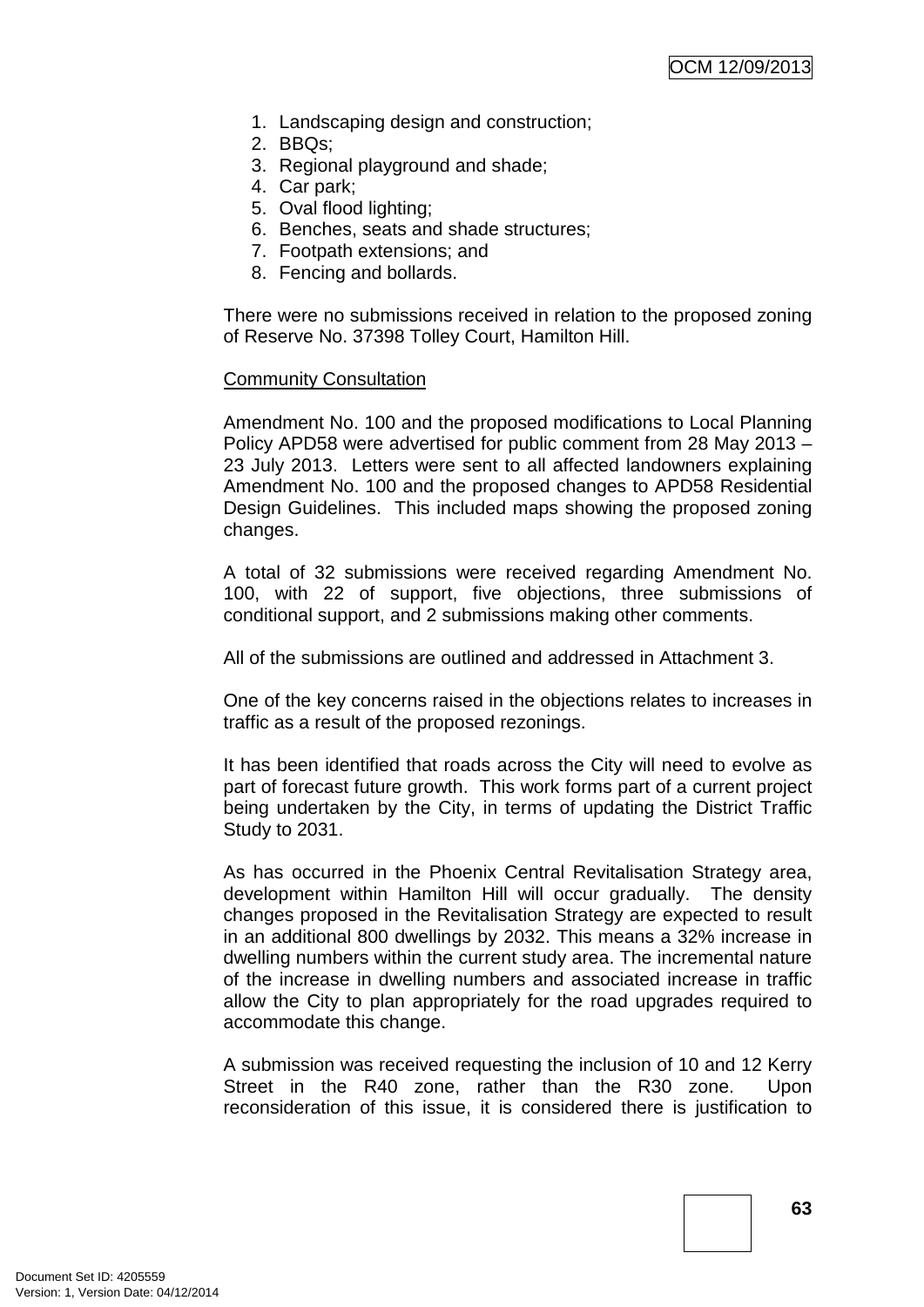1. Landscaping design and construction;
2. BBQs;
3. Regional playground and shade;
4. Car park;
5. Oval flood lighting;
6. Benches, seats and shade structures;
7. Footpath extensions; and
8. Fencing and bollards.

There were no submissions received in relation to the proposed zoning of Reserve No. 37398 Tolley Court, Hamilton Hill.

Community Consultation

Amendment No. 100 and the proposed modifications to Local Planning Policy APD58 were advertised for public comment from 28 May 2013 – 23 July 2013. Letters were sent to all affected landowners explaining Amendment No. 100 and the proposed changes to APD58 Residential Design Guidelines. This included maps showing the proposed zoning changes.

A total of 32 submissions were received regarding Amendment No. 100, with 22 of support, five objections, three submissions of conditional support, and 2 submissions making other comments.

All of the submissions are outlined and addressed in Attachment 3.

One of the key concerns raised in the objections relates to increases in traffic as a result of the proposed rezonings.

It has been identified that roads across the City will need to evolve as part of forecast future growth. This work forms part of a current project being undertaken by the City, in terms of updating the District Traffic Study to 2031.

As has occurred in the Phoenix Central Revitalisation Strategy area, development within Hamilton Hill will occur gradually. The density changes proposed in the Revitalisation Strategy are expected to result in an additional 800 dwellings by 2032. This means a 32% increase in dwelling numbers within the current study area. The incremental nature of the increase in dwelling numbers and associated increase in traffic allow the City to plan appropriately for the road upgrades required to accommodate this change.

A submission was received requesting the inclusion of 10 and 12 Kerry Street in the R40 zone, rather than the R30 zone. Upon reconsideration of this issue, it is considered there is justification to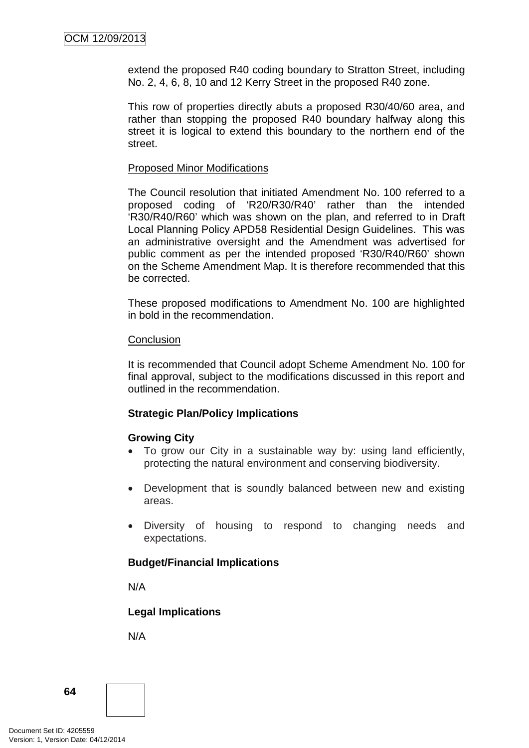extend the proposed R40 coding boundary to Stratton Street, including No. 2, 4, 6, 8, 10 and 12 Kerry Street in the proposed R40 zone.

This row of properties directly abuts a proposed R30/40/60 area, and rather than stopping the proposed R40 boundary halfway along this street it is logical to extend this boundary to the northern end of the street.

<u>Proposed Minor Modifications</u>

The Council resolution that initiated Amendment No. 100 referred to a proposed coding of 'R20/R30/R40' rather than the intended 'R30/R40/R60' which was shown on the plan, and referred to in Draft Local Planning Policy APD58 Residential Design Guidelines. This was an administrative oversight and the Amendment was advertised for public comment as per the intended proposed 'R30/R40/R60' shown on the Scheme Amendment Map. It is therefore recommended that this be corrected.

These proposed modifications to Amendment No. 100 are highlighted in bold in the recommendation.

<u>Conclusion</u>

It is recommended that Council adopt Scheme Amendment No. 100 for final approval, subject to the modifications discussed in this report and outlined in the recommendation.

**Strategic Plan/Policy Implications**

**Growing City**

- To grow our City in a sustainable way by: using land efficiently, protecting the natural environment and conserving biodiversity.
- Development that is soundly balanced between new and existing areas.
- Diversity of housing to respond to changing needs and expectations.

**Budget/Financial Implications**

N/A

**Legal Implications**

N/A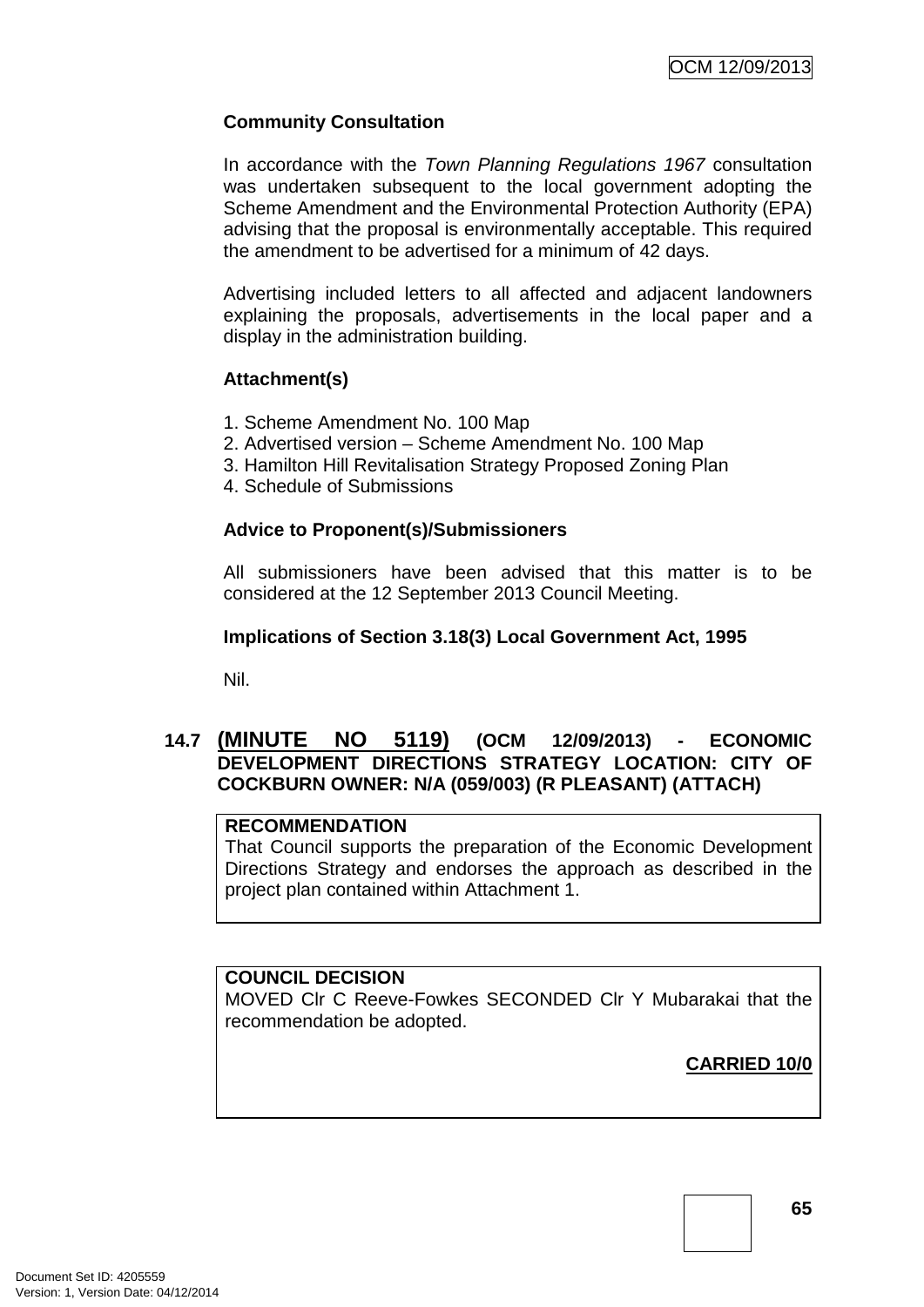**Community Consultation**

In accordance with the *Town Planning Regulations 1967* consultation was undertaken subsequent to the local government adopting the Scheme Amendment and the Environmental Protection Authority (EPA) advising that the proposal is environmentally acceptable. This required the amendment to be advertised for a minimum of 42 days.

Advertising included letters to all affected and adjacent landowners explaining the proposals, advertisements in the local paper and a display in the administration building.

**Attachment(s)**

1. Scheme Amendment No. 100 Map
2. Advertised version – Scheme Amendment No. 100 Map
3. Hamilton Hill Revitalisation Strategy Proposed Zoning Plan
4. Schedule of Submissions

**Advice to Proponent(s)/Submissioners**

All submissioners have been advised that this matter is to be considered at the 12 September 2013 Council Meeting.

**Implications of Section 3.18(3) Local Government Act, 1995**

Nil.

## 14.7 (MINUTE NO 5119) (OCM 12/09/2013) - ECONOMIC DEVELOPMENT DIRECTIONS STRATEGY LOCATION: CITY OF COCKBURN OWNER: N/A (059/003) (R PLEASANT) (ATTACH)

**RECOMMENDATION**
That Council supports the preparation of the Economic Development Directions Strategy and endorses the approach as described in the project plan contained within Attachment 1.

**COUNCIL DECISION**
MOVED Clr C Reeve-Fowkes SECONDED Clr Y Mubarakai that the recommendation be adopted.

**CARRIED 10/0**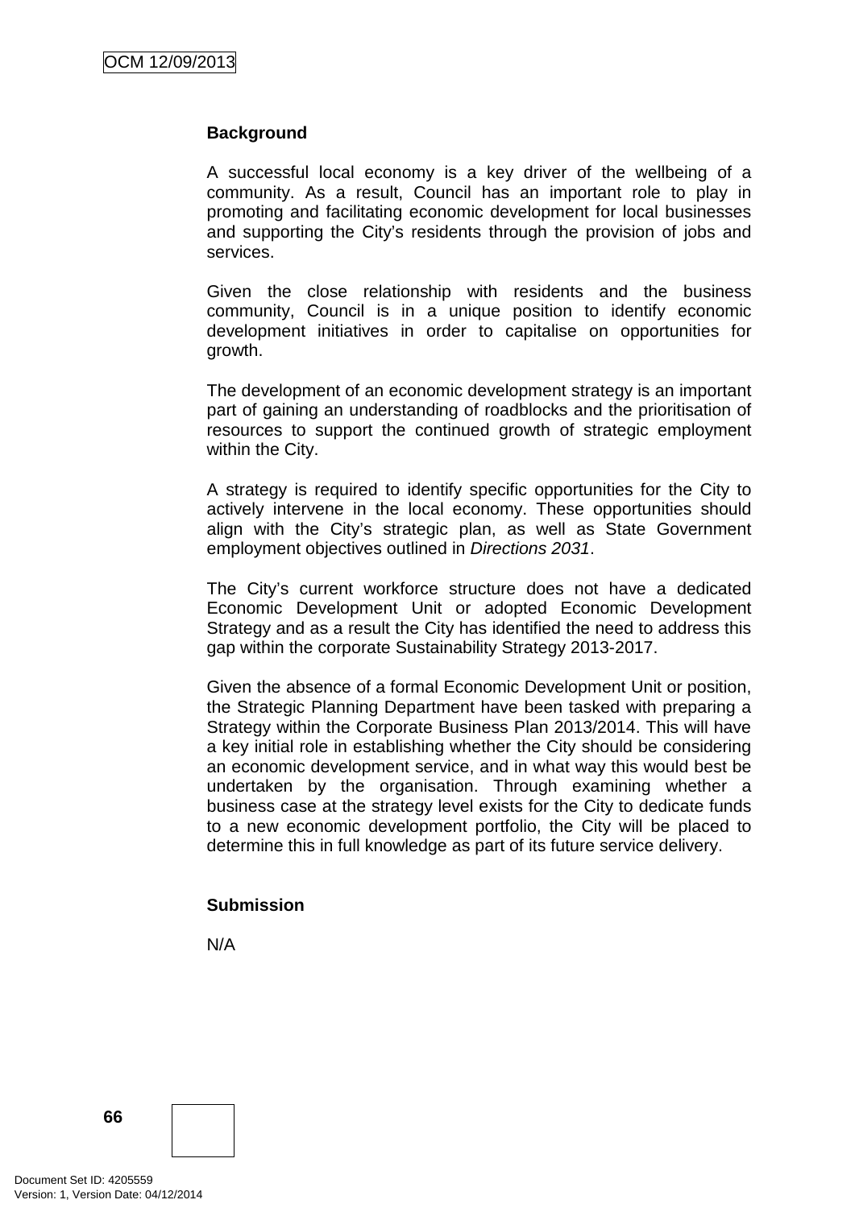**Background**

A successful local economy is a key driver of the wellbeing of a community. As a result, Council has an important role to play in promoting and facilitating economic development for local businesses and supporting the City's residents through the provision of jobs and services.

Given the close relationship with residents and the business community, Council is in a unique position to identify economic development initiatives in order to capitalise on opportunities for growth.

The development of an economic development strategy is an important part of gaining an understanding of roadblocks and the prioritisation of resources to support the continued growth of strategic employment within the City.

A strategy is required to identify specific opportunities for the City to actively intervene in the local economy. These opportunities should align with the City's strategic plan, as well as State Government employment objectives outlined in *Directions 2031*.

The City's current workforce structure does not have a dedicated Economic Development Unit or adopted Economic Development Strategy and as a result the City has identified the need to address this gap within the corporate Sustainability Strategy 2013-2017.

Given the absence of a formal Economic Development Unit or position, the Strategic Planning Department have been tasked with preparing a Strategy within the Corporate Business Plan 2013/2014. This will have a key initial role in establishing whether the City should be considering an economic development service, and in what way this would best be undertaken by the organisation. Through examining whether a business case at the strategy level exists for the City to dedicate funds to a new economic development portfolio, the City will be placed to determine this in full knowledge as part of its future service delivery.

**Submission**

N/A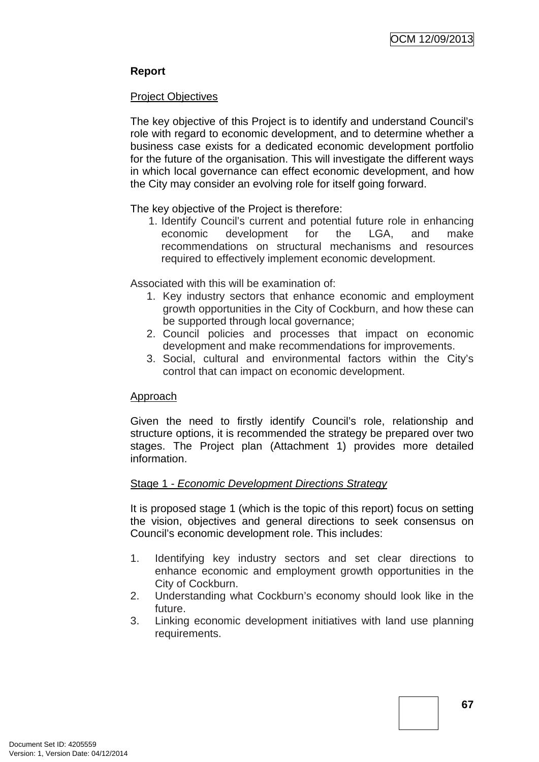**Report**

Project Objectives

The key objective of this Project is to identify and understand Council's role with regard to economic development, and to determine whether a business case exists for a dedicated economic development portfolio for the future of the organisation. This will investigate the different ways in which local governance can effect economic development, and how the City may consider an evolving role for itself going forward.

The key objective of the Project is therefore:

1. Identify Council's current and potential future role in enhancing economic development for the LGA, and make recommendations on structural mechanisms and resources required to effectively implement economic development.

Associated with this will be examination of:

1. Key industry sectors that enhance economic and employment growth opportunities in the City of Cockburn, and how these can be supported through local governance;
2. Council policies and processes that impact on economic development and make recommendations for improvements.
3. Social, cultural and environmental factors within the City's control that can impact on economic development.

Approach

Given the need to firstly identify Council's role, relationship and structure options, it is recommended the strategy be prepared over two stages. The Project plan (Attachment 1) provides more detailed information.

Stage 1 - *Economic Development Directions Strategy*

It is proposed stage 1 (which is the topic of this report) focus on setting the vision, objectives and general directions to seek consensus on Council's economic development role. This includes:

1. Identifying key industry sectors and set clear directions to enhance economic and employment growth opportunities in the City of Cockburn.
2. Understanding what Cockburn's economy should look like in the future.
3. Linking economic development initiatives with land use planning requirements.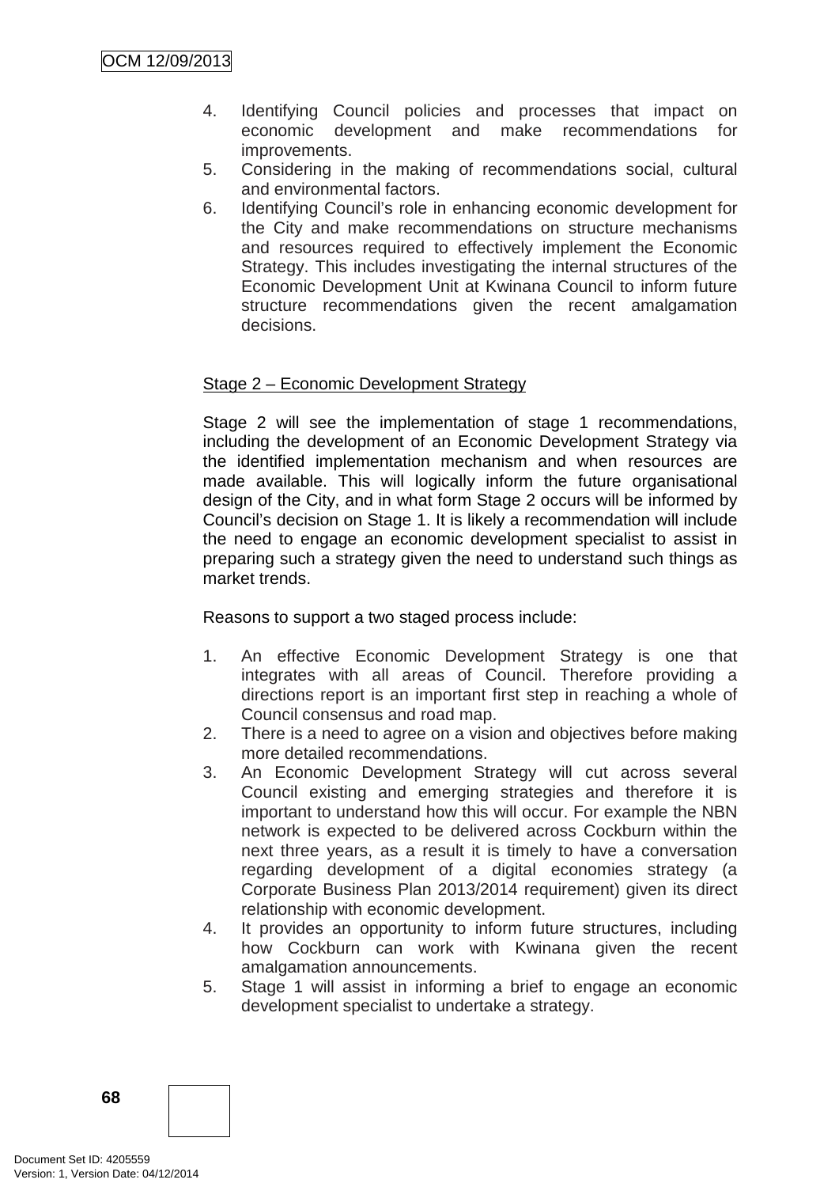4. Identifying Council policies and processes that impact on economic development and make recommendations for improvements.
5. Considering in the making of recommendations social, cultural and environmental factors.
6. Identifying Council's role in enhancing economic development for the City and make recommendations on structure mechanisms and resources required to effectively implement the Economic Strategy. This includes investigating the internal structures of the Economic Development Unit at Kwinana Council to inform future structure recommendations given the recent amalgamation decisions.

Stage 2 – Economic Development Strategy

Stage 2 will see the implementation of stage 1 recommendations, including the development of an Economic Development Strategy via the identified implementation mechanism and when resources are made available. This will logically inform the future organisational design of the City, and in what form Stage 2 occurs will be informed by Council's decision on Stage 1. It is likely a recommendation will include the need to engage an economic development specialist to assist in preparing such a strategy given the need to understand such things as market trends.

Reasons to support a two staged process include:

1. An effective Economic Development Strategy is one that integrates with all areas of Council. Therefore providing a directions report is an important first step in reaching a whole of Council consensus and road map.
2. There is a need to agree on a vision and objectives before making more detailed recommendations.
3. An Economic Development Strategy will cut across several Council existing and emerging strategies and therefore it is important to understand how this will occur. For example the NBN network is expected to be delivered across Cockburn within the next three years, as a result it is timely to have a conversation regarding development of a digital economies strategy (a Corporate Business Plan 2013/2014 requirement) given its direct relationship with economic development.
4. It provides an opportunity to inform future structures, including how Cockburn can work with Kwinana given the recent amalgamation announcements.
5. Stage 1 will assist in informing a brief to engage an economic development specialist to undertake a strategy.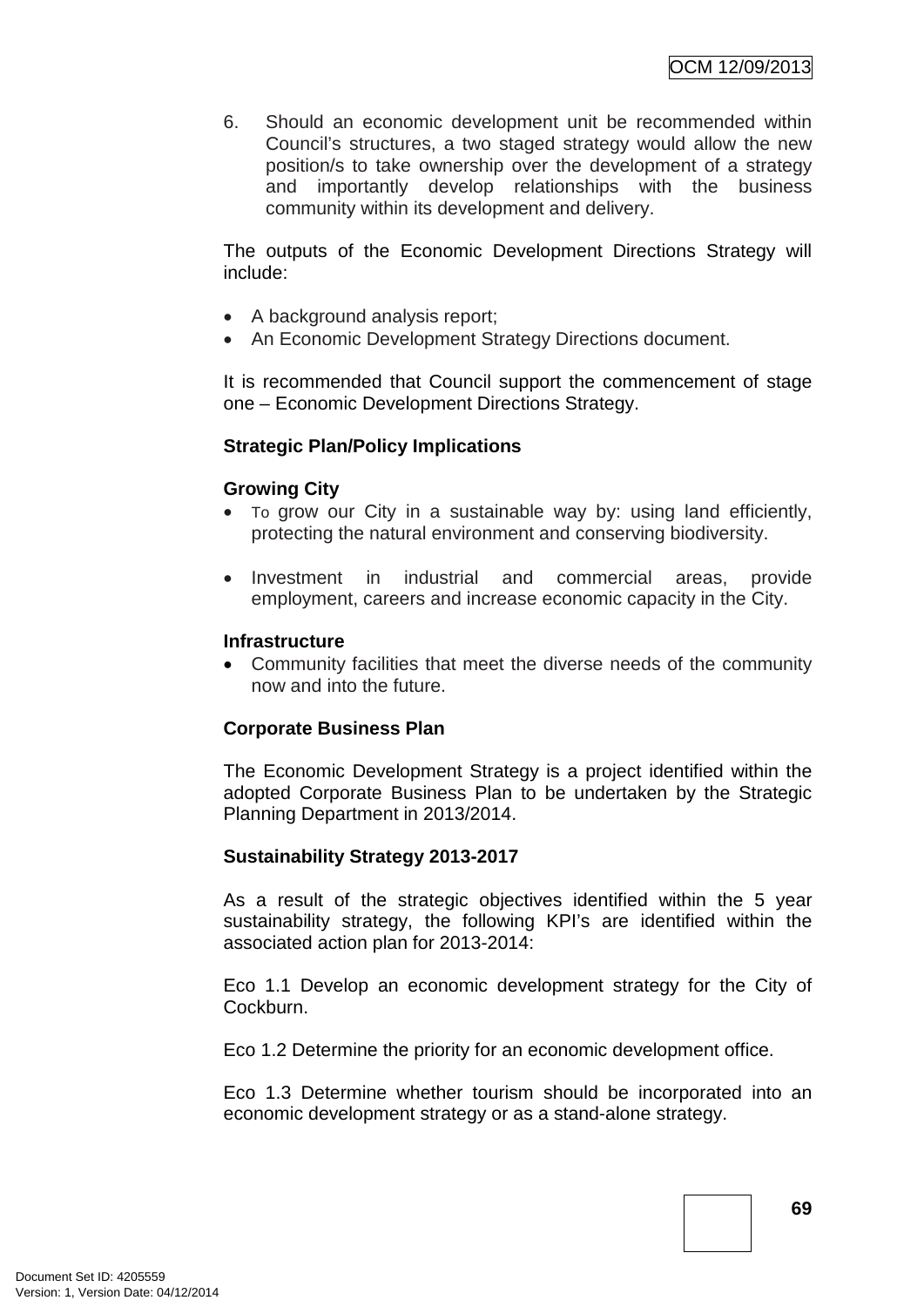6. Should an economic development unit be recommended within Council's structures, a two staged strategy would allow the new position/s to take ownership over the development of a strategy and importantly develop relationships with the business community within its development and delivery.

The outputs of the Economic Development Directions Strategy will include:

- A background analysis report;
- An Economic Development Strategy Directions document.

It is recommended that Council support the commencement of stage one – Economic Development Directions Strategy.

**Strategic Plan/Policy Implications**

**Growing City**

- To grow our City in a sustainable way by: using land efficiently, protecting the natural environment and conserving biodiversity.

- Investment in industrial and commercial areas, provide employment, careers and increase economic capacity in the City.

**Infrastructure**

- Community facilities that meet the diverse needs of the community now and into the future.

**Corporate Business Plan**

The Economic Development Strategy is a project identified within the adopted Corporate Business Plan to be undertaken by the Strategic Planning Department in 2013/2014.

**Sustainability Strategy 2013-2017**

As a result of the strategic objectives identified within the 5 year sustainability strategy, the following KPI's are identified within the associated action plan for 2013-2014:

Eco 1.1 Develop an economic development strategy for the City of Cockburn.

Eco 1.2 Determine the priority for an economic development office.

Eco 1.3 Determine whether tourism should be incorporated into an economic development strategy or as a stand-alone strategy.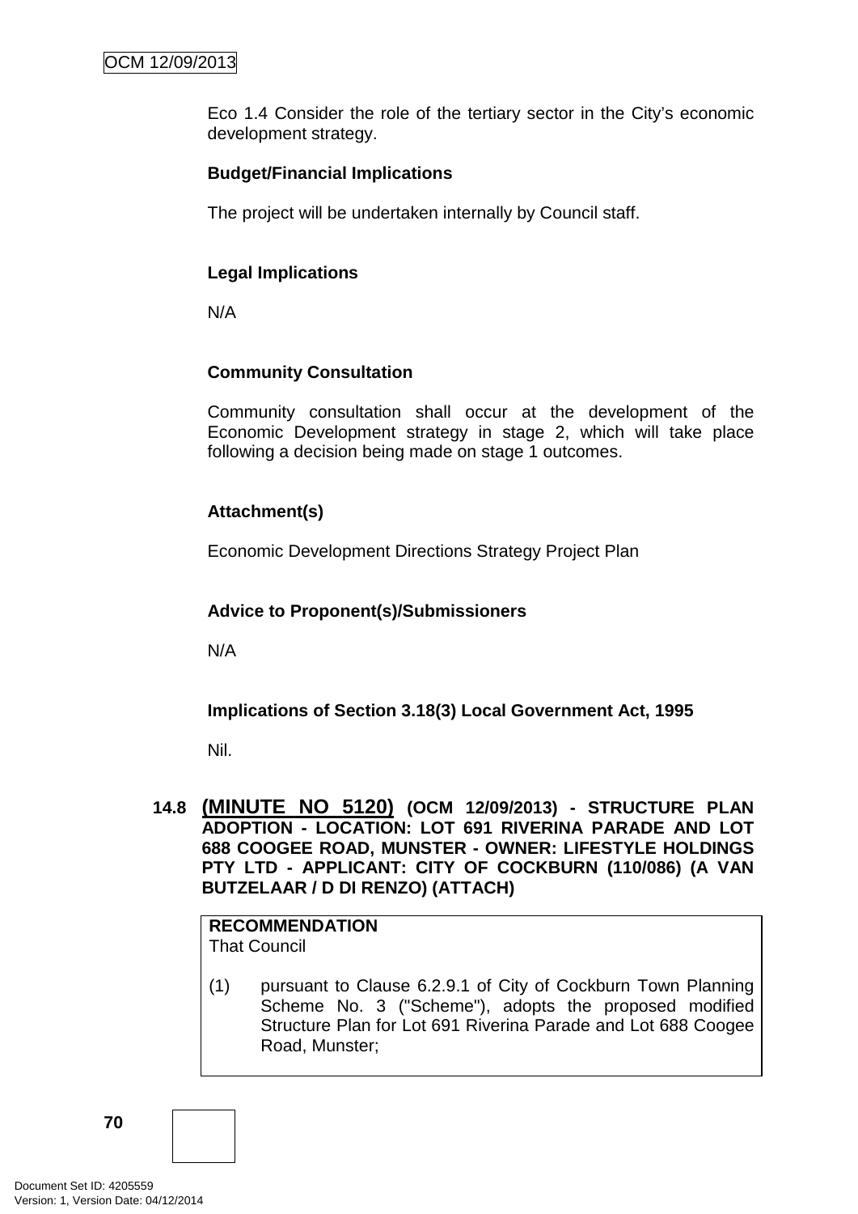Eco 1.4 Consider the role of the tertiary sector in the City's economic development strategy.

**Budget/Financial Implications**

The project will be undertaken internally by Council staff.

**Legal Implications**

N/A

**Community Consultation**

Community consultation shall occur at the development of the Economic Development strategy in stage 2, which will take place following a decision being made on stage 1 outcomes.

**Attachment(s)**

Economic Development Directions Strategy Project Plan

**Advice to Proponent(s)/Submissioners**

N/A

**Implications of Section 3.18(3) Local Government Act, 1995**

Nil.

## 14.8 (MINUTE NO 5120) (OCM 12/09/2013) - STRUCTURE PLAN ADOPTION - LOCATION: LOT 691 RIVERINA PARADE AND LOT 688 COOGEE ROAD, MUNSTER - OWNER: LIFESTYLE HOLDINGS PTY LTD - APPLICANT: CITY OF COCKBURN (110/086) (A VAN BUTZELAAR / D DI RENZO) (ATTACH)

**RECOMMENDATION**
That Council

(1) pursuant to Clause 6.2.9.1 of City of Cockburn Town Planning Scheme No. 3 ("Scheme"), adopts the proposed modified Structure Plan for Lot 691 Riverina Parade and Lot 688 Coogee Road, Munster;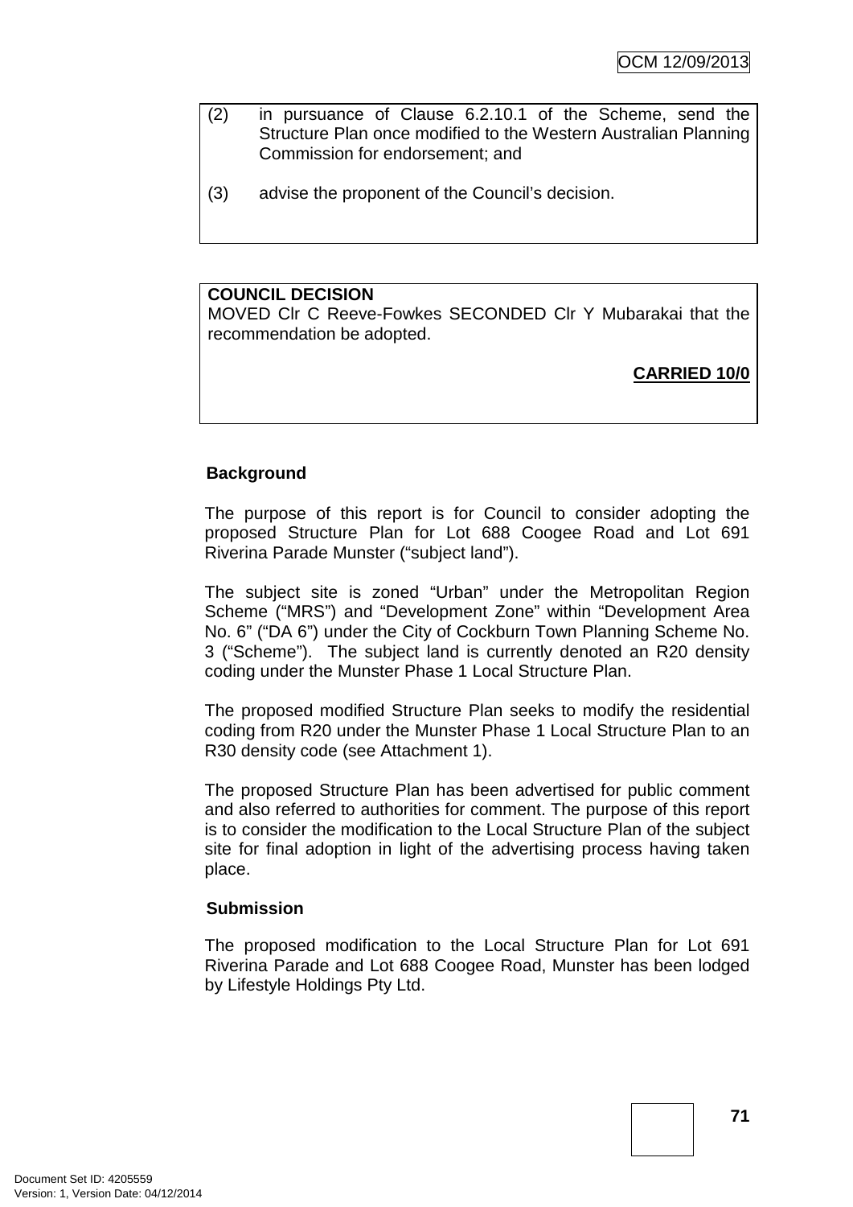(2) in pursuance of Clause 6.2.10.1 of the Scheme, send the Structure Plan once modified to the Western Australian Planning Commission for endorsement; and

(3) advise the proponent of the Council's decision.

**COUNCIL DECISION**

MOVED Clr C Reeve-Fowkes SECONDED Clr Y Mubarakai that the recommendation be adopted.

**CARRIED 10/0**

### Background

The purpose of this report is for Council to consider adopting the proposed Structure Plan for Lot 688 Coogee Road and Lot 691 Riverina Parade Munster ("subject land").

The subject site is zoned "Urban" under the Metropolitan Region Scheme ("MRS") and "Development Zone" within "Development Area No. 6" ("DA 6") under the City of Cockburn Town Planning Scheme No. 3 ("Scheme"). The subject land is currently denoted an R20 density coding under the Munster Phase 1 Local Structure Plan.

The proposed modified Structure Plan seeks to modify the residential coding from R20 under the Munster Phase 1 Local Structure Plan to an R30 density code (see Attachment 1).

The proposed Structure Plan has been advertised for public comment and also referred to authorities for comment. The purpose of this report is to consider the modification to the Local Structure Plan of the subject site for final adoption in light of the advertising process having taken place.

### Submission

The proposed modification to the Local Structure Plan for Lot 691 Riverina Parade and Lot 688 Coogee Road, Munster has been lodged by Lifestyle Holdings Pty Ltd.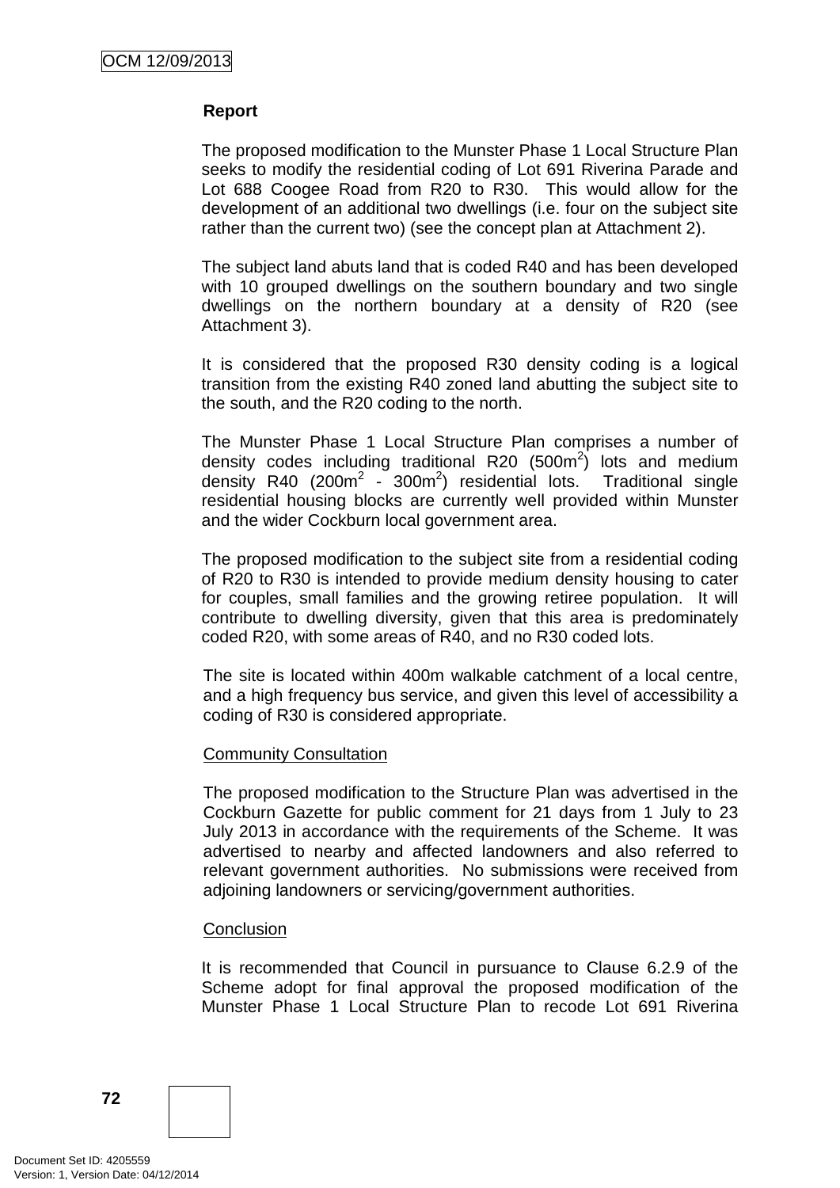**Report**

The proposed modification to the Munster Phase 1 Local Structure Plan seeks to modify the residential coding of Lot 691 Riverina Parade and Lot 688 Coogee Road from R20 to R30. This would allow for the development of an additional two dwellings (i.e. four on the subject site rather than the current two) (see the concept plan at Attachment 2).

The subject land abuts land that is coded R40 and has been developed with 10 grouped dwellings on the southern boundary and two single dwellings on the northern boundary at a density of R20 (see Attachment 3).

It is considered that the proposed R30 density coding is a logical transition from the existing R40 zoned land abutting the subject site to the south, and the R20 coding to the north.

The Munster Phase 1 Local Structure Plan comprises a number of density codes including traditional R20 (500m$^2$) lots and medium density R40 (200m$^2$ - 300m$^2$) residential lots. Traditional single residential housing blocks are currently well provided within Munster and the wider Cockburn local government area.

The proposed modification to the subject site from a residential coding of R20 to R30 is intended to provide medium density housing to cater for couples, small families and the growing retiree population. It will contribute to dwelling diversity, given that this area is predominately coded R20, with some areas of R40, and no R30 coded lots.

The site is located within 400m walkable catchment of a local centre, and a high frequency bus service, and given this level of accessibility a coding of R30 is considered appropriate.

Community Consultation

The proposed modification to the Structure Plan was advertised in the Cockburn Gazette for public comment for 21 days from 1 July to 23 July 2013 in accordance with the requirements of the Scheme. It was advertised to nearby and affected landowners and also referred to relevant government authorities. No submissions were received from adjoining landowners or servicing/government authorities.

Conclusion

It is recommended that Council in pursuance to Clause 6.2.9 of the Scheme adopt for final approval the proposed modification of the Munster Phase 1 Local Structure Plan to recode Lot 691 Riverina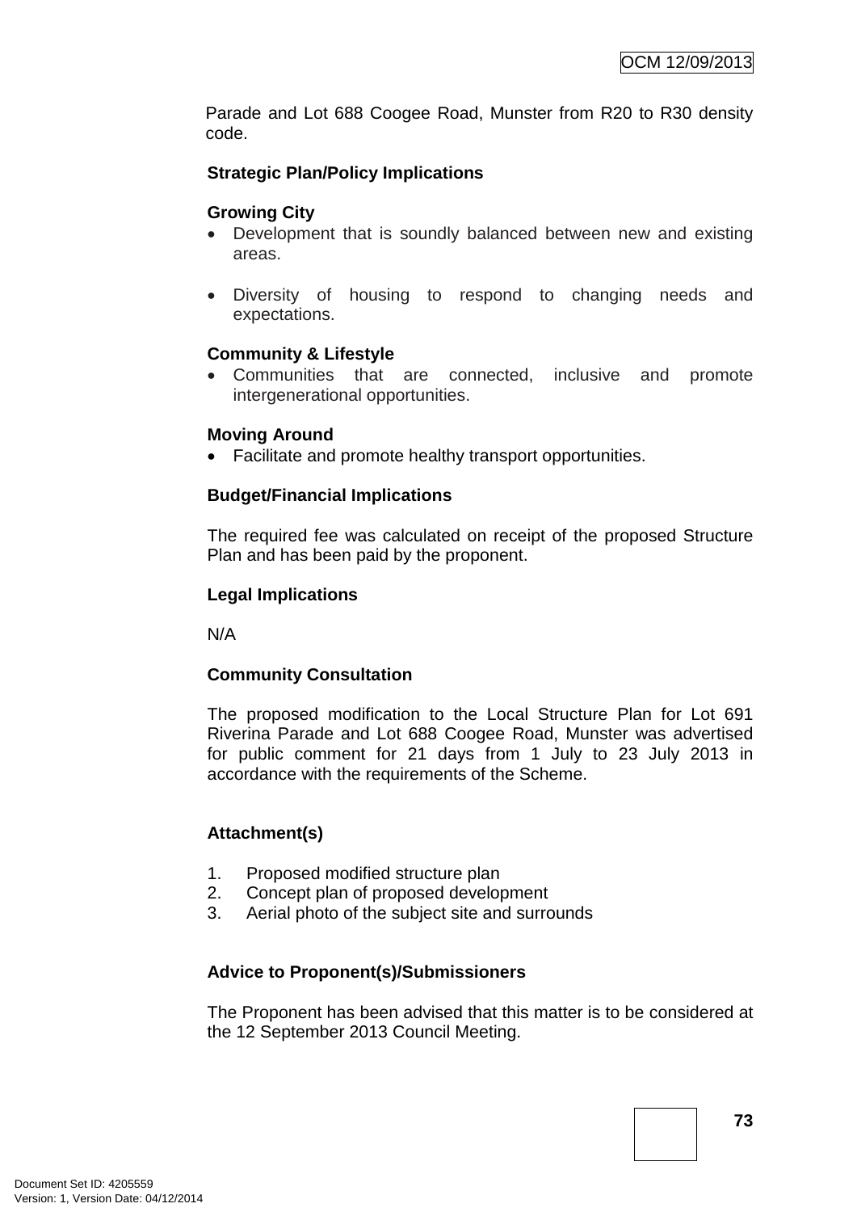Parade and Lot 688 Coogee Road, Munster from R20 to R30 density code.

**Strategic Plan/Policy Implications**

**Growing City**

- Development that is soundly balanced between new and existing areas.
- Diversity of housing to respond to changing needs and expectations.

**Community & Lifestyle**

- Communities that are connected, inclusive and promote intergenerational opportunities.

**Moving Around**

- Facilitate and promote healthy transport opportunities.

**Budget/Financial Implications**

The required fee was calculated on receipt of the proposed Structure Plan and has been paid by the proponent.

**Legal Implications**

N/A

**Community Consultation**

The proposed modification to the Local Structure Plan for Lot 691 Riverina Parade and Lot 688 Coogee Road, Munster was advertised for public comment for 21 days from 1 July to 23 July 2013 in accordance with the requirements of the Scheme.

**Attachment(s)**

1. Proposed modified structure plan
2. Concept plan of proposed development
3. Aerial photo of the subject site and surrounds

**Advice to Proponent(s)/Submissioners**

The Proponent has been advised that this matter is to be considered at the 12 September 2013 Council Meeting.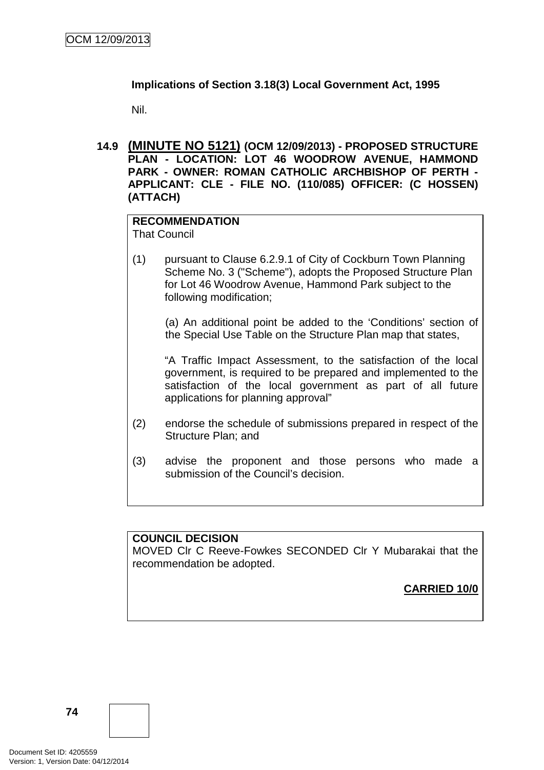**Implications of Section 3.18(3) Local Government Act, 1995**

Nil.

### 14.9 (MINUTE NO 5121) (OCM 12/09/2013) - PROPOSED STRUCTURE PLAN - LOCATION: LOT 46 WOODROW AVENUE, HAMMOND PARK - OWNER: ROMAN CATHOLIC ARCHBISHOP OF PERTH - APPLICANT: CLE - FILE NO. (110/085) OFFICER: (C HOSSEN) (ATTACH)

**RECOMMENDATION**
That Council

(1) pursuant to Clause 6.2.9.1 of City of Cockburn Town Planning Scheme No. 3 ("Scheme"), adopts the Proposed Structure Plan for Lot 46 Woodrow Avenue, Hammond Park subject to the following modification;

(a) An additional point be added to the 'Conditions' section of the Special Use Table on the Structure Plan map that states,

"A Traffic Impact Assessment, to the satisfaction of the local government, is required to be prepared and implemented to the satisfaction of the local government as part of all future applications for planning approval"

(2) endorse the schedule of submissions prepared in respect of the Structure Plan; and

(3) advise the proponent and those persons who made a submission of the Council's decision.

**COUNCIL DECISION**
MOVED Clr C Reeve-Fowkes SECONDED Clr Y Mubarakai that the recommendation be adopted.

**CARRIED 10/0**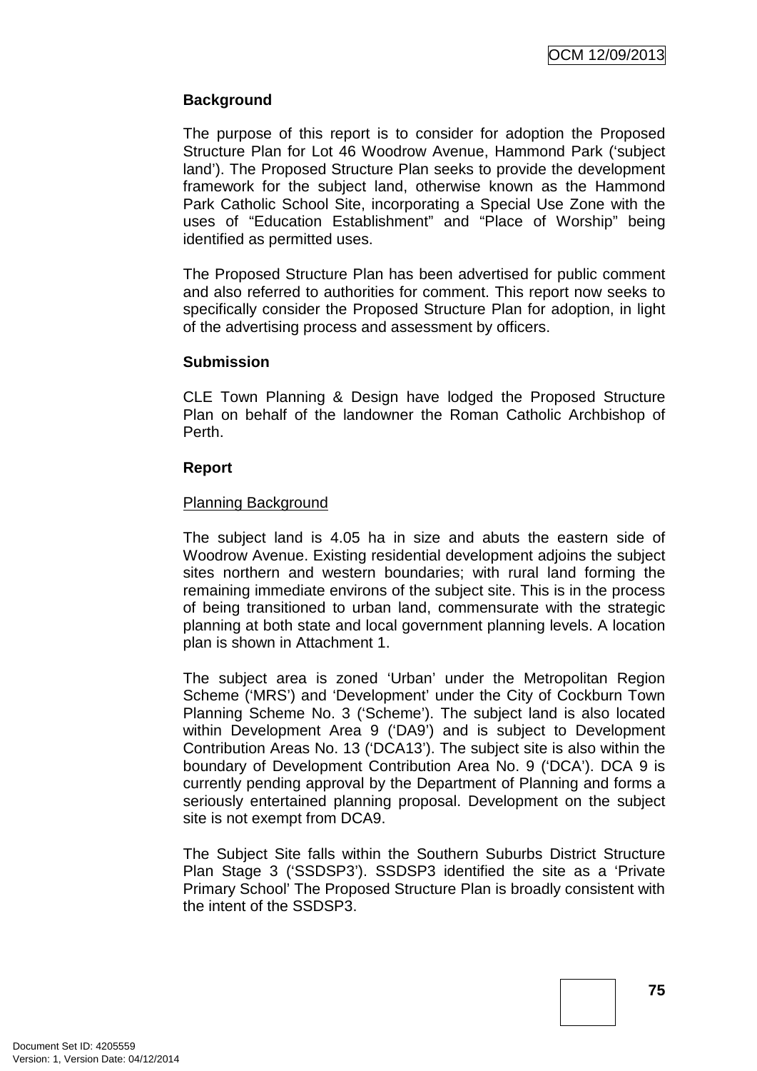**Background**

The purpose of this report is to consider for adoption the Proposed Structure Plan for Lot 46 Woodrow Avenue, Hammond Park ('subject land'). The Proposed Structure Plan seeks to provide the development framework for the subject land, otherwise known as the Hammond Park Catholic School Site, incorporating a Special Use Zone with the uses of "Education Establishment" and "Place of Worship" being identified as permitted uses.

The Proposed Structure Plan has been advertised for public comment and also referred to authorities for comment. This report now seeks to specifically consider the Proposed Structure Plan for adoption, in light of the advertising process and assessment by officers.

**Submission**

CLE Town Planning & Design have lodged the Proposed Structure Plan on behalf of the landowner the Roman Catholic Archbishop of Perth.

**Report**

Planning Background

The subject land is 4.05 ha in size and abuts the eastern side of Woodrow Avenue. Existing residential development adjoins the subject sites northern and western boundaries; with rural land forming the remaining immediate environs of the subject site. This is in the process of being transitioned to urban land, commensurate with the strategic planning at both state and local government planning levels. A location plan is shown in Attachment 1.

The subject area is zoned 'Urban' under the Metropolitan Region Scheme ('MRS') and 'Development' under the City of Cockburn Town Planning Scheme No. 3 ('Scheme'). The subject land is also located within Development Area 9 ('DA9') and is subject to Development Contribution Areas No. 13 ('DCA13'). The subject site is also within the boundary of Development Contribution Area No. 9 ('DCA'). DCA 9 is currently pending approval by the Department of Planning and forms a seriously entertained planning proposal. Development on the subject site is not exempt from DCA9.

The Subject Site falls within the Southern Suburbs District Structure Plan Stage 3 ('SSDSP3'). SSDSP3 identified the site as a 'Private Primary School' The Proposed Structure Plan is broadly consistent with the intent of the SSDSP3.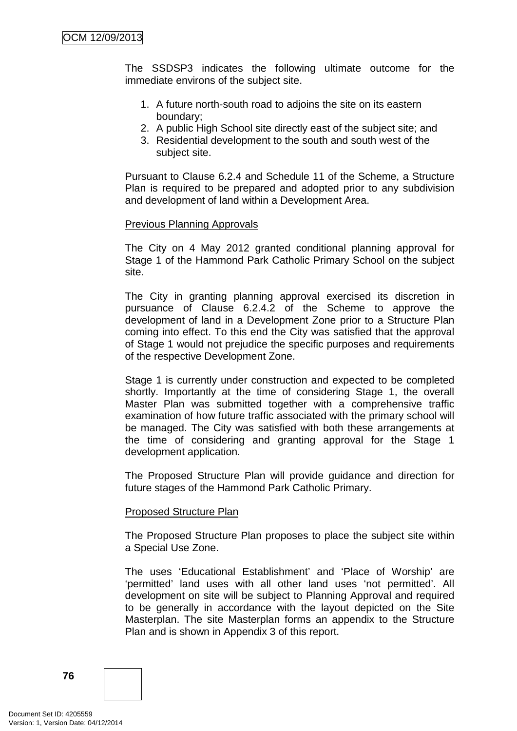The SSDSP3 indicates the following ultimate outcome for the immediate environs of the subject site.

1. A future north-south road to adjoins the site on its eastern boundary;
2. A public High School site directly east of the subject site; and
3. Residential development to the south and south west of the subject site.

Pursuant to Clause 6.2.4 and Schedule 11 of the Scheme, a Structure Plan is required to be prepared and adopted prior to any subdivision and development of land within a Development Area.

<u>Previous Planning Approvals</u>

The City on 4 May 2012 granted conditional planning approval for Stage 1 of the Hammond Park Catholic Primary School on the subject site.

The City in granting planning approval exercised its discretion in pursuance of Clause 6.2.4.2 of the Scheme to approve the development of land in a Development Zone prior to a Structure Plan coming into effect. To this end the City was satisfied that the approval of Stage 1 would not prejudice the specific purposes and requirements of the respective Development Zone.

Stage 1 is currently under construction and expected to be completed shortly. Importantly at the time of considering Stage 1, the overall Master Plan was submitted together with a comprehensive traffic examination of how future traffic associated with the primary school will be managed. The City was satisfied with both these arrangements at the time of considering and granting approval for the Stage 1 development application.

The Proposed Structure Plan will provide guidance and direction for future stages of the Hammond Park Catholic Primary.

<u>Proposed Structure Plan</u>

The Proposed Structure Plan proposes to place the subject site within a Special Use Zone.

The uses 'Educational Establishment' and 'Place of Worship' are 'permitted' land uses with all other land uses 'not permitted'. All development on site will be subject to Planning Approval and required to be generally in accordance with the layout depicted on the Site Masterplan. The site Masterplan forms an appendix to the Structure Plan and is shown in Appendix 3 of this report.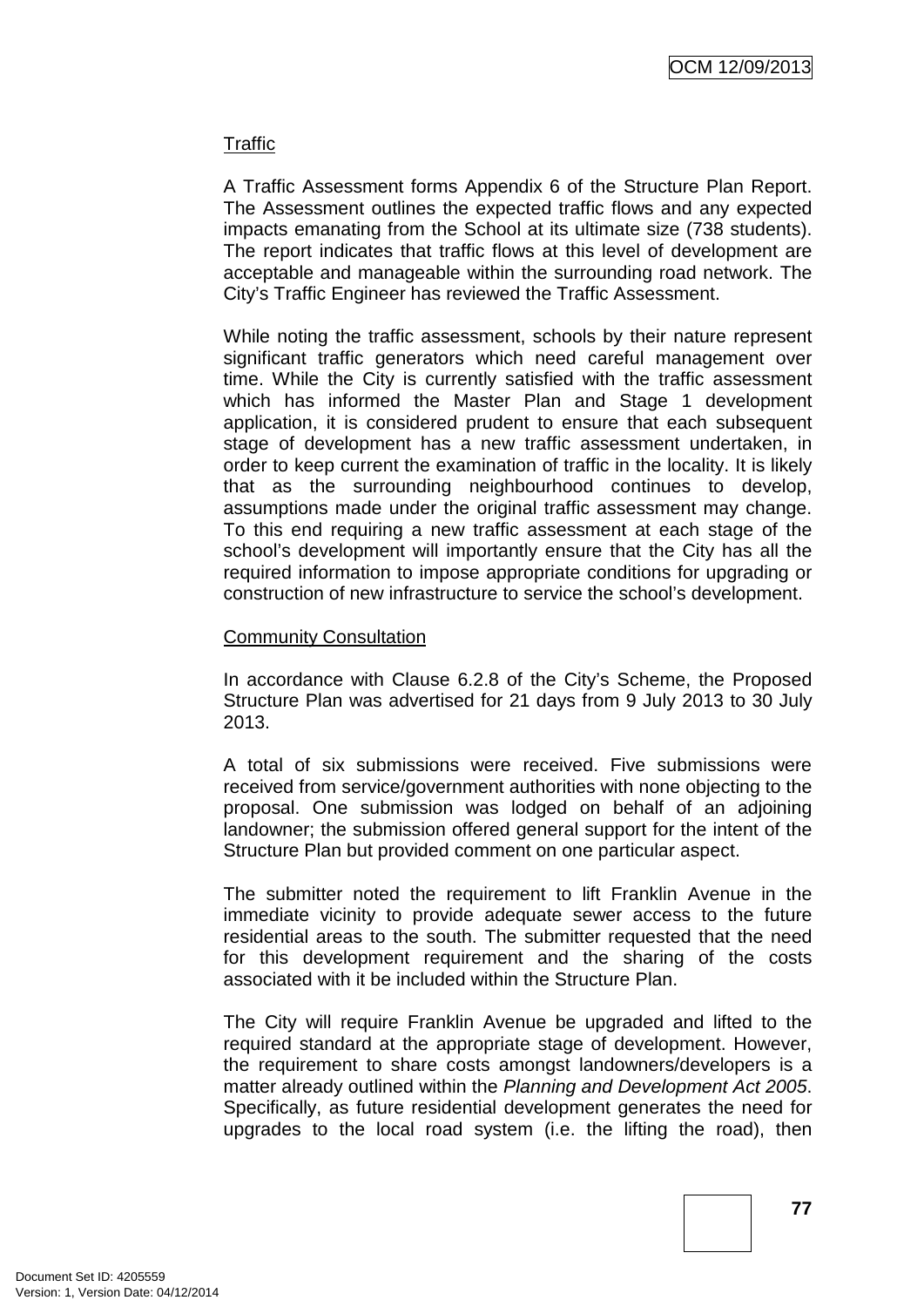Traffic

A Traffic Assessment forms Appendix 6 of the Structure Plan Report. The Assessment outlines the expected traffic flows and any expected impacts emanating from the School at its ultimate size (738 students). The report indicates that traffic flows at this level of development are acceptable and manageable within the surrounding road network. The City's Traffic Engineer has reviewed the Traffic Assessment.

While noting the traffic assessment, schools by their nature represent significant traffic generators which need careful management over time. While the City is currently satisfied with the traffic assessment which has informed the Master Plan and Stage 1 development application, it is considered prudent to ensure that each subsequent stage of development has a new traffic assessment undertaken, in order to keep current the examination of traffic in the locality. It is likely that as the surrounding neighbourhood continues to develop, assumptions made under the original traffic assessment may change. To this end requiring a new traffic assessment at each stage of the school's development will importantly ensure that the City has all the required information to impose appropriate conditions for upgrading or construction of new infrastructure to service the school's development.

Community Consultation

In accordance with Clause 6.2.8 of the City's Scheme, the Proposed Structure Plan was advertised for 21 days from 9 July 2013 to 30 July 2013.

A total of six submissions were received. Five submissions were received from service/government authorities with none objecting to the proposal. One submission was lodged on behalf of an adjoining landowner; the submission offered general support for the intent of the Structure Plan but provided comment on one particular aspect.

The submitter noted the requirement to lift Franklin Avenue in the immediate vicinity to provide adequate sewer access to the future residential areas to the south. The submitter requested that the need for this development requirement and the sharing of the costs associated with it be included within the Structure Plan.

The City will require Franklin Avenue be upgraded and lifted to the required standard at the appropriate stage of development. However, the requirement to share costs amongst landowners/developers is a matter already outlined within the *Planning and Development Act 2005*. Specifically, as future residential development generates the need for upgrades to the local road system (i.e. the lifting the road), then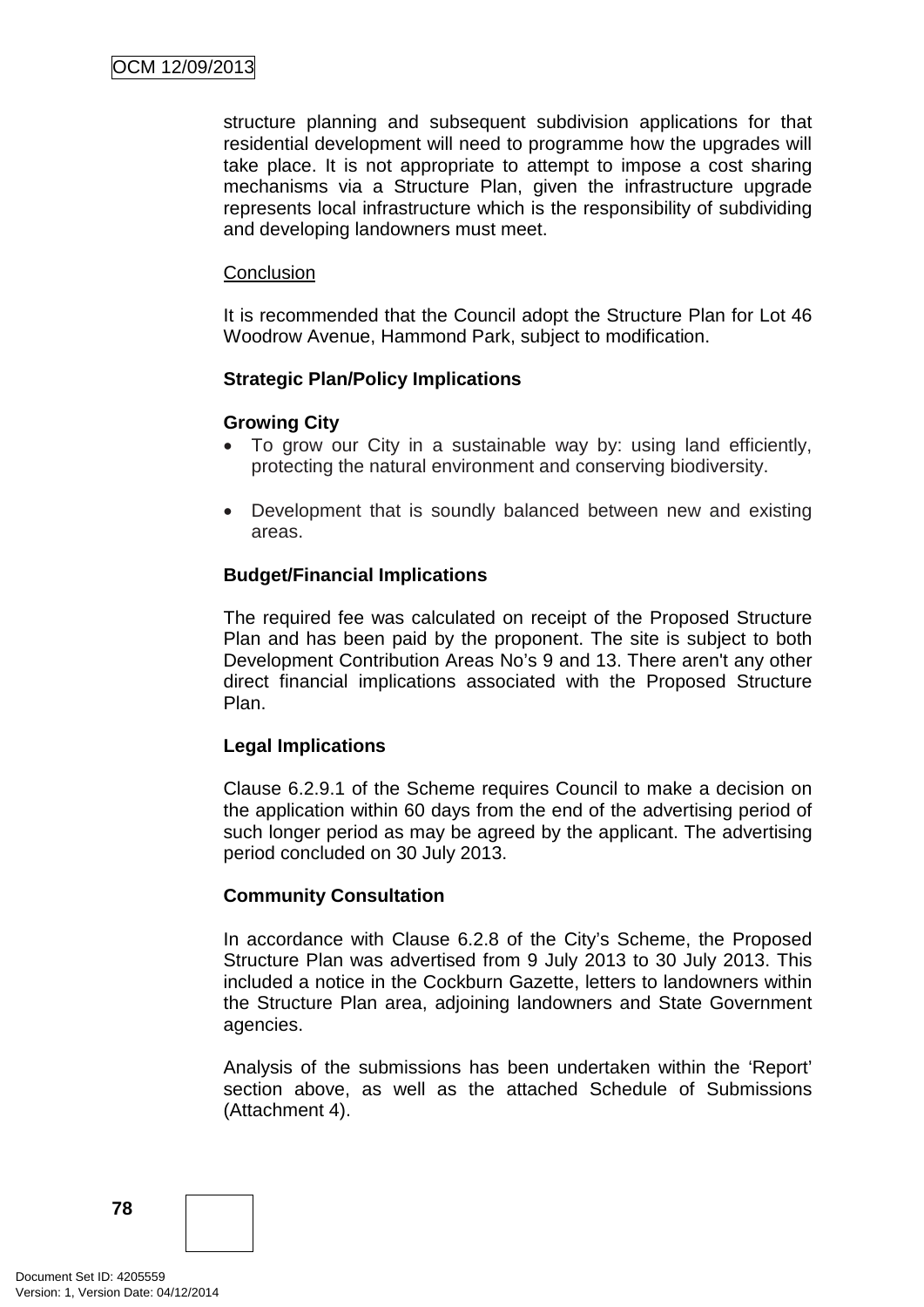structure planning and subsequent subdivision applications for that residential development will need to programme how the upgrades will take place. It is not appropriate to attempt to impose a cost sharing mechanisms via a Structure Plan, given the infrastructure upgrade represents local infrastructure which is the responsibility of subdividing and developing landowners must meet.

Conclusion

It is recommended that the Council adopt the Structure Plan for Lot 46 Woodrow Avenue, Hammond Park, subject to modification.

**Strategic Plan/Policy Implications**

**Growing City**

- To grow our City in a sustainable way by: using land efficiently, protecting the natural environment and conserving biodiversity.
- Development that is soundly balanced between new and existing areas.

**Budget/Financial Implications**

The required fee was calculated on receipt of the Proposed Structure Plan and has been paid by the proponent. The site is subject to both Development Contribution Areas No's 9 and 13. There aren't any other direct financial implications associated with the Proposed Structure Plan.

**Legal Implications**

Clause 6.2.9.1 of the Scheme requires Council to make a decision on the application within 60 days from the end of the advertising period of such longer period as may be agreed by the applicant. The advertising period concluded on 30 July 2013.

**Community Consultation**

In accordance with Clause 6.2.8 of the City's Scheme, the Proposed Structure Plan was advertised from 9 July 2013 to 30 July 2013. This included a notice in the Cockburn Gazette, letters to landowners within the Structure Plan area, adjoining landowners and State Government agencies.

Analysis of the submissions has been undertaken within the 'Report' section above, as well as the attached Schedule of Submissions (Attachment 4).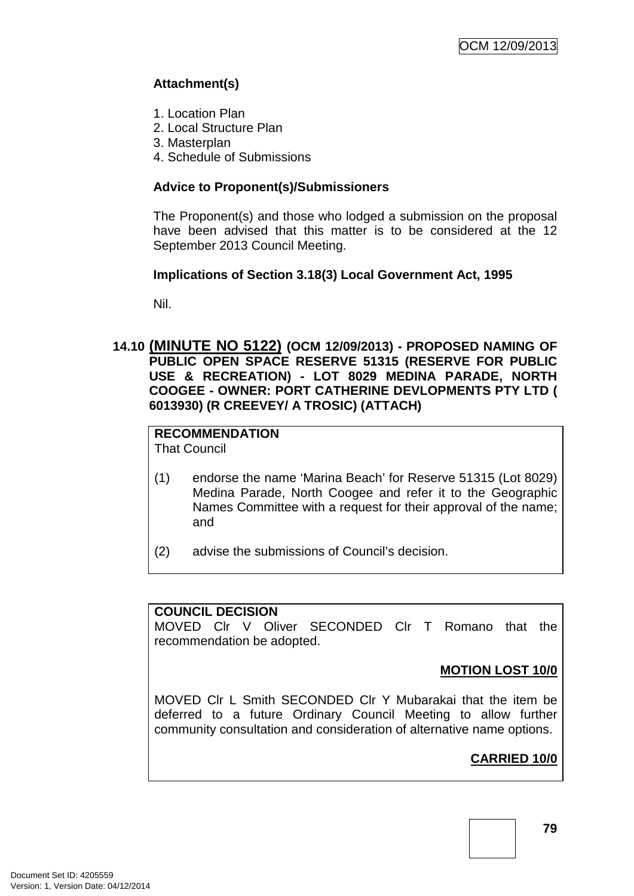**Attachment(s)**

1. Location Plan
2. Local Structure Plan
3. Masterplan
4. Schedule of Submissions

**Advice to Proponent(s)/Submissioners**

The Proponent(s) and those who lodged a submission on the proposal have been advised that this matter is to be considered at the 12 September 2013 Council Meeting.

**Implications of Section 3.18(3) Local Government Act, 1995**

Nil.

## 14.10 (MINUTE NO 5122) (OCM 12/09/2013) - PROPOSED NAMING OF PUBLIC OPEN SPACE RESERVE 51315 (RESERVE FOR PUBLIC USE & RECREATION) - LOT 8029 MEDINA PARADE, NORTH COOGEE - OWNER: PORT CATHERINE DEVLOPMENTS PTY LTD ( 6013930) (R CREEVEY/ A TROSIC) (ATTACH)

**RECOMMENDATION**
That Council

(1) endorse the name 'Marina Beach' for Reserve 51315 (Lot 8029) Medina Parade, North Coogee and refer it to the Geographic Names Committee with a request for their approval of the name; and

(2) advise the submissions of Council's decision.

**COUNCIL DECISION**
MOVED Clr V Oliver SECONDED Clr T Romano that the recommendation be adopted.

**MOTION LOST 10/0**

MOVED Clr L Smith SECONDED Clr Y Mubarakai that the item be deferred to a future Ordinary Council Meeting to allow further community consultation and consideration of alternative name options.

**CARRIED 10/0**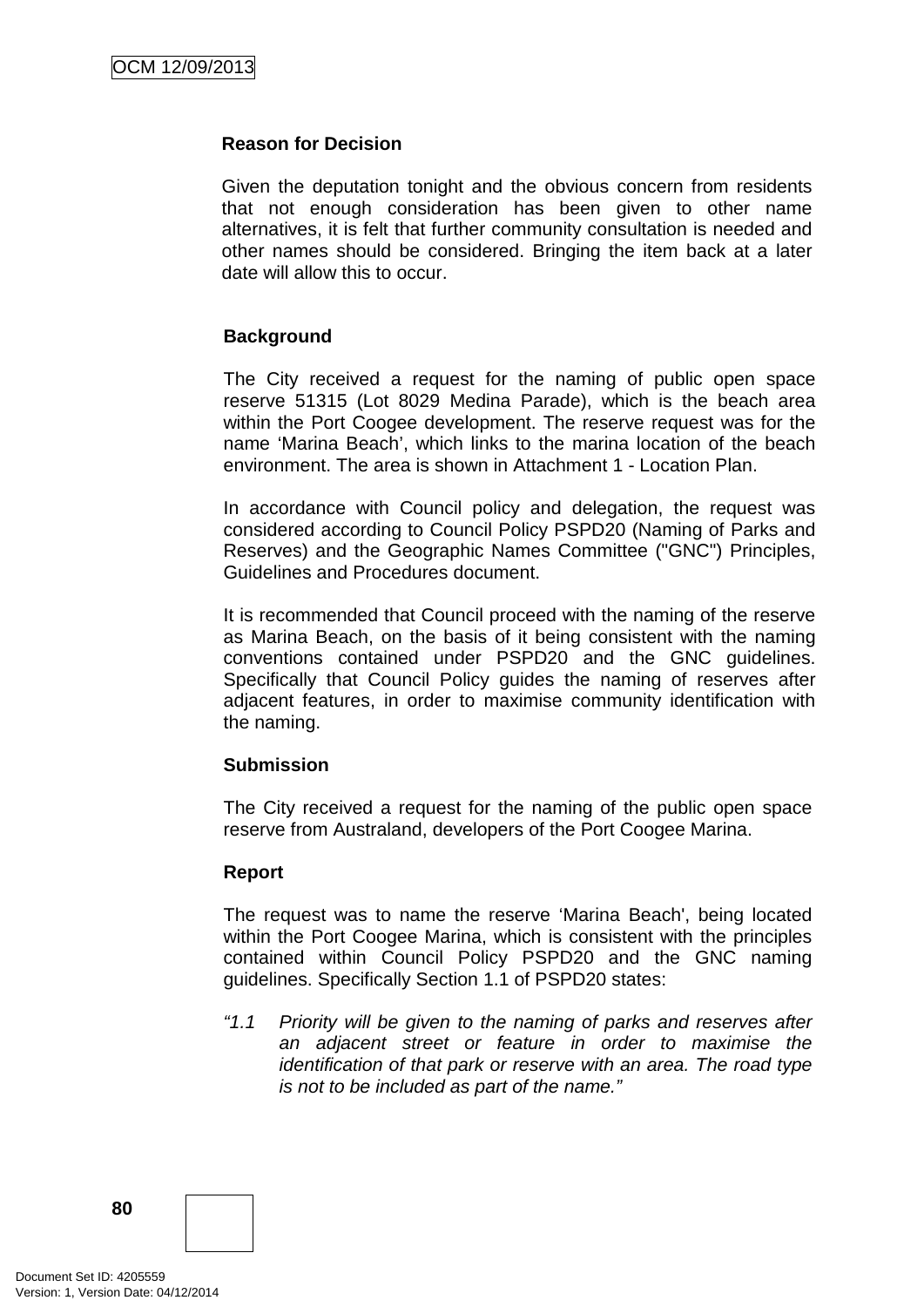**Reason for Decision**

Given the deputation tonight and the obvious concern from residents that not enough consideration has been given to other name alternatives, it is felt that further community consultation is needed and other names should be considered. Bringing the item back at a later date will allow this to occur.

**Background**

The City received a request for the naming of public open space reserve 51315 (Lot 8029 Medina Parade), which is the beach area within the Port Coogee development. The reserve request was for the name 'Marina Beach', which links to the marina location of the beach environment. The area is shown in Attachment 1 - Location Plan.

In accordance with Council policy and delegation, the request was considered according to Council Policy PSPD20 (Naming of Parks and Reserves) and the Geographic Names Committee ("GNC") Principles, Guidelines and Procedures document.

It is recommended that Council proceed with the naming of the reserve as Marina Beach, on the basis of it being consistent with the naming conventions contained under PSPD20 and the GNC guidelines. Specifically that Council Policy guides the naming of reserves after adjacent features, in order to maximise community identification with the naming.

**Submission**

The City received a request for the naming of the public open space reserve from Australand, developers of the Port Coogee Marina.

**Report**

The request was to name the reserve 'Marina Beach', being located within the Port Coogee Marina, which is consistent with the principles contained within Council Policy PSPD20 and the GNC naming guidelines. Specifically Section 1.1 of PSPD20 states:

*"1.1 Priority will be given to the naming of parks and reserves after an adjacent street or feature in order to maximise the identification of that park or reserve with an area. The road type is not to be included as part of the name."*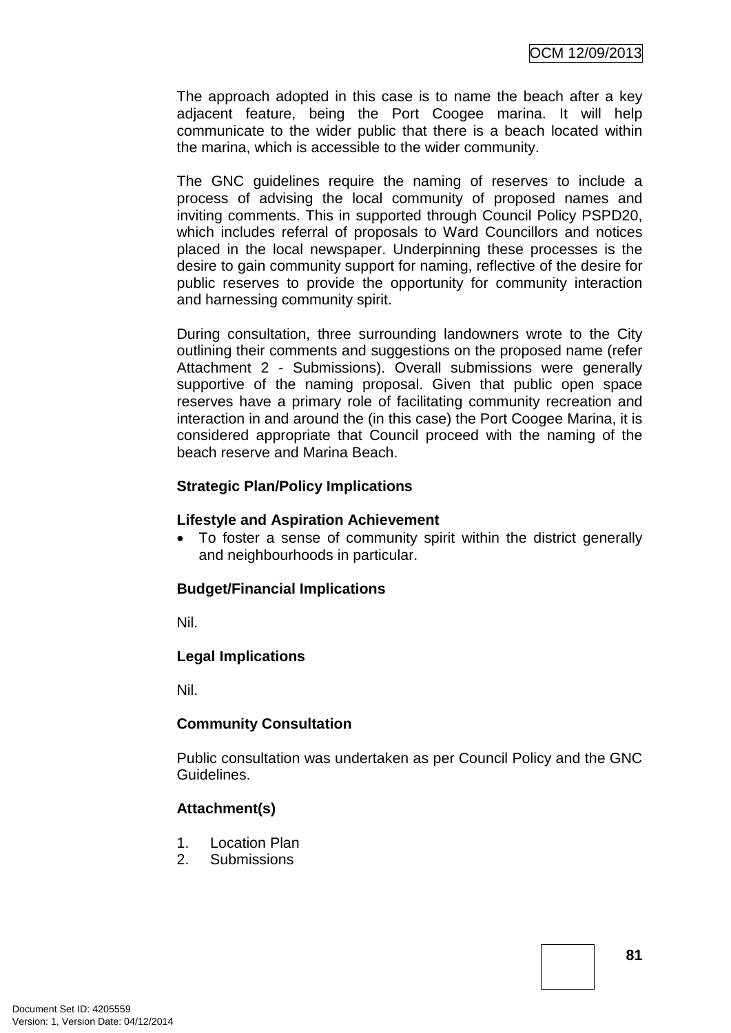The approach adopted in this case is to name the beach after a key adjacent feature, being the Port Coogee marina. It will help communicate to the wider public that there is a beach located within the marina, which is accessible to the wider community.

The GNC guidelines require the naming of reserves to include a process of advising the local community of proposed names and inviting comments. This in supported through Council Policy PSPD20, which includes referral of proposals to Ward Councillors and notices placed in the local newspaper. Underpinning these processes is the desire to gain community support for naming, reflective of the desire for public reserves to provide the opportunity for community interaction and harnessing community spirit.

During consultation, three surrounding landowners wrote to the City outlining their comments and suggestions on the proposed name (refer Attachment 2 - Submissions). Overall submissions were generally supportive of the naming proposal. Given that public open space reserves have a primary role of facilitating community recreation and interaction in and around the (in this case) the Port Coogee Marina, it is considered appropriate that Council proceed with the naming of the beach reserve and Marina Beach.

**Strategic Plan/Policy Implications**

**Lifestyle and Aspiration Achievement**

- To foster a sense of community spirit within the district generally and neighbourhoods in particular.

**Budget/Financial Implications**

Nil.

**Legal Implications**

Nil.

**Community Consultation**

Public consultation was undertaken as per Council Policy and the GNC Guidelines.

**Attachment(s)**

1. Location Plan
2. Submissions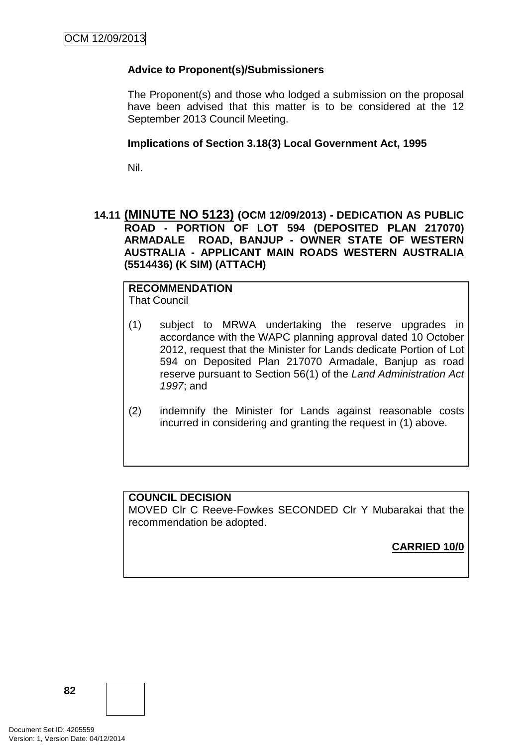**Advice to Proponent(s)/Submissioners**

The Proponent(s) and those who lodged a submission on the proposal have been advised that this matter is to be considered at the 12 September 2013 Council Meeting.

**Implications of Section 3.18(3) Local Government Act, 1995**

Nil.

## 14.11 (MINUTE NO 5123) (OCM 12/09/2013) - DEDICATION AS PUBLIC ROAD - PORTION OF LOT 594 (DEPOSITED PLAN 217070) ARMADALE ROAD, BANJUP - OWNER STATE OF WESTERN AUSTRALIA - APPLICANT MAIN ROADS WESTERN AUSTRALIA (5514436) (K SIM) (ATTACH)

**RECOMMENDATION**
That Council

(1) subject to MRWA undertaking the reserve upgrades in accordance with the WAPC planning approval dated 10 October 2012, request that the Minister for Lands dedicate Portion of Lot 594 on Deposited Plan 217070 Armadale, Banjup as road reserve pursuant to Section 56(1) of the *Land Administration Act 1997*; and

(2) indemnify the Minister for Lands against reasonable costs incurred in considering and granting the request in (1) above.

**COUNCIL DECISION**
MOVED Clr C Reeve-Fowkes SECONDED Clr Y Mubarakai that the recommendation be adopted.

**CARRIED 10/0**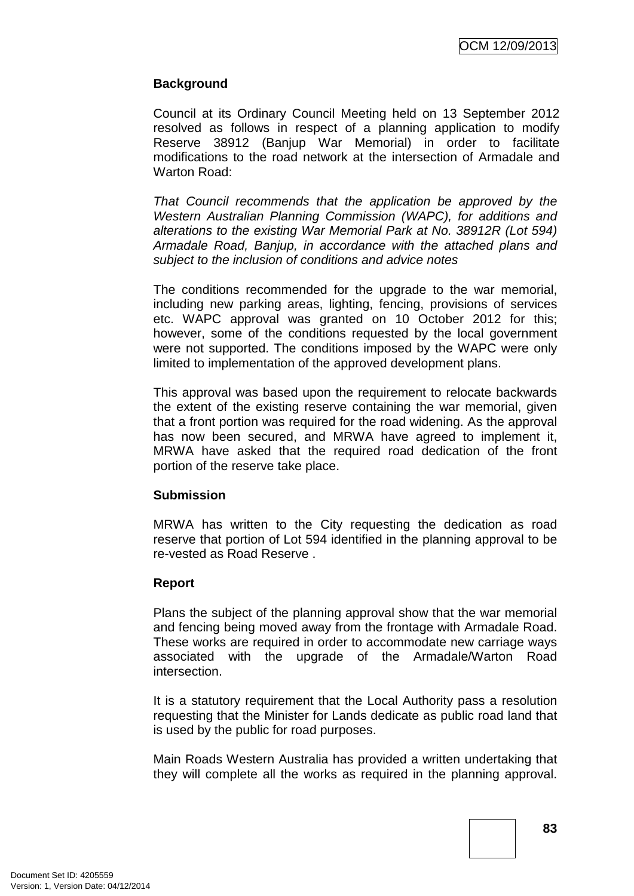### Background

Council at its Ordinary Council Meeting held on 13 September 2012 resolved as follows in respect of a planning application to modify Reserve 38912 (Banjup War Memorial) in order to facilitate modifications to the road network at the intersection of Armadale and Warton Road:

*That Council recommends that the application be approved by the Western Australian Planning Commission (WAPC), for additions and alterations to the existing War Memorial Park at No. 38912R (Lot 594) Armadale Road, Banjup, in accordance with the attached plans and subject to the inclusion of conditions and advice notes*

The conditions recommended for the upgrade to the war memorial, including new parking areas, lighting, fencing, provisions of services etc. WAPC approval was granted on 10 October 2012 for this; however, some of the conditions requested by the local government were not supported. The conditions imposed by the WAPC were only limited to implementation of the approved development plans.

This approval was based upon the requirement to relocate backwards the extent of the existing reserve containing the war memorial, given that a front portion was required for the road widening. As the approval has now been secured, and MRWA have agreed to implement it, MRWA have asked that the required road dedication of the front portion of the reserve take place.

### Submission

MRWA has written to the City requesting the dedication as road reserve that portion of Lot 594 identified in the planning approval to be re-vested as Road Reserve .

### Report

Plans the subject of the planning approval show that the war memorial and fencing being moved away from the frontage with Armadale Road. These works are required in order to accommodate new carriage ways associated with the upgrade of the Armadale/Warton Road intersection.

It is a statutory requirement that the Local Authority pass a resolution requesting that the Minister for Lands dedicate as public road land that is used by the public for road purposes.

Main Roads Western Australia has provided a written undertaking that they will complete all the works as required in the planning approval.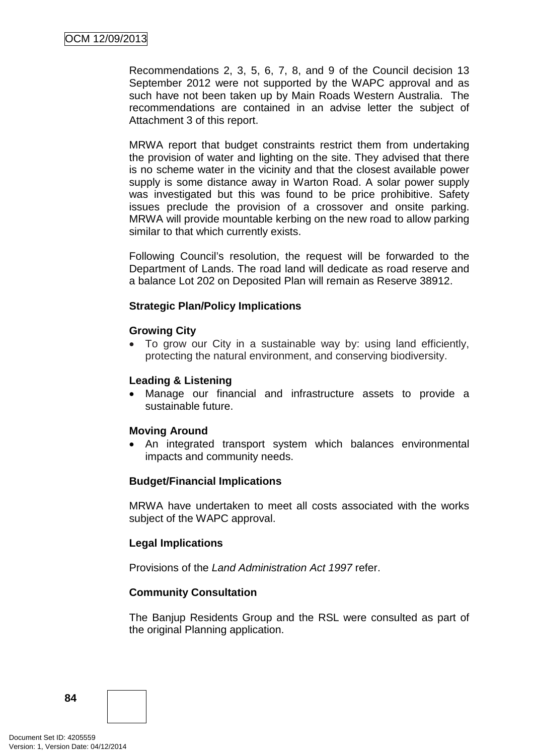Recommendations 2, 3, 5, 6, 7, 8, and 9 of the Council decision 13 September 2012 were not supported by the WAPC approval and as such have not been taken up by Main Roads Western Australia. The recommendations are contained in an advise letter the subject of Attachment 3 of this report.

MRWA report that budget constraints restrict them from undertaking the provision of water and lighting on the site. They advised that there is no scheme water in the vicinity and that the closest available power supply is some distance away in Warton Road. A solar power supply was investigated but this was found to be price prohibitive. Safety issues preclude the provision of a crossover and onsite parking. MRWA will provide mountable kerbing on the new road to allow parking similar to that which currently exists.

Following Council's resolution, the request will be forwarded to the Department of Lands. The road land will dedicate as road reserve and a balance Lot 202 on Deposited Plan will remain as Reserve 38912.

**Strategic Plan/Policy Implications**

**Growing City**

- To grow our City in a sustainable way by: using land efficiently, protecting the natural environment, and conserving biodiversity.

**Leading & Listening**

- Manage our financial and infrastructure assets to provide a sustainable future.

**Moving Around**

- An integrated transport system which balances environmental impacts and community needs.

**Budget/Financial Implications**

MRWA have undertaken to meet all costs associated with the works subject of the WAPC approval.

**Legal Implications**

Provisions of the *Land Administration Act 1997* refer.

**Community Consultation**

The Banjup Residents Group and the RSL were consulted as part of the original Planning application.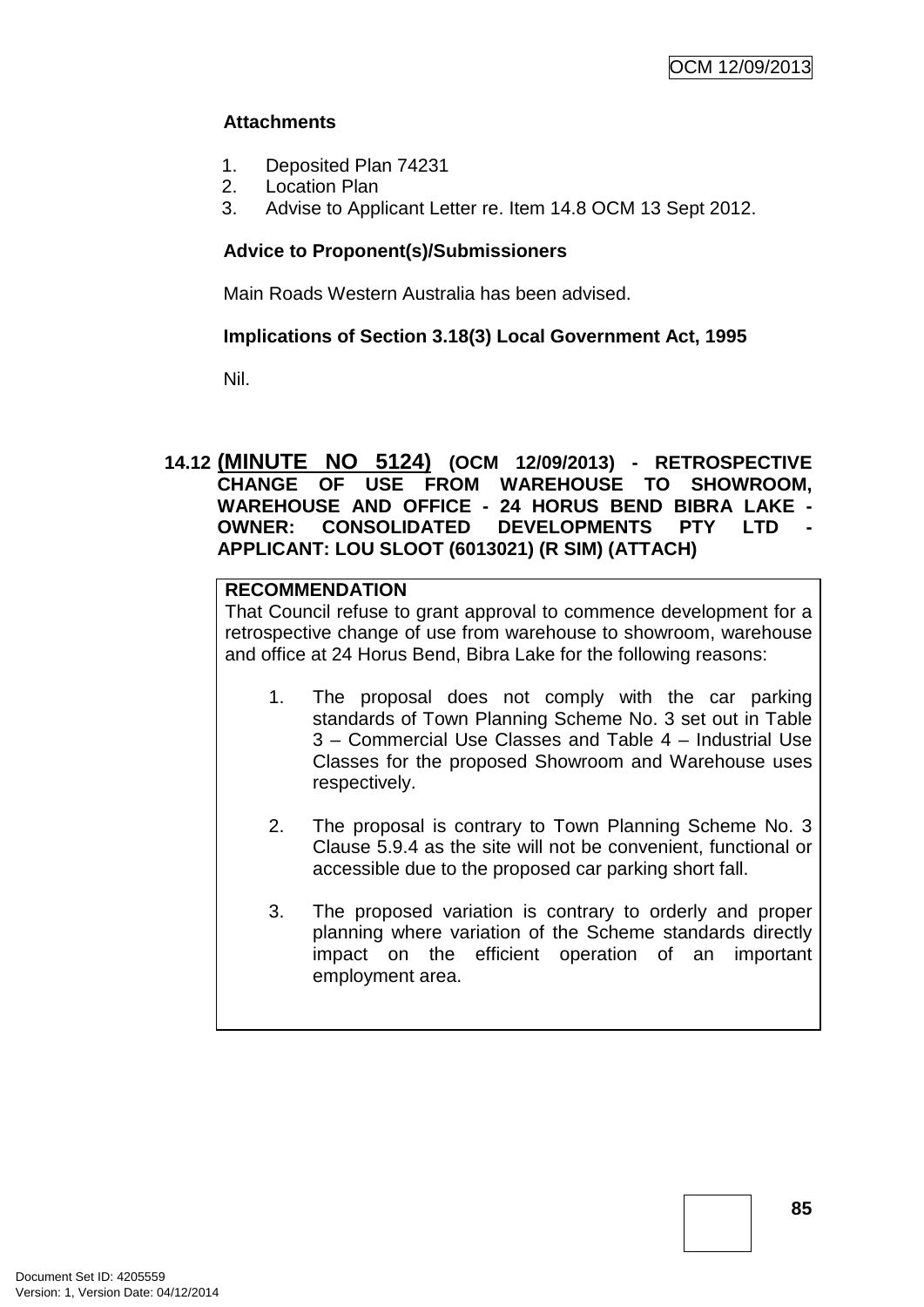**Attachments**

1. Deposited Plan 74231
2. Location Plan
3. Advise to Applicant Letter re. Item 14.8 OCM 13 Sept 2012.

**Advice to Proponent(s)/Submissioners**

Main Roads Western Australia has been advised.

**Implications of Section 3.18(3) Local Government Act, 1995**

Nil.

## 14.12 (MINUTE NO 5124) (OCM 12/09/2013) - RETROSPECTIVE CHANGE OF USE FROM WAREHOUSE TO SHOWROOM, WAREHOUSE AND OFFICE - 24 HORUS BEND BIBRA LAKE - OWNER: CONSOLIDATED DEVELOPMENTS PTY LTD - APPLICANT: LOU SLOOT (6013021) (R SIM) (ATTACH)

**RECOMMENDATION**

That Council refuse to grant approval to commence development for a retrospective change of use from warehouse to showroom, warehouse and office at 24 Horus Bend, Bibra Lake for the following reasons:

1. The proposal does not comply with the car parking standards of Town Planning Scheme No. 3 set out in Table 3 – Commercial Use Classes and Table 4 – Industrial Use Classes for the proposed Showroom and Warehouse uses respectively.

2. The proposal is contrary to Town Planning Scheme No. 3 Clause 5.9.4 as the site will not be convenient, functional or accessible due to the proposed car parking short fall.

3. The proposed variation is contrary to orderly and proper planning where variation of the Scheme standards directly impact on the efficient operation of an important employment area.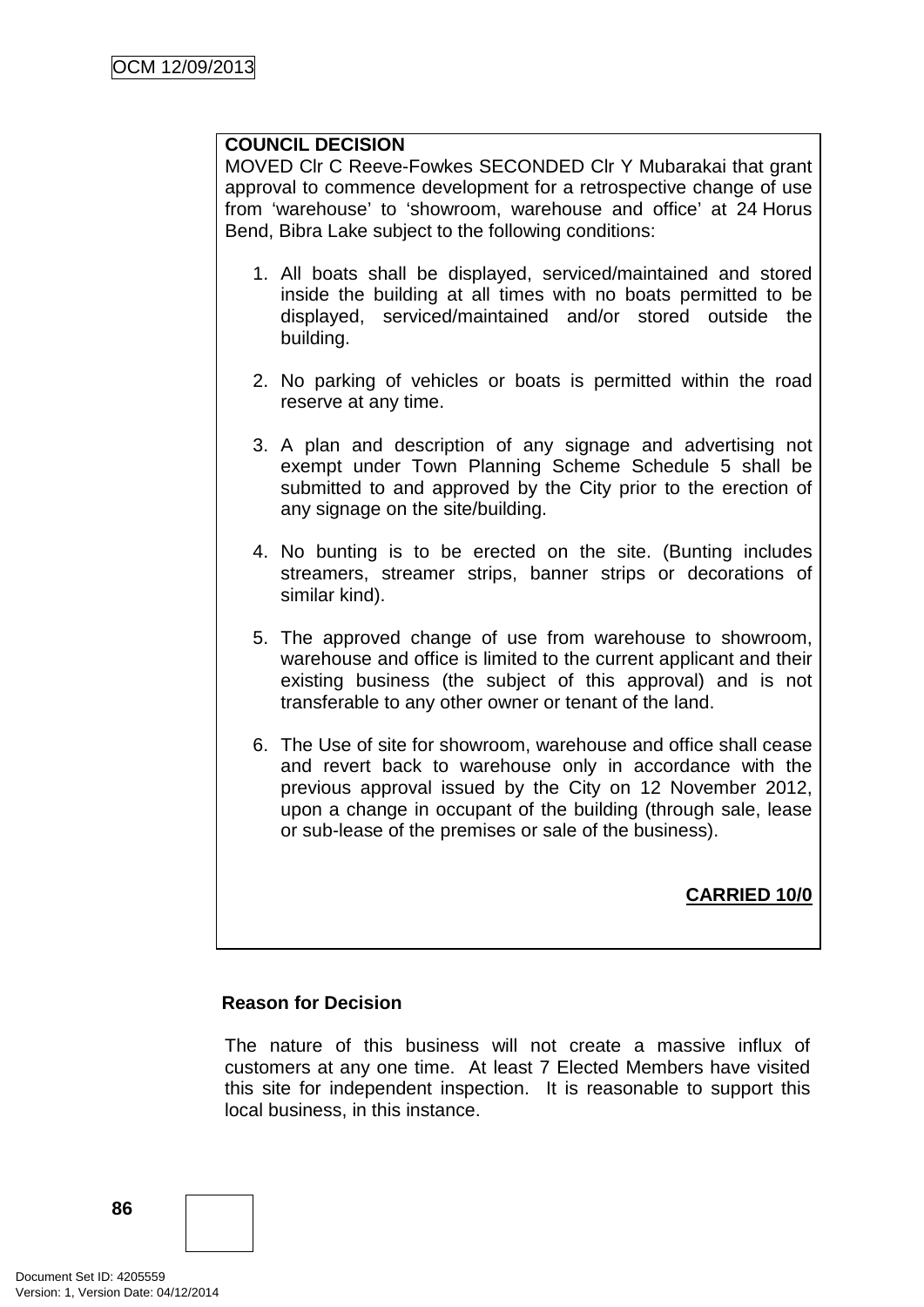**COUNCIL DECISION**

MOVED Clr C Reeve-Fowkes SECONDED Clr Y Mubarakai that grant approval to commence development for a retrospective change of use from 'warehouse' to 'showroom, warehouse and office' at 24 Horus Bend, Bibra Lake subject to the following conditions:

1. All boats shall be displayed, serviced/maintained and stored inside the building at all times with no boats permitted to be displayed, serviced/maintained and/or stored outside the building.

2. No parking of vehicles or boats is permitted within the road reserve at any time.

3. A plan and description of any signage and advertising not exempt under Town Planning Scheme Schedule 5 shall be submitted to and approved by the City prior to the erection of any signage on the site/building.

4. No bunting is to be erected on the site. (Bunting includes streamers, streamer strips, banner strips or decorations of similar kind).

5. The approved change of use from warehouse to showroom, warehouse and office is limited to the current applicant and their existing business (the subject of this approval) and is not transferable to any other owner or tenant of the land.

6. The Use of site for showroom, warehouse and office shall cease and revert back to warehouse only in accordance with the previous approval issued by the City on 12 November 2012, upon a change in occupant of the building (through sale, lease or sub-lease of the premises or sale of the business).

**CARRIED 10/0**

**Reason for Decision**

The nature of this business will not create a massive influx of customers at any one time. At least 7 Elected Members have visited this site for independent inspection. It is reasonable to support this local business, in this instance.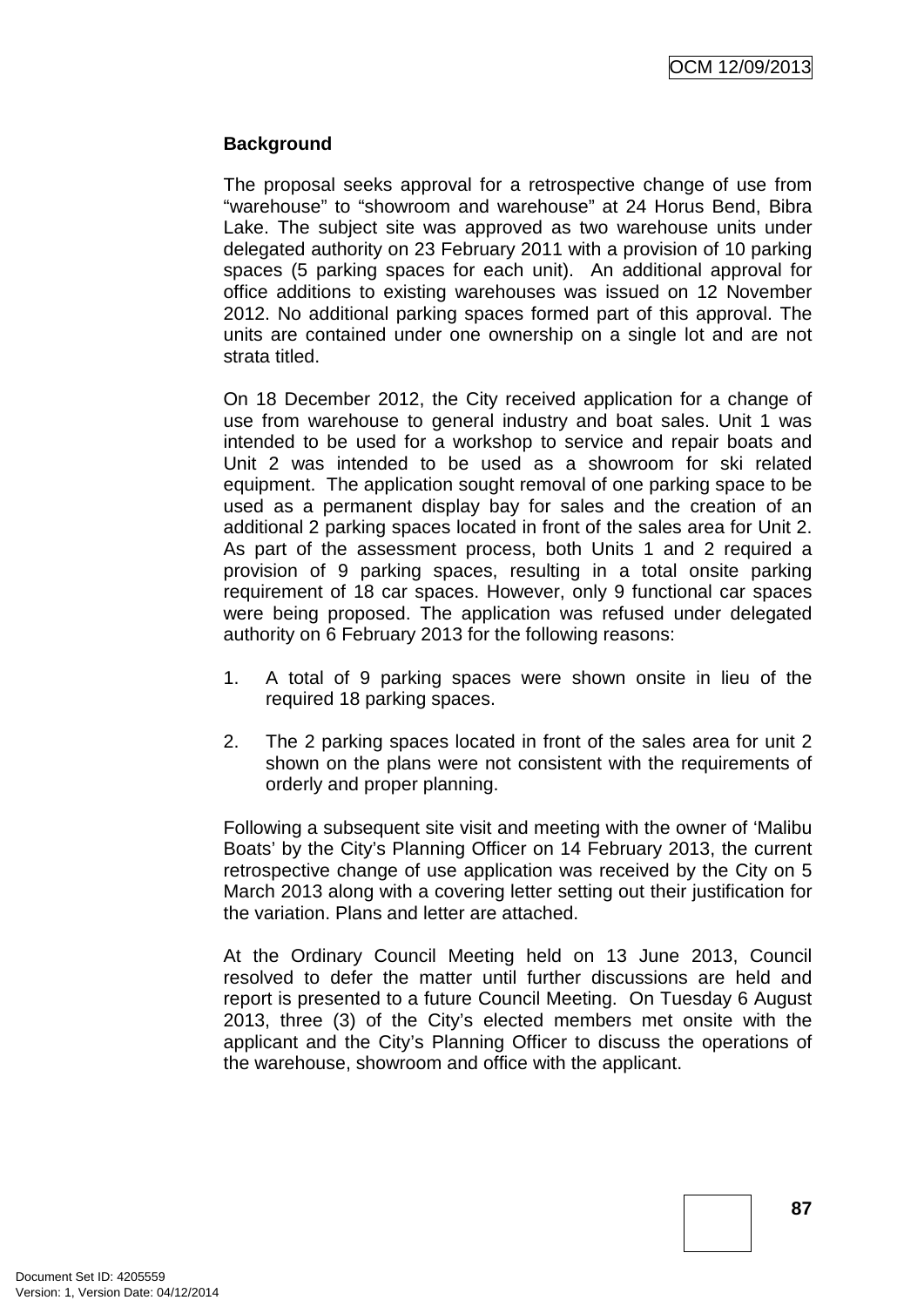**Background**

The proposal seeks approval for a retrospective change of use from “warehouse” to “showroom and warehouse” at 24 Horus Bend, Bibra Lake. The subject site was approved as two warehouse units under delegated authority on 23 February 2011 with a provision of 10 parking spaces (5 parking spaces for each unit). An additional approval for office additions to existing warehouses was issued on 12 November 2012. No additional parking spaces formed part of this approval. The units are contained under one ownership on a single lot and are not strata titled.

On 18 December 2012, the City received application for a change of use from warehouse to general industry and boat sales. Unit 1 was intended to be used for a workshop to service and repair boats and Unit 2 was intended to be used as a showroom for ski related equipment. The application sought removal of one parking space to be used as a permanent display bay for sales and the creation of an additional 2 parking spaces located in front of the sales area for Unit 2. As part of the assessment process, both Units 1 and 2 required a provision of 9 parking spaces, resulting in a total onsite parking requirement of 18 car spaces. However, only 9 functional car spaces were being proposed. The application was refused under delegated authority on 6 February 2013 for the following reasons:

1. A total of 9 parking spaces were shown onsite in lieu of the required 18 parking spaces.

2. The 2 parking spaces located in front of the sales area for unit 2 shown on the plans were not consistent with the requirements of orderly and proper planning.

Following a subsequent site visit and meeting with the owner of ‘Malibu Boats’ by the City’s Planning Officer on 14 February 2013, the current retrospective change of use application was received by the City on 5 March 2013 along with a covering letter setting out their justification for the variation. Plans and letter are attached.

At the Ordinary Council Meeting held on 13 June 2013, Council resolved to defer the matter until further discussions are held and report is presented to a future Council Meeting. On Tuesday 6 August 2013, three (3) of the City’s elected members met onsite with the applicant and the City’s Planning Officer to discuss the operations of the warehouse, showroom and office with the applicant.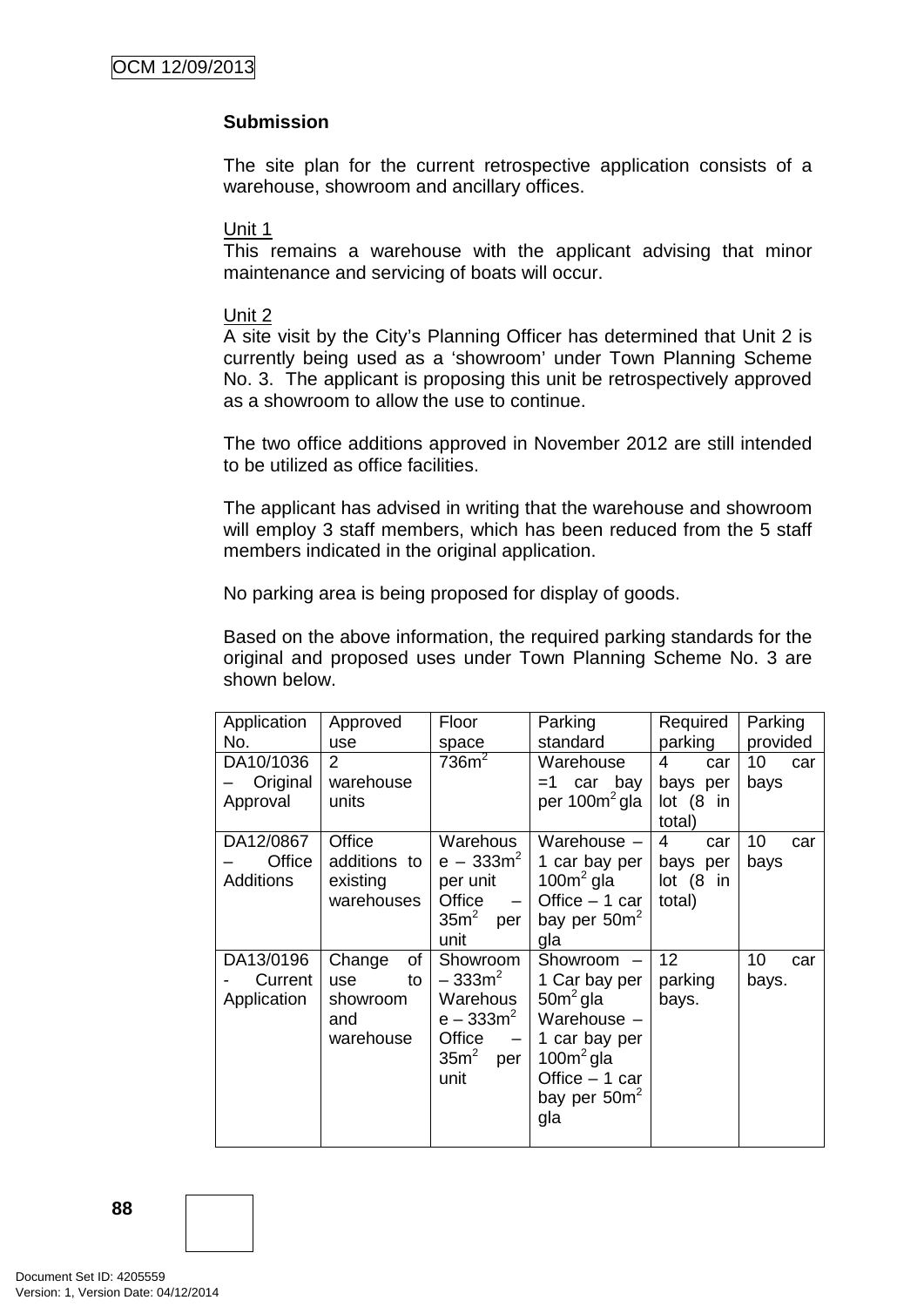**Submission**

The site plan for the current retrospective application consists of a warehouse, showroom and ancillary offices.

Unit 1
This remains a warehouse with the applicant advising that minor maintenance and servicing of boats will occur.

Unit 2
A site visit by the City's Planning Officer has determined that Unit 2 is currently being used as a 'showroom' under Town Planning Scheme No. 3. The applicant is proposing this unit be retrospectively approved as a showroom to allow the use to continue.

The two office additions approved in November 2012 are still intended to be utilized as office facilities.

The applicant has advised in writing that the warehouse and showroom will employ 3 staff members, which has been reduced from the 5 staff members indicated in the original application.

No parking area is being proposed for display of goods.

Based on the above information, the required parking standards for the original and proposed uses under Town Planning Scheme No. 3 are shown below.

| Application No. | Approved use | Floor space | Parking standard | Required parking | Parking provided |
|---|---|---|---|---|---|
| DA10/1036 – Original Approval | 2 warehouse units | 736m$^2$ | Warehouse =1 car bay per 100m$^2$ gla | 4 car bays per lot (8 in total) | 10 car bays |
| DA12/0867 – Office Additions | Office additions to existing warehouses | Warehouse – 333m$^2$ per unit Office – 35m$^2$ per unit | Warehouse – 1 car bay per 100m$^2$ gla Office – 1 car bay per 50m$^2$ gla | 4 car bays per lot (8 in total) | 10 car bays |
| DA13/0196 - Current Application | Change of use to showroom and warehouse | Showroom – 333m$^2$ Warehouse – 333m$^2$ Office – 35m$^2$ per unit | Showroom – 1 Car bay per 50m$^2$ gla Warehouse – 1 car bay per 100m$^2$ gla Office – 1 car bay per 50m$^2$ gla | 12 parking bays. | 10 car bays. |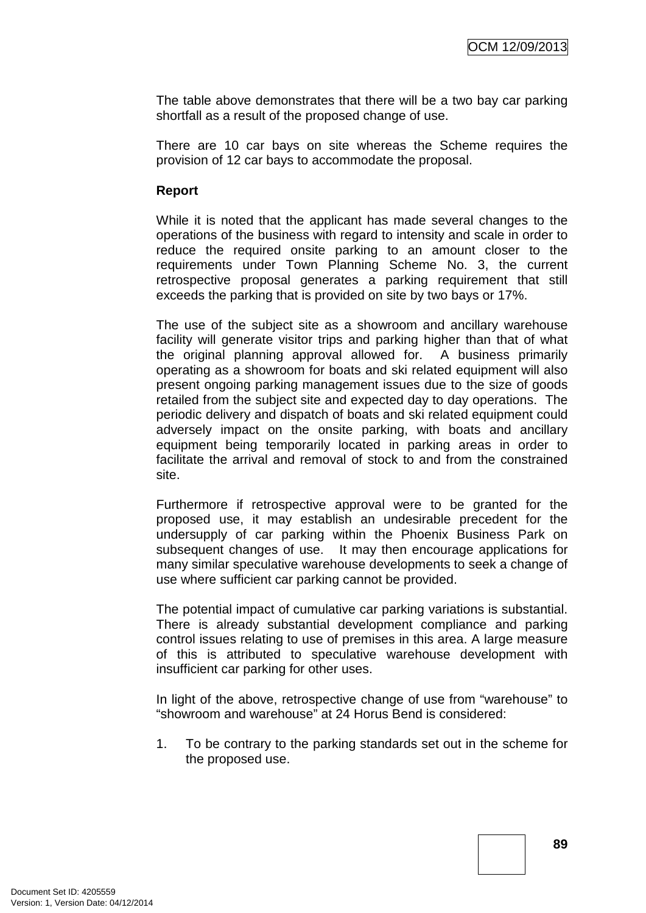The table above demonstrates that there will be a two bay car parking shortfall as a result of the proposed change of use.

There are 10 car bays on site whereas the Scheme requires the provision of 12 car bays to accommodate the proposal.

**Report**

While it is noted that the applicant has made several changes to the operations of the business with regard to intensity and scale in order to reduce the required onsite parking to an amount closer to the requirements under Town Planning Scheme No. 3, the current retrospective proposal generates a parking requirement that still exceeds the parking that is provided on site by two bays or 17%.

The use of the subject site as a showroom and ancillary warehouse facility will generate visitor trips and parking higher than that of what the original planning approval allowed for. A business primarily operating as a showroom for boats and ski related equipment will also present ongoing parking management issues due to the size of goods retailed from the subject site and expected day to day operations. The periodic delivery and dispatch of boats and ski related equipment could adversely impact on the onsite parking, with boats and ancillary equipment being temporarily located in parking areas in order to facilitate the arrival and removal of stock to and from the constrained site.

Furthermore if retrospective approval were to be granted for the proposed use, it may establish an undesirable precedent for the undersupply of car parking within the Phoenix Business Park on subsequent changes of use. It may then encourage applications for many similar speculative warehouse developments to seek a change of use where sufficient car parking cannot be provided.

The potential impact of cumulative car parking variations is substantial. There is already substantial development compliance and parking control issues relating to use of premises in this area. A large measure of this is attributed to speculative warehouse development with insufficient car parking for other uses.

In light of the above, retrospective change of use from “warehouse” to “showroom and warehouse” at 24 Horus Bend is considered:

1. To be contrary to the parking standards set out in the scheme for the proposed use.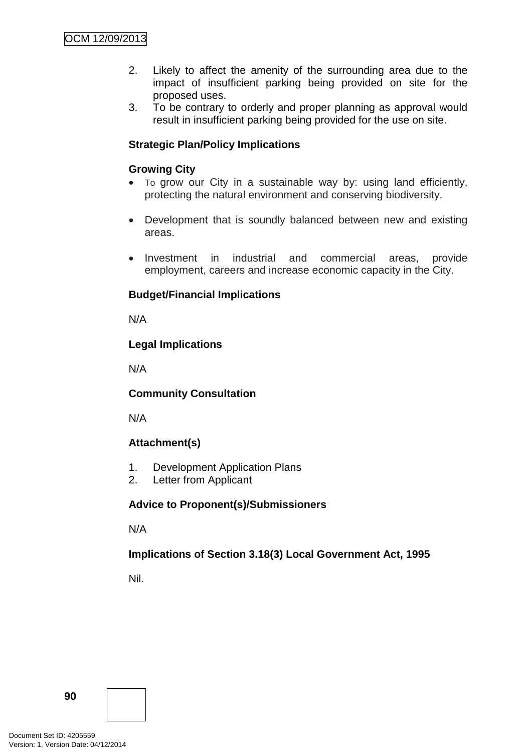2. Likely to affect the amenity of the surrounding area due to the impact of insufficient parking being provided on site for the proposed uses.
3. To be contrary to orderly and proper planning as approval would result in insufficient parking being provided for the use on site.

**Strategic Plan/Policy Implications**

**Growing City**

- To grow our City in a sustainable way by: using land efficiently, protecting the natural environment and conserving biodiversity.

- Development that is soundly balanced between new and existing areas.

- Investment in industrial and commercial areas, provide employment, careers and increase economic capacity in the City.

**Budget/Financial Implications**

N/A

**Legal Implications**

N/A

**Community Consultation**

N/A

**Attachment(s)**

1. Development Application Plans
2. Letter from Applicant

**Advice to Proponent(s)/Submissioners**

N/A

**Implications of Section 3.18(3) Local Government Act, 1995**

Nil.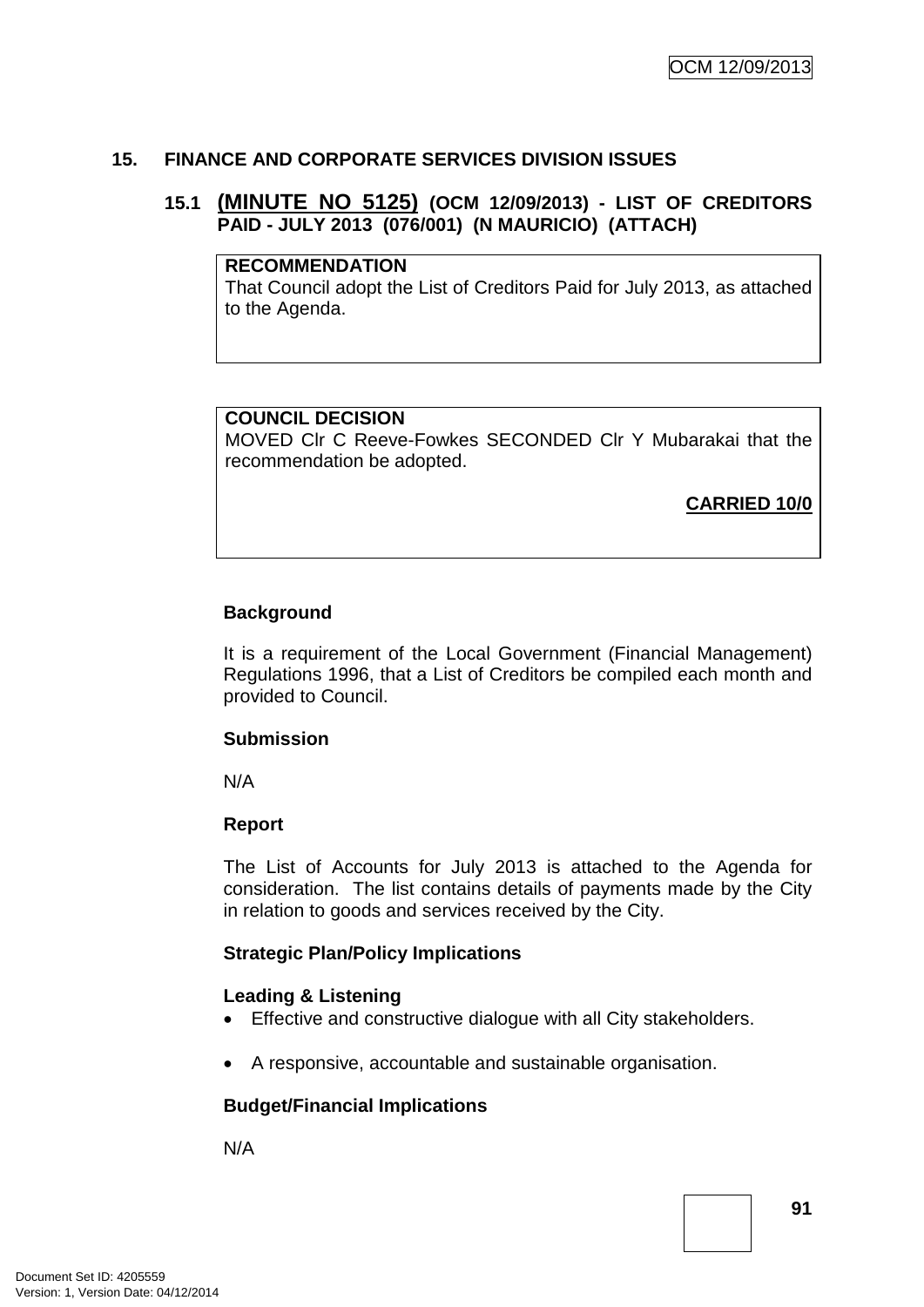## 15. FINANCE AND CORPORATE SERVICES DIVISION ISSUES

### 15.1 (MINUTE NO 5125) (OCM 12/09/2013) - LIST OF CREDITORS PAID - JULY 2013 (076/001) (N MAURICIO) (ATTACH)

**RECOMMENDATION**
That Council adopt the List of Creditors Paid for July 2013, as attached to the Agenda.

**COUNCIL DECISION**
MOVED Clr C Reeve-Fowkes SECONDED Clr Y Mubarakai that the recommendation be adopted.

**CARRIED 10/0**

**Background**

It is a requirement of the Local Government (Financial Management) Regulations 1996, that a List of Creditors be compiled each month and provided to Council.

**Submission**

N/A

**Report**

The List of Accounts for July 2013 is attached to the Agenda for consideration. The list contains details of payments made by the City in relation to goods and services received by the City.

**Strategic Plan/Policy Implications**

**Leading & Listening**

- Effective and constructive dialogue with all City stakeholders.
- A responsive, accountable and sustainable organisation.

**Budget/Financial Implications**

N/A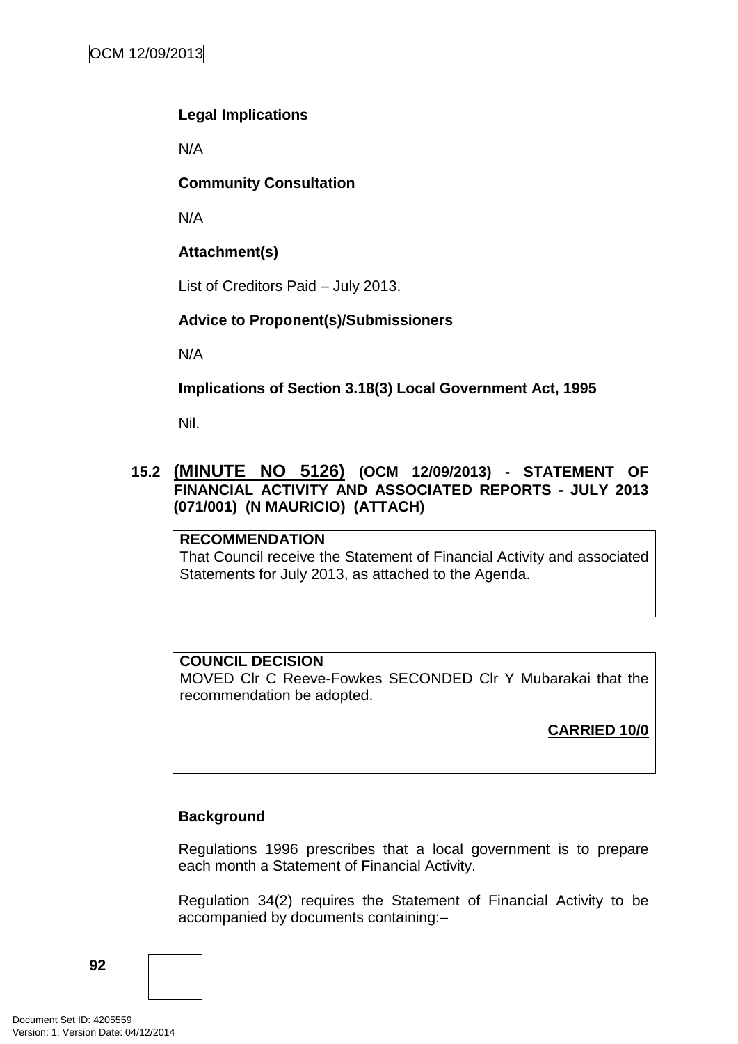**Legal Implications**

N/A

**Community Consultation**

N/A

**Attachment(s)**

List of Creditors Paid – July 2013.

**Advice to Proponent(s)/Submissioners**

N/A

**Implications of Section 3.18(3) Local Government Act, 1995**

Nil.

## 15.2 (MINUTE NO 5126) (OCM 12/09/2013) - STATEMENT OF FINANCIAL ACTIVITY AND ASSOCIATED REPORTS - JULY 2013 (071/001) (N MAURICIO) (ATTACH)

**RECOMMENDATION**
That Council receive the Statement of Financial Activity and associated Statements for July 2013, as attached to the Agenda.

**COUNCIL DECISION**
MOVED Clr C Reeve-Fowkes SECONDED Clr Y Mubarakai that the recommendation be adopted.

**CARRIED 10/0**

**Background**

Regulations 1996 prescribes that a local government is to prepare each month a Statement of Financial Activity.

Regulation 34(2) requires the Statement of Financial Activity to be accompanied by documents containing:–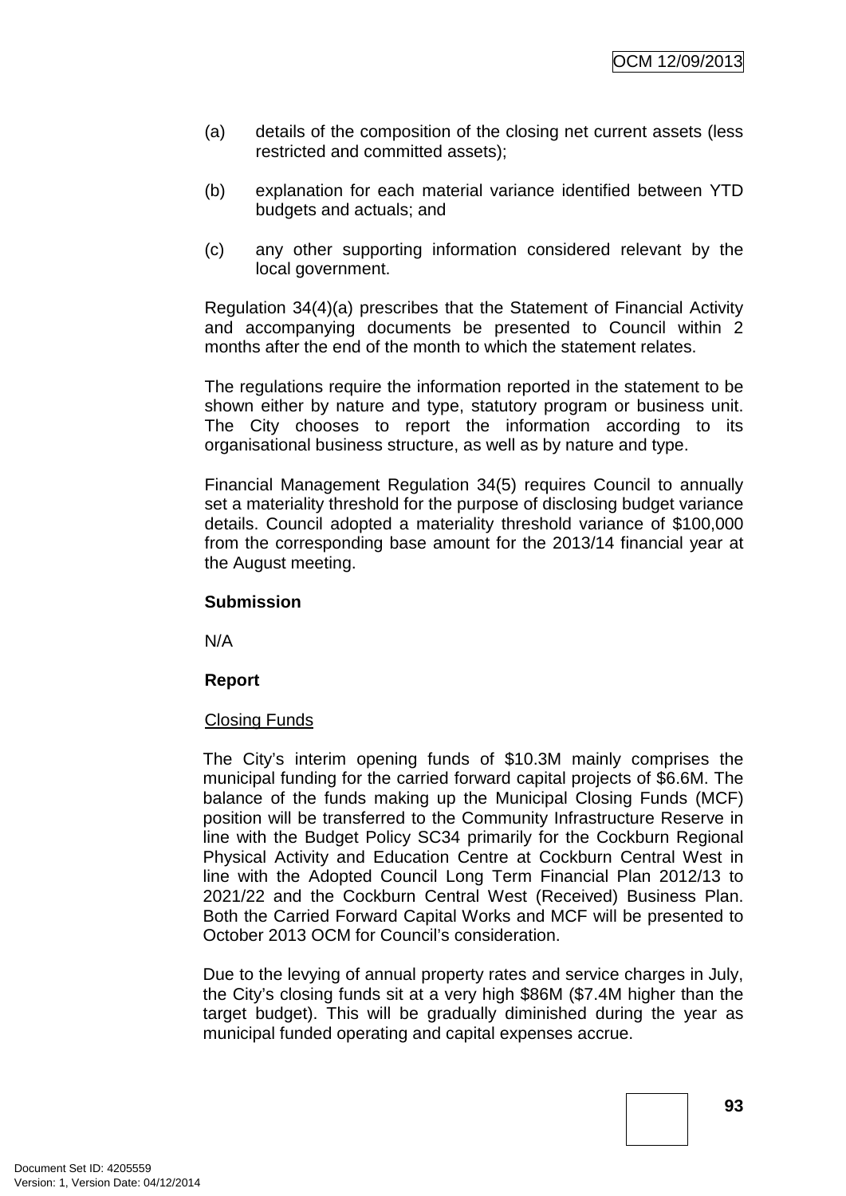(a) details of the composition of the closing net current assets (less restricted and committed assets);

(b) explanation for each material variance identified between YTD budgets and actuals; and

(c) any other supporting information considered relevant by the local government.

Regulation 34(4)(a) prescribes that the Statement of Financial Activity and accompanying documents be presented to Council within 2 months after the end of the month to which the statement relates.

The regulations require the information reported in the statement to be shown either by nature and type, statutory program or business unit. The City chooses to report the information according to its organisational business structure, as well as by nature and type.

Financial Management Regulation 34(5) requires Council to annually set a materiality threshold for the purpose of disclosing budget variance details. Council adopted a materiality threshold variance of $100,000 from the corresponding base amount for the 2013/14 financial year at the August meeting.

**Submission**

N/A

**Report**

Closing Funds

The City's interim opening funds of $10.3M mainly comprises the municipal funding for the carried forward capital projects of $6.6M. The balance of the funds making up the Municipal Closing Funds (MCF) position will be transferred to the Community Infrastructure Reserve in line with the Budget Policy SC34 primarily for the Cockburn Regional Physical Activity and Education Centre at Cockburn Central West in line with the Adopted Council Long Term Financial Plan 2012/13 to 2021/22 and the Cockburn Central West (Received) Business Plan. Both the Carried Forward Capital Works and MCF will be presented to October 2013 OCM for Council's consideration.

Due to the levying of annual property rates and service charges in July, the City's closing funds sit at a very high $86M ($7.4M higher than the target budget). This will be gradually diminished during the year as municipal funded operating and capital expenses accrue.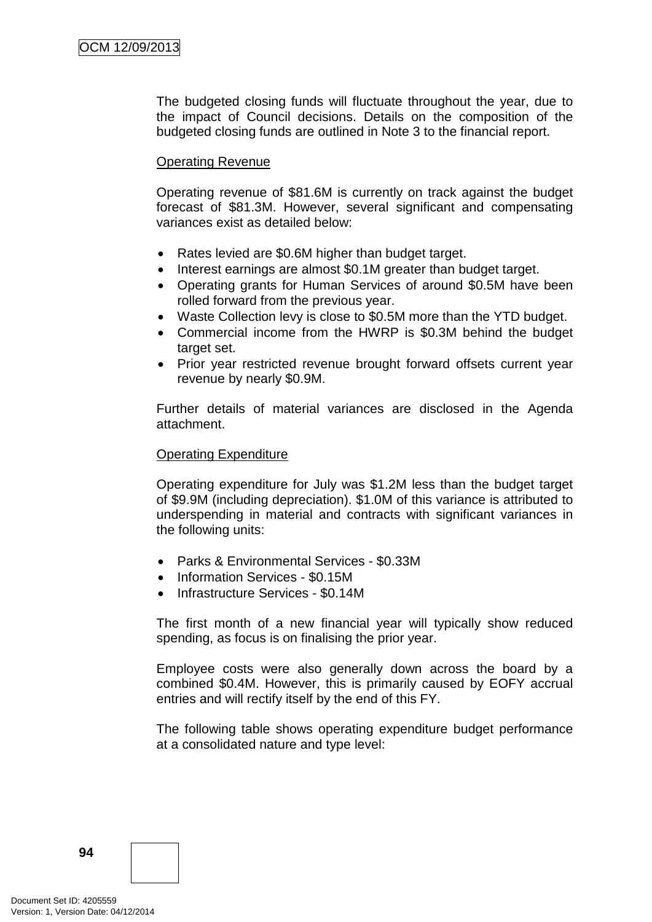The budgeted closing funds will fluctuate throughout the year, due to the impact of Council decisions. Details on the composition of the budgeted closing funds are outlined in Note 3 to the financial report.

Operating Revenue

Operating revenue of $81.6M is currently on track against the budget forecast of $81.3M. However, several significant and compensating variances exist as detailed below:

- Rates levied are $0.6M higher than budget target.
- Interest earnings are almost $0.1M greater than budget target.
- Operating grants for Human Services of around $0.5M have been rolled forward from the previous year.
- Waste Collection levy is close to $0.5M more than the YTD budget.
- Commercial income from the HWRP is $0.3M behind the budget target set.
- Prior year restricted revenue brought forward offsets current year revenue by nearly $0.9M.

Further details of material variances are disclosed in the Agenda attachment.

Operating Expenditure

Operating expenditure for July was $1.2M less than the budget target of $9.9M (including depreciation). $1.0M of this variance is attributed to underspending in material and contracts with significant variances in the following units:

- Parks & Environmental Services - $0.33M
- Information Services - $0.15M
- Infrastructure Services - $0.14M

The first month of a new financial year will typically show reduced spending, as focus is on finalising the prior year.

Employee costs were also generally down across the board by a combined $0.4M. However, this is primarily caused by EOFY accrual entries and will rectify itself by the end of this FY.

The following table shows operating expenditure budget performance at a consolidated nature and type level: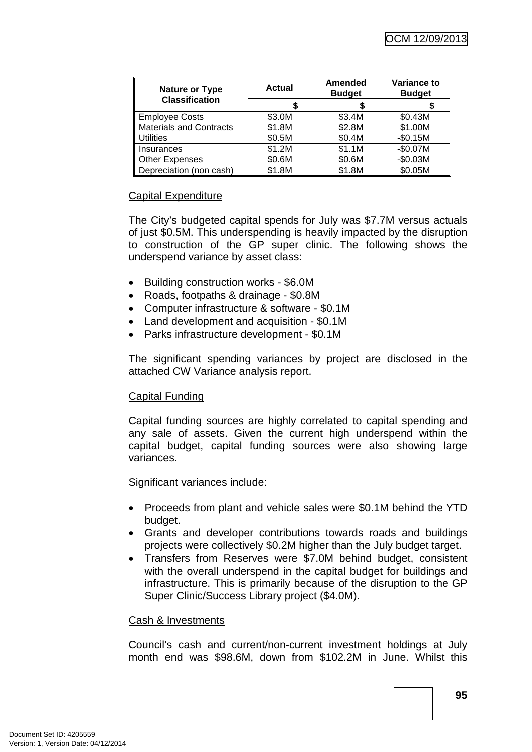| Nature or Type Classification | Actual | Amended Budget | Variance to Budget |
|---|---|---|---|
| | $ | $ | $ |
| Employee Costs | $3.0M | $3.4M | $0.43M |
| Materials and Contracts | $1.8M | $2.8M | $1.00M |
| Utilities | $0.5M | $0.4M | -$0.15M |
| Insurances | $1.2M | $1.1M | -$0.07M |
| Other Expenses | $0.6M | $0.6M | -$0.03M |
| Depreciation (non cash) | $1.8M | $1.8M | $0.05M |

Capital Expenditure

The City's budgeted capital spends for July was $7.7M versus actuals of just $0.5M. This underspending is heavily impacted by the disruption to construction of the GP super clinic. The following shows the underspend variance by asset class:

- Building construction works - $6.0M
- Roads, footpaths & drainage - $0.8M
- Computer infrastructure & software - $0.1M
- Land development and acquisition - $0.1M
- Parks infrastructure development - $0.1M

The significant spending variances by project are disclosed in the attached CW Variance analysis report.

Capital Funding

Capital funding sources are highly correlated to capital spending and any sale of assets. Given the current high underspend within the capital budget, capital funding sources were also showing large variances.

Significant variances include:

- Proceeds from plant and vehicle sales were $0.1M behind the YTD budget.
- Grants and developer contributions towards roads and buildings projects were collectively $0.2M higher than the July budget target.
- Transfers from Reserves were $7.0M behind budget, consistent with the overall underspend in the capital budget for buildings and infrastructure. This is primarily because of the disruption to the GP Super Clinic/Success Library project ($4.0M).

Cash & Investments

Council's cash and current/non-current investment holdings at July month end was $98.6M, down from $102.2M in June. Whilst this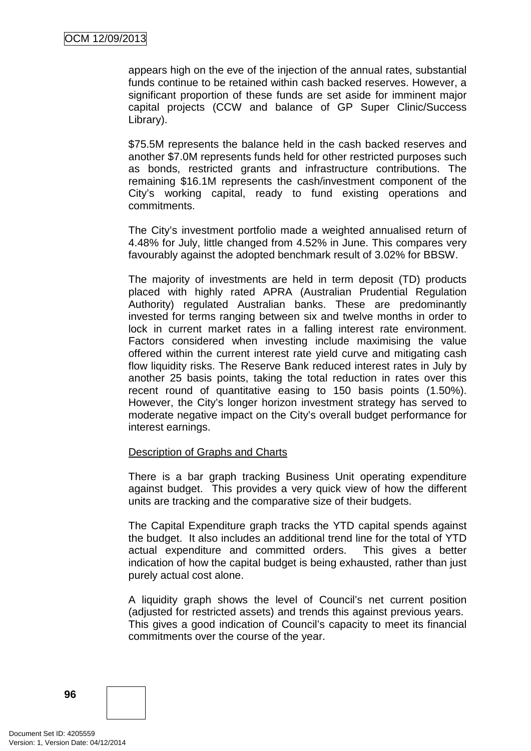appears high on the eve of the injection of the annual rates, substantial funds continue to be retained within cash backed reserves. However, a significant proportion of these funds are set aside for imminent major capital projects (CCW and balance of GP Super Clinic/Success Library).

$75.5M represents the balance held in the cash backed reserves and another $7.0M represents funds held for other restricted purposes such as bonds, restricted grants and infrastructure contributions. The remaining $16.1M represents the cash/investment component of the City's working capital, ready to fund existing operations and commitments.

The City's investment portfolio made a weighted annualised return of 4.48% for July, little changed from 4.52% in June. This compares very favourably against the adopted benchmark result of 3.02% for BBSW.

The majority of investments are held in term deposit (TD) products placed with highly rated APRA (Australian Prudential Regulation Authority) regulated Australian banks. These are predominantly invested for terms ranging between six and twelve months in order to lock in current market rates in a falling interest rate environment. Factors considered when investing include maximising the value offered within the current interest rate yield curve and mitigating cash flow liquidity risks. The Reserve Bank reduced interest rates in July by another 25 basis points, taking the total reduction in rates over this recent round of quantitative easing to 150 basis points (1.50%). However, the City's longer horizon investment strategy has served to moderate negative impact on the City's overall budget performance for interest earnings.

<u>Description of Graphs and Charts</u>

There is a bar graph tracking Business Unit operating expenditure against budget. This provides a very quick view of how the different units are tracking and the comparative size of their budgets.

The Capital Expenditure graph tracks the YTD capital spends against the budget. It also includes an additional trend line for the total of YTD actual expenditure and committed orders. This gives a better indication of how the capital budget is being exhausted, rather than just purely actual cost alone.

A liquidity graph shows the level of Council's net current position (adjusted for restricted assets) and trends this against previous years. This gives a good indication of Council's capacity to meet its financial commitments over the course of the year.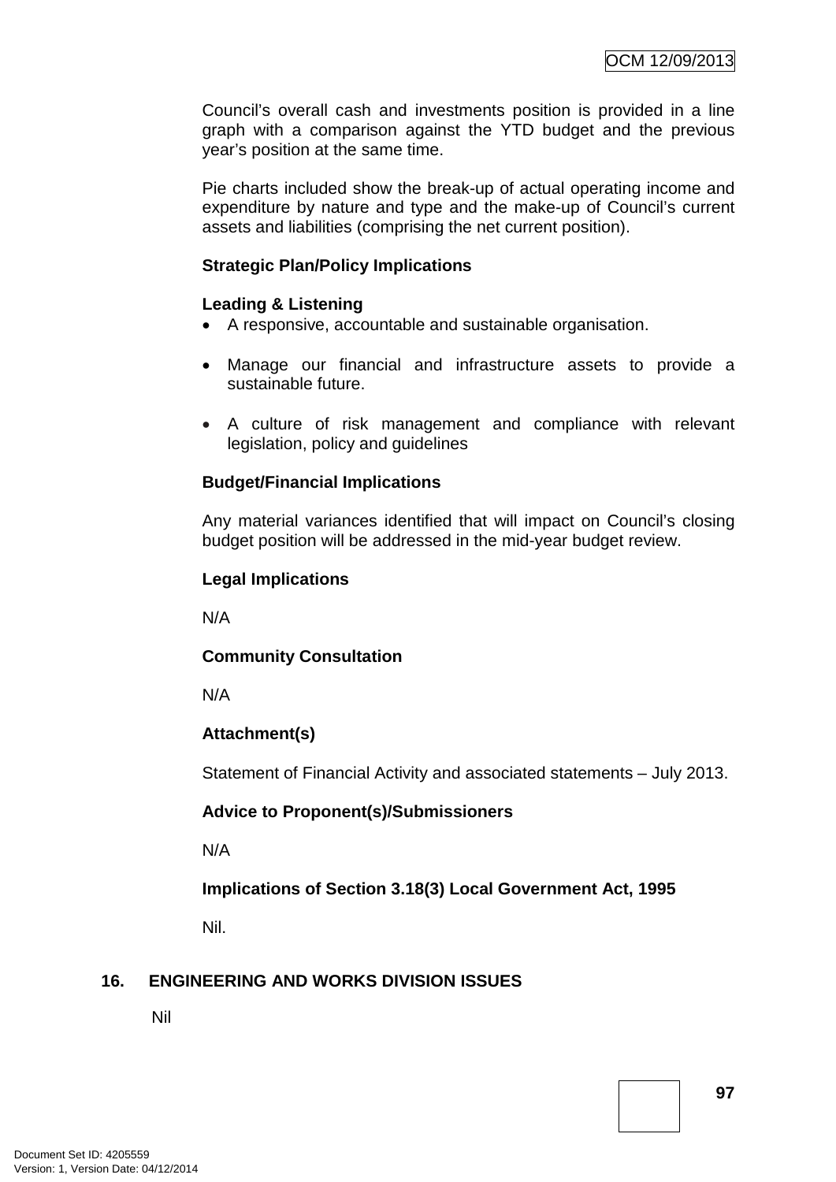Council's overall cash and investments position is provided in a line graph with a comparison against the YTD budget and the previous year's position at the same time.

Pie charts included show the break-up of actual operating income and expenditure by nature and type and the make-up of Council's current assets and liabilities (comprising the net current position).

**Strategic Plan/Policy Implications**

**Leading & Listening**

- A responsive, accountable and sustainable organisation.
- Manage our financial and infrastructure assets to provide a sustainable future.
- A culture of risk management and compliance with relevant legislation, policy and guidelines

**Budget/Financial Implications**

Any material variances identified that will impact on Council's closing budget position will be addressed in the mid-year budget review.

**Legal Implications**

N/A

**Community Consultation**

N/A

**Attachment(s)**

Statement of Financial Activity and associated statements – July 2013.

**Advice to Proponent(s)/Submissioners**

N/A

**Implications of Section 3.18(3) Local Government Act, 1995**

Nil.

## 16. ENGINEERING AND WORKS DIVISION ISSUES

Nil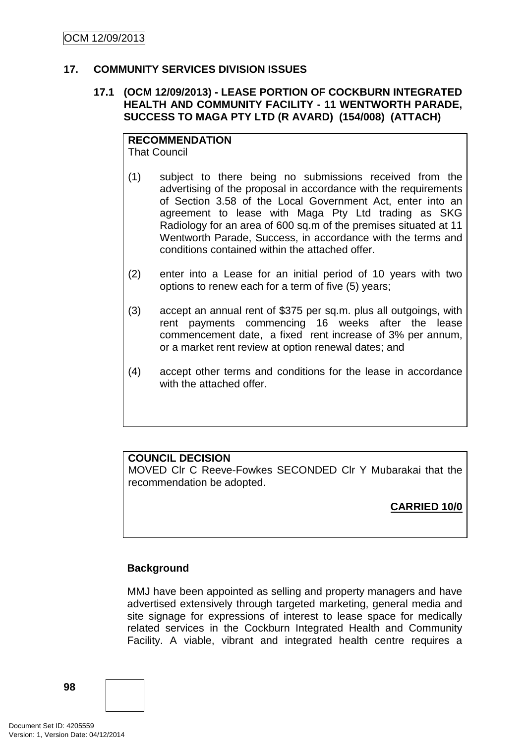## 17. COMMUNITY SERVICES DIVISION ISSUES

### 17.1 (OCM 12/09/2013) - LEASE PORTION OF COCKBURN INTEGRATED HEALTH AND COMMUNITY FACILITY - 11 WENTWORTH PARADE, SUCCESS TO MAGA PTY LTD (R AVARD) (154/008) (ATTACH)

**RECOMMENDATION**
That Council

(1) subject to there being no submissions received from the advertising of the proposal in accordance with the requirements of Section 3.58 of the Local Government Act, enter into an agreement to lease with Maga Pty Ltd trading as SKG Radiology for an area of 600 sq.m of the premises situated at 11 Wentworth Parade, Success, in accordance with the terms and conditions contained within the attached offer.

(2) enter into a Lease for an initial period of 10 years with two options to renew each for a term of five (5) years;

(3) accept an annual rent of $375 per sq.m. plus all outgoings, with rent payments commencing 16 weeks after the lease commencement date, a fixed rent increase of 3% per annum, or a market rent review at option renewal dates; and

(4) accept other terms and conditions for the lease in accordance with the attached offer.

**COUNCIL DECISION**
MOVED Clr C Reeve-Fowkes SECONDED Clr Y Mubarakai that the recommendation be adopted.

**CARRIED 10/0**

**Background**

MMJ have been appointed as selling and property managers and have advertised extensively through targeted marketing, general media and site signage for expressions of interest to lease space for medically related services in the Cockburn Integrated Health and Community Facility. A viable, vibrant and integrated health centre requires a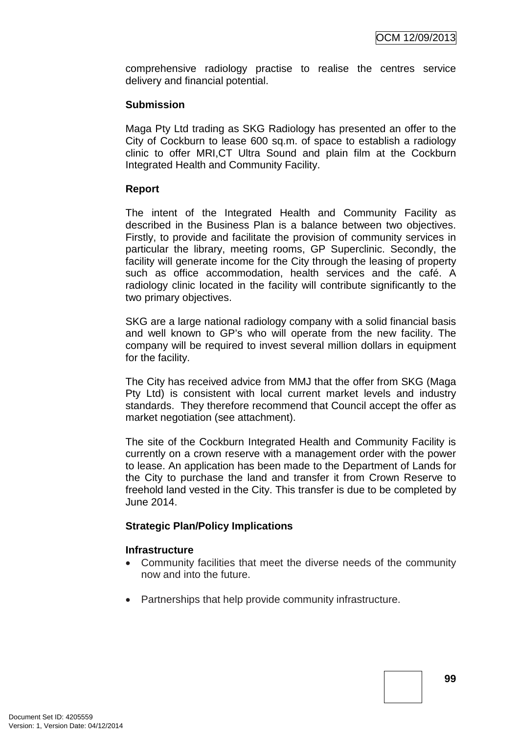comprehensive radiology practise to realise the centres service delivery and financial potential.

**Submission**

Maga Pty Ltd trading as SKG Radiology has presented an offer to the City of Cockburn to lease 600 sq.m. of space to establish a radiology clinic to offer MRI,CT Ultra Sound and plain film at the Cockburn Integrated Health and Community Facility.

**Report**

The intent of the Integrated Health and Community Facility as described in the Business Plan is a balance between two objectives. Firstly, to provide and facilitate the provision of community services in particular the library, meeting rooms, GP Superclinic. Secondly, the facility will generate income for the City through the leasing of property such as office accommodation, health services and the café. A radiology clinic located in the facility will contribute significantly to the two primary objectives.

SKG are a large national radiology company with a solid financial basis and well known to GP's who will operate from the new facility. The company will be required to invest several million dollars in equipment for the facility.

The City has received advice from MMJ that the offer from SKG (Maga Pty Ltd) is consistent with local current market levels and industry standards. They therefore recommend that Council accept the offer as market negotiation (see attachment).

The site of the Cockburn Integrated Health and Community Facility is currently on a crown reserve with a management order with the power to lease. An application has been made to the Department of Lands for the City to purchase the land and transfer it from Crown Reserve to freehold land vested in the City. This transfer is due to be completed by June 2014.

**Strategic Plan/Policy Implications**

**Infrastructure**

- Community facilities that meet the diverse needs of the community now and into the future.

- Partnerships that help provide community infrastructure.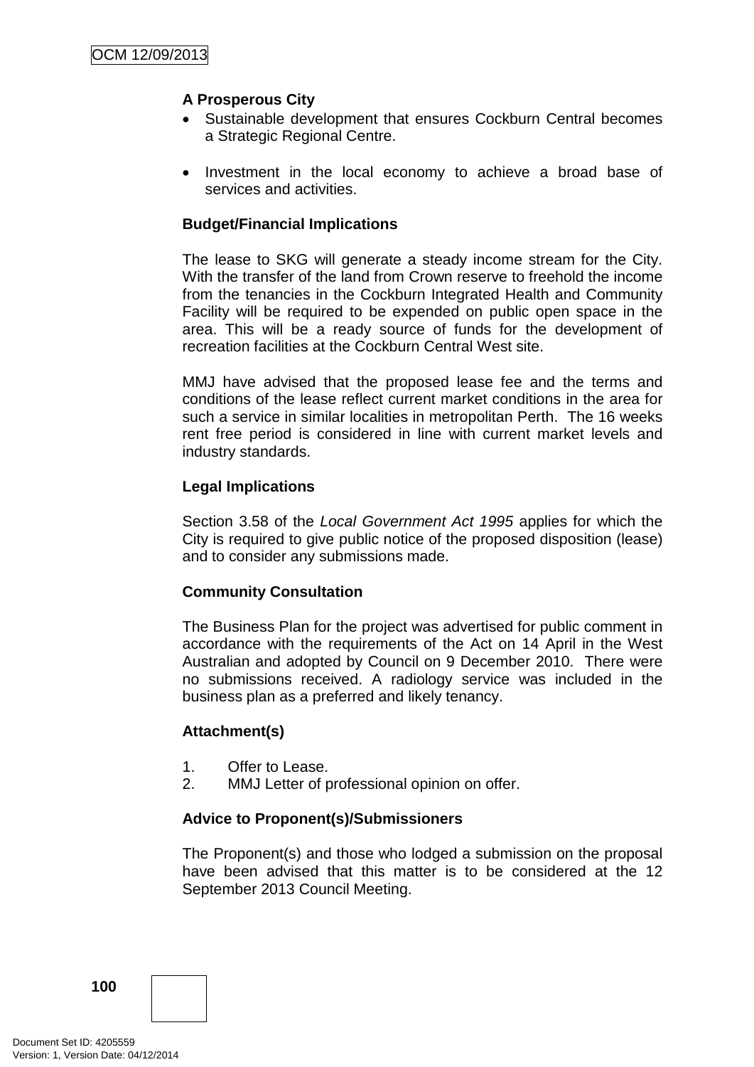**A Prosperous City**

- Sustainable development that ensures Cockburn Central becomes a Strategic Regional Centre.

- Investment in the local economy to achieve a broad base of services and activities.

**Budget/Financial Implications**

The lease to SKG will generate a steady income stream for the City. With the transfer of the land from Crown reserve to freehold the income from the tenancies in the Cockburn Integrated Health and Community Facility will be required to be expended on public open space in the area. This will be a ready source of funds for the development of recreation facilities at the Cockburn Central West site.

MMJ have advised that the proposed lease fee and the terms and conditions of the lease reflect current market conditions in the area for such a service in similar localities in metropolitan Perth. The 16 weeks rent free period is considered in line with current market levels and industry standards.

**Legal Implications**

Section 3.58 of the *Local Government Act 1995* applies for which the City is required to give public notice of the proposed disposition (lease) and to consider any submissions made.

**Community Consultation**

The Business Plan for the project was advertised for public comment in accordance with the requirements of the Act on 14 April in the West Australian and adopted by Council on 9 December 2010. There were no submissions received. A radiology service was included in the business plan as a preferred and likely tenancy.

**Attachment(s)**

1. Offer to Lease.
2. MMJ Letter of professional opinion on offer.

**Advice to Proponent(s)/Submissioners**

The Proponent(s) and those who lodged a submission on the proposal have been advised that this matter is to be considered at the 12 September 2013 Council Meeting.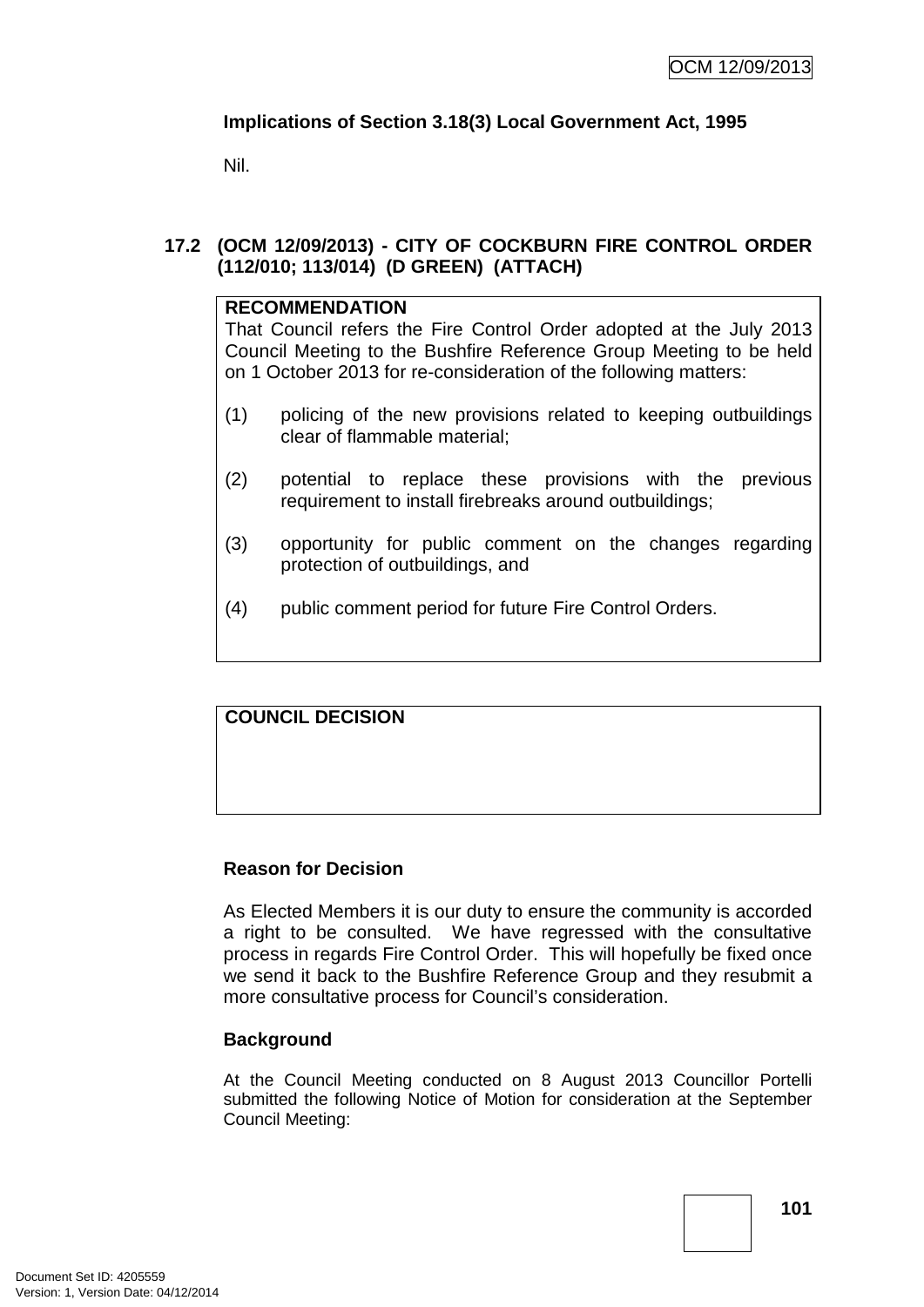**Implications of Section 3.18(3) Local Government Act, 1995**

Nil.

## 17.2 (OCM 12/09/2013) - CITY OF COCKBURN FIRE CONTROL ORDER (112/010; 113/014) (D GREEN) (ATTACH)

**RECOMMENDATION**

That Council refers the Fire Control Order adopted at the July 2013 Council Meeting to the Bushfire Reference Group Meeting to be held on 1 October 2013 for re-consideration of the following matters:

(1) policing of the new provisions related to keeping outbuildings clear of flammable material;

(2) potential to replace these provisions with the previous requirement to install firebreaks around outbuildings;

(3) opportunity for public comment on the changes regarding protection of outbuildings, and

(4) public comment period for future Fire Control Orders.

**COUNCIL DECISION**

### Reason for Decision

As Elected Members it is our duty to ensure the community is accorded a right to be consulted. We have regressed with the consultative process in regards Fire Control Order. This will hopefully be fixed once we send it back to the Bushfire Reference Group and they resubmit a more consultative process for Council's consideration.

### Background

At the Council Meeting conducted on 8 August 2013 Councillor Portelli submitted the following Notice of Motion for consideration at the September Council Meeting: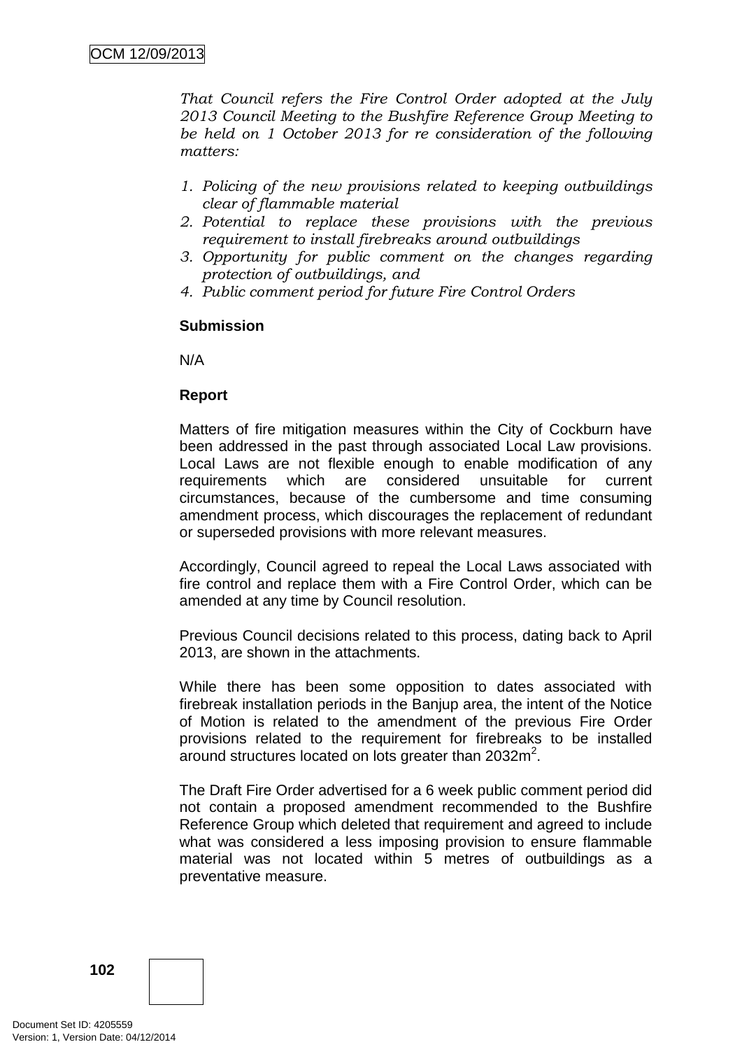*That Council refers the Fire Control Order adopted at the July 2013 Council Meeting to the Bushfire Reference Group Meeting to be held on 1 October 2013 for re consideration of the following matters:*

1. *Policing of the new provisions related to keeping outbuildings clear of flammable material*
2. *Potential to replace these provisions with the previous requirement to install firebreaks around outbuildings*
3. *Opportunity for public comment on the changes regarding protection of outbuildings, and*
4. *Public comment period for future Fire Control Orders*

**Submission**

N/A

**Report**

Matters of fire mitigation measures within the City of Cockburn have been addressed in the past through associated Local Law provisions. Local Laws are not flexible enough to enable modification of any requirements which are considered unsuitable for current circumstances, because of the cumbersome and time consuming amendment process, which discourages the replacement of redundant or superseded provisions with more relevant measures.

Accordingly, Council agreed to repeal the Local Laws associated with fire control and replace them with a Fire Control Order, which can be amended at any time by Council resolution.

Previous Council decisions related to this process, dating back to April 2013, are shown in the attachments.

While there has been some opposition to dates associated with firebreak installation periods in the Banjup area, the intent of the Notice of Motion is related to the amendment of the previous Fire Order provisions related to the requirement for firebreaks to be installed around structures located on lots greater than $2032m^2$.

The Draft Fire Order advertised for a 6 week public comment period did not contain a proposed amendment recommended to the Bushfire Reference Group which deleted that requirement and agreed to include what was considered a less imposing provision to ensure flammable material was not located within 5 metres of outbuildings as a preventative measure.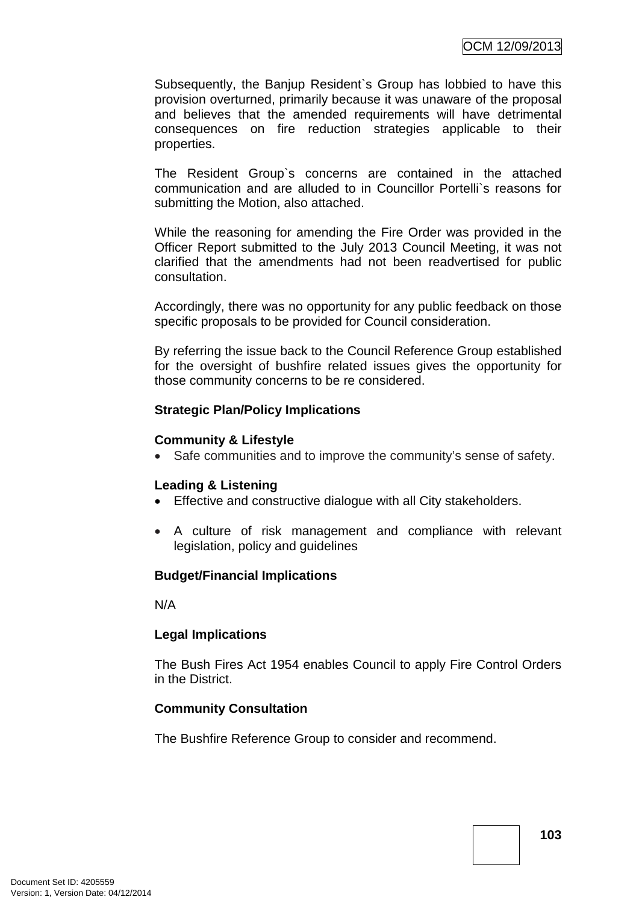Subsequently, the Banjup Resident`s Group has lobbied to have this provision overturned, primarily because it was unaware of the proposal and believes that the amended requirements will have detrimental consequences on fire reduction strategies applicable to their properties.

The Resident Group`s concerns are contained in the attached communication and are alluded to in Councillor Portelli`s reasons for submitting the Motion, also attached.

While the reasoning for amending the Fire Order was provided in the Officer Report submitted to the July 2013 Council Meeting, it was not clarified that the amendments had not been readvertised for public consultation.

Accordingly, there was no opportunity for any public feedback on those specific proposals to be provided for Council consideration.

By referring the issue back to the Council Reference Group established for the oversight of bushfire related issues gives the opportunity for those community concerns to be re considered.

**Strategic Plan/Policy Implications**

**Community & Lifestyle**

- Safe communities and to improve the community's sense of safety.

**Leading & Listening**

- Effective and constructive dialogue with all City stakeholders.
- A culture of risk management and compliance with relevant legislation, policy and guidelines

**Budget/Financial Implications**

N/A

**Legal Implications**

The Bush Fires Act 1954 enables Council to apply Fire Control Orders in the District.

**Community Consultation**

The Bushfire Reference Group to consider and recommend.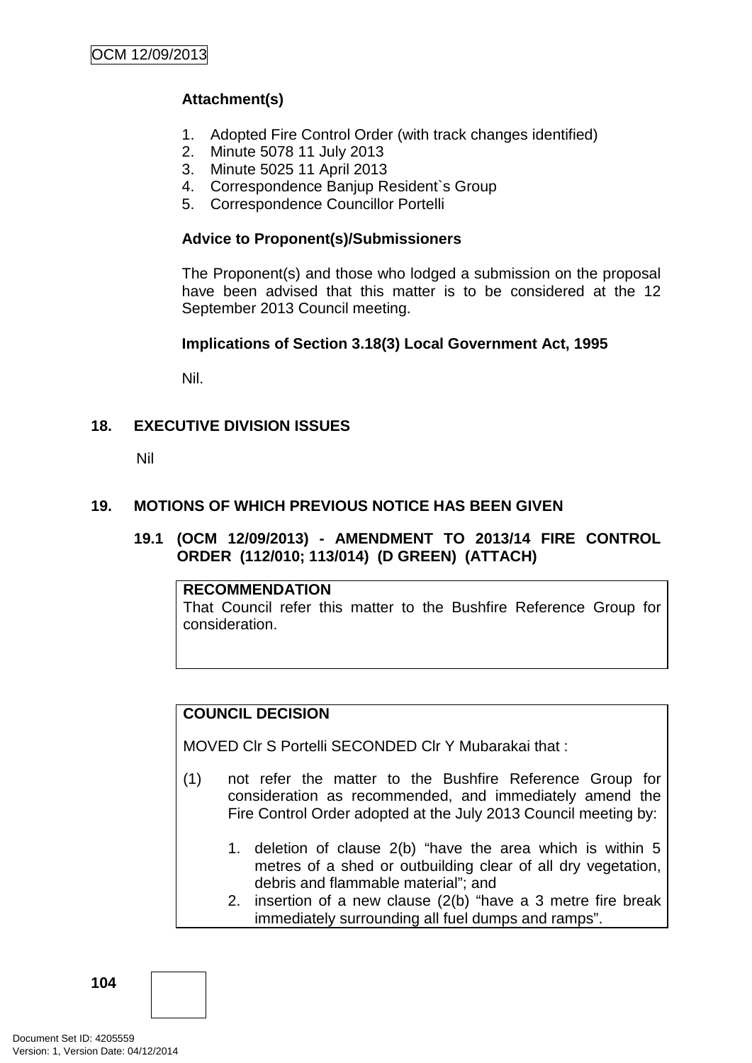**Attachment(s)**

1. Adopted Fire Control Order (with track changes identified)
2. Minute 5078 11 July 2013
3. Minute 5025 11 April 2013
4. Correspondence Banjup Resident`s Group
5. Correspondence Councillor Portelli

**Advice to Proponent(s)/Submissioners**

The Proponent(s) and those who lodged a submission on the proposal have been advised that this matter is to be considered at the 12 September 2013 Council meeting.

**Implications of Section 3.18(3) Local Government Act, 1995**

Nil.

## 18. EXECUTIVE DIVISION ISSUES

Nil

## 19. MOTIONS OF WHICH PREVIOUS NOTICE HAS BEEN GIVEN

### 19.1 (OCM 12/09/2013) - AMENDMENT TO 2013/14 FIRE CONTROL ORDER (112/010; 113/014) (D GREEN) (ATTACH)

**RECOMMENDATION**

That Council refer this matter to the Bushfire Reference Group for consideration.

**COUNCIL DECISION**

MOVED Clr S Portelli SECONDED Clr Y Mubarakai that :

(1) not refer the matter to the Bushfire Reference Group for consideration as recommended, and immediately amend the Fire Control Order adopted at the July 2013 Council meeting by:

1. deletion of clause 2(b) "have the area which is within 5 metres of a shed or outbuilding clear of all dry vegetation, debris and flammable material"; and
2. insertion of a new clause (2(b) "have a 3 metre fire break immediately surrounding all fuel dumps and ramps".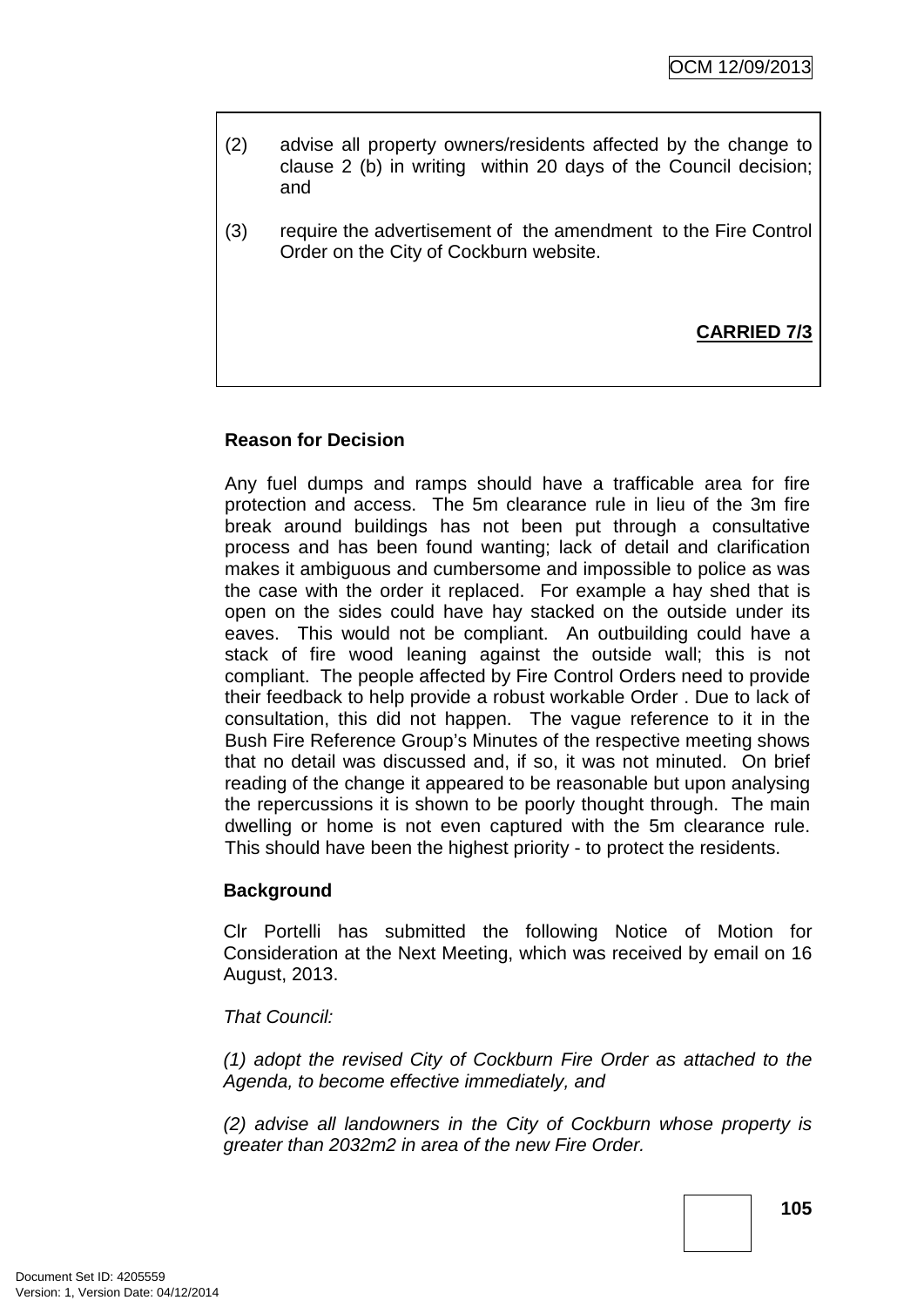(2) advise all property owners/residents affected by the change to clause 2 (b) in writing within 20 days of the Council decision; and

(3) require the advertisement of the amendment to the Fire Control Order on the City of Cockburn website.

**CARRIED 7/3**

**Reason for Decision**

Any fuel dumps and ramps should have a trafficable area for fire protection and access. The 5m clearance rule in lieu of the 3m fire break around buildings has not been put through a consultative process and has been found wanting; lack of detail and clarification makes it ambiguous and cumbersome and impossible to police as was the case with the order it replaced. For example a hay shed that is open on the sides could have hay stacked on the outside under its eaves. This would not be compliant. An outbuilding could have a stack of fire wood leaning against the outside wall; this is not compliant. The people affected by Fire Control Orders need to provide their feedback to help provide a robust workable Order . Due to lack of consultation, this did not happen. The vague reference to it in the Bush Fire Reference Group's Minutes of the respective meeting shows that no detail was discussed and, if so, it was not minuted. On brief reading of the change it appeared to be reasonable but upon analysing the repercussions it is shown to be poorly thought through. The main dwelling or home is not even captured with the 5m clearance rule. This should have been the highest priority - to protect the residents.

**Background**

Clr Portelli has submitted the following Notice of Motion for Consideration at the Next Meeting, which was received by email on 16 August, 2013.

*That Council:*

*(1) adopt the revised City of Cockburn Fire Order as attached to the Agenda, to become effective immediately, and*

*(2) advise all landowners in the City of Cockburn whose property is greater than 2032m2 in area of the new Fire Order.*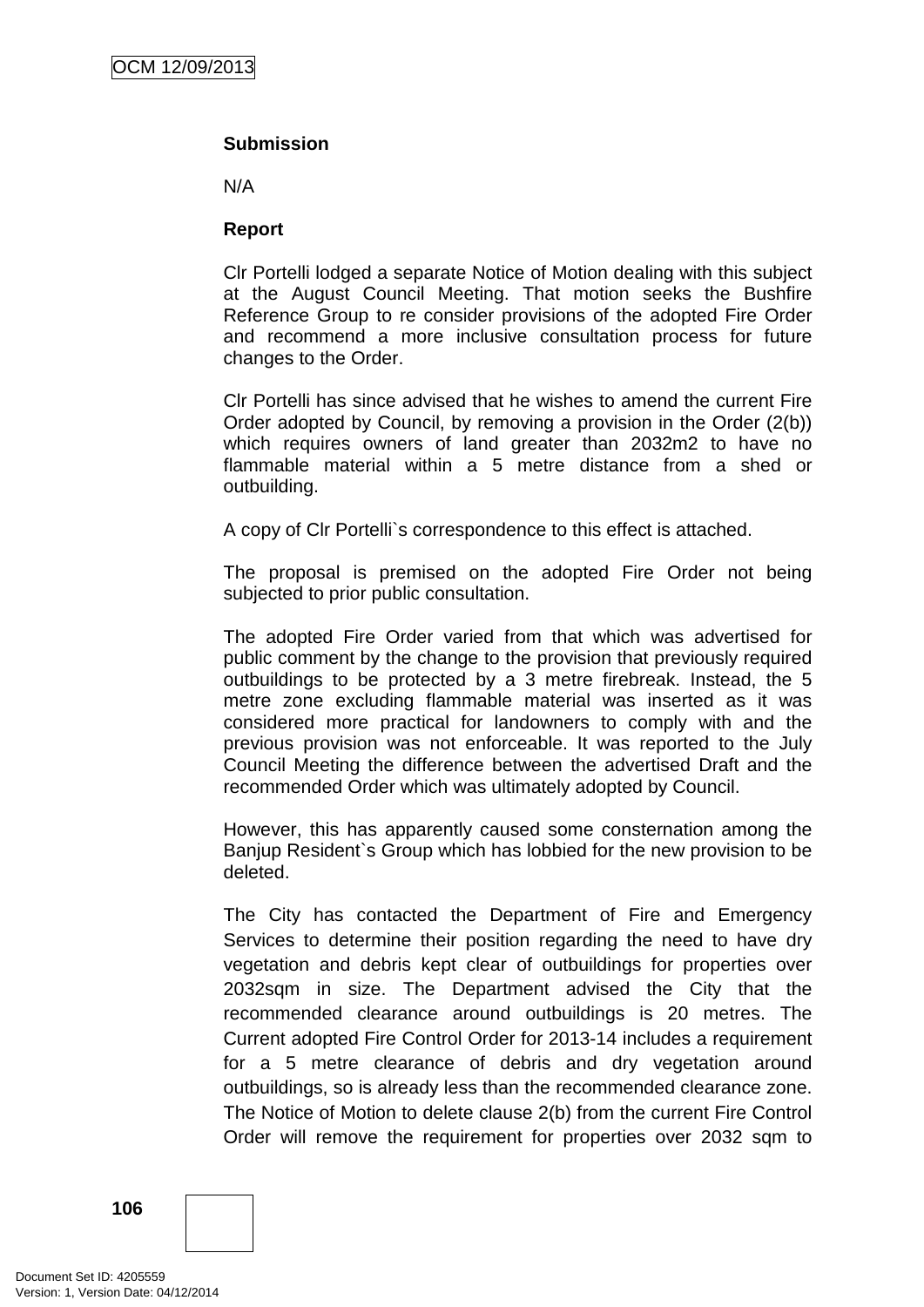**Submission**

N/A

**Report**

Clr Portelli lodged a separate Notice of Motion dealing with this subject at the August Council Meeting. That motion seeks the Bushfire Reference Group to re consider provisions of the adopted Fire Order and recommend a more inclusive consultation process for future changes to the Order.

Clr Portelli has since advised that he wishes to amend the current Fire Order adopted by Council, by removing a provision in the Order (2(b)) which requires owners of land greater than 2032m2 to have no flammable material within a 5 metre distance from a shed or outbuilding.

A copy of Clr Portelli`s correspondence to this effect is attached.

The proposal is premised on the adopted Fire Order not being subjected to prior public consultation.

The adopted Fire Order varied from that which was advertised for public comment by the change to the provision that previously required outbuildings to be protected by a 3 metre firebreak. Instead, the 5 metre zone excluding flammable material was inserted as it was considered more practical for landowners to comply with and the previous provision was not enforceable. It was reported to the July Council Meeting the difference between the advertised Draft and the recommended Order which was ultimately adopted by Council.

However, this has apparently caused some consternation among the Banjup Resident`s Group which has lobbied for the new provision to be deleted.

The City has contacted the Department of Fire and Emergency Services to determine their position regarding the need to have dry vegetation and debris kept clear of outbuildings for properties over 2032sqm in size. The Department advised the City that the recommended clearance around outbuildings is 20 metres. The Current adopted Fire Control Order for 2013-14 includes a requirement for a 5 metre clearance of debris and dry vegetation around outbuildings, so is already less than the recommended clearance zone. The Notice of Motion to delete clause 2(b) from the current Fire Control Order will remove the requirement for properties over 2032 sqm to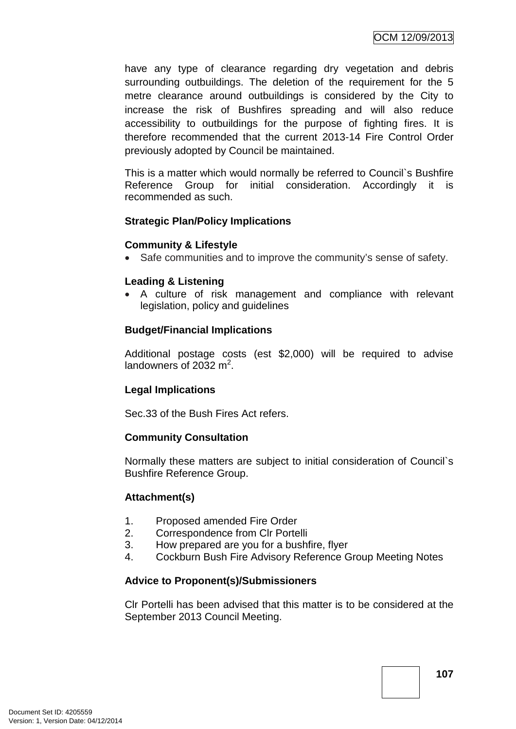have any type of clearance regarding dry vegetation and debris surrounding outbuildings. The deletion of the requirement for the 5 metre clearance around outbuildings is considered by the City to increase the risk of Bushfires spreading and will also reduce accessibility to outbuildings for the purpose of fighting fires. It is therefore recommended that the current 2013-14 Fire Control Order previously adopted by Council be maintained.

This is a matter which would normally be referred to Council`s Bushfire Reference Group for initial consideration. Accordingly it is recommended as such.

**Strategic Plan/Policy Implications**

**Community & Lifestyle**

- Safe communities and to improve the community's sense of safety.

**Leading & Listening**

- A culture of risk management and compliance with relevant legislation, policy and guidelines

**Budget/Financial Implications**

Additional postage costs (est $2,000) will be required to advise landowners of 2032 $m^2$.

**Legal Implications**

Sec.33 of the Bush Fires Act refers.

**Community Consultation**

Normally these matters are subject to initial consideration of Council`s Bushfire Reference Group.

**Attachment(s)**

1. Proposed amended Fire Order
2. Correspondence from Clr Portelli
3. How prepared are you for a bushfire, flyer
4. Cockburn Bush Fire Advisory Reference Group Meeting Notes

**Advice to Proponent(s)/Submissioners**

Clr Portelli has been advised that this matter is to be considered at the September 2013 Council Meeting.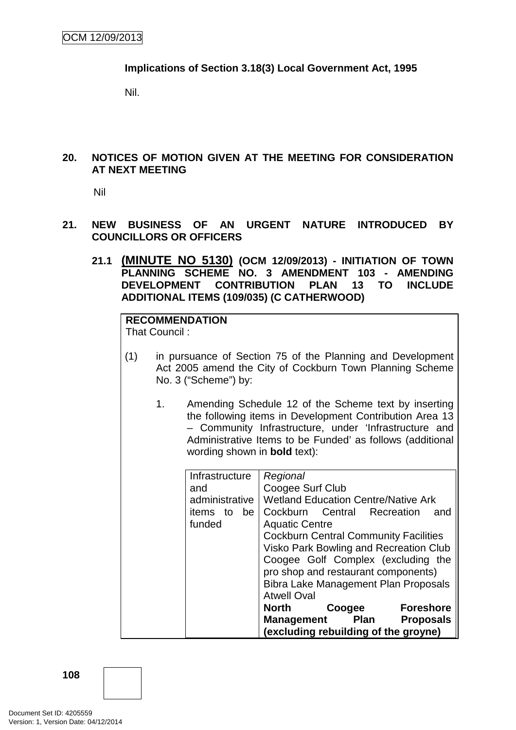**Implications of Section 3.18(3) Local Government Act, 1995**

Nil.

## 20. NOTICES OF MOTION GIVEN AT THE MEETING FOR CONSIDERATION AT NEXT MEETING

Nil

## 21. NEW BUSINESS OF AN URGENT NATURE INTRODUCED BY COUNCILLORS OR OFFICERS

### 21.1 (MINUTE NO 5130) (OCM 12/09/2013) - INITIATION OF TOWN PLANNING SCHEME NO. 3 AMENDMENT 103 - AMENDING DEVELOPMENT CONTRIBUTION PLAN 13 TO INCLUDE ADDITIONAL ITEMS (109/035) (C CATHERWOOD)

**RECOMMENDATION**

That Council :

(1) in pursuance of Section 75 of the Planning and Development Act 2005 amend the City of Cockburn Town Planning Scheme No. 3 ("Scheme") by:

1. Amending Schedule 12 of the Scheme text by inserting the following items in Development Contribution Area 13 – Community Infrastructure, under 'Infrastructure and Administrative Items to be Funded' as follows (additional wording shown in **bold** text):

| Infrastructure and administrative items to be funded | *Regional*<br>Coogee Surf Club<br>Wetland Education Centre/Native Ark<br>Cockburn Central Recreation and Aquatic Centre<br>Cockburn Central Community Facilities<br>Visko Park Bowling and Recreation Club<br>Coogee Golf Complex (excluding the pro shop and restaurant components)<br>Bibra Lake Management Plan Proposals<br>Atwell Oval<br>**North Coogee Foreshore Management Plan Proposals (excluding rebuilding of the groyne)** |
|---|---|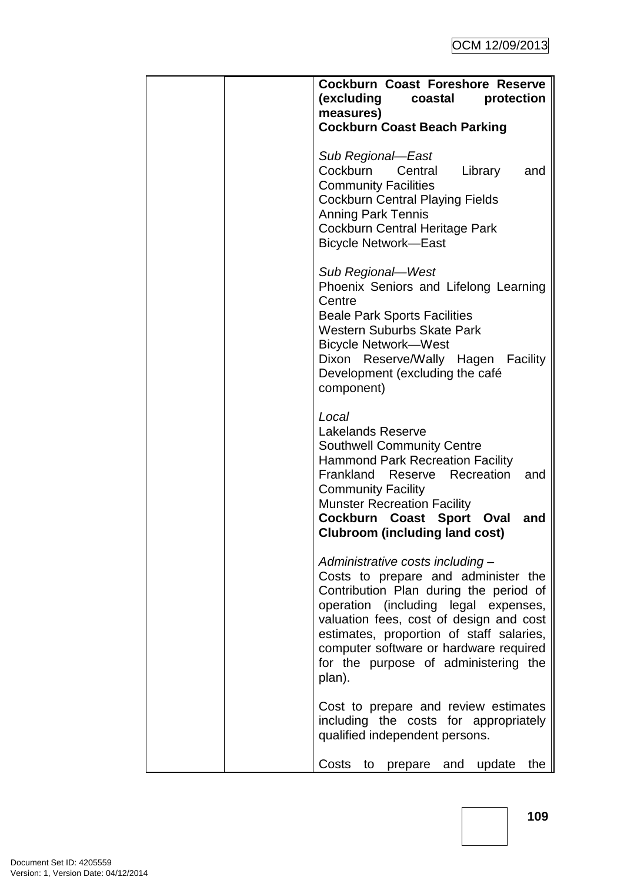| | | **Cockburn Coast Foreshore Reserve (excluding coastal protection measures)**<br>**Cockburn Coast Beach Parking**<br><br>*Sub Regional—East*<br>Cockburn Central Library and Community Facilities<br>Cockburn Central Playing Fields<br>Anning Park Tennis<br>Cockburn Central Heritage Park<br>Bicycle Network—East<br><br>*Sub Regional—West*<br>Phoenix Seniors and Lifelong Learning Centre<br>Beale Park Sports Facilities<br>Western Suburbs Skate Park<br>Bicycle Network—West<br>Dixon Reserve/Wally Hagen Facility Development (excluding the café component)<br><br>*Local*<br>Lakelands Reserve<br>Southwell Community Centre<br>Hammond Park Recreation Facility<br>Frankland Reserve Recreation and Community Facility<br>Munster Recreation Facility<br>**Cockburn Coast Sport Oval and Clubroom (including land cost)**<br><br>*Administrative costs including –*<br>Costs to prepare and administer the Contribution Plan during the period of operation (including legal expenses, valuation fees, cost of design and cost estimates, proportion of staff salaries, computer software or hardware required for the purpose of administering the plan).<br><br>Cost to prepare and review estimates including the costs for appropriately qualified independent persons.<br><br>Costs to prepare and update the |
|---|---|---|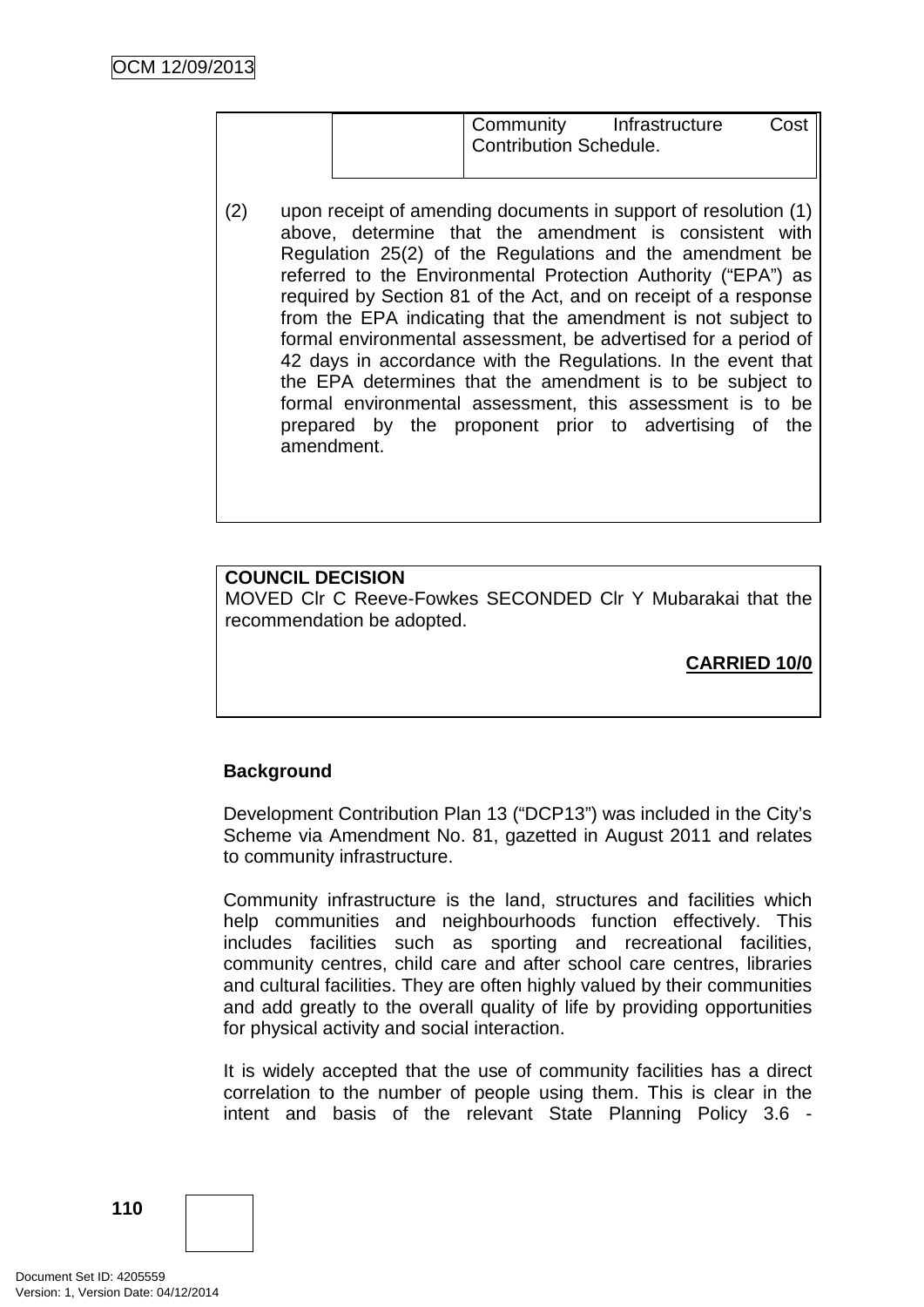| | | Community Infrastructure Cost Contribution Schedule. |
|---|---|---|

(2) upon receipt of amending documents in support of resolution (1) above, determine that the amendment is consistent with Regulation 25(2) of the Regulations and the amendment be referred to the Environmental Protection Authority ("EPA") as required by Section 81 of the Act, and on receipt of a response from the EPA indicating that the amendment is not subject to formal environmental assessment, be advertised for a period of 42 days in accordance with the Regulations. In the event that the EPA determines that the amendment is to be subject to formal environmental assessment, this assessment is to be prepared by the proponent prior to advertising of the amendment.

**COUNCIL DECISION**
MOVED Clr C Reeve-Fowkes SECONDED Clr Y Mubarakai that the recommendation be adopted.

**CARRIED 10/0**

**Background**

Development Contribution Plan 13 ("DCP13") was included in the City's Scheme via Amendment No. 81, gazetted in August 2011 and relates to community infrastructure.

Community infrastructure is the land, structures and facilities which help communities and neighbourhoods function effectively. This includes facilities such as sporting and recreational facilities, community centres, child care and after school care centres, libraries and cultural facilities. They are often highly valued by their communities and add greatly to the overall quality of life by providing opportunities for physical activity and social interaction.

It is widely accepted that the use of community facilities has a direct correlation to the number of people using them. This is clear in the intent and basis of the relevant State Planning Policy 3.6 -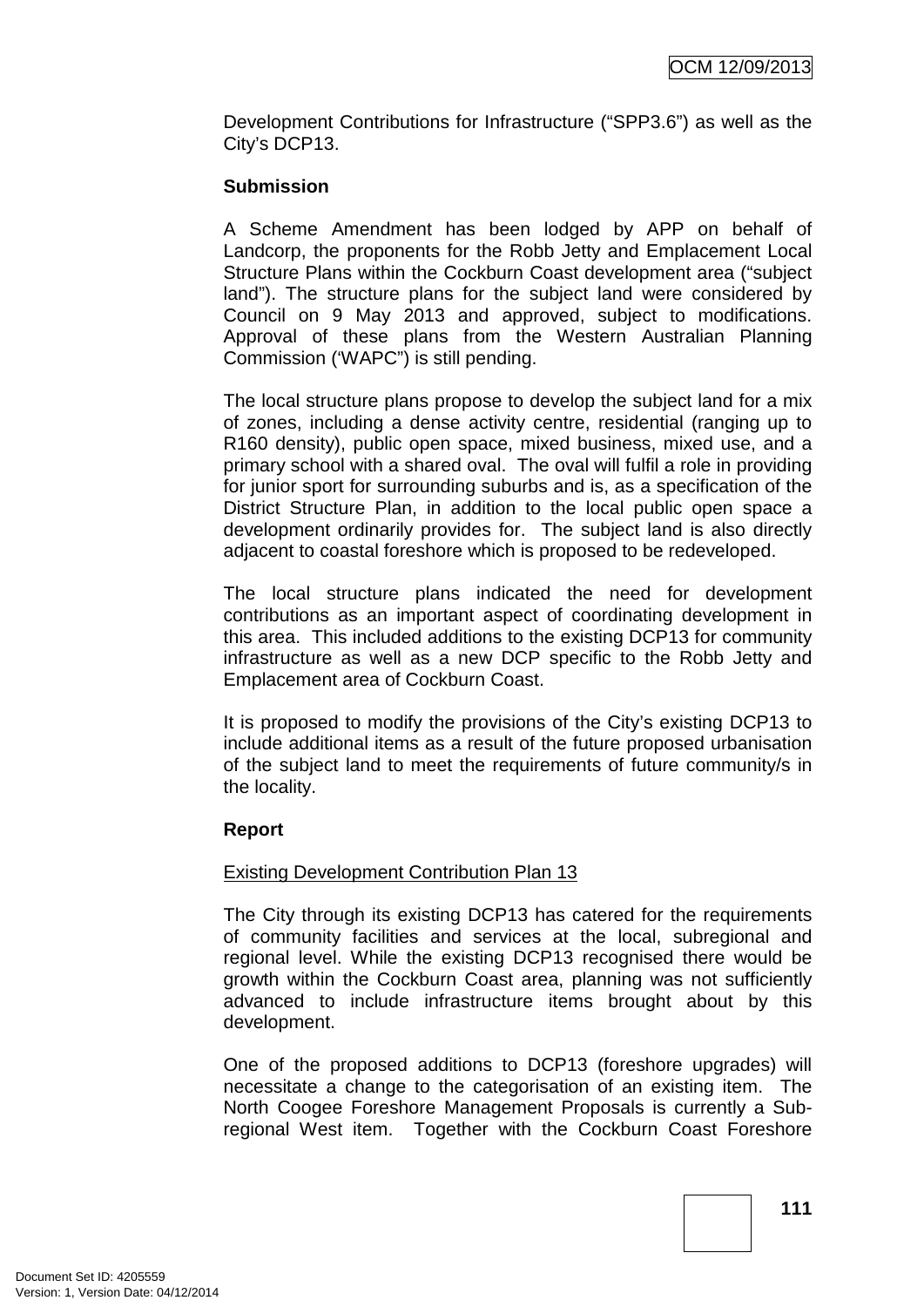Development Contributions for Infrastructure ("SPP3.6") as well as the City's DCP13.

**Submission**

A Scheme Amendment has been lodged by APP on behalf of Landcorp, the proponents for the Robb Jetty and Emplacement Local Structure Plans within the Cockburn Coast development area ("subject land"). The structure plans for the subject land were considered by Council on 9 May 2013 and approved, subject to modifications. Approval of these plans from the Western Australian Planning Commission ('WAPC") is still pending.

The local structure plans propose to develop the subject land for a mix of zones, including a dense activity centre, residential (ranging up to R160 density), public open space, mixed business, mixed use, and a primary school with a shared oval. The oval will fulfil a role in providing for junior sport for surrounding suburbs and is, as a specification of the District Structure Plan, in addition to the local public open space a development ordinarily provides for. The subject land is also directly adjacent to coastal foreshore which is proposed to be redeveloped.

The local structure plans indicated the need for development contributions as an important aspect of coordinating development in this area. This included additions to the existing DCP13 for community infrastructure as well as a new DCP specific to the Robb Jetty and Emplacement area of Cockburn Coast.

It is proposed to modify the provisions of the City's existing DCP13 to include additional items as a result of the future proposed urbanisation of the subject land to meet the requirements of future community/s in the locality.

**Report**

<u>Existing Development Contribution Plan 13</u>

The City through its existing DCP13 has catered for the requirements of community facilities and services at the local, subregional and regional level. While the existing DCP13 recognised there would be growth within the Cockburn Coast area, planning was not sufficiently advanced to include infrastructure items brought about by this development.

One of the proposed additions to DCP13 (foreshore upgrades) will necessitate a change to the categorisation of an existing item. The North Coogee Foreshore Management Proposals is currently a Sub-regional West item. Together with the Cockburn Coast Foreshore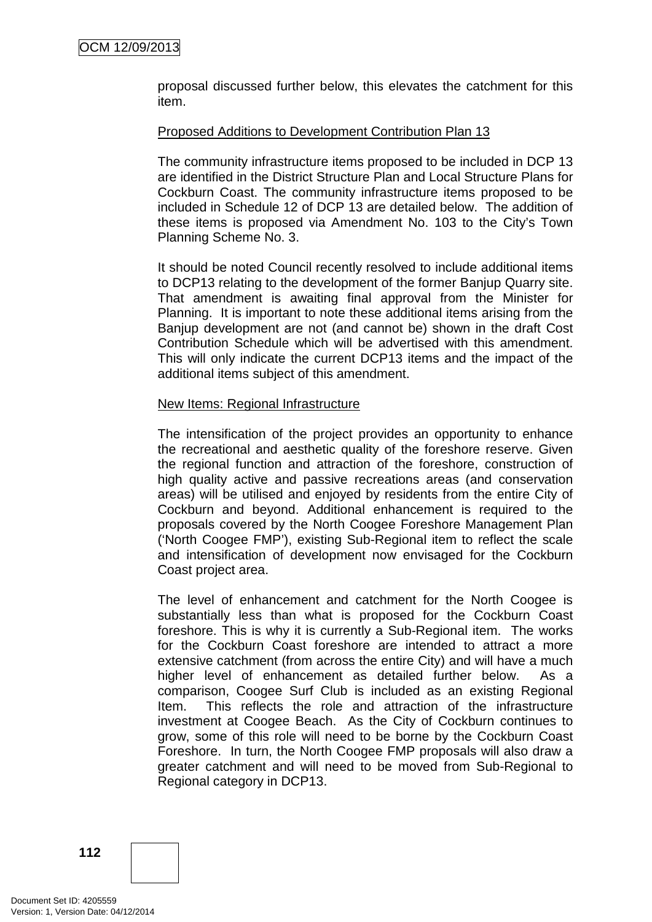proposal discussed further below, this elevates the catchment for this item.

Proposed Additions to Development Contribution Plan 13

The community infrastructure items proposed to be included in DCP 13 are identified in the District Structure Plan and Local Structure Plans for Cockburn Coast. The community infrastructure items proposed to be included in Schedule 12 of DCP 13 are detailed below. The addition of these items is proposed via Amendment No. 103 to the City's Town Planning Scheme No. 3.

It should be noted Council recently resolved to include additional items to DCP13 relating to the development of the former Banjup Quarry site. That amendment is awaiting final approval from the Minister for Planning. It is important to note these additional items arising from the Banjup development are not (and cannot be) shown in the draft Cost Contribution Schedule which will be advertised with this amendment. This will only indicate the current DCP13 items and the impact of the additional items subject of this amendment.

New Items: Regional Infrastructure

The intensification of the project provides an opportunity to enhance the recreational and aesthetic quality of the foreshore reserve. Given the regional function and attraction of the foreshore, construction of high quality active and passive recreations areas (and conservation areas) will be utilised and enjoyed by residents from the entire City of Cockburn and beyond. Additional enhancement is required to the proposals covered by the North Coogee Foreshore Management Plan ('North Coogee FMP'), existing Sub-Regional item to reflect the scale and intensification of development now envisaged for the Cockburn Coast project area.

The level of enhancement and catchment for the North Coogee is substantially less than what is proposed for the Cockburn Coast foreshore. This is why it is currently a Sub-Regional item. The works for the Cockburn Coast foreshore are intended to attract a more extensive catchment (from across the entire City) and will have a much higher level of enhancement as detailed further below. As a comparison, Coogee Surf Club is included as an existing Regional Item. This reflects the role and attraction of the infrastructure investment at Coogee Beach. As the City of Cockburn continues to grow, some of this role will need to be borne by the Cockburn Coast Foreshore. In turn, the North Coogee FMP proposals will also draw a greater catchment and will need to be moved from Sub-Regional to Regional category in DCP13.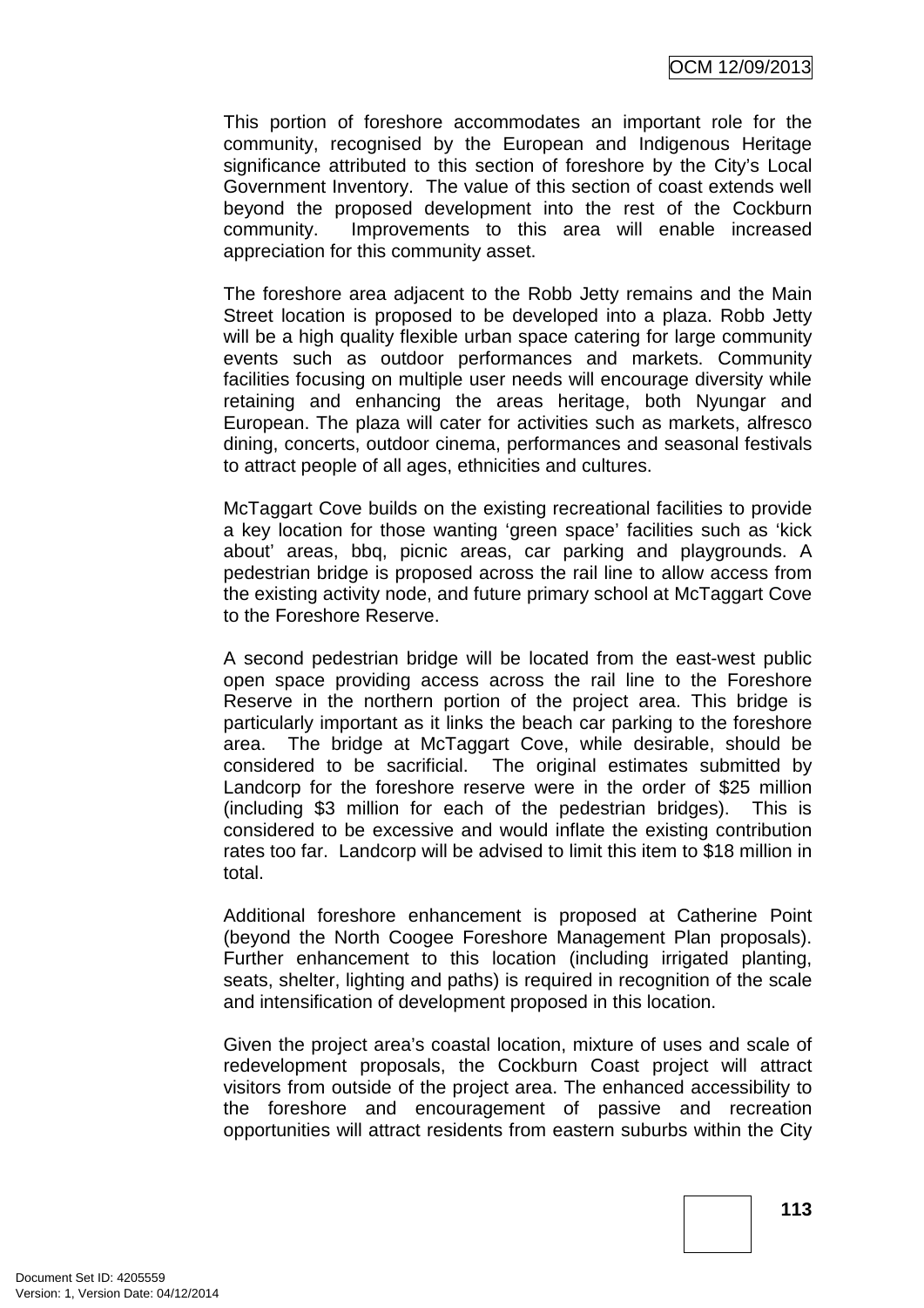This portion of foreshore accommodates an important role for the community, recognised by the European and Indigenous Heritage significance attributed to this section of foreshore by the City's Local Government Inventory. The value of this section of coast extends well beyond the proposed development into the rest of the Cockburn community. Improvements to this area will enable increased appreciation for this community asset.

The foreshore area adjacent to the Robb Jetty remains and the Main Street location is proposed to be developed into a plaza. Robb Jetty will be a high quality flexible urban space catering for large community events such as outdoor performances and markets. Community facilities focusing on multiple user needs will encourage diversity while retaining and enhancing the areas heritage, both Nyungar and European. The plaza will cater for activities such as markets, alfresco dining, concerts, outdoor cinema, performances and seasonal festivals to attract people of all ages, ethnicities and cultures.

McTaggart Cove builds on the existing recreational facilities to provide a key location for those wanting 'green space' facilities such as 'kick about' areas, bbq, picnic areas, car parking and playgrounds. A pedestrian bridge is proposed across the rail line to allow access from the existing activity node, and future primary school at McTaggart Cove to the Foreshore Reserve.

A second pedestrian bridge will be located from the east-west public open space providing access across the rail line to the Foreshore Reserve in the northern portion of the project area. This bridge is particularly important as it links the beach car parking to the foreshore area. The bridge at McTaggart Cove, while desirable, should be considered to be sacrificial. The original estimates submitted by Landcorp for the foreshore reserve were in the order of $25 million (including $3 million for each of the pedestrian bridges). This is considered to be excessive and would inflate the existing contribution rates too far. Landcorp will be advised to limit this item to $18 million in total.

Additional foreshore enhancement is proposed at Catherine Point (beyond the North Coogee Foreshore Management Plan proposals). Further enhancement to this location (including irrigated planting, seats, shelter, lighting and paths) is required in recognition of the scale and intensification of development proposed in this location.

Given the project area's coastal location, mixture of uses and scale of redevelopment proposals, the Cockburn Coast project will attract visitors from outside of the project area. The enhanced accessibility to the foreshore and encouragement of passive and recreation opportunities will attract residents from eastern suburbs within the City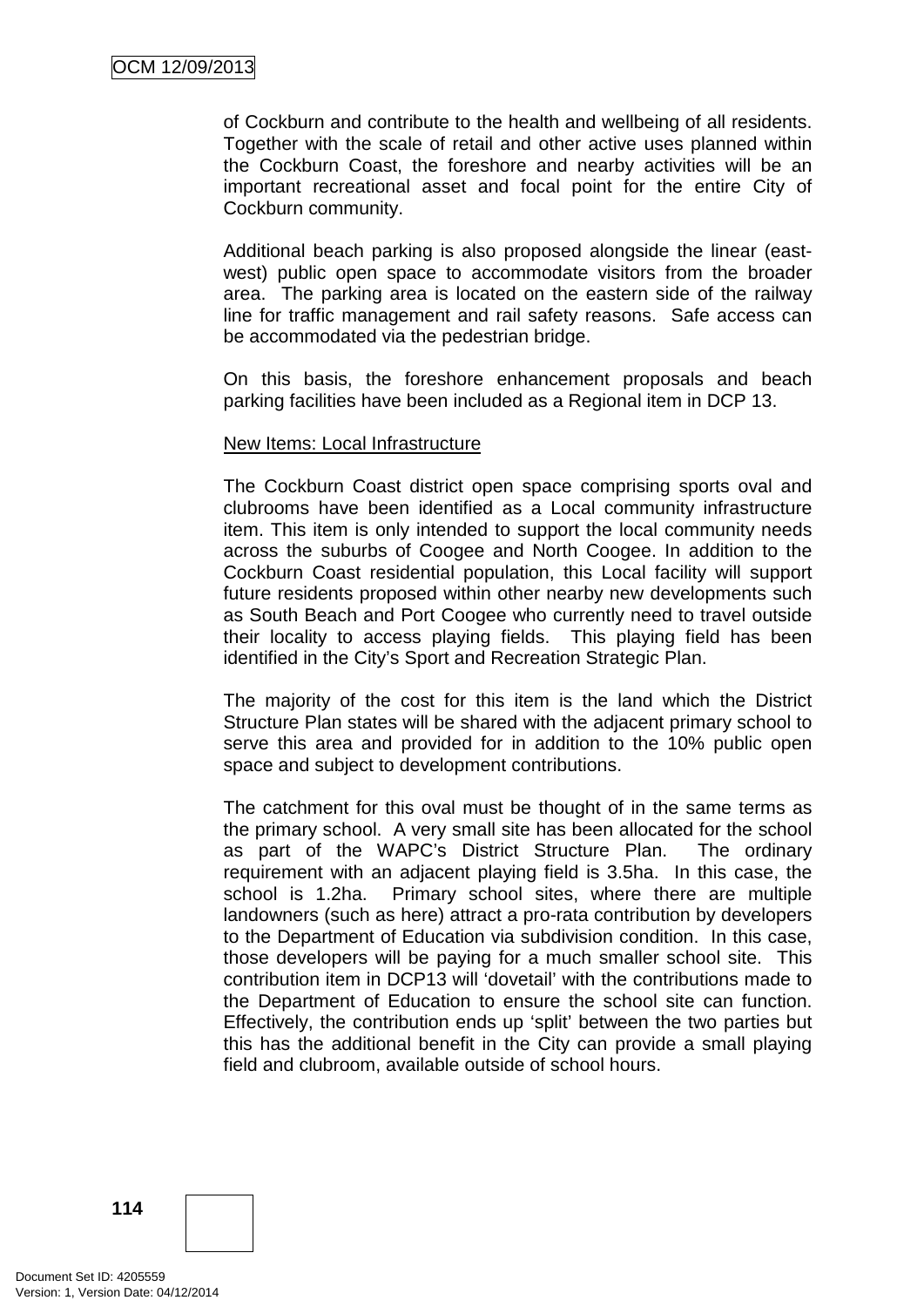of Cockburn and contribute to the health and wellbeing of all residents. Together with the scale of retail and other active uses planned within the Cockburn Coast, the foreshore and nearby activities will be an important recreational asset and focal point for the entire City of Cockburn community.

Additional beach parking is also proposed alongside the linear (east-west) public open space to accommodate visitors from the broader area. The parking area is located on the eastern side of the railway line for traffic management and rail safety reasons. Safe access can be accommodated via the pedestrian bridge.

On this basis, the foreshore enhancement proposals and beach parking facilities have been included as a Regional item in DCP 13.

New Items: Local Infrastructure

The Cockburn Coast district open space comprising sports oval and clubrooms have been identified as a Local community infrastructure item. This item is only intended to support the local community needs across the suburbs of Coogee and North Coogee. In addition to the Cockburn Coast residential population, this Local facility will support future residents proposed within other nearby new developments such as South Beach and Port Coogee who currently need to travel outside their locality to access playing fields. This playing field has been identified in the City's Sport and Recreation Strategic Plan.

The majority of the cost for this item is the land which the District Structure Plan states will be shared with the adjacent primary school to serve this area and provided for in addition to the 10% public open space and subject to development contributions.

The catchment for this oval must be thought of in the same terms as the primary school. A very small site has been allocated for the school as part of the WAPC's District Structure Plan. The ordinary requirement with an adjacent playing field is 3.5ha. In this case, the school is 1.2ha. Primary school sites, where there are multiple landowners (such as here) attract a pro-rata contribution by developers to the Department of Education via subdivision condition. In this case, those developers will be paying for a much smaller school site. This contribution item in DCP13 will 'dovetail' with the contributions made to the Department of Education to ensure the school site can function. Effectively, the contribution ends up 'split' between the two parties but this has the additional benefit in the City can provide a small playing field and clubroom, available outside of school hours.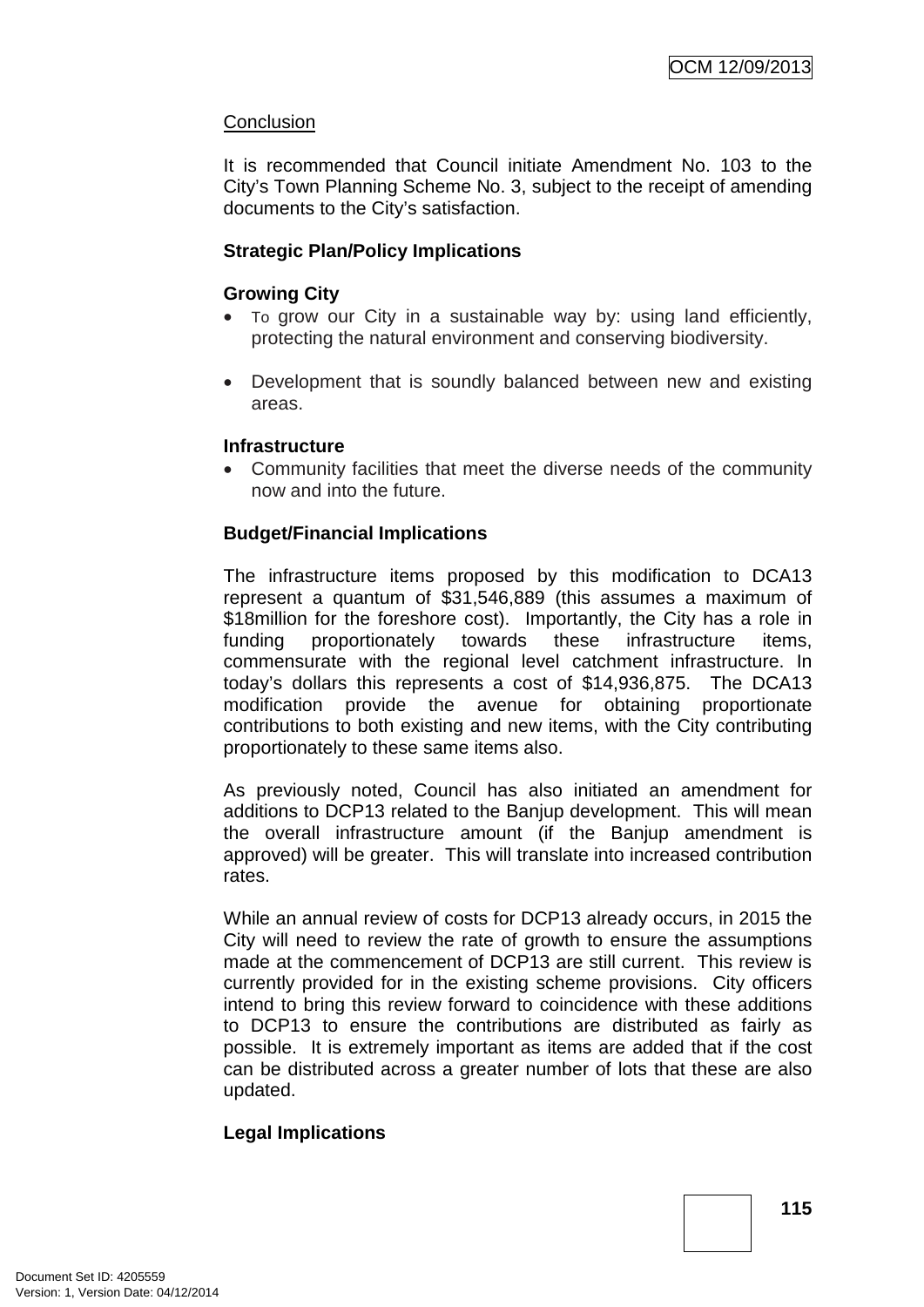Conclusion

It is recommended that Council initiate Amendment No. 103 to the City's Town Planning Scheme No. 3, subject to the receipt of amending documents to the City's satisfaction.

**Strategic Plan/Policy Implications**

**Growing City**

- To grow our City in a sustainable way by: using land efficiently, protecting the natural environment and conserving biodiversity.
- Development that is soundly balanced between new and existing areas.

**Infrastructure**

- Community facilities that meet the diverse needs of the community now and into the future.

**Budget/Financial Implications**

The infrastructure items proposed by this modification to DCA13 represent a quantum of $31,546,889 (this assumes a maximum of $18million for the foreshore cost). Importantly, the City has a role in funding proportionately towards these infrastructure items, commensurate with the regional level catchment infrastructure. In today's dollars this represents a cost of $14,936,875. The DCA13 modification provide the avenue for obtaining proportionate contributions to both existing and new items, with the City contributing proportionately to these same items also.

As previously noted, Council has also initiated an amendment for additions to DCP13 related to the Banjup development. This will mean the overall infrastructure amount (if the Banjup amendment is approved) will be greater. This will translate into increased contribution rates.

While an annual review of costs for DCP13 already occurs, in 2015 the City will need to review the rate of growth to ensure the assumptions made at the commencement of DCP13 are still current. This review is currently provided for in the existing scheme provisions. City officers intend to bring this review forward to coincidence with these additions to DCP13 to ensure the contributions are distributed as fairly as possible. It is extremely important as items are added that if the cost can be distributed across a greater number of lots that these are also updated.

**Legal Implications**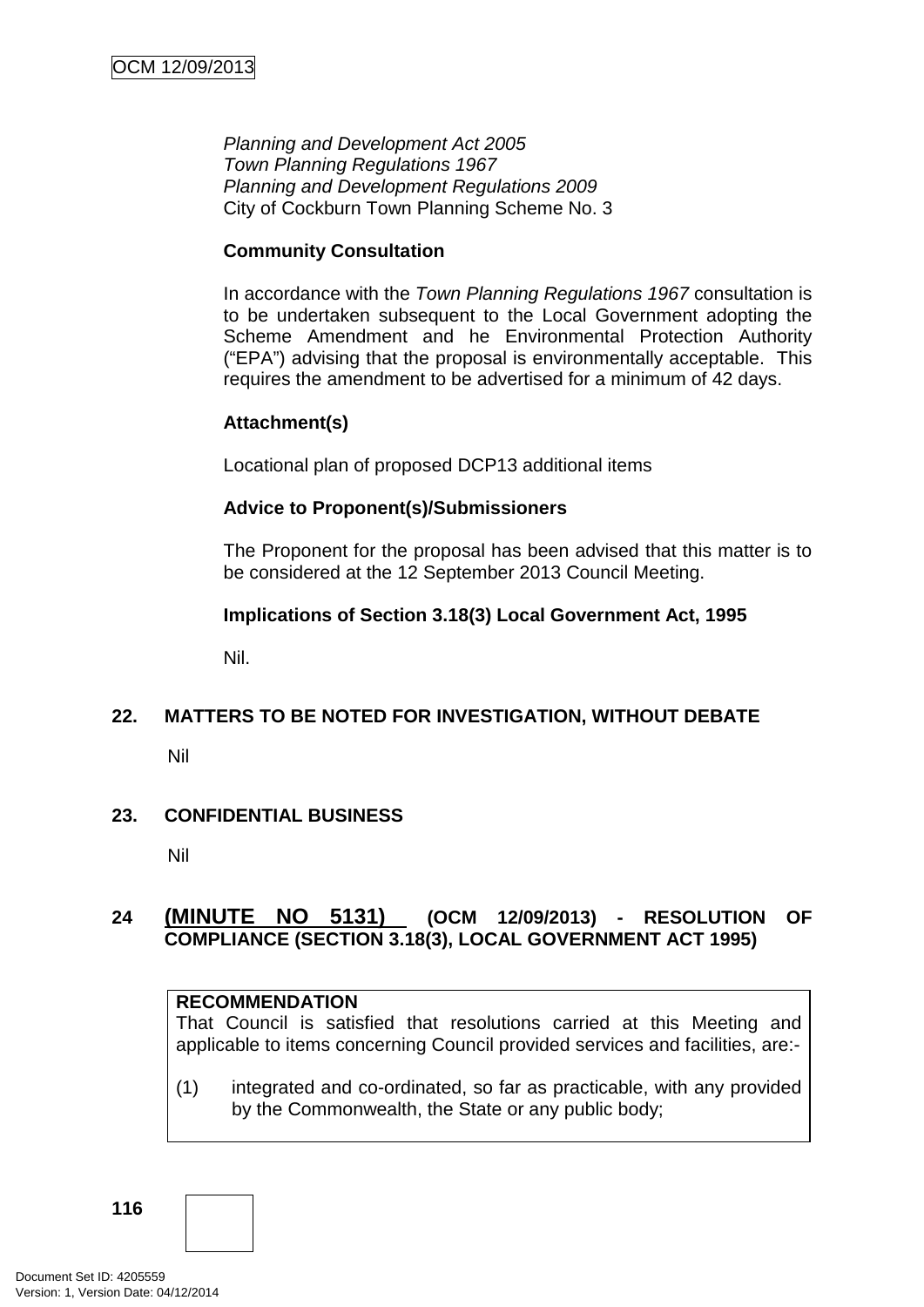*Planning and Development Act 2005*
*Town Planning Regulations 1967*
*Planning and Development Regulations 2009*
City of Cockburn Town Planning Scheme No. 3

**Community Consultation**

In accordance with the *Town Planning Regulations 1967* consultation is to be undertaken subsequent to the Local Government adopting the Scheme Amendment and he Environmental Protection Authority ("EPA") advising that the proposal is environmentally acceptable. This requires the amendment to be advertised for a minimum of 42 days.

**Attachment(s)**

Locational plan of proposed DCP13 additional items

**Advice to Proponent(s)/Submissioners**

The Proponent for the proposal has been advised that this matter is to be considered at the 12 September 2013 Council Meeting.

**Implications of Section 3.18(3) Local Government Act, 1995**

Nil.

## 22. MATTERS TO BE NOTED FOR INVESTIGATION, WITHOUT DEBATE

Nil

## 23. CONFIDENTIAL BUSINESS

Nil

## 24 (MINUTE NO 5131) (OCM 12/09/2013) - RESOLUTION OF COMPLIANCE (SECTION 3.18(3), LOCAL GOVERNMENT ACT 1995)

**RECOMMENDATION**
That Council is satisfied that resolutions carried at this Meeting and applicable to items concerning Council provided services and facilities, are:-

(1) integrated and co-ordinated, so far as practicable, with any provided by the Commonwealth, the State or any public body;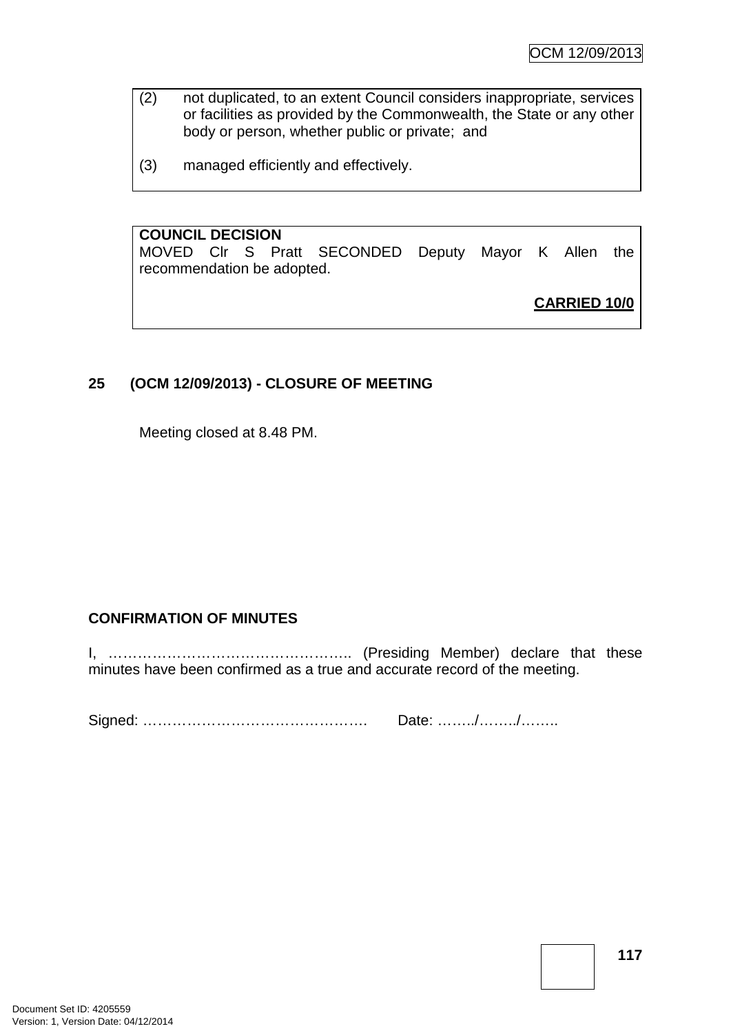(2) not duplicated, to an extent Council considers inappropriate, services or facilities as provided by the Commonwealth, the State or any other body or person, whether public or private; and

(3) managed efficiently and effectively.

**COUNCIL DECISION**
MOVED Clr S Pratt SECONDED Deputy Mayor K Allen the recommendation be adopted.

**CARRIED 10/0**

## 25 (OCM 12/09/2013) - CLOSURE OF MEETING

Meeting closed at 8.48 PM.

**CONFIRMATION OF MINUTES**

I, ………………………………………….. (Presiding Member) declare that these minutes have been confirmed as a true and accurate record of the meeting.

Signed: ………………………………………. Date: ……../……../……..

Document Set ID: 4205559
Version: 1, Version Date: 04/12/2014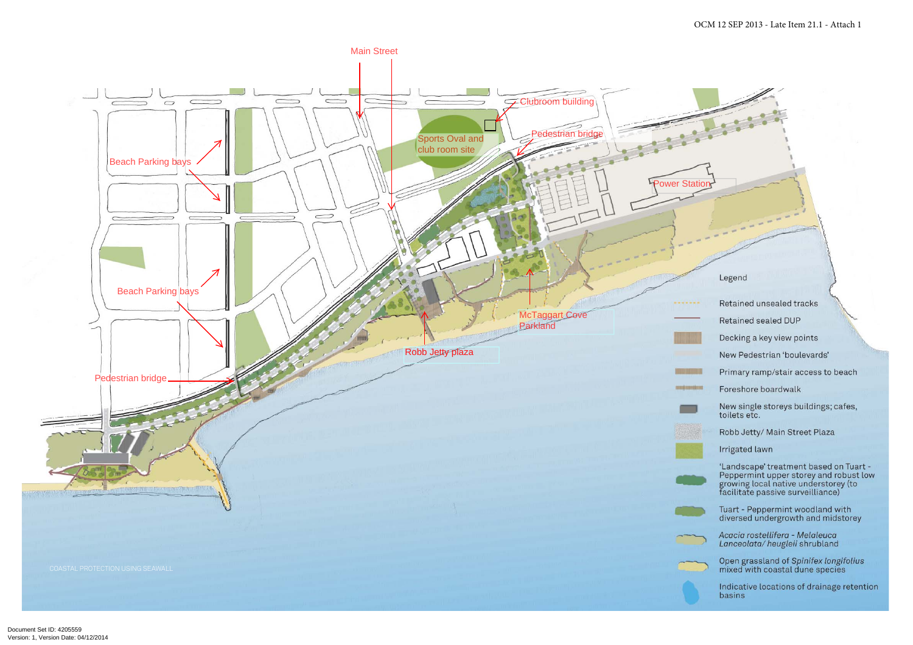OCM 12 SEP 2013 - Late Item 21.1 - Attach 1

Main Street

Clubroom building

Sports Oval and club room site

Pedestrian bridge

Beach Parking bays

Power Station

Beach Parking bays

McTaggart Cove Parkland

Robb Jetty plaza

Pedestrian bridge

COASTAL PROTECTION USING SEAWALL

Legend

Retained unsealed tracks

Retained sealed DUP

Decking a key view points

New Pedestrian 'boulevards'

Primary ramp/stair access to beach

Foreshore boardwalk

New single storeys buildings; cafes, toilets etc.

Robb Jetty/ Main Street Plaza

Irrigated lawn

'Landscape' treatment based on Tuart - Peppermint upper storey and robust low growing local native understorey (to facilitate passive surveilliance)

Tuart - Peppermint woodland with diversed undergrowth and midstorey

*Acacia rostellifera - Melaleuca Lanceolata/ heugleii* shrubland

Open grassland of *Spinifex longifolius* mixed with coastal dune species

Indicative locations of drainage retention basins

Document Set ID: 4205559
Version: 1, Version Date: 04/12/2014